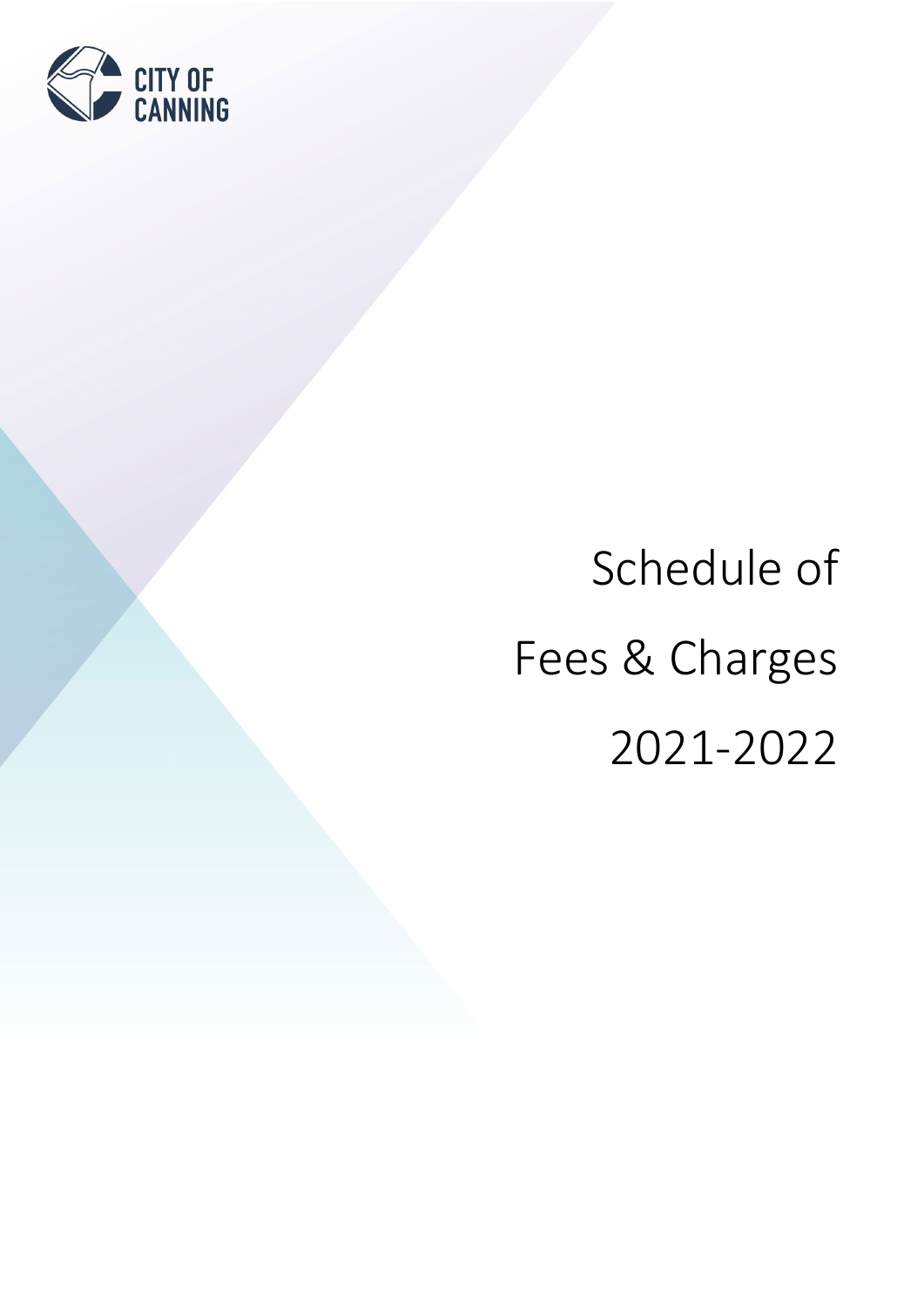CITY OF CANNING

# Schedule of Fees & Charges 2021-2022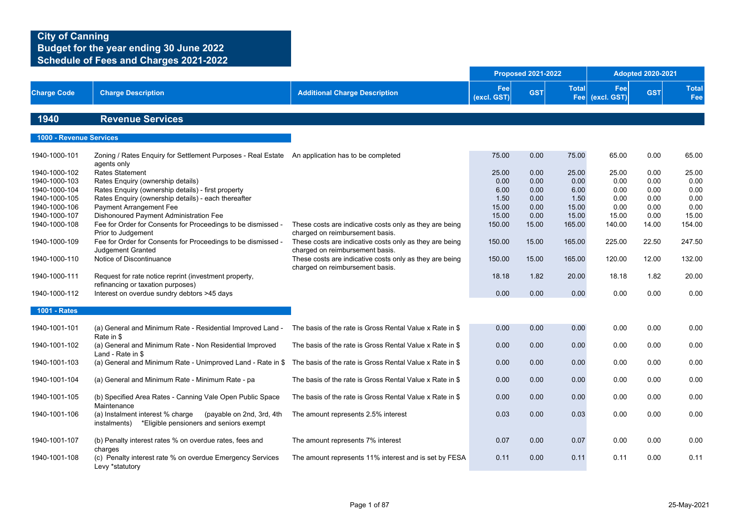# City of Canning
## Budget for the year ending 30 June 2022
## Schedule of Fees and Charges 2021-2022

| Charge Code | Charge Description | Additional Charge Description | Proposed 2021-2022 Fee (excl. GST) | Proposed 2021-2022 GST | Proposed 2021-2022 Total Fee | Adopted 2020-2021 Fee (excl. GST) | Adopted 2020-2021 GST | Adopted 2020-2021 Total Fee |
|---|---|---|---|---|---|---|---|---|
| **1940** | **Revenue Services** | | | | | | | |
| **1000 - Revenue Services** | | | | | | | | |
| 1940-1000-101 | Zoning / Rates Enquiry for Settlement Purposes - Real Estate agents only | An application has to be completed | 75.00 | 0.00 | 75.00 | 65.00 | 0.00 | 65.00 |
| 1940-1000-102 | Rates Statement | | 25.00 | 0.00 | 25.00 | 25.00 | 0.00 | 25.00 |
| 1940-1000-103 | Rates Enquiry (ownership details) | | 0.00 | 0.00 | 0.00 | 0.00 | 0.00 | 0.00 |
| 1940-1000-104 | Rates Enquiry (ownership details) - first property | | 6.00 | 0.00 | 6.00 | 0.00 | 0.00 | 0.00 |
| 1940-1000-105 | Rates Enquiry (ownership details) - each thereafter | | 1.50 | 0.00 | 1.50 | 0.00 | 0.00 | 0.00 |
| 1940-1000-106 | Payment Arrangement Fee | | 15.00 | 0.00 | 15.00 | 0.00 | 0.00 | 0.00 |
| 1940-1000-107 | Dishonoured Payment Administration Fee | | 15.00 | 0.00 | 15.00 | 15.00 | 0.00 | 15.00 |
| 1940-1000-108 | Fee for Order for Consents for Proceedings to be dismissed - Prior to Judgement | These costs are indicative costs only as they are being charged on reimbursement basis. | 150.00 | 15.00 | 165.00 | 140.00 | 14.00 | 154.00 |
| 1940-1000-109 | Fee for Order for Consents for Proceedings to be dismissed - Judgement Granted | These costs are indicative costs only as they are being charged on reimbursement basis. | 150.00 | 15.00 | 165.00 | 225.00 | 22.50 | 247.50 |
| 1940-1000-110 | Notice of Discontinuance | These costs are indicative costs only as they are being charged on reimbursement basis. | 150.00 | 15.00 | 165.00 | 120.00 | 12.00 | 132.00 |
| 1940-1000-111 | Request for rate notice reprint (investment property, refinancing or taxation purposes) | | 18.18 | 1.82 | 20.00 | 18.18 | 1.82 | 20.00 |
| 1940-1000-112 | Interest on overdue sundry debtors >45 days | | 0.00 | 0.00 | 0.00 | 0.00 | 0.00 | 0.00 |
| **1001 - Rates** | | | | | | | | |
| 1940-1001-101 | (a) General and Minimum Rate - Residential Improved Land - Rate in $ | The basis of the rate is Gross Rental Value x Rate in $ | 0.00 | 0.00 | 0.00 | 0.00 | 0.00 | 0.00 |
| 1940-1001-102 | (a) General and Minimum Rate - Non Residential Improved Land - Rate in $ | The basis of the rate is Gross Rental Value x Rate in $ | 0.00 | 0.00 | 0.00 | 0.00 | 0.00 | 0.00 |
| 1940-1001-103 | (a) General and Minimum Rate - Unimproved Land - Rate in $ | The basis of the rate is Gross Rental Value x Rate in $ | 0.00 | 0.00 | 0.00 | 0.00 | 0.00 | 0.00 |
| 1940-1001-104 | (a) General and Minimum Rate - Minimum Rate - pa | The basis of the rate is Gross Rental Value x Rate in $ | 0.00 | 0.00 | 0.00 | 0.00 | 0.00 | 0.00 |
| 1940-1001-105 | (b) Specified Area Rates - Canning Vale Open Public Space Maintenance | The basis of the rate is Gross Rental Value x Rate in $ | 0.00 | 0.00 | 0.00 | 0.00 | 0.00 | 0.00 |
| 1940-1001-106 | (a) Instalment interest % charge (payable on 2nd, 3rd, 4th instalments) *Eligible pensioners and seniors exempt | The amount represents 2.5% interest | 0.03 | 0.00 | 0.03 | 0.00 | 0.00 | 0.00 |
| 1940-1001-107 | (b) Penalty interest rates % on overdue rates, fees and charges | The amount represents 7% interest | 0.07 | 0.00 | 0.07 | 0.00 | 0.00 | 0.00 |
| 1940-1001-108 | (c) Penalty interest rate % on overdue Emergency Services Levy *statutory | The amount represents 11% interest and is set by FESA | 0.11 | 0.00 | 0.11 | 0.11 | 0.00 | 0.11 |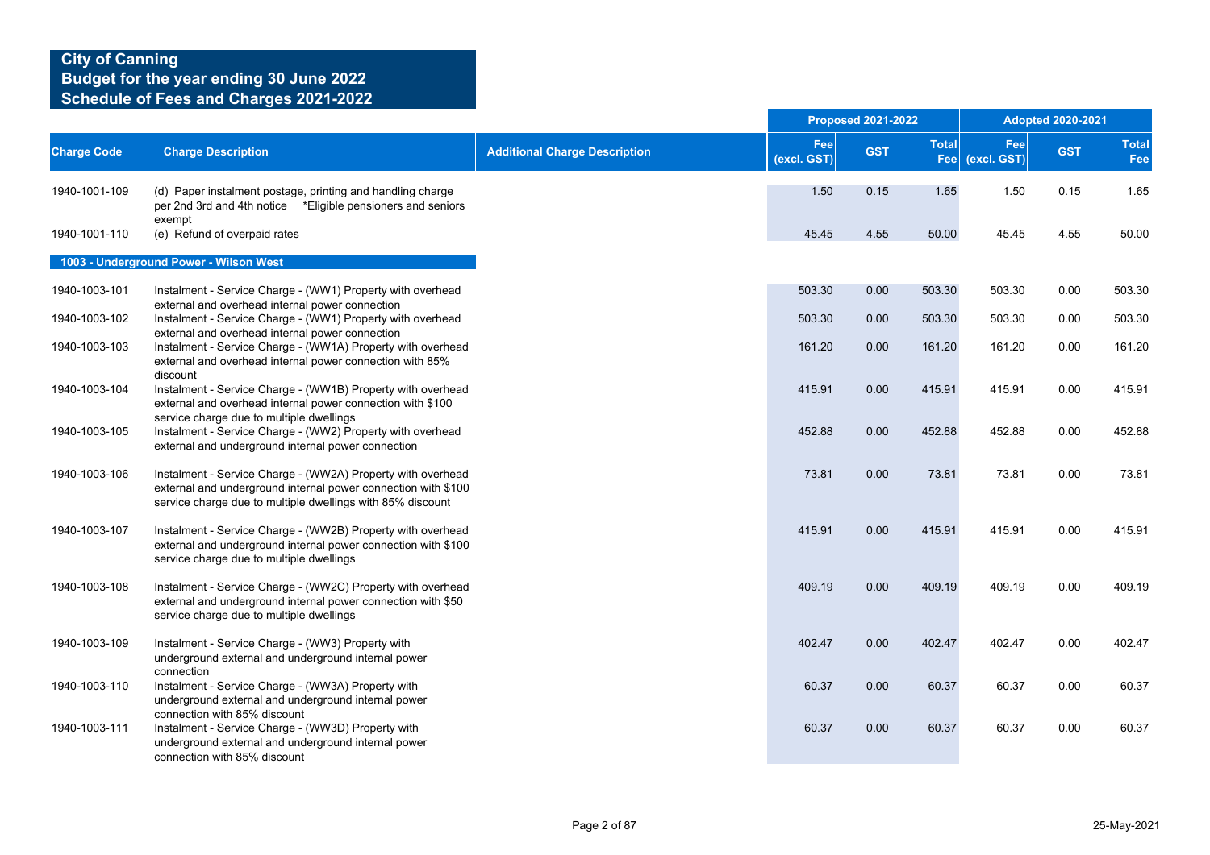**City of Canning**
**Budget for the year ending 30 June 2022**
**Schedule of Fees and Charges 2021-2022**

| Charge Code | Charge Description | Additional Charge Description | Proposed 2021-2022 Fee (excl. GST) | Proposed 2021-2022 GST | Proposed 2021-2022 Total Fee | Adopted 2020-2021 Fee (excl. GST) | Adopted 2020-2021 GST | Adopted 2020-2021 Total Fee |
|---|---|---|---|---|---|---|---|---|
| 1940-1001-109 | (d) Paper instalment postage, printing and handling charge per 2nd 3rd and 4th notice *Eligible pensioners and seniors exempt | | 1.50 | 0.15 | 1.65 | 1.50 | 0.15 | 1.65 |
| 1940-1001-110 | (e) Refund of overpaid rates | | 45.45 | 4.55 | 50.00 | 45.45 | 4.55 | 50.00 |
| **1003 - Underground Power - Wilson West** | | | | | | | | |
| 1940-1003-101 | Instalment - Service Charge - (WW1) Property with overhead external and overhead internal power connection | | 503.30 | 0.00 | 503.30 | 503.30 | 0.00 | 503.30 |
| 1940-1003-102 | Instalment - Service Charge - (WW1) Property with overhead external and overhead internal power connection | | 503.30 | 0.00 | 503.30 | 503.30 | 0.00 | 503.30 |
| 1940-1003-103 | Instalment - Service Charge - (WW1A) Property with overhead external and overhead internal power connection with 85% discount | | 161.20 | 0.00 | 161.20 | 161.20 | 0.00 | 161.20 |
| 1940-1003-104 | Instalment - Service Charge - (WW1B) Property with overhead external and overhead internal power connection with $100 service charge due to multiple dwellings | | 415.91 | 0.00 | 415.91 | 415.91 | 0.00 | 415.91 |
| 1940-1003-105 | Instalment - Service Charge - (WW2) Property with overhead external and underground internal power connection | | 452.88 | 0.00 | 452.88 | 452.88 | 0.00 | 452.88 |
| 1940-1003-106 | Instalment - Service Charge - (WW2A) Property with overhead external and underground internal power connection with $100 service charge due to multiple dwellings with 85% discount | | 73.81 | 0.00 | 73.81 | 73.81 | 0.00 | 73.81 |
| 1940-1003-107 | Instalment - Service Charge - (WW2B) Property with overhead external and underground internal power connection with $100 service charge due to multiple dwellings | | 415.91 | 0.00 | 415.91 | 415.91 | 0.00 | 415.91 |
| 1940-1003-108 | Instalment - Service Charge - (WW2C) Property with overhead external and underground internal power connection with $50 service charge due to multiple dwellings | | 409.19 | 0.00 | 409.19 | 409.19 | 0.00 | 409.19 |
| 1940-1003-109 | Instalment - Service Charge - (WW3) Property with underground external and underground internal power connection | | 402.47 | 0.00 | 402.47 | 402.47 | 0.00 | 402.47 |
| 1940-1003-110 | Instalment - Service Charge - (WW3A) Property with underground external and underground internal power connection with 85% discount | | 60.37 | 0.00 | 60.37 | 60.37 | 0.00 | 60.37 |
| 1940-1003-111 | Instalment - Service Charge - (WW3D) Property with underground external and underground internal power connection with 85% discount | | 60.37 | 0.00 | 60.37 | 60.37 | 0.00 | 60.37 |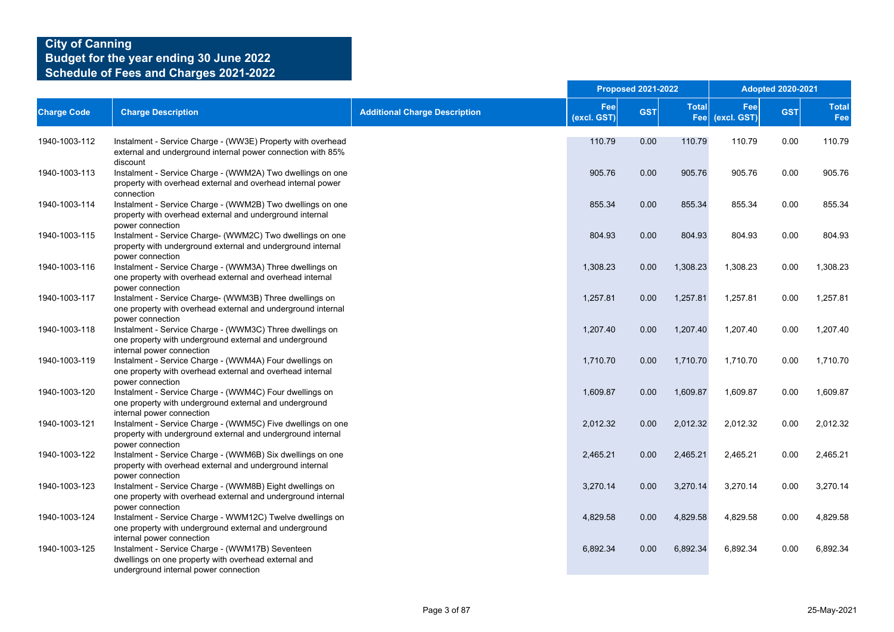**City of Canning**
**Budget for the year ending 30 June 2022**
**Schedule of Fees and Charges 2021-2022**

| Charge Code | Charge Description | Additional Charge Description | Proposed 2021-2022 Fee (excl. GST) | Proposed 2021-2022 GST | Proposed 2021-2022 Total Fee | Adopted 2020-2021 Fee (excl. GST) | Adopted 2020-2021 GST | Adopted 2020-2021 Total Fee |
|---|---|---|---|---|---|---|---|---|
| 1940-1003-112 | Instalment - Service Charge - (WW3E) Property with overhead external and underground internal power connection with 85% discount | | 110.79 | 0.00 | 110.79 | 110.79 | 0.00 | 110.79 |
| 1940-1003-113 | Instalment - Service Charge - (WWM2A) Two dwellings on one property with overhead external and overhead internal power connection | | 905.76 | 0.00 | 905.76 | 905.76 | 0.00 | 905.76 |
| 1940-1003-114 | Instalment - Service Charge - (WWM2B) Two dwellings on one property with overhead external and underground internal power connection | | 855.34 | 0.00 | 855.34 | 855.34 | 0.00 | 855.34 |
| 1940-1003-115 | Instalment - Service Charge- (WWM2C) Two dwellings on one property with underground external and underground internal power connection | | 804.93 | 0.00 | 804.93 | 804.93 | 0.00 | 804.93 |
| 1940-1003-116 | Instalment - Service Charge - (WWM3A) Three dwellings on one property with overhead external and overhead internal power connection | | 1,308.23 | 0.00 | 1,308.23 | 1,308.23 | 0.00 | 1,308.23 |
| 1940-1003-117 | Instalment - Service Charge- (WWM3B) Three dwellings on one property with overhead external and underground internal power connection | | 1,257.81 | 0.00 | 1,257.81 | 1,257.81 | 0.00 | 1,257.81 |
| 1940-1003-118 | Instalment - Service Charge - (WWM3C) Three dwellings on one property with underground external and underground internal power connection | | 1,207.40 | 0.00 | 1,207.40 | 1,207.40 | 0.00 | 1,207.40 |
| 1940-1003-119 | Instalment - Service Charge - (WWM4A) Four dwellings on one property with overhead external and overhead internal power connection | | 1,710.70 | 0.00 | 1,710.70 | 1,710.70 | 0.00 | 1,710.70 |
| 1940-1003-120 | Instalment - Service Charge - (WWM4C) Four dwellings on one property with underground external and underground internal power connection | | 1,609.87 | 0.00 | 1,609.87 | 1,609.87 | 0.00 | 1,609.87 |
| 1940-1003-121 | Instalment - Service Charge - (WWM5C) Five dwellings on one property with underground external and underground internal power connection | | 2,012.32 | 0.00 | 2,012.32 | 2,012.32 | 0.00 | 2,012.32 |
| 1940-1003-122 | Instalment - Service Charge - (WWM6B) Six dwellings on one property with overhead external and underground internal power connection | | 2,465.21 | 0.00 | 2,465.21 | 2,465.21 | 0.00 | 2,465.21 |
| 1940-1003-123 | Instalment - Service Charge - (WWM8B) Eight dwellings on one property with overhead external and underground internal power connection | | 3,270.14 | 0.00 | 3,270.14 | 3,270.14 | 0.00 | 3,270.14 |
| 1940-1003-124 | Instalment - Service Charge - WWM12C) Twelve dwellings on one property with underground external and underground internal power connection | | 4,829.58 | 0.00 | 4,829.58 | 4,829.58 | 0.00 | 4,829.58 |
| 1940-1003-125 | Instalment - Service Charge - (WWM17B) Seventeen dwellings on one property with overhead external and underground internal power connection | | 6,892.34 | 0.00 | 6,892.34 | 6,892.34 | 0.00 | 6,892.34 |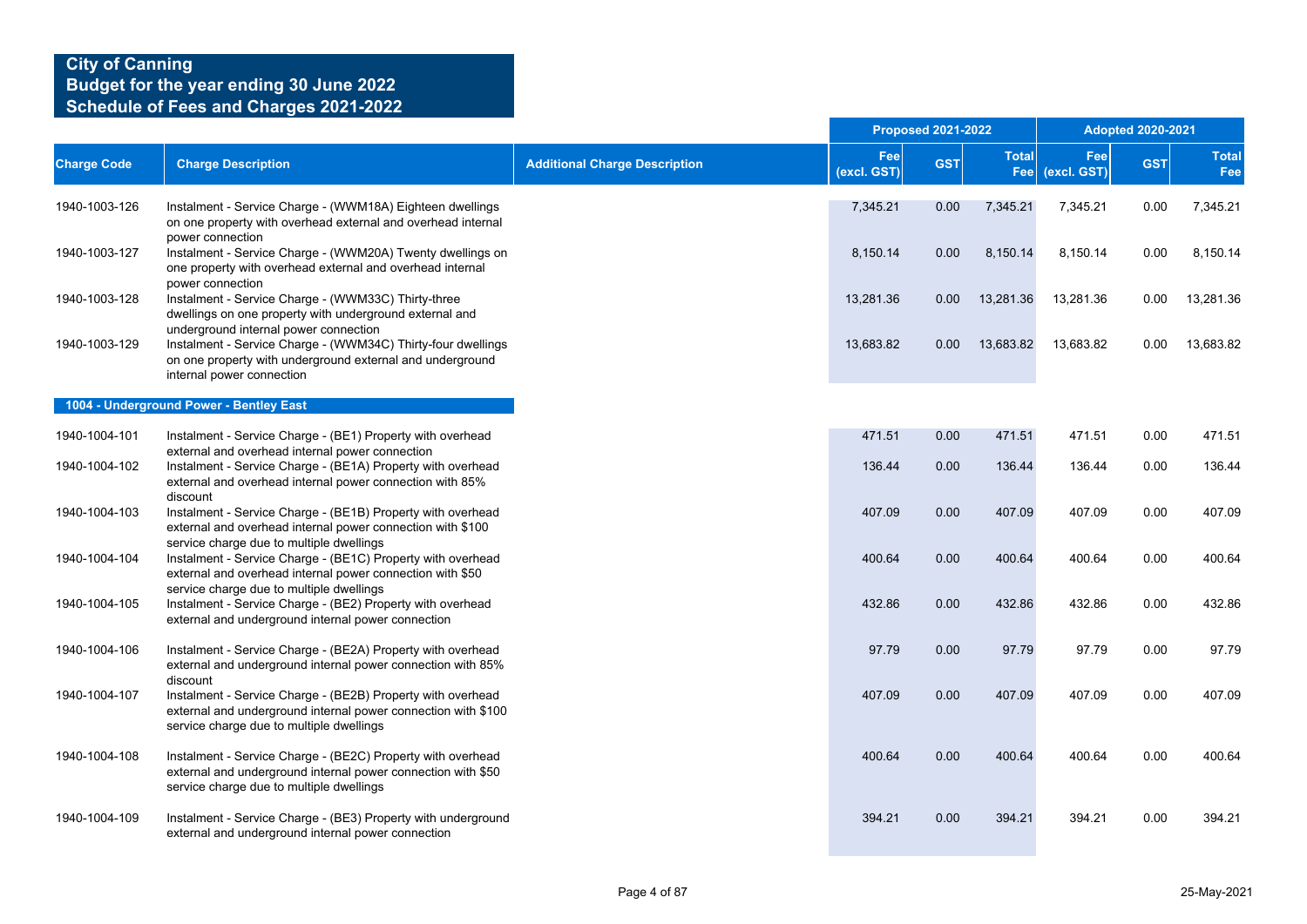# City of Canning
## Budget for the year ending 30 June 2022
## Schedule of Fees and Charges 2021-2022

| Charge Code | Charge Description | Additional Charge Description | Proposed 2021-2022 | | | Adopted 2020-2021 | | |
|---|---|---|---|---|---|---|---|---|
| | | | Fee (excl. GST) | GST | Total Fee | Fee (excl. GST) | GST | Total Fee |
| 1940-1003-126 | Instalment - Service Charge - (WWM18A) Eighteen dwellings on one property with overhead external and overhead internal power connection | | 7,345.21 | 0.00 | 7,345.21 | 7,345.21 | 0.00 | 7,345.21 |
| 1940-1003-127 | Instalment - Service Charge - (WWM20A) Twenty dwellings on one property with overhead external and overhead internal power connection | | 8,150.14 | 0.00 | 8,150.14 | 8,150.14 | 0.00 | 8,150.14 |
| 1940-1003-128 | Instalment - Service Charge - (WWM33C) Thirty-three dwellings on one property with underground external and underground internal power connection | | 13,281.36 | 0.00 | 13,281.36 | 13,281.36 | 0.00 | 13,281.36 |
| 1940-1003-129 | Instalment - Service Charge - (WWM34C) Thirty-four dwellings on one property with underground external and underground internal power connection | | 13,683.82 | 0.00 | 13,683.82 | 13,683.82 | 0.00 | 13,683.82 |
| **1004 - Underground Power - Bentley East** | | | | | | | | |
| 1940-1004-101 | Instalment - Service Charge - (BE1) Property with overhead external and overhead internal power connection | | 471.51 | 0.00 | 471.51 | 471.51 | 0.00 | 471.51 |
| 1940-1004-102 | Instalment - Service Charge - (BE1A) Property with overhead external and overhead internal power connection with 85% discount | | 136.44 | 0.00 | 136.44 | 136.44 | 0.00 | 136.44 |
| 1940-1004-103 | Instalment - Service Charge - (BE1B) Property with overhead external and overhead internal power connection with $100 service charge due to multiple dwellings | | 407.09 | 0.00 | 407.09 | 407.09 | 0.00 | 407.09 |
| 1940-1004-104 | Instalment - Service Charge - (BE1C) Property with overhead external and overhead internal power connection with $50 service charge due to multiple dwellings | | 400.64 | 0.00 | 400.64 | 400.64 | 0.00 | 400.64 |
| 1940-1004-105 | Instalment - Service Charge - (BE2) Property with overhead external and underground internal power connection | | 432.86 | 0.00 | 432.86 | 432.86 | 0.00 | 432.86 |
| 1940-1004-106 | Instalment - Service Charge - (BE2A) Property with overhead external and underground internal power connection with 85% discount | | 97.79 | 0.00 | 97.79 | 97.79 | 0.00 | 97.79 |
| 1940-1004-107 | Instalment - Service Charge - (BE2B) Property with overhead external and underground internal power connection with $100 service charge due to multiple dwellings | | 407.09 | 0.00 | 407.09 | 407.09 | 0.00 | 407.09 |
| 1940-1004-108 | Instalment - Service Charge - (BE2C) Property with overhead external and underground internal power connection with $50 service charge due to multiple dwellings | | 400.64 | 0.00 | 400.64 | 400.64 | 0.00 | 400.64 |
| 1940-1004-109 | Instalment - Service Charge - (BE3) Property with underground external and underground internal power connection | | 394.21 | 0.00 | 394.21 | 394.21 | 0.00 | 394.21 |

25-May-2021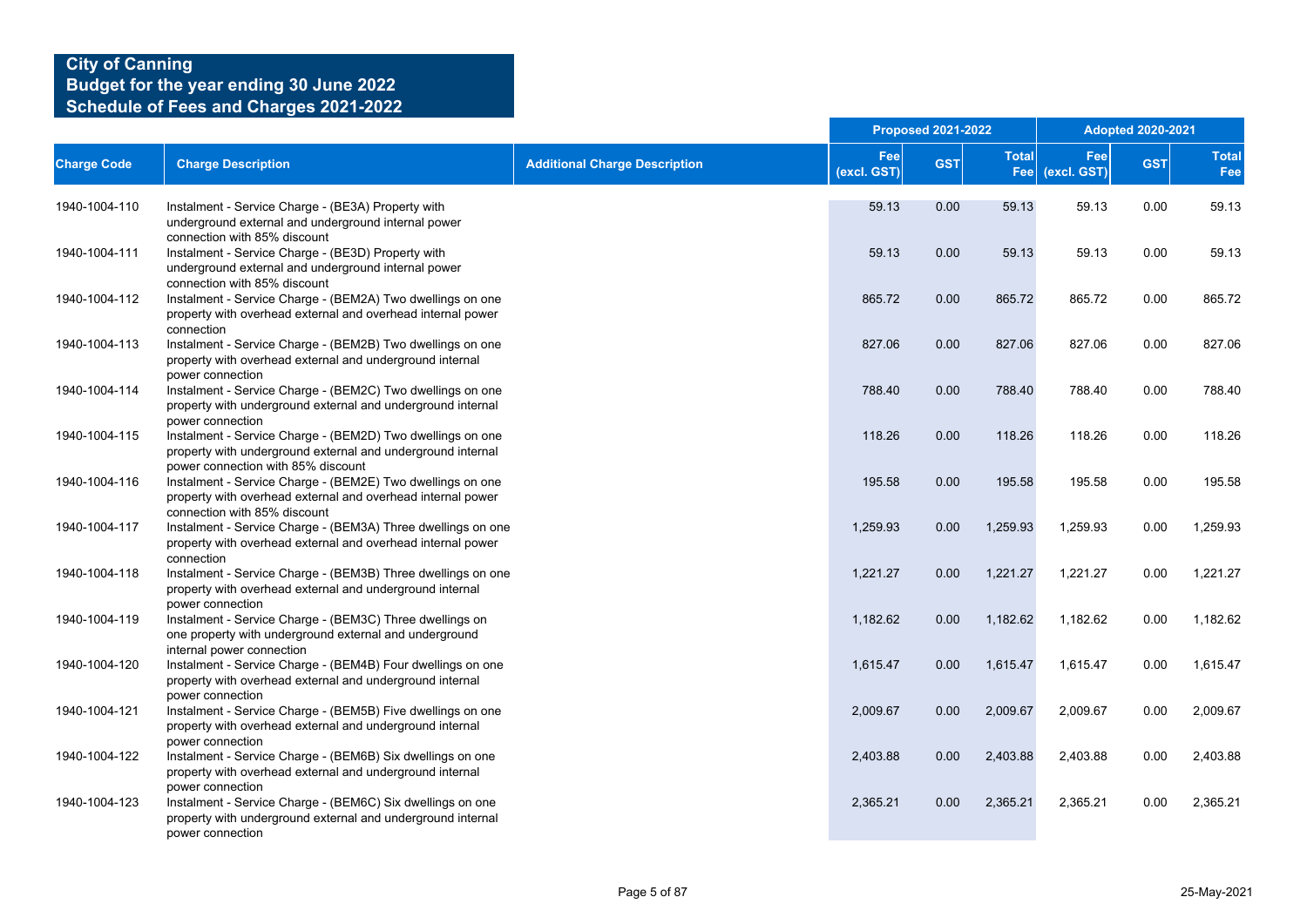# City of Canning
## Budget for the year ending 30 June 2022
## Schedule of Fees and Charges 2021-2022

| | | | Proposed 2021-2022 | | | Adopted 2020-2021 | | |
|---|---|---|---|---|---|---|---|---|
| **Charge Code** | **Charge Description** | **Additional Charge Description** | **Fee (excl. GST)** | **GST** | **Total Fee** | **Fee (excl. GST)** | **GST** | **Total Fee** |
| 1940-1004-110 | Instalment - Service Charge - (BE3A) Property with underground external and underground internal power connection with 85% discount | | 59.13 | 0.00 | 59.13 | 59.13 | 0.00 | 59.13 |
| 1940-1004-111 | Instalment - Service Charge - (BE3D) Property with underground external and underground internal power connection with 85% discount | | 59.13 | 0.00 | 59.13 | 59.13 | 0.00 | 59.13 |
| 1940-1004-112 | Instalment - Service Charge - (BEM2A) Two dwellings on one property with overhead external and overhead internal power connection | | 865.72 | 0.00 | 865.72 | 865.72 | 0.00 | 865.72 |
| 1940-1004-113 | Instalment - Service Charge - (BEM2B) Two dwellings on one property with overhead external and underground internal power connection | | 827.06 | 0.00 | 827.06 | 827.06 | 0.00 | 827.06 |
| 1940-1004-114 | Instalment - Service Charge - (BEM2C) Two dwellings on one property with underground external and underground internal power connection | | 788.40 | 0.00 | 788.40 | 788.40 | 0.00 | 788.40 |
| 1940-1004-115 | Instalment - Service Charge - (BEM2D) Two dwellings on one property with underground external and underground internal power connection with 85% discount | | 118.26 | 0.00 | 118.26 | 118.26 | 0.00 | 118.26 |
| 1940-1004-116 | Instalment - Service Charge - (BEM2E) Two dwellings on one property with overhead external and overhead internal power connection with 85% discount | | 195.58 | 0.00 | 195.58 | 195.58 | 0.00 | 195.58 |
| 1940-1004-117 | Instalment - Service Charge - (BEM3A) Three dwellings on one property with overhead external and overhead internal power connection | | 1,259.93 | 0.00 | 1,259.93 | 1,259.93 | 0.00 | 1,259.93 |
| 1940-1004-118 | Instalment - Service Charge - (BEM3B) Three dwellings on one property with overhead external and underground internal power connection | | 1,221.27 | 0.00 | 1,221.27 | 1,221.27 | 0.00 | 1,221.27 |
| 1940-1004-119 | Instalment - Service Charge - (BEM3C) Three dwellings on one property with underground external and underground internal power connection | | 1,182.62 | 0.00 | 1,182.62 | 1,182.62 | 0.00 | 1,182.62 |
| 1940-1004-120 | Instalment - Service Charge - (BEM4B) Four dwellings on one property with overhead external and underground internal power connection | | 1,615.47 | 0.00 | 1,615.47 | 1,615.47 | 0.00 | 1,615.47 |
| 1940-1004-121 | Instalment - Service Charge - (BEM5B) Five dwellings on one property with overhead external and underground internal power connection | | 2,009.67 | 0.00 | 2,009.67 | 2,009.67 | 0.00 | 2,009.67 |
| 1940-1004-122 | Instalment - Service Charge - (BEM6B) Six dwellings on one property with overhead external and underground internal power connection | | 2,403.88 | 0.00 | 2,403.88 | 2,403.88 | 0.00 | 2,403.88 |
| 1940-1004-123 | Instalment - Service Charge - (BEM6C) Six dwellings on one property with underground external and underground internal power connection | | 2,365.21 | 0.00 | 2,365.21 | 2,365.21 | 0.00 | 2,365.21 |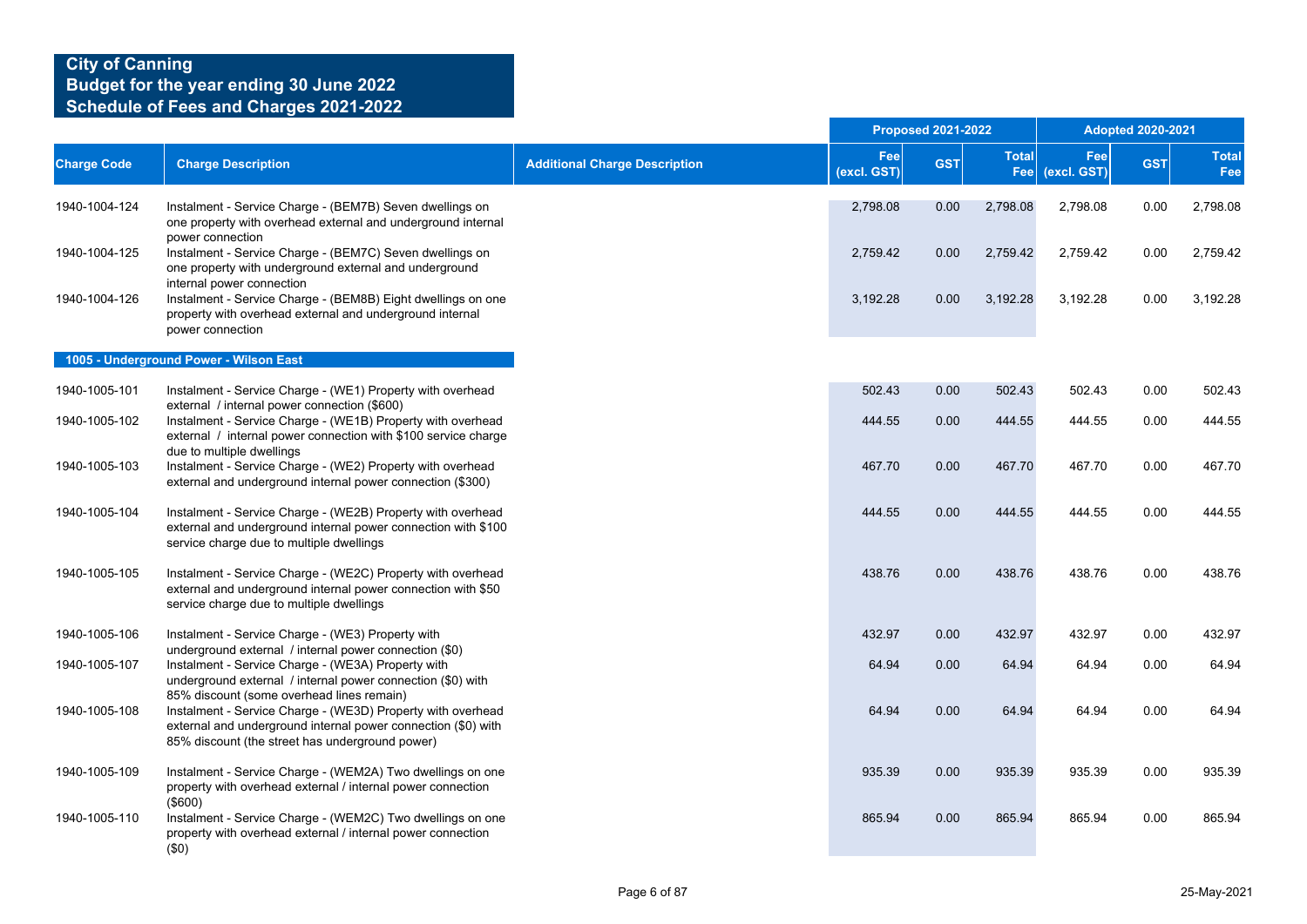# City of Canning
## Budget for the year ending 30 June 2022
## Schedule of Fees and Charges 2021-2022

| Charge Code | Charge Description | Additional Charge Description | Proposed 2021-2022 Fee (excl. GST) | Proposed 2021-2022 GST | Proposed 2021-2022 Total Fee | Adopted 2020-2021 Fee (excl. GST) | Adopted 2020-2021 GST | Adopted 2020-2021 Total Fee |
|---|---|---|---|---|---|---|---|---|
| 1940-1004-124 | Instalment - Service Charge - (BEM7B) Seven dwellings on one property with overhead external and underground internal power connection | | 2,798.08 | 0.00 | 2,798.08 | 2,798.08 | 0.00 | 2,798.08 |
| 1940-1004-125 | Instalment - Service Charge - (BEM7C) Seven dwellings on one property with underground external and underground internal power connection | | 2,759.42 | 0.00 | 2,759.42 | 2,759.42 | 0.00 | 2,759.42 |
| 1940-1004-126 | Instalment - Service Charge - (BEM8B) Eight dwellings on one property with overhead external and underground internal power connection | | 3,192.28 | 0.00 | 3,192.28 | 3,192.28 | 0.00 | 3,192.28 |
| **1005 - Underground Power - Wilson East** | | | | | | | | |
| 1940-1005-101 | Instalment - Service Charge - (WE1) Property with overhead external / internal power connection ($600) | | 502.43 | 0.00 | 502.43 | 502.43 | 0.00 | 502.43 |
| 1940-1005-102 | Instalment - Service Charge - (WE1B) Property with overhead external / internal power connection with $100 service charge due to multiple dwellings | | 444.55 | 0.00 | 444.55 | 444.55 | 0.00 | 444.55 |
| 1940-1005-103 | Instalment - Service Charge - (WE2) Property with overhead external and underground internal power connection ($300) | | 467.70 | 0.00 | 467.70 | 467.70 | 0.00 | 467.70 |
| 1940-1005-104 | Instalment - Service Charge - (WE2B) Property with overhead external and underground internal power connection with $100 service charge due to multiple dwellings | | 444.55 | 0.00 | 444.55 | 444.55 | 0.00 | 444.55 |
| 1940-1005-105 | Instalment - Service Charge - (WE2C) Property with overhead external and underground internal power connection with $50 service charge due to multiple dwellings | | 438.76 | 0.00 | 438.76 | 438.76 | 0.00 | 438.76 |
| 1940-1005-106 | Instalment - Service Charge - (WE3) Property with underground external / internal power connection ($0) | | 432.97 | 0.00 | 432.97 | 432.97 | 0.00 | 432.97 |
| 1940-1005-107 | Instalment - Service Charge - (WE3A) Property with underground external / internal power connection ($0) with 85% discount (some overhead lines remain) | | 64.94 | 0.00 | 64.94 | 64.94 | 0.00 | 64.94 |
| 1940-1005-108 | Instalment - Service Charge - (WE3D) Property with overhead external and underground internal power connection ($0) with 85% discount (the street has underground power) | | 64.94 | 0.00 | 64.94 | 64.94 | 0.00 | 64.94 |
| 1940-1005-109 | Instalment - Service Charge - (WEM2A) Two dwellings on one property with overhead external / internal power connection ($600) | | 935.39 | 0.00 | 935.39 | 935.39 | 0.00 | 935.39 |
| 1940-1005-110 | Instalment - Service Charge - (WEM2C) Two dwellings on one property with overhead external / internal power connection ($0) | | 865.94 | 0.00 | 865.94 | 865.94 | 0.00 | 865.94 |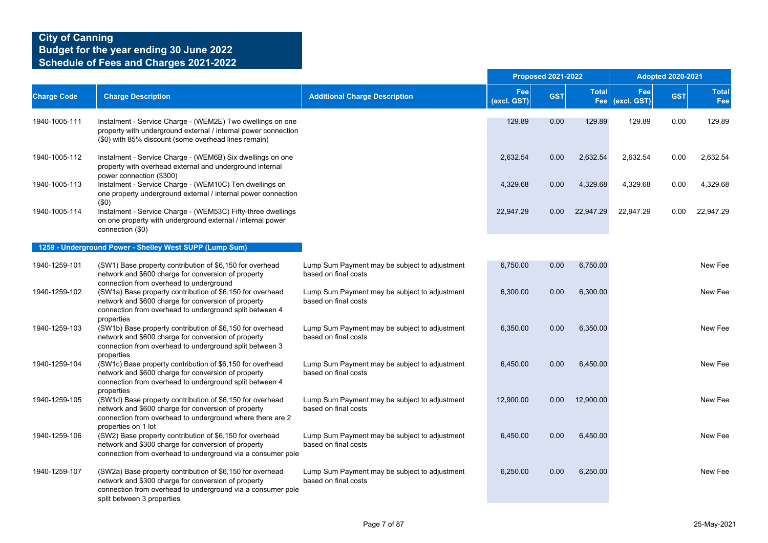# City of Canning
## Budget for the year ending 30 June 2022
## Schedule of Fees and Charges 2021-2022

| Charge Code | Charge Description | Additional Charge Description | Proposed 2021-2022 | | | Adopted 2020-2021 | | |
|---|---|---|---|---|---|---|---|---|
| | | | Fee (excl. GST) | GST | Total Fee | Fee (excl. GST) | GST | Total Fee |
| 1940-1005-111 | Instalment - Service Charge - (WEM2E) Two dwellings on one property with underground external / internal power connection ($0) with 85% discount (some overhead lines remain) | | 129.89 | 0.00 | 129.89 | 129.89 | 0.00 | 129.89 |
| 1940-1005-112 | Instalment - Service Charge - (WEM6B) Six dwellings on one property with overhead external and underground internal power connection ($300) | | 2,632.54 | 0.00 | 2,632.54 | 2,632.54 | 0.00 | 2,632.54 |
| 1940-1005-113 | Instalment - Service Charge - (WEM10C) Ten dwellings on one property underground external / internal power connection ($0) | | 4,329.68 | 0.00 | 4,329.68 | 4,329.68 | 0.00 | 4,329.68 |
| 1940-1005-114 | Instalment - Service Charge - (WEM53C) Fifty-three dwellings on one property with underground external / internal power connection ($0) | | 22,947.29 | 0.00 | 22,947.29 | 22,947.29 | 0.00 | 22,947.29 |
| **1259 - Underground Power - Shelley West SUPP (Lump Sum)** | | | | | | | | |
| 1940-1259-101 | (SW1) Base property contribution of $6,150 for overhead network and $600 charge for conversion of property connection from overhead to underground | Lump Sum Payment may be subject to adjustment based on final costs | 6,750.00 | 0.00 | 6,750.00 | | | New Fee |
| 1940-1259-102 | (SW1a) Base property contribution of $6,150 for overhead network and $600 charge for conversion of property connection from overhead to underground split between 4 properties | Lump Sum Payment may be subject to adjustment based on final costs | 6,300.00 | 0.00 | 6,300.00 | | | New Fee |
| 1940-1259-103 | (SW1b) Base property contribution of $6,150 for overhead network and $600 charge for conversion of property connection from overhead to underground split between 3 properties | Lump Sum Payment may be subject to adjustment based on final costs | 6,350.00 | 0.00 | 6,350.00 | | | New Fee |
| 1940-1259-104 | (SW1c) Base property contribution of $6,150 for overhead network and $600 charge for conversion of property connection from overhead to underground split between 4 properties | Lump Sum Payment may be subject to adjustment based on final costs | 6,450.00 | 0.00 | 6,450.00 | | | New Fee |
| 1940-1259-105 | (SW1d) Base property contribution of $6,150 for overhead network and $600 charge for conversion of property connection from overhead to underground where there are 2 properties on 1 lot | Lump Sum Payment may be subject to adjustment based on final costs | 12,900.00 | 0.00 | 12,900.00 | | | New Fee |
| 1940-1259-106 | (SW2) Base property contribution of $6,150 for overhead network and $300 charge for conversion of property connection from overhead to underground via a consumer pole | Lump Sum Payment may be subject to adjustment based on final costs | 6,450.00 | 0.00 | 6,450.00 | | | New Fee |
| 1940-1259-107 | (SW2a) Base property contribution of $6,150 for overhead network and $300 charge for conversion of property connection from overhead to underground via a consumer pole split between 3 properties | Lump Sum Payment may be subject to adjustment based on final costs | 6,250.00 | 0.00 | 6,250.00 | | | New Fee |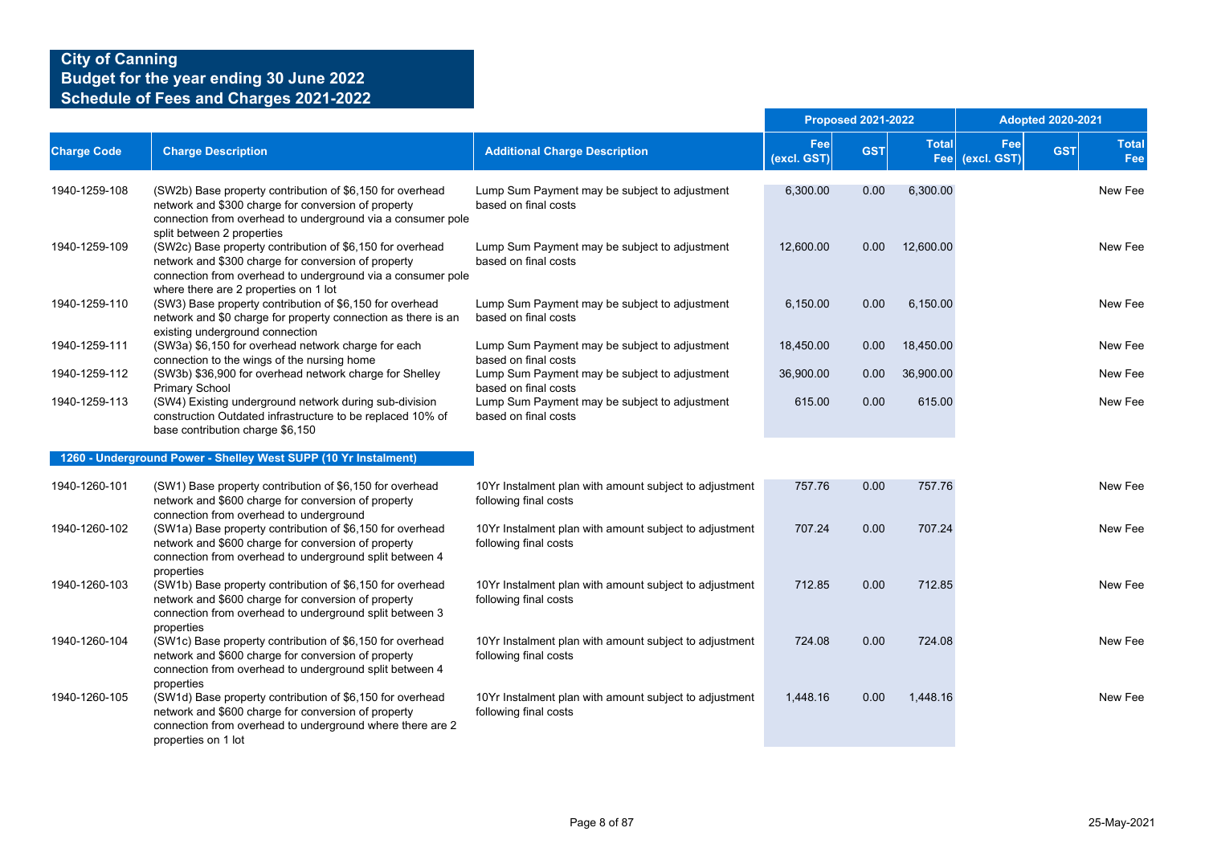# City of Canning
## Budget for the year ending 30 June 2022
## Schedule of Fees and Charges 2021-2022

| Charge Code | Charge Description | Additional Charge Description | Proposed 2021-2022 | | | Adopted 2020-2021 | | |
|---|---|---|---|---|---|---|---|---|
| | | | Fee (excl. GST) | GST | Total Fee | Fee (excl. GST) | GST | Total Fee |
| 1940-1259-108 | (SW2b) Base property contribution of $6,150 for overhead network and $300 charge for conversion of property connection from overhead to underground via a consumer pole split between 2 properties | Lump Sum Payment may be subject to adjustment based on final costs | 6,300.00 | 0.00 | 6,300.00 | | | New Fee |
| 1940-1259-109 | (SW2c) Base property contribution of $6,150 for overhead network and $300 charge for conversion of property connection from overhead to underground via a consumer pole where there are 2 properties on 1 lot | Lump Sum Payment may be subject to adjustment based on final costs | 12,600.00 | 0.00 | 12,600.00 | | | New Fee |
| 1940-1259-110 | (SW3) Base property contribution of $6,150 for overhead network and $0 charge for property connection as there is an existing underground connection | Lump Sum Payment may be subject to adjustment based on final costs | 6,150.00 | 0.00 | 6,150.00 | | | New Fee |
| 1940-1259-111 | (SW3a) $6,150 for overhead network charge for each connection to the wings of the nursing home | Lump Sum Payment may be subject to adjustment based on final costs | 18,450.00 | 0.00 | 18,450.00 | | | New Fee |
| 1940-1259-112 | (SW3b) $36,900 for overhead network charge for Shelley Primary School | Lump Sum Payment may be subject to adjustment based on final costs | 36,900.00 | 0.00 | 36,900.00 | | | New Fee |
| 1940-1259-113 | (SW4) Existing underground network during sub-division construction Outdated infrastructure to be replaced 10% of base contribution charge $6,150 | Lump Sum Payment may be subject to adjustment based on final costs | 615.00 | 0.00 | 615.00 | | | New Fee |
| **1260 - Underground Power - Shelley West SUPP (10 Yr Instalment)** | | | | | | | | |
| 1940-1260-101 | (SW1) Base property contribution of $6,150 for overhead network and $600 charge for conversion of property connection from overhead to underground | 10Yr Instalment plan with amount subject to adjustment following final costs | 757.76 | 0.00 | 757.76 | | | New Fee |
| 1940-1260-102 | (SW1a) Base property contribution of $6,150 for overhead network and $600 charge for conversion of property connection from overhead to underground split between 4 properties | 10Yr Instalment plan with amount subject to adjustment following final costs | 707.24 | 0.00 | 707.24 | | | New Fee |
| 1940-1260-103 | (SW1b) Base property contribution of $6,150 for overhead network and $600 charge for conversion of property connection from overhead to underground split between 3 properties | 10Yr Instalment plan with amount subject to adjustment following final costs | 712.85 | 0.00 | 712.85 | | | New Fee |
| 1940-1260-104 | (SW1c) Base property contribution of $6,150 for overhead network and $600 charge for conversion of property connection from overhead to underground split between 4 properties | 10Yr Instalment plan with amount subject to adjustment following final costs | 724.08 | 0.00 | 724.08 | | | New Fee |
| 1940-1260-105 | (SW1d) Base property contribution of $6,150 for overhead network and $600 charge for conversion of property connection from overhead to underground where there are 2 properties on 1 lot | 10Yr Instalment plan with amount subject to adjustment following final costs | 1,448.16 | 0.00 | 1,448.16 | | | New Fee |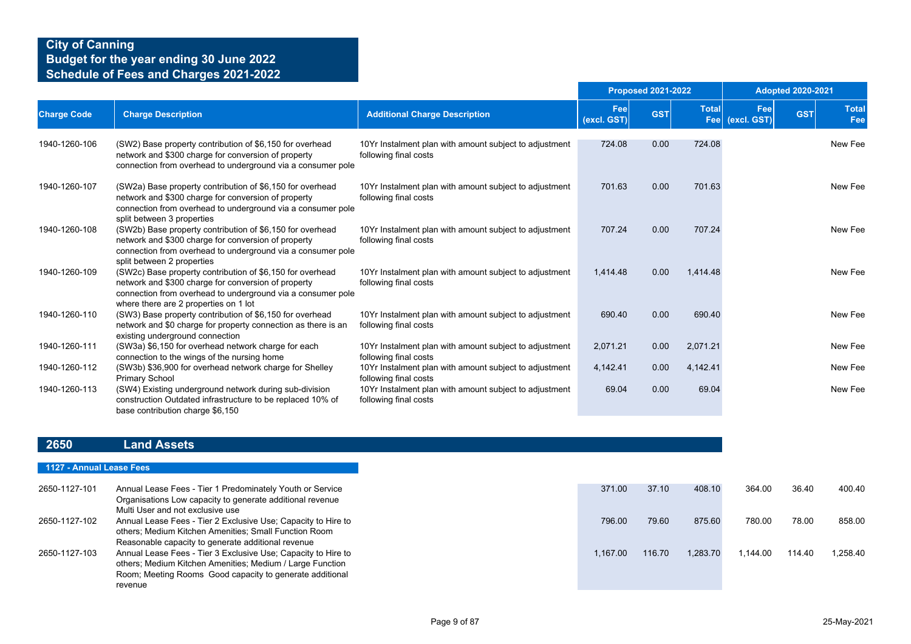**City of Canning**
**Budget for the year ending 30 June 2022**
**Schedule of Fees and Charges 2021-2022**

| Charge Code | Charge Description | Additional Charge Description | Proposed 2021-2022 Fee (excl. GST) | Proposed 2021-2022 GST | Proposed 2021-2022 Total Fee | Adopted 2020-2021 Fee (excl. GST) | Adopted 2020-2021 GST | Adopted 2020-2021 Total Fee |
|---|---|---|---|---|---|---|---|---|
| 1940-1260-106 | (SW2) Base property contribution of $6,150 for overhead network and $300 charge for conversion of property connection from overhead to underground via a consumer pole | 10Yr Instalment plan with amount subject to adjustment following final costs | 724.08 | 0.00 | 724.08 | | | New Fee |
| 1940-1260-107 | (SW2a) Base property contribution of $6,150 for overhead network and $300 charge for conversion of property connection from overhead to underground via a consumer pole split between 3 properties | 10Yr Instalment plan with amount subject to adjustment following final costs | 701.63 | 0.00 | 701.63 | | | New Fee |
| 1940-1260-108 | (SW2b) Base property contribution of $6,150 for overhead network and $300 charge for conversion of property connection from overhead to underground via a consumer pole split between 2 properties | 10Yr Instalment plan with amount subject to adjustment following final costs | 707.24 | 0.00 | 707.24 | | | New Fee |
| 1940-1260-109 | (SW2c) Base property contribution of $6,150 for overhead network and $300 charge for conversion of property connection from overhead to underground via a consumer pole where there are 2 properties on 1 lot | 10Yr Instalment plan with amount subject to adjustment following final costs | 1,414.48 | 0.00 | 1,414.48 | | | New Fee |
| 1940-1260-110 | (SW3) Base property contribution of $6,150 for overhead network and $0 charge for property connection as there is an existing underground connection | 10Yr Instalment plan with amount subject to adjustment following final costs | 690.40 | 0.00 | 690.40 | | | New Fee |
| 1940-1260-111 | (SW3a) $6,150 for overhead network charge for each connection to the wings of the nursing home | 10Yr Instalment plan with amount subject to adjustment following final costs | 2,071.21 | 0.00 | 2,071.21 | | | New Fee |
| 1940-1260-112 | (SW3b) $36,900 for overhead network charge for Shelley Primary School | 10Yr Instalment plan with amount subject to adjustment following final costs | 4,142.41 | 0.00 | 4,142.41 | | | New Fee |
| 1940-1260-113 | (SW4) Existing underground network during sub-division construction Outdated infrastructure to be replaced 10% of base contribution charge $6,150 | 10Yr Instalment plan with amount subject to adjustment following final costs | 69.04 | 0.00 | 69.04 | | | New Fee |

## 2650 Land Assets

### 1127 - Annual Lease Fees

| Charge Code | Charge Description | Additional Charge Description | Proposed 2021-2022 Fee (excl. GST) | Proposed 2021-2022 GST | Proposed 2021-2022 Total Fee | Adopted 2020-2021 Fee (excl. GST) | Adopted 2020-2021 GST | Adopted 2020-2021 Total Fee |
|---|---|---|---|---|---|---|---|---|
| 2650-1127-101 | Annual Lease Fees - Tier 1 Predominately Youth or Service Organisations Low capacity to generate additional revenue Multi User and not exclusive use | | 371.00 | 37.10 | 408.10 | 364.00 | 36.40 | 400.40 |
| 2650-1127-102 | Annual Lease Fees - Tier 2 Exclusive Use; Capacity to Hire to others; Medium Kitchen Amenities; Small Function Room Reasonable capacity to generate additional revenue | | 796.00 | 79.60 | 875.60 | 780.00 | 78.00 | 858.00 |
| 2650-1127-103 | Annual Lease Fees - Tier 3 Exclusive Use; Capacity to Hire to others; Medium Kitchen Amenities; Medium / Large Function Room; Meeting Rooms Good capacity to generate additional revenue | | 1,167.00 | 116.70 | 1,283.70 | 1,144.00 | 114.40 | 1,258.40 |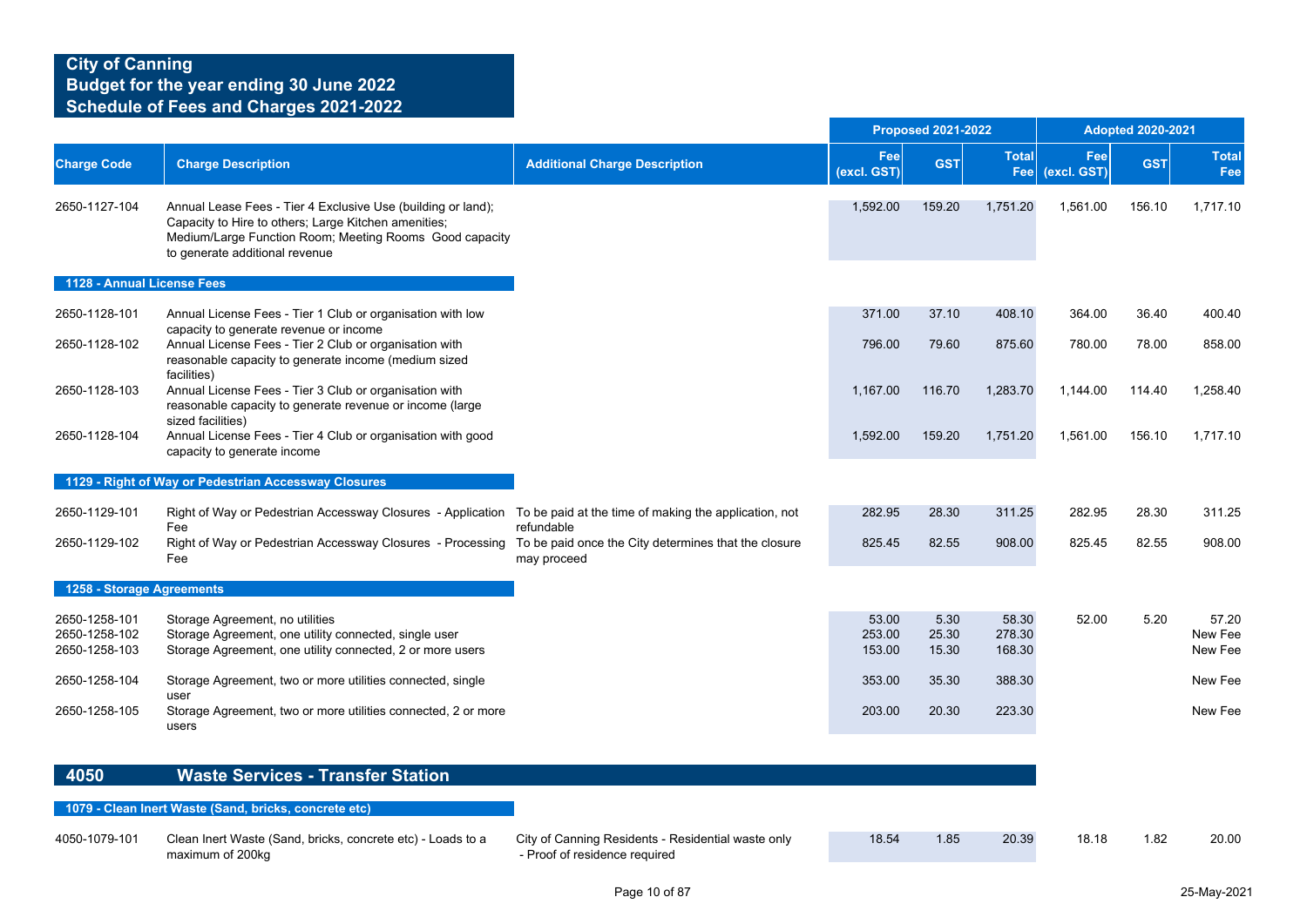# City of Canning
## Budget for the year ending 30 June 2022
## Schedule of Fees and Charges 2021-2022

| Charge Code | Charge Description | Additional Charge Description | Proposed 2021-2022 Fee (excl. GST) | Proposed 2021-2022 GST | Proposed 2021-2022 Total Fee | Adopted 2020-2021 Fee (excl. GST) | Adopted 2020-2021 GST | Adopted 2020-2021 Total Fee |
|---|---|---|---|---|---|---|---|---|
| 2650-1127-104 | Annual Lease Fees - Tier 4 Exclusive Use (building or land); Capacity to Hire to others; Large Kitchen amenities; Medium/Large Function Room; Meeting Rooms Good capacity to generate additional revenue | | 1,592.00 | 159.20 | 1,751.20 | 1,561.00 | 156.10 | 1,717.10 |
| **1128 - Annual License Fees** | | | | | | | | |
| 2650-1128-101 | Annual License Fees - Tier 1 Club or organisation with low capacity to generate revenue or income | | 371.00 | 37.10 | 408.10 | 364.00 | 36.40 | 400.40 |
| 2650-1128-102 | Annual License Fees - Tier 2 Club or organisation with reasonable capacity to generate income (medium sized facilities) | | 796.00 | 79.60 | 875.60 | 780.00 | 78.00 | 858.00 |
| 2650-1128-103 | Annual License Fees - Tier 3 Club or organisation with reasonable capacity to generate revenue or income (large sized facilities) | | 1,167.00 | 116.70 | 1,283.70 | 1,144.00 | 114.40 | 1,258.40 |
| 2650-1128-104 | Annual License Fees - Tier 4 Club or organisation with good capacity to generate income | | 1,592.00 | 159.20 | 1,751.20 | 1,561.00 | 156.10 | 1,717.10 |
| **1129 - Right of Way or Pedestrian Accessway Closures** | | | | | | | | |
| 2650-1129-101 | Right of Way or Pedestrian Accessway Closures - Application Fee | To be paid at the time of making the application, not refundable | 282.95 | 28.30 | 311.25 | 282.95 | 28.30 | 311.25 |
| 2650-1129-102 | Right of Way or Pedestrian Accessway Closures - Processing Fee | To be paid once the City determines that the closure may proceed | 825.45 | 82.55 | 908.00 | 825.45 | 82.55 | 908.00 |
| **1258 - Storage Agreements** | | | | | | | | |
| 2650-1258-101 | Storage Agreement, no utilities | | 53.00 | 5.30 | 58.30 | 52.00 | 5.20 | 57.20 |
| 2650-1258-102 | Storage Agreement, one utility connected, single user | | 253.00 | 25.30 | 278.30 | | | New Fee |
| 2650-1258-103 | Storage Agreement, one utility connected, 2 or more users | | 153.00 | 15.30 | 168.30 | | | New Fee |
| 2650-1258-104 | Storage Agreement, two or more utilities connected, single user | | 353.00 | 35.30 | 388.30 | | | New Fee |
| 2650-1258-105 | Storage Agreement, two or more utilities connected, 2 or more users | | 203.00 | 20.30 | 223.30 | | | New Fee |

## 4050 Waste Services - Transfer Station

| Charge Code | Charge Description | Additional Charge Description | Proposed 2021-2022 Fee (excl. GST) | Proposed 2021-2022 GST | Proposed 2021-2022 Total Fee | Adopted 2020-2021 Fee (excl. GST) | Adopted 2020-2021 GST | Adopted 2020-2021 Total Fee |
|---|---|---|---|---|---|---|---|---|
| **1079 - Clean Inert Waste (Sand, bricks, concrete etc)** | | | | | | | | |
| 4050-1079-101 | Clean Inert Waste (Sand, bricks, concrete etc) - Loads to a maximum of 200kg | City of Canning Residents - Residential waste only - Proof of residence required | 18.54 | 1.85 | 20.39 | 18.18 | 1.82 | 20.00 |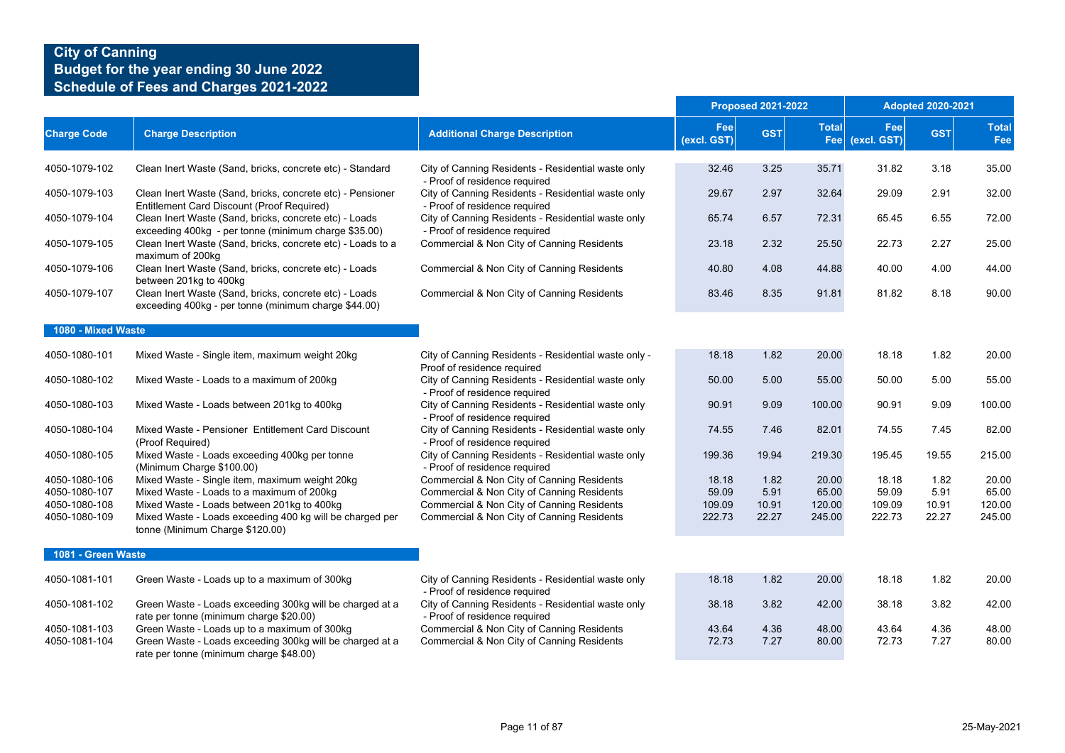# City of Canning
## Budget for the year ending 30 June 2022
## Schedule of Fees and Charges 2021-2022

| Charge Code | Charge Description | Additional Charge Description | Proposed 2021-2022 | | | Adopted 2020-2021 | | |
|---|---|---|---|---|---|---|---|---|
| | | | Fee (excl. GST) | GST | Total Fee | Fee (excl. GST) | GST | Total Fee |
| 4050-1079-102 | Clean Inert Waste (Sand, bricks, concrete etc) - Standard | City of Canning Residents - Residential waste only - Proof of residence required | 32.46 | 3.25 | 35.71 | 31.82 | 3.18 | 35.00 |
| 4050-1079-103 | Clean Inert Waste (Sand, bricks, concrete etc) - Pensioner Entitlement Card Discount (Proof Required) | City of Canning Residents - Residential waste only - Proof of residence required | 29.67 | 2.97 | 32.64 | 29.09 | 2.91 | 32.00 |
| 4050-1079-104 | Clean Inert Waste (Sand, bricks, concrete etc) - Loads exceeding 400kg - per tonne (minimum charge $35.00) | City of Canning Residents - Residential waste only - Proof of residence required | 65.74 | 6.57 | 72.31 | 65.45 | 6.55 | 72.00 |
| 4050-1079-105 | Clean Inert Waste (Sand, bricks, concrete etc) - Loads to a maximum of 200kg | Commercial & Non City of Canning Residents | 23.18 | 2.32 | 25.50 | 22.73 | 2.27 | 25.00 |
| 4050-1079-106 | Clean Inert Waste (Sand, bricks, concrete etc) - Loads between 201kg to 400kg | Commercial & Non City of Canning Residents | 40.80 | 4.08 | 44.88 | 40.00 | 4.00 | 44.00 |
| 4050-1079-107 | Clean Inert Waste (Sand, bricks, concrete etc) - Loads exceeding 400kg - per tonne (minimum charge $44.00) | Commercial & Non City of Canning Residents | 83.46 | 8.35 | 91.81 | 81.82 | 8.18 | 90.00 |
| **1080 - Mixed Waste** | | | | | | | | |
| 4050-1080-101 | Mixed Waste - Single item, maximum weight 20kg | City of Canning Residents - Residential waste only - Proof of residence required | 18.18 | 1.82 | 20.00 | 18.18 | 1.82 | 20.00 |
| 4050-1080-102 | Mixed Waste - Loads to a maximum of 200kg | City of Canning Residents - Residential waste only - Proof of residence required | 50.00 | 5.00 | 55.00 | 50.00 | 5.00 | 55.00 |
| 4050-1080-103 | Mixed Waste - Loads between 201kg to 400kg | City of Canning Residents - Residential waste only - Proof of residence required | 90.91 | 9.09 | 100.00 | 90.91 | 9.09 | 100.00 |
| 4050-1080-104 | Mixed Waste - Pensioner Entitlement Card Discount (Proof Required) | City of Canning Residents - Residential waste only - Proof of residence required | 74.55 | 7.46 | 82.01 | 74.55 | 7.45 | 82.00 |
| 4050-1080-105 | Mixed Waste - Loads exceeding 400kg per tonne (Minimum Charge $100.00) | City of Canning Residents - Residential waste only - Proof of residence required | 199.36 | 19.94 | 219.30 | 195.45 | 19.55 | 215.00 |
| 4050-1080-106 | Mixed Waste - Single item, maximum weight 20kg | Commercial & Non City of Canning Residents | 18.18 | 1.82 | 20.00 | 18.18 | 1.82 | 20.00 |
| 4050-1080-107 | Mixed Waste - Loads to a maximum of 200kg | Commercial & Non City of Canning Residents | 59.09 | 5.91 | 65.00 | 59.09 | 5.91 | 65.00 |
| 4050-1080-108 | Mixed Waste - Loads between 201kg to 400kg | Commercial & Non City of Canning Residents | 109.09 | 10.91 | 120.00 | 109.09 | 10.91 | 120.00 |
| 4050-1080-109 | Mixed Waste - Loads exceeding 400 kg will be charged per tonne (Minimum Charge $120.00) | Commercial & Non City of Canning Residents | 222.73 | 22.27 | 245.00 | 222.73 | 22.27 | 245.00 |
| **1081 - Green Waste** | | | | | | | | |
| 4050-1081-101 | Green Waste - Loads up to a maximum of 300kg | City of Canning Residents - Residential waste only - Proof of residence required | 18.18 | 1.82 | 20.00 | 18.18 | 1.82 | 20.00 |
| 4050-1081-102 | Green Waste - Loads exceeding 300kg will be charged at a rate per tonne (minimum charge $20.00) | City of Canning Residents - Residential waste only - Proof of residence required | 38.18 | 3.82 | 42.00 | 38.18 | 3.82 | 42.00 |
| 4050-1081-103 | Green Waste - Loads up to a maximum of 300kg | Commercial & Non City of Canning Residents | 43.64 | 4.36 | 48.00 | 43.64 | 4.36 | 48.00 |
| 4050-1081-104 | Green Waste - Loads exceeding 300kg will be charged at a rate per tonne (minimum charge $48.00) | Commercial & Non City of Canning Residents | 72.73 | 7.27 | 80.00 | 72.73 | 7.27 | 80.00 |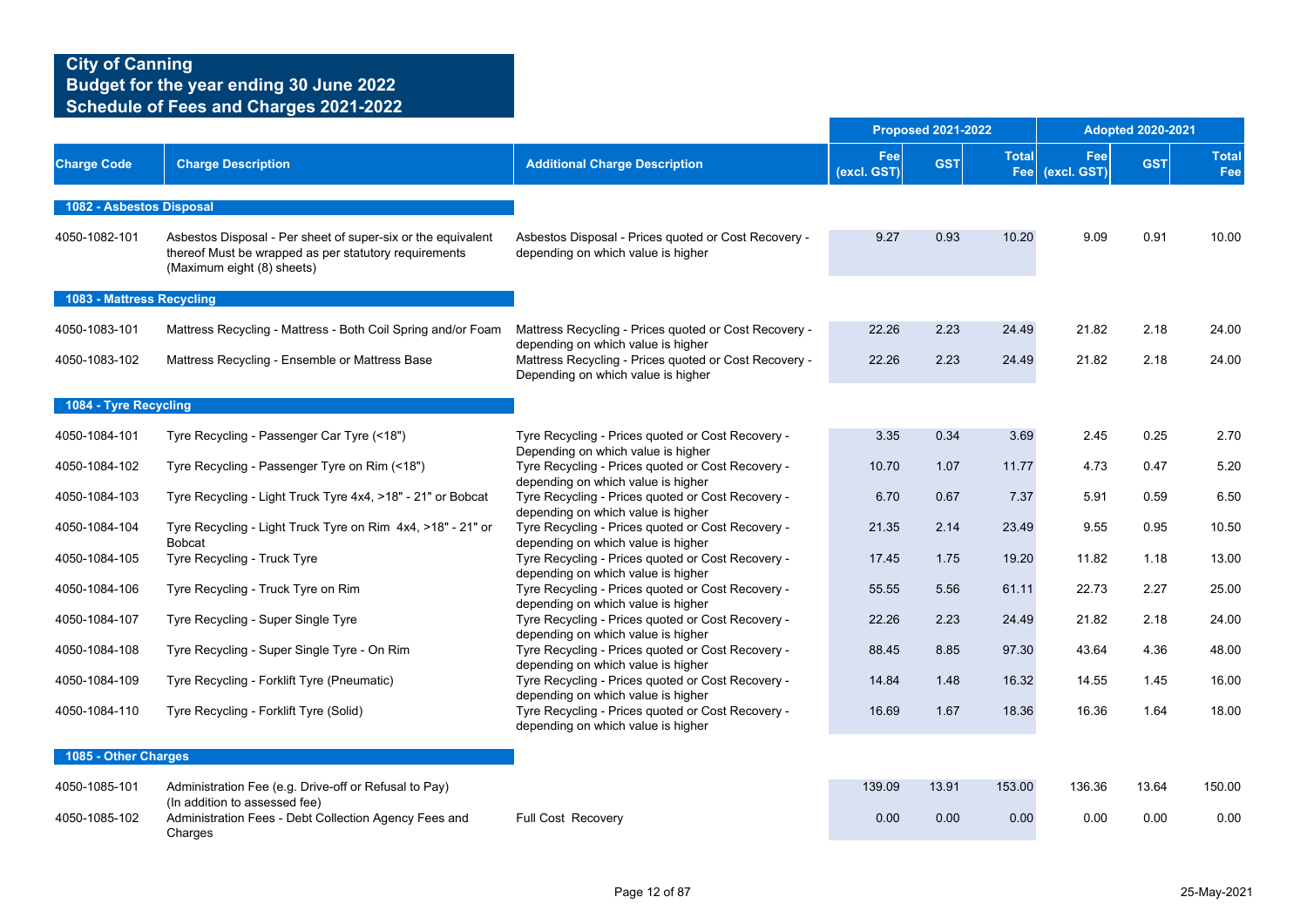# City of Canning
## Budget for the year ending 30 June 2022
## Schedule of Fees and Charges 2021-2022

| Charge Code | Charge Description | Additional Charge Description | Proposed 2021-2022 | | | Adopted 2020-2021 | | |
|---|---|---|---|---|---|---|---|---|
| | | | Fee (excl. GST) | GST | Total Fee | Fee (excl. GST) | GST | Total Fee |
| **1082 - Asbestos Disposal** | | | | | | | | |
| 4050-1082-101 | Asbestos Disposal - Per sheet of super-six or the equivalent thereof Must be wrapped as per statutory requirements (Maximum eight (8) sheets) | Asbestos Disposal - Prices quoted or Cost Recovery - depending on which value is higher | 9.27 | 0.93 | 10.20 | 9.09 | 0.91 | 10.00 |
| **1083 - Mattress Recycling** | | | | | | | | |
| 4050-1083-101 | Mattress Recycling - Mattress - Both Coil Spring and/or Foam | Mattress Recycling - Prices quoted or Cost Recovery - depending on which value is higher | 22.26 | 2.23 | 24.49 | 21.82 | 2.18 | 24.00 |
| 4050-1083-102 | Mattress Recycling - Ensemble or Mattress Base | Mattress Recycling - Prices quoted or Cost Recovery - Depending on which value is higher | 22.26 | 2.23 | 24.49 | 21.82 | 2.18 | 24.00 |
| **1084 - Tyre Recycling** | | | | | | | | |
| 4050-1084-101 | Tyre Recycling - Passenger Car Tyre (<18") | Tyre Recycling - Prices quoted or Cost Recovery - Depending on which value is higher | 3.35 | 0.34 | 3.69 | 2.45 | 0.25 | 2.70 |
| 4050-1084-102 | Tyre Recycling - Passenger Tyre on Rim (<18") | Tyre Recycling - Prices quoted or Cost Recovery - depending on which value is higher | 10.70 | 1.07 | 11.77 | 4.73 | 0.47 | 5.20 |
| 4050-1084-103 | Tyre Recycling - Light Truck Tyre 4x4, >18" - 21" or Bobcat | Tyre Recycling - Prices quoted or Cost Recovery - depending on which value is higher | 6.70 | 0.67 | 7.37 | 5.91 | 0.59 | 6.50 |
| 4050-1084-104 | Tyre Recycling - Light Truck Tyre on Rim 4x4, >18" - 21" or Bobcat | Tyre Recycling - Prices quoted or Cost Recovery - depending on which value is higher | 21.35 | 2.14 | 23.49 | 9.55 | 0.95 | 10.50 |
| 4050-1084-105 | Tyre Recycling - Truck Tyre | Tyre Recycling - Prices quoted or Cost Recovery - depending on which value is higher | 17.45 | 1.75 | 19.20 | 11.82 | 1.18 | 13.00 |
| 4050-1084-106 | Tyre Recycling - Truck Tyre on Rim | Tyre Recycling - Prices quoted or Cost Recovery - depending on which value is higher | 55.55 | 5.56 | 61.11 | 22.73 | 2.27 | 25.00 |
| 4050-1084-107 | Tyre Recycling - Super Single Tyre | Tyre Recycling - Prices quoted or Cost Recovery - depending on which value is higher | 22.26 | 2.23 | 24.49 | 21.82 | 2.18 | 24.00 |
| 4050-1084-108 | Tyre Recycling - Super Single Tyre - On Rim | Tyre Recycling - Prices quoted or Cost Recovery - depending on which value is higher | 88.45 | 8.85 | 97.30 | 43.64 | 4.36 | 48.00 |
| 4050-1084-109 | Tyre Recycling - Forklift Tyre (Pneumatic) | Tyre Recycling - Prices quoted or Cost Recovery - depending on which value is higher | 14.84 | 1.48 | 16.32 | 14.55 | 1.45 | 16.00 |
| 4050-1084-110 | Tyre Recycling - Forklift Tyre (Solid) | Tyre Recycling - Prices quoted or Cost Recovery - depending on which value is higher | 16.69 | 1.67 | 18.36 | 16.36 | 1.64 | 18.00 |
| **1085 - Other Charges** | | | | | | | | |
| 4050-1085-101 | Administration Fee (e.g. Drive-off or Refusal to Pay) (In addition to assessed fee) | | 139.09 | 13.91 | 153.00 | 136.36 | 13.64 | 150.00 |
| 4050-1085-102 | Administration Fees - Debt Collection Agency Fees and Charges | Full Cost Recovery | 0.00 | 0.00 | 0.00 | 0.00 | 0.00 | 0.00 |

25-May-2021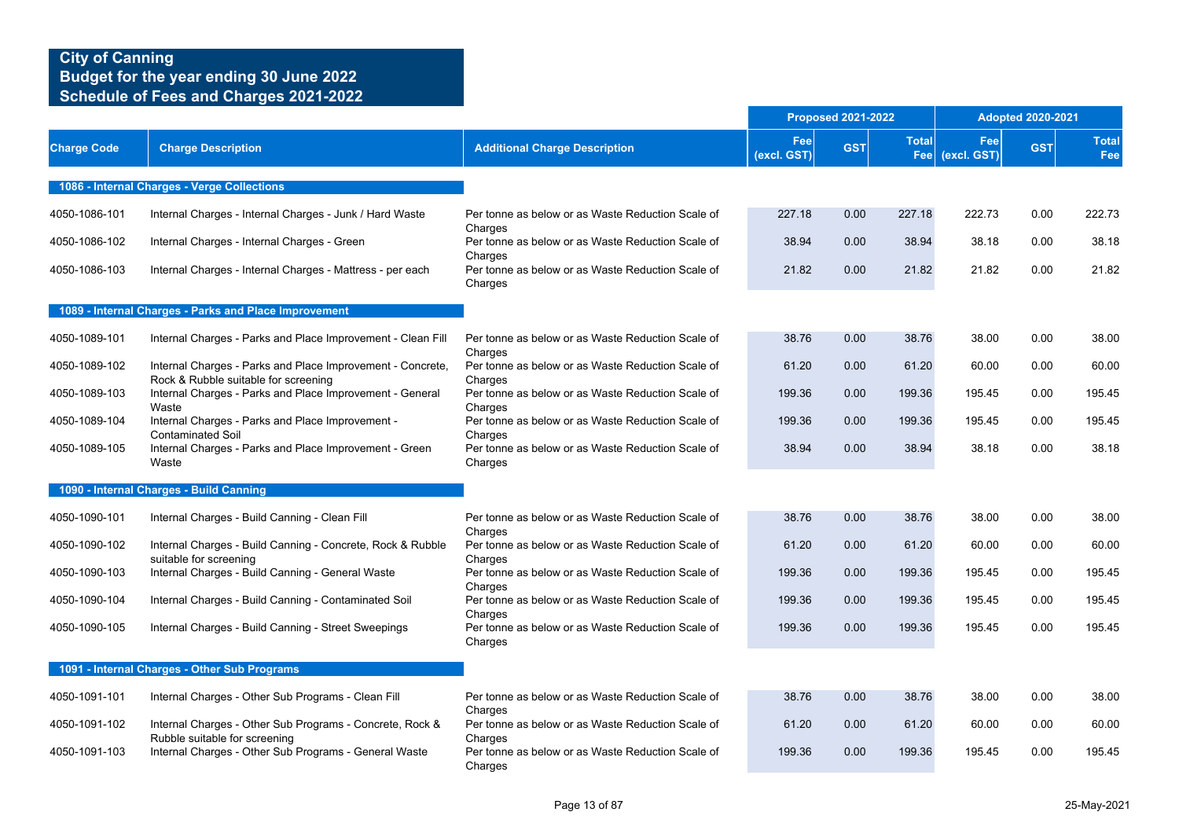**City of Canning**
**Budget for the year ending 30 June 2022**
**Schedule of Fees and Charges 2021-2022**

| Charge Code | Charge Description | Additional Charge Description | Proposed 2021-2022 | | | Adopted 2020-2021 | | |
|---|---|---|---|---|---|---|---|---|
| | | | Fee (excl. GST) | GST | Total Fee | Fee (excl. GST) | GST | Total Fee |
| **1086 - Internal Charges - Verge Collections** | | | | | | | | |
| 4050-1086-101 | Internal Charges - Internal Charges - Junk / Hard Waste | Per tonne as below or as Waste Reduction Scale of Charges | 227.18 | 0.00 | 227.18 | 222.73 | 0.00 | 222.73 |
| 4050-1086-102 | Internal Charges - Internal Charges - Green | Per tonne as below or as Waste Reduction Scale of Charges | 38.94 | 0.00 | 38.94 | 38.18 | 0.00 | 38.18 |
| 4050-1086-103 | Internal Charges - Internal Charges - Mattress - per each | Per tonne as below or as Waste Reduction Scale of Charges | 21.82 | 0.00 | 21.82 | 21.82 | 0.00 | 21.82 |
| **1089 - Internal Charges - Parks and Place Improvement** | | | | | | | | |
| 4050-1089-101 | Internal Charges - Parks and Place Improvement - Clean Fill | Per tonne as below or as Waste Reduction Scale of Charges | 38.76 | 0.00 | 38.76 | 38.00 | 0.00 | 38.00 |
| 4050-1089-102 | Internal Charges - Parks and Place Improvement - Concrete, Rock & Rubble suitable for screening | Per tonne as below or as Waste Reduction Scale of Charges | 61.20 | 0.00 | 61.20 | 60.00 | 0.00 | 60.00 |
| 4050-1089-103 | Internal Charges - Parks and Place Improvement - General Waste | Per tonne as below or as Waste Reduction Scale of Charges | 199.36 | 0.00 | 199.36 | 195.45 | 0.00 | 195.45 |
| 4050-1089-104 | Internal Charges - Parks and Place Improvement - Contaminated Soil | Per tonne as below or as Waste Reduction Scale of Charges | 199.36 | 0.00 | 199.36 | 195.45 | 0.00 | 195.45 |
| 4050-1089-105 | Internal Charges - Parks and Place Improvement - Green Waste | Per tonne as below or as Waste Reduction Scale of Charges | 38.94 | 0.00 | 38.94 | 38.18 | 0.00 | 38.18 |
| **1090 - Internal Charges - Build Canning** | | | | | | | | |
| 4050-1090-101 | Internal Charges - Build Canning - Clean Fill | Per tonne as below or as Waste Reduction Scale of Charges | 38.76 | 0.00 | 38.76 | 38.00 | 0.00 | 38.00 |
| 4050-1090-102 | Internal Charges - Build Canning - Concrete, Rock & Rubble suitable for screening | Per tonne as below or as Waste Reduction Scale of Charges | 61.20 | 0.00 | 61.20 | 60.00 | 0.00 | 60.00 |
| 4050-1090-103 | Internal Charges - Build Canning - General Waste | Per tonne as below or as Waste Reduction Scale of Charges | 199.36 | 0.00 | 199.36 | 195.45 | 0.00 | 195.45 |
| 4050-1090-104 | Internal Charges - Build Canning - Contaminated Soil | Per tonne as below or as Waste Reduction Scale of Charges | 199.36 | 0.00 | 199.36 | 195.45 | 0.00 | 195.45 |
| 4050-1090-105 | Internal Charges - Build Canning - Street Sweepings | Per tonne as below or as Waste Reduction Scale of Charges | 199.36 | 0.00 | 199.36 | 195.45 | 0.00 | 195.45 |
| **1091 - Internal Charges - Other Sub Programs** | | | | | | | | |
| 4050-1091-101 | Internal Charges - Other Sub Programs - Clean Fill | Per tonne as below or as Waste Reduction Scale of Charges | 38.76 | 0.00 | 38.76 | 38.00 | 0.00 | 38.00 |
| 4050-1091-102 | Internal Charges - Other Sub Programs - Concrete, Rock & Rubble suitable for screening | Per tonne as below or as Waste Reduction Scale of Charges | 61.20 | 0.00 | 61.20 | 60.00 | 0.00 | 60.00 |
| 4050-1091-103 | Internal Charges - Other Sub Programs - General Waste | Per tonne as below or as Waste Reduction Scale of Charges | 199.36 | 0.00 | 199.36 | 195.45 | 0.00 | 195.45 |

25-May-2021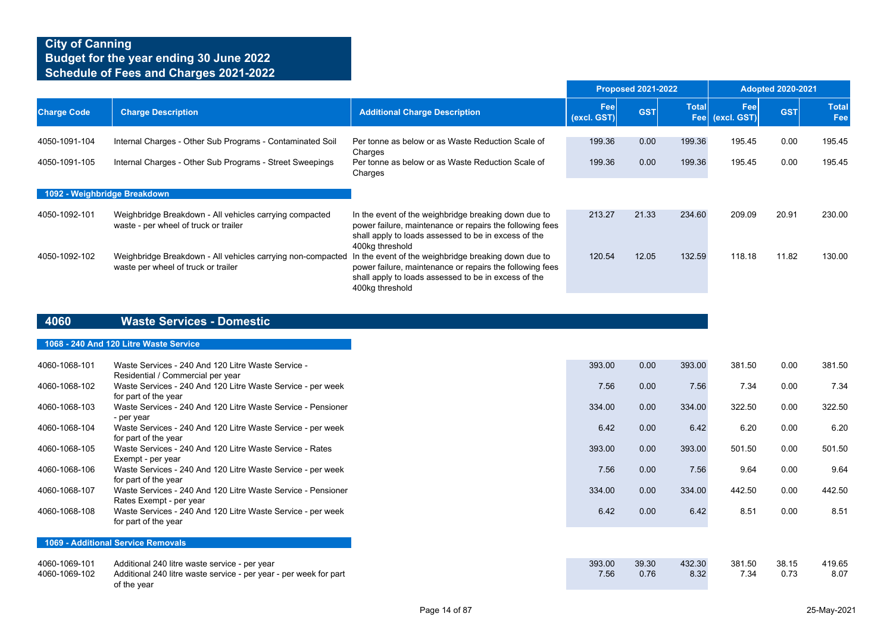# City of Canning
## Budget for the year ending 30 June 2022
## Schedule of Fees and Charges 2021-2022

| Charge Code | Charge Description | Additional Charge Description | Proposed 2021-2022 Fee (excl. GST) | Proposed 2021-2022 GST | Proposed 2021-2022 Total Fee | Adopted 2020-2021 Fee (excl. GST) | Adopted 2020-2021 GST | Adopted 2020-2021 Total Fee |
|---|---|---|---|---|---|---|---|---|
| 4050-1091-104 | Internal Charges - Other Sub Programs - Contaminated Soil | Per tonne as below or as Waste Reduction Scale of Charges | 199.36 | 0.00 | 199.36 | 195.45 | 0.00 | 195.45 |
| 4050-1091-105 | Internal Charges - Other Sub Programs - Street Sweepings | Per tonne as below or as Waste Reduction Scale of Charges | 199.36 | 0.00 | 199.36 | 195.45 | 0.00 | 195.45 |
| **1092 - Weighbridge Breakdown** | | | | | | | | |
| 4050-1092-101 | Weighbridge Breakdown - All vehicles carrying compacted waste - per wheel of truck or trailer | In the event of the weighbridge breaking down due to power failure, maintenance or repairs the following fees shall apply to loads assessed to be in excess of the 400kg threshold | 213.27 | 21.33 | 234.60 | 209.09 | 20.91 | 230.00 |
| 4050-1092-102 | Weighbridge Breakdown - All vehicles carrying non-compacted waste per wheel of truck or trailer | In the event of the weighbridge breaking down due to power failure, maintenance or repairs the following fees shall apply to loads assessed to be in excess of the 400kg threshold | 120.54 | 12.05 | 132.59 | 118.18 | 11.82 | 130.00 |

## 4060 Waste Services - Domestic

| Charge Code | Charge Description | Additional Charge Description | Proposed 2021-2022 Fee (excl. GST) | Proposed 2021-2022 GST | Proposed 2021-2022 Total Fee | Adopted 2020-2021 Fee (excl. GST) | Adopted 2020-2021 GST | Adopted 2020-2021 Total Fee |
|---|---|---|---|---|---|---|---|---|
| **1068 - 240 And 120 Litre Waste Service** | | | | | | | | |
| 4060-1068-101 | Waste Services - 240 And 120 Litre Waste Service - Residential / Commercial per year | | 393.00 | 0.00 | 393.00 | 381.50 | 0.00 | 381.50 |
| 4060-1068-102 | Waste Services - 240 And 120 Litre Waste Service - per week for part of the year | | 7.56 | 0.00 | 7.56 | 7.34 | 0.00 | 7.34 |
| 4060-1068-103 | Waste Services - 240 And 120 Litre Waste Service - Pensioner - per year | | 334.00 | 0.00 | 334.00 | 322.50 | 0.00 | 322.50 |
| 4060-1068-104 | Waste Services - 240 And 120 Litre Waste Service - per week for part of the year | | 6.42 | 0.00 | 6.42 | 6.20 | 0.00 | 6.20 |
| 4060-1068-105 | Waste Services - 240 And 120 Litre Waste Service - Rates Exempt - per year | | 393.00 | 0.00 | 393.00 | 501.50 | 0.00 | 501.50 |
| 4060-1068-106 | Waste Services - 240 And 120 Litre Waste Service - per week for part of the year | | 7.56 | 0.00 | 7.56 | 9.64 | 0.00 | 9.64 |
| 4060-1068-107 | Waste Services - 240 And 120 Litre Waste Service - Pensioner Rates Exempt - per year | | 334.00 | 0.00 | 334.00 | 442.50 | 0.00 | 442.50 |
| 4060-1068-108 | Waste Services - 240 And 120 Litre Waste Service - per week for part of the year | | 6.42 | 0.00 | 6.42 | 8.51 | 0.00 | 8.51 |
| **1069 - Additional Service Removals** | | | | | | | | |
| 4060-1069-101 | Additional 240 litre waste service - per year | | 393.00 | 39.30 | 432.30 | 381.50 | 38.15 | 419.65 |
| 4060-1069-102 | Additional 240 litre waste service - per year - per week for part of the year | | 7.56 | 0.76 | 8.32 | 7.34 | 0.73 | 8.07 |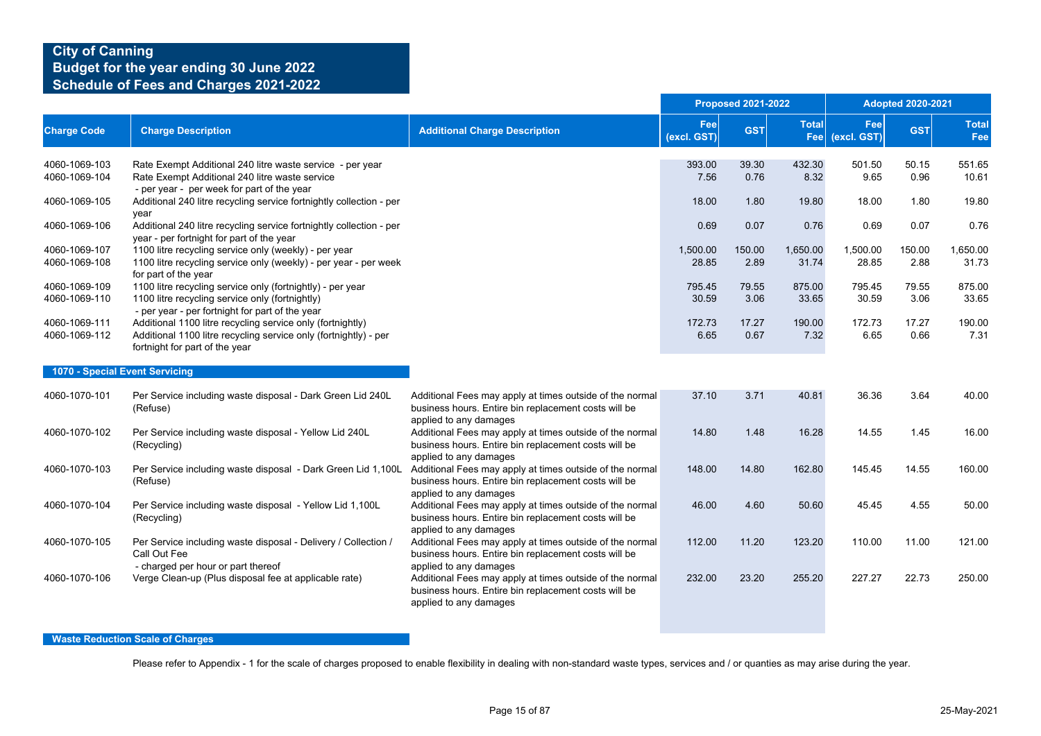# City of Canning
## Budget for the year ending 30 June 2022
## Schedule of Fees and Charges 2021-2022

| Charge Code | Charge Description | Additional Charge Description | Proposed 2021-2022 Fee (excl. GST) | Proposed 2021-2022 GST | Proposed 2021-2022 Total Fee | Adopted 2020-2021 Fee (excl. GST) | Adopted 2020-2021 GST | Adopted 2020-2021 Total Fee |
|---|---|---|---|---|---|---|---|---|
| 4060-1069-103 | Rate Exempt Additional 240 litre waste service - per year | | 393.00 | 39.30 | 432.30 | 501.50 | 50.15 | 551.65 |
| 4060-1069-104 | Rate Exempt Additional 240 litre waste service - per year - per week for part of the year | | 7.56 | 0.76 | 8.32 | 9.65 | 0.96 | 10.61 |
| 4060-1069-105 | Additional 240 litre recycling service fortnightly collection - per year | | 18.00 | 1.80 | 19.80 | 18.00 | 1.80 | 19.80 |
| 4060-1069-106 | Additional 240 litre recycling service fortnightly collection - per year - per fortnight for part of the year | | 0.69 | 0.07 | 0.76 | 0.69 | 0.07 | 0.76 |
| 4060-1069-107 | 1100 litre recycling service only (weekly) - per year | | 1,500.00 | 150.00 | 1,650.00 | 1,500.00 | 150.00 | 1,650.00 |
| 4060-1069-108 | 1100 litre recycling service only (weekly) - per year - per week for part of the year | | 28.85 | 2.89 | 31.74 | 28.85 | 2.88 | 31.73 |
| 4060-1069-109 | 1100 litre recycling service only (fortnightly) - per year | | 795.45 | 79.55 | 875.00 | 795.45 | 79.55 | 875.00 |
| 4060-1069-110 | 1100 litre recycling service only (fortnightly) - per year - per fortnight for part of the year | | 30.59 | 3.06 | 33.65 | 30.59 | 3.06 | 33.65 |
| 4060-1069-111 | Additional 1100 litre recycling service only (fortnightly) | | 172.73 | 17.27 | 190.00 | 172.73 | 17.27 | 190.00 |
| 4060-1069-112 | Additional 1100 litre recycling service only (fortnightly) - per fortnight for part of the year | | 6.65 | 0.67 | 7.32 | 6.65 | 0.66 | 7.31 |
| **1070 - Special Event Servicing** | | | | | | | | |
| 4060-1070-101 | Per Service including waste disposal - Dark Green Lid 240L (Refuse) | Additional Fees may apply at times outside of the normal business hours. Entire bin replacement costs will be applied to any damages | 37.10 | 3.71 | 40.81 | 36.36 | 3.64 | 40.00 |
| 4060-1070-102 | Per Service including waste disposal - Yellow Lid 240L (Recycling) | Additional Fees may apply at times outside of the normal business hours. Entire bin replacement costs will be applied to any damages | 14.80 | 1.48 | 16.28 | 14.55 | 1.45 | 16.00 |
| 4060-1070-103 | Per Service including waste disposal - Dark Green Lid 1,100L (Refuse) | Additional Fees may apply at times outside of the normal business hours. Entire bin replacement costs will be applied to any damages | 148.00 | 14.80 | 162.80 | 145.45 | 14.55 | 160.00 |
| 4060-1070-104 | Per Service including waste disposal - Yellow Lid 1,100L (Recycling) | Additional Fees may apply at times outside of the normal business hours. Entire bin replacement costs will be applied to any damages | 46.00 | 4.60 | 50.60 | 45.45 | 4.55 | 50.00 |
| 4060-1070-105 | Per Service including waste disposal - Delivery / Collection / Call Out Fee - charged per hour or part thereof | Additional Fees may apply at times outside of the normal business hours. Entire bin replacement costs will be applied to any damages | 112.00 | 11.20 | 123.20 | 110.00 | 11.00 | 121.00 |
| 4060-1070-106 | Verge Clean-up (Plus disposal fee at applicable rate) | Additional Fees may apply at times outside of the normal business hours. Entire bin replacement costs will be applied to any damages | 232.00 | 23.20 | 255.20 | 227.27 | 22.73 | 250.00 |

**Waste Reduction Scale of Charges**

Please refer to Appendix - 1 for the scale of charges proposed to enable flexibility in dealing with non-standard waste types, services and / or quantities as may arise during the year.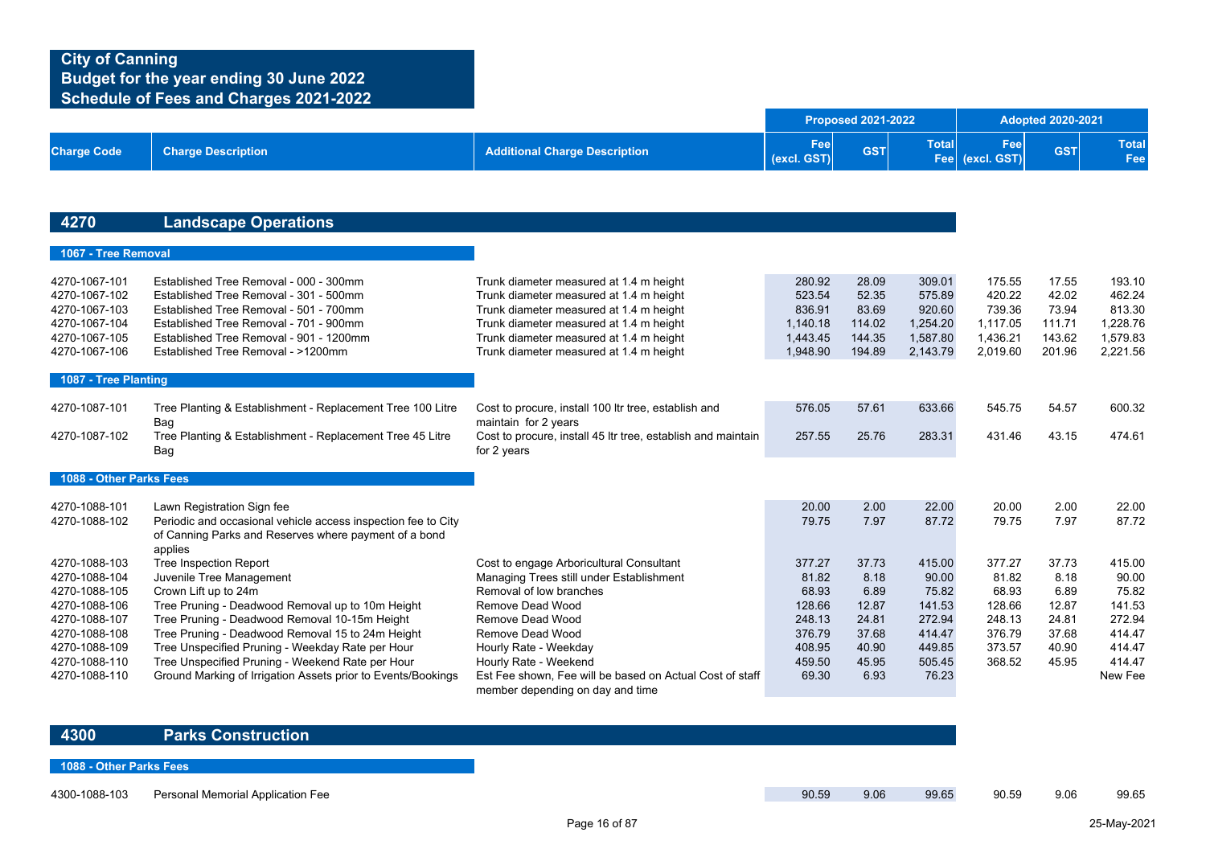**City of Canning**
**Budget for the year ending 30 June 2022**
**Schedule of Fees and Charges 2021-2022**

| Charge Code | Charge Description | Additional Charge Description | Proposed 2021-2022 Fee (excl. GST) | Proposed 2021-2022 GST | Proposed 2021-2022 Total Fee | Adopted 2020-2021 Fee (excl. GST) | Adopted 2020-2021 GST | Adopted 2020-2021 Total Fee |
|---|---|---|---|---|---|---|---|---|
| **4270** | **Landscape Operations** | | | | | | | |
| **1067 - Tree Removal** | | | | | | | | |
| 4270-1067-101 | Established Tree Removal - 000 - 300mm | Trunk diameter measured at 1.4 m height | 280.92 | 28.09 | 309.01 | 175.55 | 17.55 | 193.10 |
| 4270-1067-102 | Established Tree Removal - 301 - 500mm | Trunk diameter measured at 1.4 m height | 523.54 | 52.35 | 575.89 | 420.22 | 42.02 | 462.24 |
| 4270-1067-103 | Established Tree Removal - 501 - 700mm | Trunk diameter measured at 1.4 m height | 836.91 | 83.69 | 920.60 | 739.36 | 73.94 | 813.30 |
| 4270-1067-104 | Established Tree Removal - 701 - 900mm | Trunk diameter measured at 1.4 m height | 1,140.18 | 114.02 | 1,254.20 | 1,117.05 | 111.71 | 1,228.76 |
| 4270-1067-105 | Established Tree Removal - 901 - 1200mm | Trunk diameter measured at 1.4 m height | 1,443.45 | 144.35 | 1,587.80 | 1,436.21 | 143.62 | 1,579.83 |
| 4270-1067-106 | Established Tree Removal - >1200mm | Trunk diameter measured at 1.4 m height | 1,948.90 | 194.89 | 2,143.79 | 2,019.60 | 201.96 | 2,221.56 |
| **1087 - Tree Planting** | | | | | | | | |
| 4270-1087-101 | Tree Planting & Establishment - Replacement Tree 100 Litre Bag | Cost to procure, install 100 ltr tree, establish and maintain for 2 years | 576.05 | 57.61 | 633.66 | 545.75 | 54.57 | 600.32 |
| 4270-1087-102 | Tree Planting & Establishment - Replacement Tree 45 Litre Bag | Cost to procure, install 45 ltr tree, establish and maintain for 2 years | 257.55 | 25.76 | 283.31 | 431.46 | 43.15 | 474.61 |
| **1088 - Other Parks Fees** | | | | | | | | |
| 4270-1088-101 | Lawn Registration Sign fee | | 20.00 | 2.00 | 22.00 | 20.00 | 2.00 | 22.00 |
| 4270-1088-102 | Periodic and occasional vehicle access inspection fee to City of Canning Parks and Reserves where payment of a bond applies | | 79.75 | 7.97 | 87.72 | 79.75 | 7.97 | 87.72 |
| 4270-1088-103 | Tree Inspection Report | Cost to engage Arboricultural Consultant | 377.27 | 37.73 | 415.00 | 377.27 | 37.73 | 415.00 |
| 4270-1088-104 | Juvenile Tree Management | Managing Trees still under Establishment | 81.82 | 8.18 | 90.00 | 81.82 | 8.18 | 90.00 |
| 4270-1088-105 | Crown Lift up to 24m | Removal of low branches | 68.93 | 6.89 | 75.82 | 68.93 | 6.89 | 75.82 |
| 4270-1088-106 | Tree Pruning - Deadwood Removal up to 10m Height | Remove Dead Wood | 128.66 | 12.87 | 141.53 | 128.66 | 12.87 | 141.53 |
| 4270-1088-107 | Tree Pruning - Deadwood Removal 10-15m Height | Remove Dead Wood | 248.13 | 24.81 | 272.94 | 248.13 | 24.81 | 272.94 |
| 4270-1088-108 | Tree Pruning - Deadwood Removal 15 to 24m Height | Remove Dead Wood | 376.79 | 37.68 | 414.47 | 376.79 | 37.68 | 414.47 |
| 4270-1088-109 | Tree Unspecified Pruning - Weekday Rate per Hour | Hourly Rate - Weekday | 408.95 | 40.90 | 449.85 | 373.57 | 40.90 | 414.47 |
| 4270-1088-110 | Tree Unspecified Pruning - Weekend Rate per Hour | Hourly Rate - Weekend | 459.50 | 45.95 | 505.45 | 368.52 | 45.95 | 414.47 |
| 4270-1088-110 | Ground Marking of Irrigation Assets prior to Events/Bookings | Est Fee shown, Fee will be based on Actual Cost of staff member depending on day and time | 69.30 | 6.93 | 76.23 | | | New Fee |
| **4300** | **Parks Construction** | | | | | | | |
| **1088 - Other Parks Fees** | | | | | | | | |
| 4300-1088-103 | Personal Memorial Application Fee | | 90.59 | 9.06 | 99.65 | 90.59 | 9.06 | 99.65 |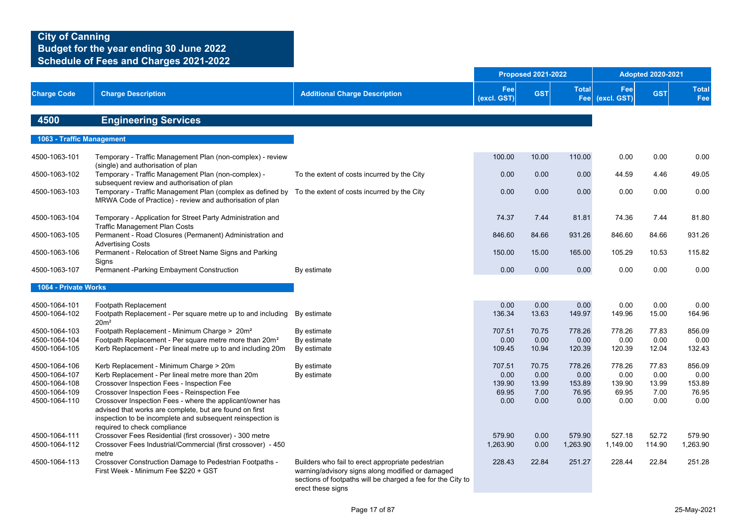# City of Canning
## Budget for the year ending 30 June 2022
## Schedule of Fees and Charges 2021-2022

| Charge Code | Charge Description | Additional Charge Description | Proposed 2021-2022 | | | Adopted 2020-2021 | | |
|---|---|---|---|---|---|---|---|---|
| | | | Fee (excl. GST) | GST | Total Fee | Fee (excl. GST) | GST | Total Fee |
| **4500** | **Engineering Services** | | | | | | | |
| **1063 - Traffic Management** | | | | | | | | |
| 4500-1063-101 | Temporary - Traffic Management Plan (non-complex) - review (single) and authorisation of plan | | 100.00 | 10.00 | 110.00 | 0.00 | 0.00 | 0.00 |
| 4500-1063-102 | Temporary - Traffic Management Plan (non-complex) - subsequent review and authorisation of plan | To the extent of costs incurred by the City | 0.00 | 0.00 | 0.00 | 44.59 | 4.46 | 49.05 |
| 4500-1063-103 | Temporary - Traffic Management Plan (complex as defined by MRWA Code of Practice) - review and authorisation of plan | To the extent of costs incurred by the City | 0.00 | 0.00 | 0.00 | 0.00 | 0.00 | 0.00 |
| 4500-1063-104 | Temporary - Application for Street Party Administration and Traffic Management Plan Costs | | 74.37 | 7.44 | 81.81 | 74.36 | 7.44 | 81.80 |
| 4500-1063-105 | Permanent - Road Closures (Permanent) Administration and Advertising Costs | | 846.60 | 84.66 | 931.26 | 846.60 | 84.66 | 931.26 |
| 4500-1063-106 | Permanent - Relocation of Street Name Signs and Parking Signs | | 150.00 | 15.00 | 165.00 | 105.29 | 10.53 | 115.82 |
| 4500-1063-107 | Permanent -Parking Embayment Construction | By estimate | 0.00 | 0.00 | 0.00 | 0.00 | 0.00 | 0.00 |
| **1064 - Private Works** | | | | | | | | |
| 4500-1064-101 | Footpath Replacement | | 0.00 | 0.00 | 0.00 | 0.00 | 0.00 | 0.00 |
| 4500-1064-102 | Footpath Replacement - Per square metre up to and including 20m² | By estimate | 136.34 | 13.63 | 149.97 | 149.96 | 15.00 | 164.96 |
| 4500-1064-103 | Footpath Replacement - Minimum Charge > 20m² | By estimate | 707.51 | 70.75 | 778.26 | 778.26 | 77.83 | 856.09 |
| 4500-1064-104 | Footpath Replacement - Per square metre more than 20m² | By estimate | 0.00 | 0.00 | 0.00 | 0.00 | 0.00 | 0.00 |
| 4500-1064-105 | Kerb Replacement - Per lineal metre up to and including 20m | By estimate | 109.45 | 10.94 | 120.39 | 120.39 | 12.04 | 132.43 |
| 4500-1064-106 | Kerb Replacement - Minimum Charge > 20m | By estimate | 707.51 | 70.75 | 778.26 | 778.26 | 77.83 | 856.09 |
| 4500-1064-107 | Kerb Replacement - Per lineal metre more than 20m | By estimate | 0.00 | 0.00 | 0.00 | 0.00 | 0.00 | 0.00 |
| 4500-1064-108 | Crossover Inspection Fees - Inspection Fee | | 139.90 | 13.99 | 153.89 | 139.90 | 13.99 | 153.89 |
| 4500-1064-109 | Crossover Inspection Fees - Reinspection Fee | | 69.95 | 7.00 | 76.95 | 69.95 | 7.00 | 76.95 |
| 4500-1064-110 | Crossover Inspection Fees - where the applicant/owner has advised that works are complete, but are found on first inspection to be incomplete and subsequent reinspection is required to check compliance | | 0.00 | 0.00 | 0.00 | 0.00 | 0.00 | 0.00 |
| 4500-1064-111 | Crossover Fees Residential (first crossover) - 300 metre | | 579.90 | 0.00 | 579.90 | 527.18 | 52.72 | 579.90 |
| 4500-1064-112 | Crossover Fees Industrial/Commercial (first crossover) - 450 metre | | 1,263.90 | 0.00 | 1,263.90 | 1,149.00 | 114.90 | 1,263.90 |
| 4500-1064-113 | Crossover Construction Damage to Pedestrian Footpaths - First Week - Minimum Fee $220 + GST | Builders who fail to erect appropriate pedestrian warning/advisory signs along modified or damaged sections of footpaths will be charged a fee for the City to erect these signs | 228.43 | 22.84 | 251.27 | 228.44 | 22.84 | 251.28 |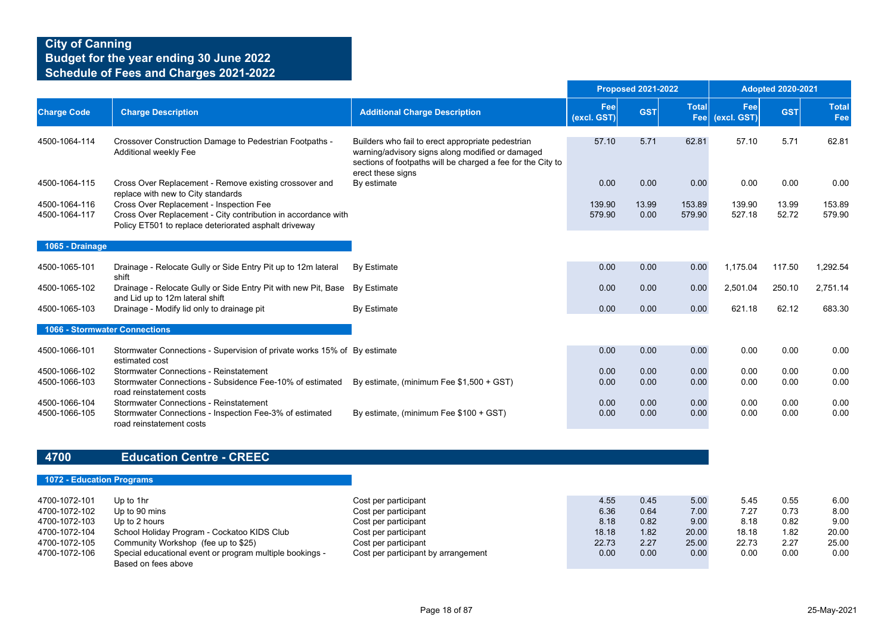# City of Canning
## Budget for the year ending 30 June 2022
## Schedule of Fees and Charges 2021-2022

| Charge Code | Charge Description | Additional Charge Description | Proposed 2021-2022 | | | Adopted 2020-2021 | | |
|---|---|---|---|---|---|---|---|---|
| | | | Fee (excl. GST) | GST | Total Fee | Fee (excl. GST) | GST | Total Fee |
| 4500-1064-114 | Crossover Construction Damage to Pedestrian Footpaths - Additional weekly Fee | Builders who fail to erect appropriate pedestrian warning/advisory signs along modified or damaged sections of footpaths will be charged a fee for the City to erect these signs | 57.10 | 5.71 | 62.81 | 57.10 | 5.71 | 62.81 |
| 4500-1064-115 | Cross Over Replacement - Remove existing crossover and replace with new to City standards | By estimate | 0.00 | 0.00 | 0.00 | 0.00 | 0.00 | 0.00 |
| 4500-1064-116 | Cross Over Replacement - Inspection Fee | | 139.90 | 13.99 | 153.89 | 139.90 | 13.99 | 153.89 |
| 4500-1064-117 | Cross Over Replacement - City contribution in accordance with Policy ET501 to replace deteriorated asphalt driveway | | 579.90 | 0.00 | 579.90 | 527.18 | 52.72 | 579.90 |
| **1065 - Drainage** | | | | | | | | |
| 4500-1065-101 | Drainage - Relocate Gully or Side Entry Pit up to 12m lateral shift | By Estimate | 0.00 | 0.00 | 0.00 | 1,175.04 | 117.50 | 1,292.54 |
| 4500-1065-102 | Drainage - Relocate Gully or Side Entry Pit with new Pit, Base and Lid up to 12m lateral shift | By Estimate | 0.00 | 0.00 | 0.00 | 2,501.04 | 250.10 | 2,751.14 |
| 4500-1065-103 | Drainage - Modify lid only to drainage pit | By Estimate | 0.00 | 0.00 | 0.00 | 621.18 | 62.12 | 683.30 |
| **1066 - Stormwater Connections** | | | | | | | | |
| 4500-1066-101 | Stormwater Connections - Supervision of private works 15% of estimated cost | By estimate | 0.00 | 0.00 | 0.00 | 0.00 | 0.00 | 0.00 |
| 4500-1066-102 | Stormwater Connections - Reinstatement | | 0.00 | 0.00 | 0.00 | 0.00 | 0.00 | 0.00 |
| 4500-1066-103 | Stormwater Connections - Subsidence Fee-10% of estimated road reinstatement costs | By estimate, (minimum Fee $1,500 + GST) | 0.00 | 0.00 | 0.00 | 0.00 | 0.00 | 0.00 |
| 4500-1066-104 | Stormwater Connections - Reinstatement | | 0.00 | 0.00 | 0.00 | 0.00 | 0.00 | 0.00 |
| 4500-1066-105 | Stormwater Connections - Inspection Fee-3% of estimated road reinstatement costs | By estimate, (minimum Fee $100 + GST) | 0.00 | 0.00 | 0.00 | 0.00 | 0.00 | 0.00 |

## 4700 Education Centre - CREEC

| Charge Code | Charge Description | Additional Charge Description | Proposed Fee (excl. GST) | Proposed GST | Proposed Total Fee | Adopted Fee (excl. GST) | Adopted GST | Adopted Total Fee |
|---|---|---|---|---|---|---|---|---|
| **1072 - Education Programs** | | | | | | | | |
| 4700-1072-101 | Up to 1hr | Cost per participant | 4.55 | 0.45 | 5.00 | 5.45 | 0.55 | 6.00 |
| 4700-1072-102 | Up to 90 mins | Cost per participant | 6.36 | 0.64 | 7.00 | 7.27 | 0.73 | 8.00 |
| 4700-1072-103 | Up to 2 hours | Cost per participant | 8.18 | 0.82 | 9.00 | 8.18 | 0.82 | 9.00 |
| 4700-1072-104 | School Holiday Program - Cockatoo KIDS Club | Cost per participant | 18.18 | 1.82 | 20.00 | 18.18 | 1.82 | 20.00 |
| 4700-1072-105 | Community Workshop (fee up to $25) | Cost per participant | 22.73 | 2.27 | 25.00 | 22.73 | 2.27 | 25.00 |
| 4700-1072-106 | Special educational event or program multiple bookings - Based on fees above | Cost per participant by arrangement | 0.00 | 0.00 | 0.00 | 0.00 | 0.00 | 0.00 |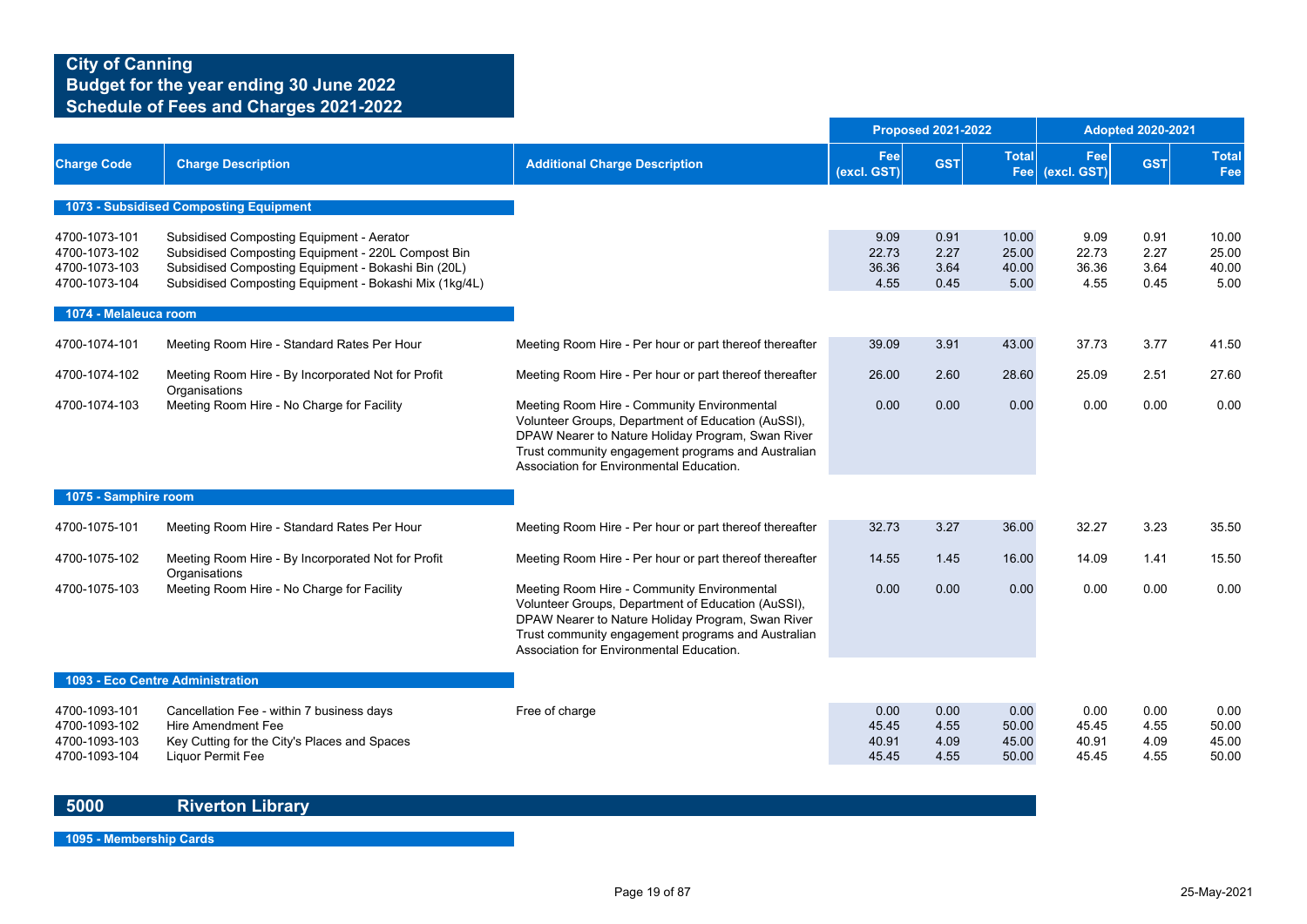# City of Canning
## Budget for the year ending 30 June 2022
## Schedule of Fees and Charges 2021-2022

| Charge Code | Charge Description | Additional Charge Description | Proposed 2021-2022 Fee (excl. GST) | Proposed 2021-2022 GST | Proposed 2021-2022 Total Fee | Adopted 2020-2021 Fee (excl. GST) | Adopted 2020-2021 GST | Adopted 2020-2021 Total Fee |
|---|---|---|---|---|---|---|---|---|
| **1073 - Subsidised Composting Equipment** | | | | | | | | |
| 4700-1073-101 | Subsidised Composting Equipment - Aerator | | 9.09 | 0.91 | 10.00 | 9.09 | 0.91 | 10.00 |
| 4700-1073-102 | Subsidised Composting Equipment - 220L Compost Bin | | 22.73 | 2.27 | 25.00 | 22.73 | 2.27 | 25.00 |
| 4700-1073-103 | Subsidised Composting Equipment - Bokashi Bin (20L) | | 36.36 | 3.64 | 40.00 | 36.36 | 3.64 | 40.00 |
| 4700-1073-104 | Subsidised Composting Equipment - Bokashi Mix (1kg/4L) | | 4.55 | 0.45 | 5.00 | 4.55 | 0.45 | 5.00 |
| **1074 - Melaleuca room** | | | | | | | | |
| 4700-1074-101 | Meeting Room Hire - Standard Rates Per Hour | Meeting Room Hire - Per hour or part thereof thereafter | 39.09 | 3.91 | 43.00 | 37.73 | 3.77 | 41.50 |
| 4700-1074-102 | Meeting Room Hire - By Incorporated Not for Profit Organisations | Meeting Room Hire - Per hour or part thereof thereafter | 26.00 | 2.60 | 28.60 | 25.09 | 2.51 | 27.60 |
| 4700-1074-103 | Meeting Room Hire - No Charge for Facility | Meeting Room Hire - Community Environmental Volunteer Groups, Department of Education (AuSSI), DPAW Nearer to Nature Holiday Program, Swan River Trust community engagement programs and Australian Association for Environmental Education. | 0.00 | 0.00 | 0.00 | 0.00 | 0.00 | 0.00 |
| **1075 - Samphire room** | | | | | | | | |
| 4700-1075-101 | Meeting Room Hire - Standard Rates Per Hour | Meeting Room Hire - Per hour or part thereof thereafter | 32.73 | 3.27 | 36.00 | 32.27 | 3.23 | 35.50 |
| 4700-1075-102 | Meeting Room Hire - By Incorporated Not for Profit Organisations | Meeting Room Hire - Per hour or part thereof thereafter | 14.55 | 1.45 | 16.00 | 14.09 | 1.41 | 15.50 |
| 4700-1075-103 | Meeting Room Hire - No Charge for Facility | Meeting Room Hire - Community Environmental Volunteer Groups, Department of Education (AuSSI), DPAW Nearer to Nature Holiday Program, Swan River Trust community engagement programs and Australian Association for Environmental Education. | 0.00 | 0.00 | 0.00 | 0.00 | 0.00 | 0.00 |
| **1093 - Eco Centre Administration** | | | | | | | | |
| 4700-1093-101 | Cancellation Fee - within 7 business days | Free of charge | 0.00 | 0.00 | 0.00 | 0.00 | 0.00 | 0.00 |
| 4700-1093-102 | Hire Amendment Fee | | 45.45 | 4.55 | 50.00 | 45.45 | 4.55 | 50.00 |
| 4700-1093-103 | Key Cutting for the City's Places and Spaces | | 40.91 | 4.09 | 45.00 | 40.91 | 4.09 | 45.00 |
| 4700-1093-104 | Liquor Permit Fee | | 45.45 | 4.55 | 50.00 | 45.45 | 4.55 | 50.00 |

## 5000 Riverton Library

**1095 - Membership Cards**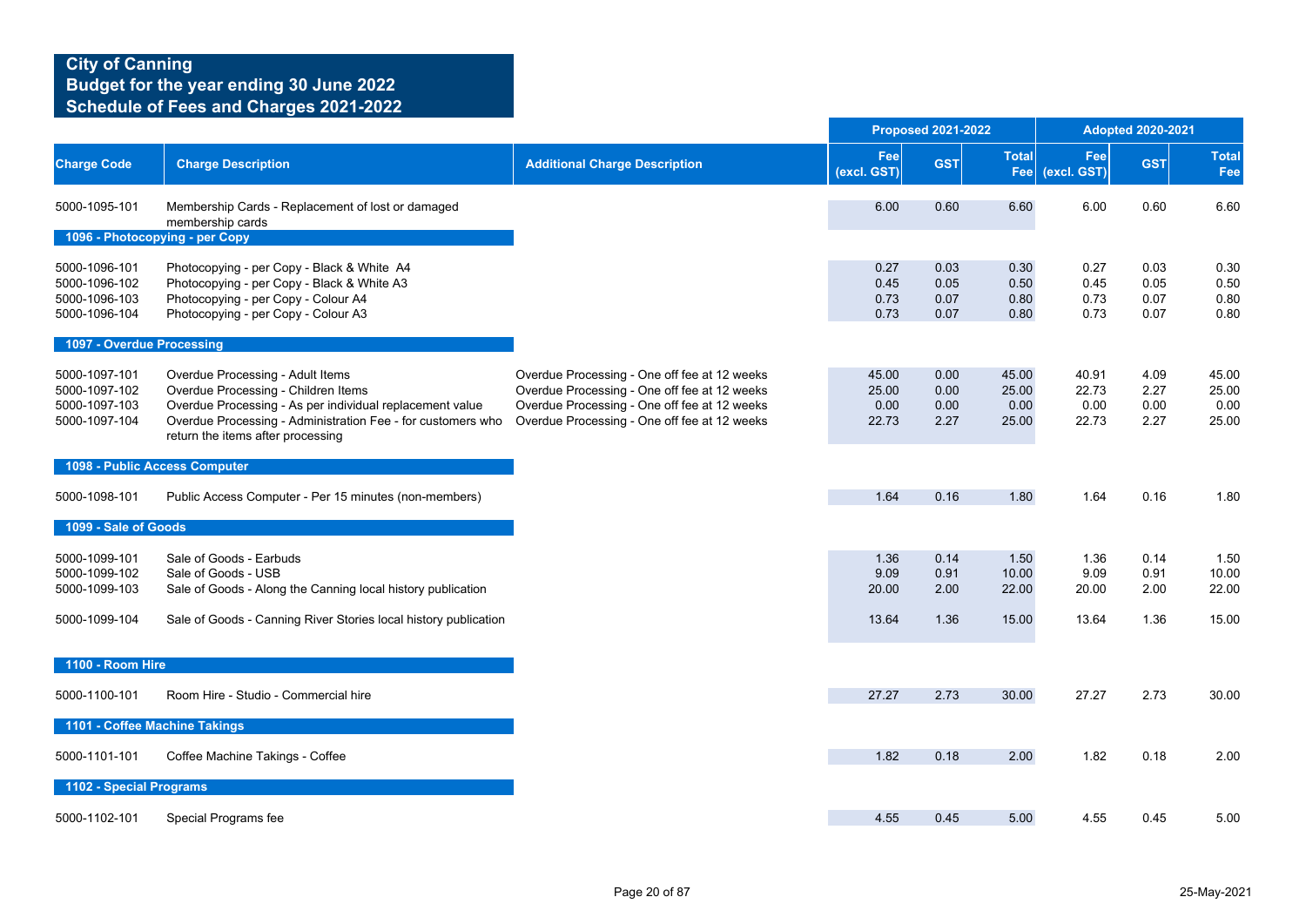# City of Canning
## Budget for the year ending 30 June 2022
## Schedule of Fees and Charges 2021-2022

| Charge Code | Charge Description | Additional Charge Description | Proposed 2021-2022 Fee (excl. GST) | Proposed 2021-2022 GST | Proposed 2021-2022 Total Fee | Adopted 2020-2021 Fee (excl. GST) | Adopted 2020-2021 GST | Adopted 2020-2021 Total Fee |
|---|---|---|---|---|---|---|---|---|
| 5000-1095-101 | Membership Cards - Replacement of lost or damaged membership cards | | 6.00 | 0.60 | 6.60 | 6.00 | 0.60 | 6.60 |
| **1096 - Photocopying - per Copy** | | | | | | | | |
| 5000-1096-101 | Photocopying - per Copy - Black & White A4 | | 0.27 | 0.03 | 0.30 | 0.27 | 0.03 | 0.30 |
| 5000-1096-102 | Photocopying - per Copy - Black & White A3 | | 0.45 | 0.05 | 0.50 | 0.45 | 0.05 | 0.50 |
| 5000-1096-103 | Photocopying - per Copy - Colour A4 | | 0.73 | 0.07 | 0.80 | 0.73 | 0.07 | 0.80 |
| 5000-1096-104 | Photocopying - per Copy - Colour A3 | | 0.73 | 0.07 | 0.80 | 0.73 | 0.07 | 0.80 |
| **1097 - Overdue Processing** | | | | | | | | |
| 5000-1097-101 | Overdue Processing - Adult Items | Overdue Processing - One off fee at 12 weeks | 45.00 | 0.00 | 45.00 | 40.91 | 4.09 | 45.00 |
| 5000-1097-102 | Overdue Processing - Children Items | Overdue Processing - One off fee at 12 weeks | 25.00 | 0.00 | 25.00 | 22.73 | 2.27 | 25.00 |
| 5000-1097-103 | Overdue Processing - As per individual replacement value | Overdue Processing - One off fee at 12 weeks | 0.00 | 0.00 | 0.00 | 0.00 | 0.00 | 0.00 |
| 5000-1097-104 | Overdue Processing - Administration Fee - for customers who return the items after processing | Overdue Processing - One off fee at 12 weeks | 22.73 | 2.27 | 25.00 | 22.73 | 2.27 | 25.00 |
| **1098 - Public Access Computer** | | | | | | | | |
| 5000-1098-101 | Public Access Computer - Per 15 minutes (non-members) | | 1.64 | 0.16 | 1.80 | 1.64 | 0.16 | 1.80 |
| **1099 - Sale of Goods** | | | | | | | | |
| 5000-1099-101 | Sale of Goods - Earbuds | | 1.36 | 0.14 | 1.50 | 1.36 | 0.14 | 1.50 |
| 5000-1099-102 | Sale of Goods - USB | | 9.09 | 0.91 | 10.00 | 9.09 | 0.91 | 10.00 |
| 5000-1099-103 | Sale of Goods - Along the Canning local history publication | | 20.00 | 2.00 | 22.00 | 20.00 | 2.00 | 22.00 |
| 5000-1099-104 | Sale of Goods - Canning River Stories local history publication | | 13.64 | 1.36 | 15.00 | 13.64 | 1.36 | 15.00 |
| **1100 - Room Hire** | | | | | | | | |
| 5000-1100-101 | Room Hire - Studio - Commercial hire | | 27.27 | 2.73 | 30.00 | 27.27 | 2.73 | 30.00 |
| **1101 - Coffee Machine Takings** | | | | | | | | |
| 5000-1101-101 | Coffee Machine Takings - Coffee | | 1.82 | 0.18 | 2.00 | 1.82 | 0.18 | 2.00 |
| **1102 - Special Programs** | | | | | | | | |
| 5000-1102-101 | Special Programs fee | | 4.55 | 0.45 | 5.00 | 4.55 | 0.45 | 5.00 |

25-May-2021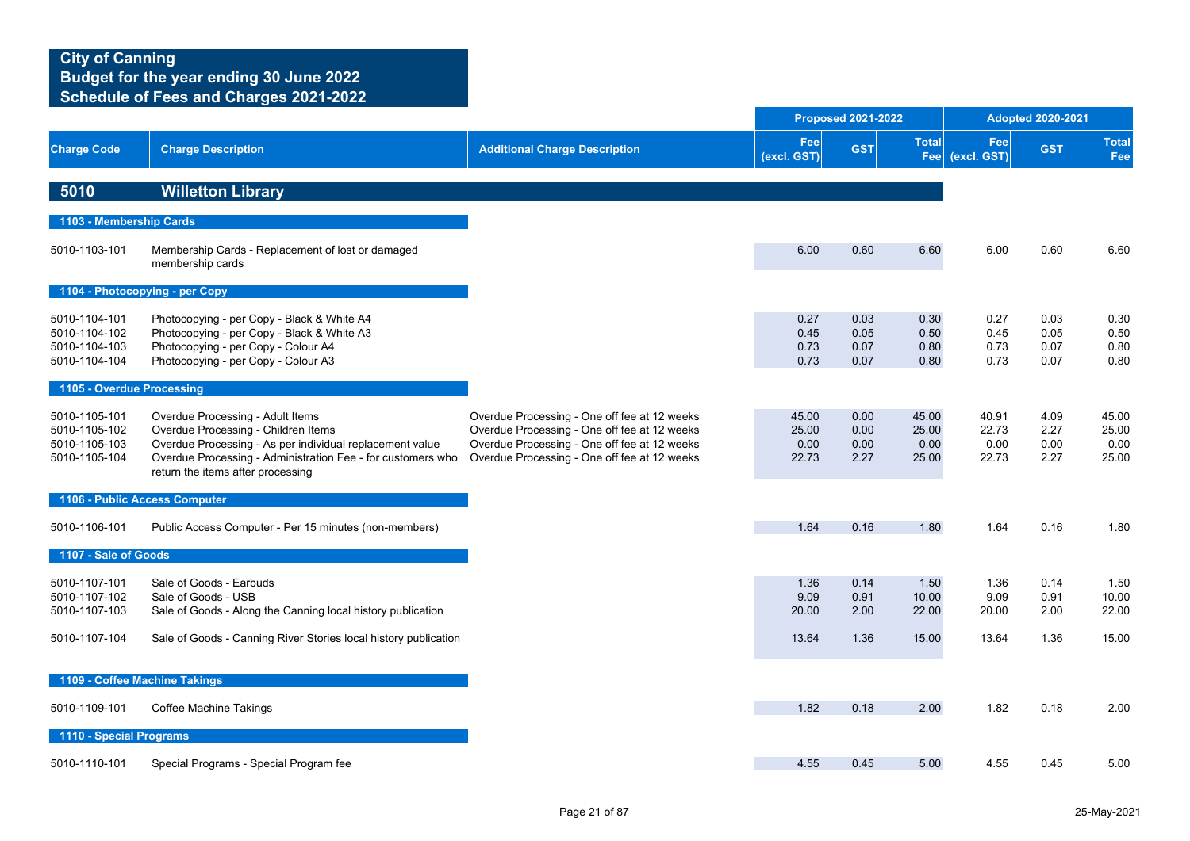**City of Canning**
**Budget for the year ending 30 June 2022**
**Schedule of Fees and Charges 2021-2022**

| Charge Code | Charge Description | Additional Charge Description | Proposed 2021-2022 Fee (excl. GST) | Proposed 2021-2022 GST | Proposed 2021-2022 Total Fee | Adopted 2020-2021 Fee (excl. GST) | Adopted 2020-2021 GST | Adopted 2020-2021 Total Fee |
|---|---|---|---|---|---|---|---|---|
| **5010** | **Willetton Library** | | | | | | | |
| **1103 - Membership Cards** | | | | | | | | |
| 5010-1103-101 | Membership Cards - Replacement of lost or damaged membership cards | | 6.00 | 0.60 | 6.60 | 6.00 | 0.60 | 6.60 |
| **1104 - Photocopying - per Copy** | | | | | | | | |
| 5010-1104-101 | Photocopying - per Copy - Black & White A4 | | 0.27 | 0.03 | 0.30 | 0.27 | 0.03 | 0.30 |
| 5010-1104-102 | Photocopying - per Copy - Black & White A3 | | 0.45 | 0.05 | 0.50 | 0.45 | 0.05 | 0.50 |
| 5010-1104-103 | Photocopying - per Copy - Colour A4 | | 0.73 | 0.07 | 0.80 | 0.73 | 0.07 | 0.80 |
| 5010-1104-104 | Photocopying - per Copy - Colour A3 | | 0.73 | 0.07 | 0.80 | 0.73 | 0.07 | 0.80 |
| **1105 - Overdue Processing** | | | | | | | | |
| 5010-1105-101 | Overdue Processing - Adult Items | Overdue Processing - One off fee at 12 weeks | 45.00 | 0.00 | 45.00 | 40.91 | 4.09 | 45.00 |
| 5010-1105-102 | Overdue Processing - Children Items | Overdue Processing - One off fee at 12 weeks | 25.00 | 0.00 | 25.00 | 22.73 | 2.27 | 25.00 |
| 5010-1105-103 | Overdue Processing - As per individual replacement value | Overdue Processing - One off fee at 12 weeks | 0.00 | 0.00 | 0.00 | 0.00 | 0.00 | 0.00 |
| 5010-1105-104 | Overdue Processing - Administration Fee - for customers who return the items after processing | Overdue Processing - One off fee at 12 weeks | 22.73 | 2.27 | 25.00 | 22.73 | 2.27 | 25.00 |
| **1106 - Public Access Computer** | | | | | | | | |
| 5010-1106-101 | Public Access Computer - Per 15 minutes (non-members) | | 1.64 | 0.16 | 1.80 | 1.64 | 0.16 | 1.80 |
| **1107 - Sale of Goods** | | | | | | | | |
| 5010-1107-101 | Sale of Goods - Earbuds | | 1.36 | 0.14 | 1.50 | 1.36 | 0.14 | 1.50 |
| 5010-1107-102 | Sale of Goods - USB | | 9.09 | 0.91 | 10.00 | 9.09 | 0.91 | 10.00 |
| 5010-1107-103 | Sale of Goods - Along the Canning local history publication | | 20.00 | 2.00 | 22.00 | 20.00 | 2.00 | 22.00 |
| 5010-1107-104 | Sale of Goods - Canning River Stories local history publication | | 13.64 | 1.36 | 15.00 | 13.64 | 1.36 | 15.00 |
| **1109 - Coffee Machine Takings** | | | | | | | | |
| 5010-1109-101 | Coffee Machine Takings | | 1.82 | 0.18 | 2.00 | 1.82 | 0.18 | 2.00 |
| **1110 - Special Programs** | | | | | | | | |
| 5010-1110-101 | Special Programs - Special Program fee | | 4.55 | 0.45 | 5.00 | 4.55 | 0.45 | 5.00 |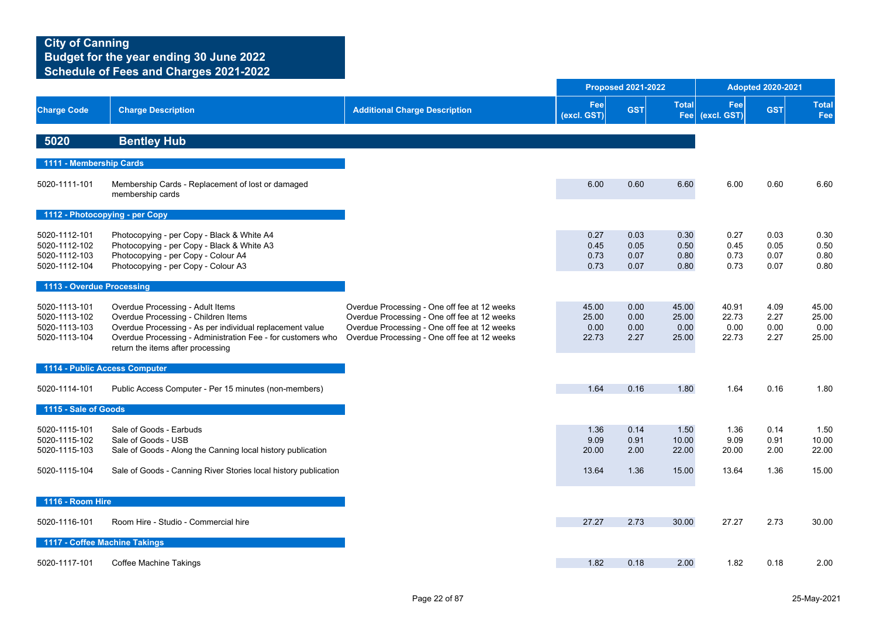# City of Canning
## Budget for the year ending 30 June 2022
## Schedule of Fees and Charges 2021-2022

| Charge Code | Charge Description | Additional Charge Description | Proposed 2021-2022 Fee (excl. GST) | Proposed 2021-2022 GST | Proposed 2021-2022 Total Fee | Adopted 2020-2021 Fee (excl. GST) | Adopted 2020-2021 GST | Adopted 2020-2021 Total Fee |
|---|---|---|---|---|---|---|---|---|
| **5020** | **Bentley Hub** | | | | | | | |
| **1111 - Membership Cards** | | | | | | | | |
| 5020-1111-101 | Membership Cards - Replacement of lost or damaged membership cards | | 6.00 | 0.60 | 6.60 | 6.00 | 0.60 | 6.60 |
| **1112 - Photocopying - per Copy** | | | | | | | | |
| 5020-1112-101 | Photocopying - per Copy - Black & White A4 | | 0.27 | 0.03 | 0.30 | 0.27 | 0.03 | 0.30 |
| 5020-1112-102 | Photocopying - per Copy - Black & White A3 | | 0.45 | 0.05 | 0.50 | 0.45 | 0.05 | 0.50 |
| 5020-1112-103 | Photocopying - per Copy - Colour A4 | | 0.73 | 0.07 | 0.80 | 0.73 | 0.07 | 0.80 |
| 5020-1112-104 | Photocopying - per Copy - Colour A3 | | 0.73 | 0.07 | 0.80 | 0.73 | 0.07 | 0.80 |
| **1113 - Overdue Processing** | | | | | | | | |
| 5020-1113-101 | Overdue Processing - Adult Items | Overdue Processing - One off fee at 12 weeks | 45.00 | 0.00 | 45.00 | 40.91 | 4.09 | 45.00 |
| 5020-1113-102 | Overdue Processing - Children Items | Overdue Processing - One off fee at 12 weeks | 25.00 | 0.00 | 25.00 | 22.73 | 2.27 | 25.00 |
| 5020-1113-103 | Overdue Processing - As per individual replacement value | Overdue Processing - One off fee at 12 weeks | 0.00 | 0.00 | 0.00 | 0.00 | 0.00 | 0.00 |
| 5020-1113-104 | Overdue Processing - Administration Fee - for customers who return the items after processing | Overdue Processing - One off fee at 12 weeks | 22.73 | 2.27 | 25.00 | 22.73 | 2.27 | 25.00 |
| **1114 - Public Access Computer** | | | | | | | | |
| 5020-1114-101 | Public Access Computer - Per 15 minutes (non-members) | | 1.64 | 0.16 | 1.80 | 1.64 | 0.16 | 1.80 |
| **1115 - Sale of Goods** | | | | | | | | |
| 5020-1115-101 | Sale of Goods - Earbuds | | 1.36 | 0.14 | 1.50 | 1.36 | 0.14 | 1.50 |
| 5020-1115-102 | Sale of Goods - USB | | 9.09 | 0.91 | 10.00 | 9.09 | 0.91 | 10.00 |
| 5020-1115-103 | Sale of Goods - Along the Canning local history publication | | 20.00 | 2.00 | 22.00 | 20.00 | 2.00 | 22.00 |
| 5020-1115-104 | Sale of Goods - Canning River Stories local history publication | | 13.64 | 1.36 | 15.00 | 13.64 | 1.36 | 15.00 |
| **1116 - Room Hire** | | | | | | | | |
| 5020-1116-101 | Room Hire - Studio - Commercial hire | | 27.27 | 2.73 | 30.00 | 27.27 | 2.73 | 30.00 |
| **1117 - Coffee Machine Takings** | | | | | | | | |
| 5020-1117-101 | Coffee Machine Takings | | 1.82 | 0.18 | 2.00 | 1.82 | 0.18 | 2.00 |

25-May-2021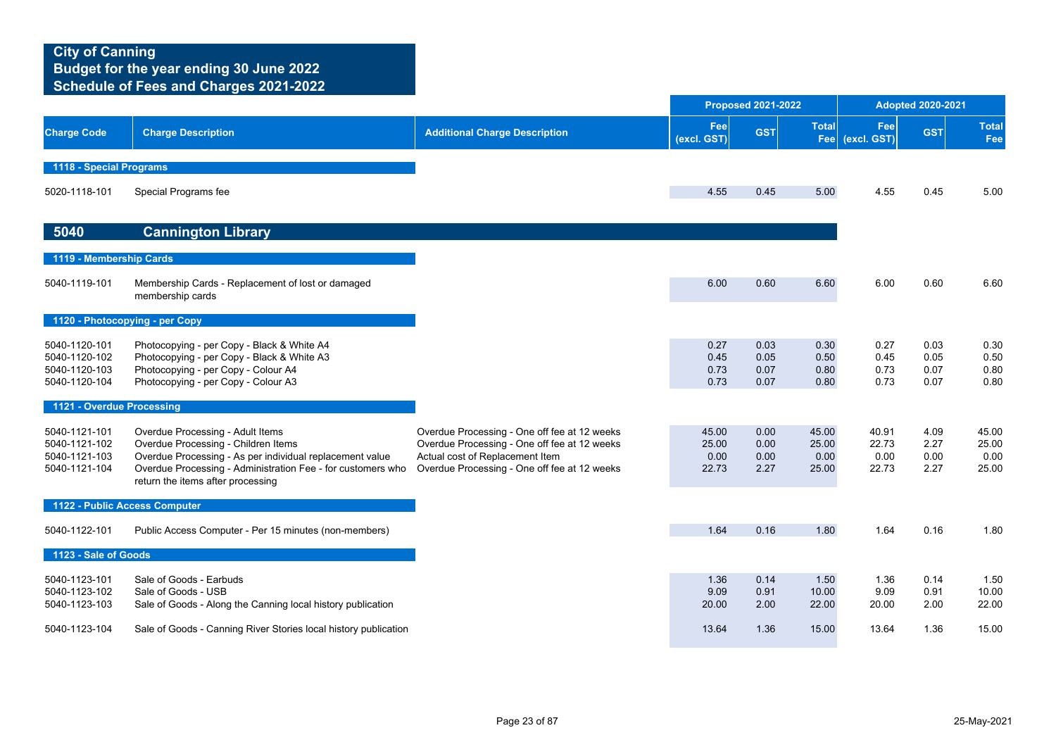# City of Canning
## Budget for the year ending 30 June 2022
## Schedule of Fees and Charges 2021-2022

| Charge Code | Charge Description | Additional Charge Description | Proposed 2021-2022 | | | Adopted 2020-2021 | | |
|---|---|---|---|---|---|---|---|---|
| | | | Fee (excl. GST) | GST | Total Fee | Fee (excl. GST) | GST | Total Fee |
| **1118 - Special Programs** | | | | | | | | |
| 5020-1118-101 | Special Programs fee | | 4.55 | 0.45 | 5.00 | 4.55 | 0.45 | 5.00 |
| **5040** | **Cannington Library** | | | | | | | |
| **1119 - Membership Cards** | | | | | | | | |
| 5040-1119-101 | Membership Cards - Replacement of lost or damaged membership cards | | 6.00 | 0.60 | 6.60 | 6.00 | 0.60 | 6.60 |
| **1120 - Photocopying - per Copy** | | | | | | | | |
| 5040-1120-101 | Photocopying - per Copy - Black & White A4 | | 0.27 | 0.03 | 0.30 | 0.27 | 0.03 | 0.30 |
| 5040-1120-102 | Photocopying - per Copy - Black & White A3 | | 0.45 | 0.05 | 0.50 | 0.45 | 0.05 | 0.50 |
| 5040-1120-103 | Photocopying - per Copy - Colour A4 | | 0.73 | 0.07 | 0.80 | 0.73 | 0.07 | 0.80 |
| 5040-1120-104 | Photocopying - per Copy - Colour A3 | | 0.73 | 0.07 | 0.80 | 0.73 | 0.07 | 0.80 |
| **1121 - Overdue Processing** | | | | | | | | |
| 5040-1121-101 | Overdue Processing - Adult Items | Overdue Processing - One off fee at 12 weeks | 45.00 | 0.00 | 45.00 | 40.91 | 4.09 | 45.00 |
| 5040-1121-102 | Overdue Processing - Children Items | Overdue Processing - One off fee at 12 weeks | 25.00 | 0.00 | 25.00 | 22.73 | 2.27 | 25.00 |
| 5040-1121-103 | Overdue Processing - As per individual replacement value | Actual cost of Replacement Item | 0.00 | 0.00 | 0.00 | 0.00 | 0.00 | 0.00 |
| 5040-1121-104 | Overdue Processing - Administration Fee - for customers who return the items after processing | Overdue Processing - One off fee at 12 weeks | 22.73 | 2.27 | 25.00 | 22.73 | 2.27 | 25.00 |
| **1122 - Public Access Computer** | | | | | | | | |
| 5040-1122-101 | Public Access Computer - Per 15 minutes (non-members) | | 1.64 | 0.16 | 1.80 | 1.64 | 0.16 | 1.80 |
| **1123 - Sale of Goods** | | | | | | | | |
| 5040-1123-101 | Sale of Goods - Earbuds | | 1.36 | 0.14 | 1.50 | 1.36 | 0.14 | 1.50 |
| 5040-1123-102 | Sale of Goods - USB | | 9.09 | 0.91 | 10.00 | 9.09 | 0.91 | 10.00 |
| 5040-1123-103 | Sale of Goods - Along the Canning local history publication | | 20.00 | 2.00 | 22.00 | 20.00 | 2.00 | 22.00 |
| 5040-1123-104 | Sale of Goods - Canning River Stories local history publication | | 13.64 | 1.36 | 15.00 | 13.64 | 1.36 | 15.00 |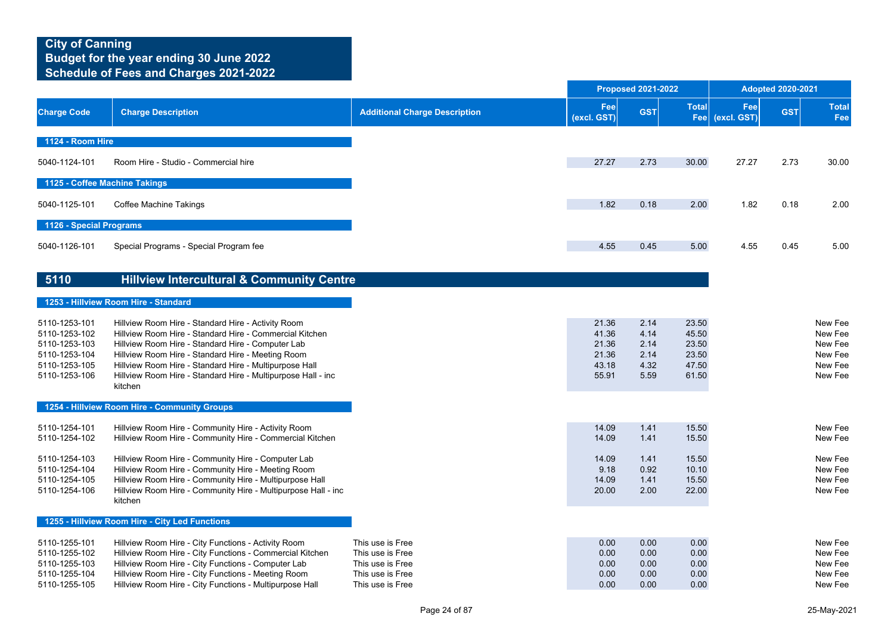**City of Canning**
**Budget for the year ending 30 June 2022**
**Schedule of Fees and Charges 2021-2022**

| Charge Code | Charge Description | Additional Charge Description | Proposed 2021-2022 Fee (excl. GST) | Proposed 2021-2022 GST | Proposed 2021-2022 Total Fee | Adopted 2020-2021 Fee (excl. GST) | Adopted 2020-2021 GST | Adopted 2020-2021 Total Fee |
|---|---|---|---|---|---|---|---|---|
| **1124 - Room Hire** | | | | | | | | |
| 5040-1124-101 | Room Hire - Studio - Commercial hire | | 27.27 | 2.73 | 30.00 | 27.27 | 2.73 | 30.00 |
| **1125 - Coffee Machine Takings** | | | | | | | | |
| 5040-1125-101 | Coffee Machine Takings | | 1.82 | 0.18 | 2.00 | 1.82 | 0.18 | 2.00 |
| **1126 - Special Programs** | | | | | | | | |
| 5040-1126-101 | Special Programs - Special Program fee | | 4.55 | 0.45 | 5.00 | 4.55 | 0.45 | 5.00 |
| **5110** | **Hillview Intercultural & Community Centre** | | | | | | | |
| **1253 - Hillview Room Hire - Standard** | | | | | | | | |
| 5110-1253-101 | Hillview Room Hire - Standard Hire - Activity Room | | 21.36 | 2.14 | 23.50 | | | New Fee |
| 5110-1253-102 | Hillview Room Hire - Standard Hire - Commercial Kitchen | | 41.36 | 4.14 | 45.50 | | | New Fee |
| 5110-1253-103 | Hillview Room Hire - Standard Hire - Computer Lab | | 21.36 | 2.14 | 23.50 | | | New Fee |
| 5110-1253-104 | Hillview Room Hire - Standard Hire - Meeting Room | | 21.36 | 2.14 | 23.50 | | | New Fee |
| 5110-1253-105 | Hillview Room Hire - Standard Hire - Multipurpose Hall | | 43.18 | 4.32 | 47.50 | | | New Fee |
| 5110-1253-106 | Hillview Room Hire - Standard Hire - Multipurpose Hall - inc kitchen | | 55.91 | 5.59 | 61.50 | | | New Fee |
| **1254 - Hillview Room Hire - Community Groups** | | | | | | | | |
| 5110-1254-101 | Hillview Room Hire - Community Hire - Activity Room | | 14.09 | 1.41 | 15.50 | | | New Fee |
| 5110-1254-102 | Hillview Room Hire - Community Hire - Commercial Kitchen | | 14.09 | 1.41 | 15.50 | | | New Fee |
| 5110-1254-103 | Hillview Room Hire - Community Hire - Computer Lab | | 14.09 | 1.41 | 15.50 | | | New Fee |
| 5110-1254-104 | Hillview Room Hire - Community Hire - Meeting Room | | 9.18 | 0.92 | 10.10 | | | New Fee |
| 5110-1254-105 | Hillview Room Hire - Community Hire - Multipurpose Hall | | 14.09 | 1.41 | 15.50 | | | New Fee |
| 5110-1254-106 | Hillview Room Hire - Community Hire - Multipurpose Hall - inc kitchen | | 20.00 | 2.00 | 22.00 | | | New Fee |
| **1255 - Hillview Room Hire - City Led Functions** | | | | | | | | |
| 5110-1255-101 | Hillview Room Hire - City Functions - Activity Room | This use is Free | 0.00 | 0.00 | 0.00 | | | New Fee |
| 5110-1255-102 | Hillview Room Hire - City Functions - Commercial Kitchen | This use is Free | 0.00 | 0.00 | 0.00 | | | New Fee |
| 5110-1255-103 | Hillview Room Hire - City Functions - Computer Lab | This use is Free | 0.00 | 0.00 | 0.00 | | | New Fee |
| 5110-1255-104 | Hillview Room Hire - City Functions - Meeting Room | This use is Free | 0.00 | 0.00 | 0.00 | | | New Fee |
| 5110-1255-105 | Hillview Room Hire - City Functions - Multipurpose Hall | This use is Free | 0.00 | 0.00 | 0.00 | | | New Fee |

25-May-2021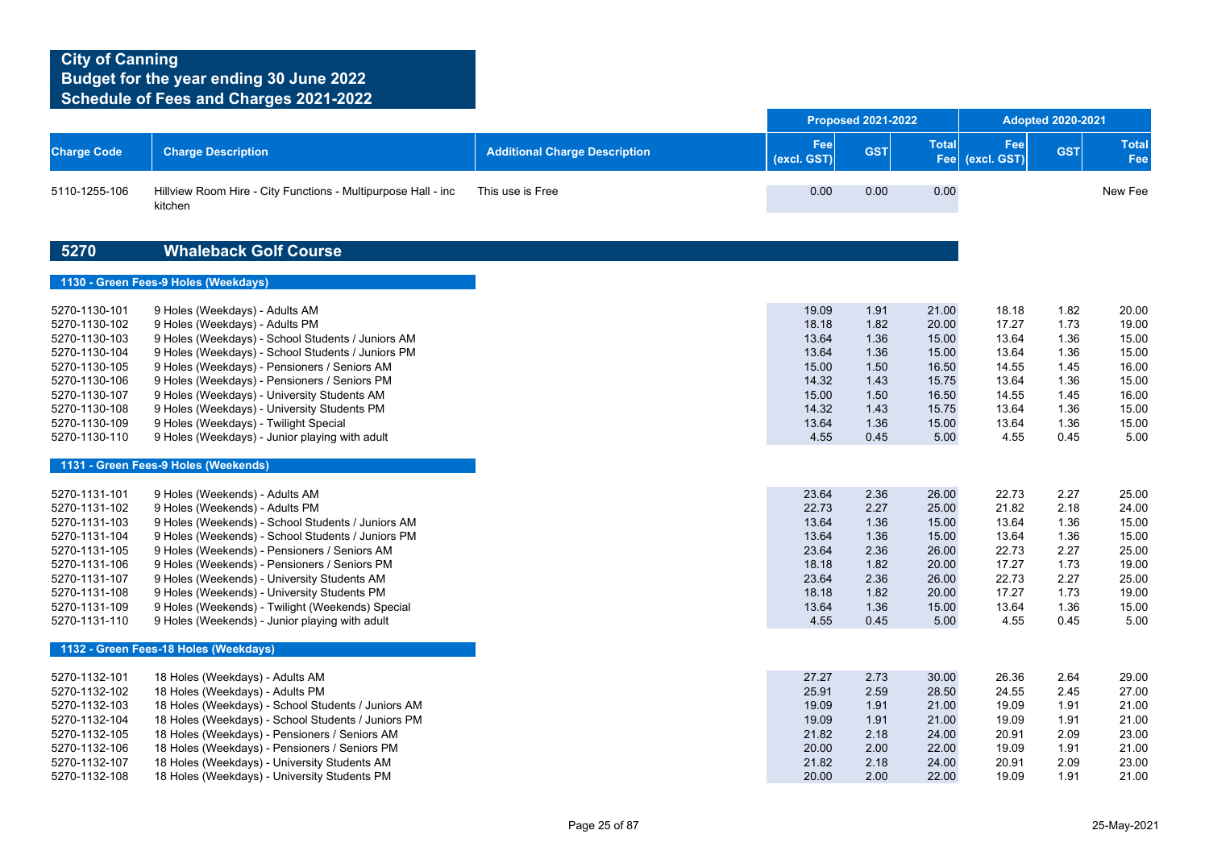**City of Canning**
**Budget for the year ending 30 June 2022**
**Schedule of Fees and Charges 2021-2022**

| Charge Code | Charge Description | Additional Charge Description | Proposed 2021-2022 Fee (excl. GST) | Proposed 2021-2022 GST | Proposed 2021-2022 Total Fee | Adopted 2020-2021 Fee (excl. GST) | Adopted 2020-2021 GST | Adopted 2020-2021 Total Fee |
|---|---|---|---|---|---|---|---|---|
| 5110-1255-106 | Hillview Room Hire - City Functions - Multipurpose Hall - inc kitchen | This use is Free | 0.00 | 0.00 | 0.00 | | | New Fee |

## 5270 Whaleback Golf Course

### 1130 - Green Fees-9 Holes (Weekdays)

| Charge Code | Charge Description | Additional Charge Description | Proposed 2021-2022 Fee (excl. GST) | Proposed 2021-2022 GST | Proposed 2021-2022 Total Fee | Adopted 2020-2021 Fee (excl. GST) | Adopted 2020-2021 GST | Adopted 2020-2021 Total Fee |
|---|---|---|---|---|---|---|---|---|
| 5270-1130-101 | 9 Holes (Weekdays) - Adults AM | | 19.09 | 1.91 | 21.00 | 18.18 | 1.82 | 20.00 |
| 5270-1130-102 | 9 Holes (Weekdays) - Adults PM | | 18.18 | 1.82 | 20.00 | 17.27 | 1.73 | 19.00 |
| 5270-1130-103 | 9 Holes (Weekdays) - School Students / Juniors AM | | 13.64 | 1.36 | 15.00 | 13.64 | 1.36 | 15.00 |
| 5270-1130-104 | 9 Holes (Weekdays) - School Students / Juniors PM | | 13.64 | 1.36 | 15.00 | 13.64 | 1.36 | 15.00 |
| 5270-1130-105 | 9 Holes (Weekdays) - Pensioners / Seniors AM | | 15.00 | 1.50 | 16.50 | 14.55 | 1.45 | 16.00 |
| 5270-1130-106 | 9 Holes (Weekdays) - Pensioners / Seniors PM | | 14.32 | 1.43 | 15.75 | 13.64 | 1.36 | 15.00 |
| 5270-1130-107 | 9 Holes (Weekdays) - University Students AM | | 15.00 | 1.50 | 16.50 | 14.55 | 1.45 | 16.00 |
| 5270-1130-108 | 9 Holes (Weekdays) - University Students PM | | 14.32 | 1.43 | 15.75 | 13.64 | 1.36 | 15.00 |
| 5270-1130-109 | 9 Holes (Weekdays) - Twilight Special | | 13.64 | 1.36 | 15.00 | 13.64 | 1.36 | 15.00 |
| 5270-1130-110 | 9 Holes (Weekdays) - Junior playing with adult | | 4.55 | 0.45 | 5.00 | 4.55 | 0.45 | 5.00 |

### 1131 - Green Fees-9 Holes (Weekends)

| Charge Code | Charge Description | Additional Charge Description | Proposed 2021-2022 Fee (excl. GST) | Proposed 2021-2022 GST | Proposed 2021-2022 Total Fee | Adopted 2020-2021 Fee (excl. GST) | Adopted 2020-2021 GST | Adopted 2020-2021 Total Fee |
|---|---|---|---|---|---|---|---|---|
| 5270-1131-101 | 9 Holes (Weekends) - Adults AM | | 23.64 | 2.36 | 26.00 | 22.73 | 2.27 | 25.00 |
| 5270-1131-102 | 9 Holes (Weekends) - Adults PM | | 22.73 | 2.27 | 25.00 | 21.82 | 2.18 | 24.00 |
| 5270-1131-103 | 9 Holes (Weekends) - School Students / Juniors AM | | 13.64 | 1.36 | 15.00 | 13.64 | 1.36 | 15.00 |
| 5270-1131-104 | 9 Holes (Weekends) - School Students / Juniors PM | | 13.64 | 1.36 | 15.00 | 13.64 | 1.36 | 15.00 |
| 5270-1131-105 | 9 Holes (Weekends) - Pensioners / Seniors AM | | 23.64 | 2.36 | 26.00 | 22.73 | 2.27 | 25.00 |
| 5270-1131-106 | 9 Holes (Weekends) - Pensioners / Seniors PM | | 18.18 | 1.82 | 20.00 | 17.27 | 1.73 | 19.00 |
| 5270-1131-107 | 9 Holes (Weekends) - University Students AM | | 23.64 | 2.36 | 26.00 | 22.73 | 2.27 | 25.00 |
| 5270-1131-108 | 9 Holes (Weekends) - University Students PM | | 18.18 | 1.82 | 20.00 | 17.27 | 1.73 | 19.00 |
| 5270-1131-109 | 9 Holes (Weekends) - Twilight (Weekends) Special | | 13.64 | 1.36 | 15.00 | 13.64 | 1.36 | 15.00 |
| 5270-1131-110 | 9 Holes (Weekends) - Junior playing with adult | | 4.55 | 0.45 | 5.00 | 4.55 | 0.45 | 5.00 |

### 1132 - Green Fees-18 Holes (Weekdays)

| Charge Code | Charge Description | Additional Charge Description | Proposed 2021-2022 Fee (excl. GST) | Proposed 2021-2022 GST | Proposed 2021-2022 Total Fee | Adopted 2020-2021 Fee (excl. GST) | Adopted 2020-2021 GST | Adopted 2020-2021 Total Fee |
|---|---|---|---|---|---|---|---|---|
| 5270-1132-101 | 18 Holes (Weekdays) - Adults AM | | 27.27 | 2.73 | 30.00 | 26.36 | 2.64 | 29.00 |
| 5270-1132-102 | 18 Holes (Weekdays) - Adults PM | | 25.91 | 2.59 | 28.50 | 24.55 | 2.45 | 27.00 |
| 5270-1132-103 | 18 Holes (Weekdays) - School Students / Juniors AM | | 19.09 | 1.91 | 21.00 | 19.09 | 1.91 | 21.00 |
| 5270-1132-104 | 18 Holes (Weekdays) - School Students / Juniors PM | | 19.09 | 1.91 | 21.00 | 19.09 | 1.91 | 21.00 |
| 5270-1132-105 | 18 Holes (Weekdays) - Pensioners / Seniors AM | | 21.82 | 2.18 | 24.00 | 20.91 | 2.09 | 23.00 |
| 5270-1132-106 | 18 Holes (Weekdays) - Pensioners / Seniors PM | | 20.00 | 2.00 | 22.00 | 19.09 | 1.91 | 21.00 |
| 5270-1132-107 | 18 Holes (Weekdays) - University Students AM | | 21.82 | 2.18 | 24.00 | 20.91 | 2.09 | 23.00 |
| 5270-1132-108 | 18 Holes (Weekdays) - University Students PM | | 20.00 | 2.00 | 22.00 | 19.09 | 1.91 | 21.00 |

25-May-2021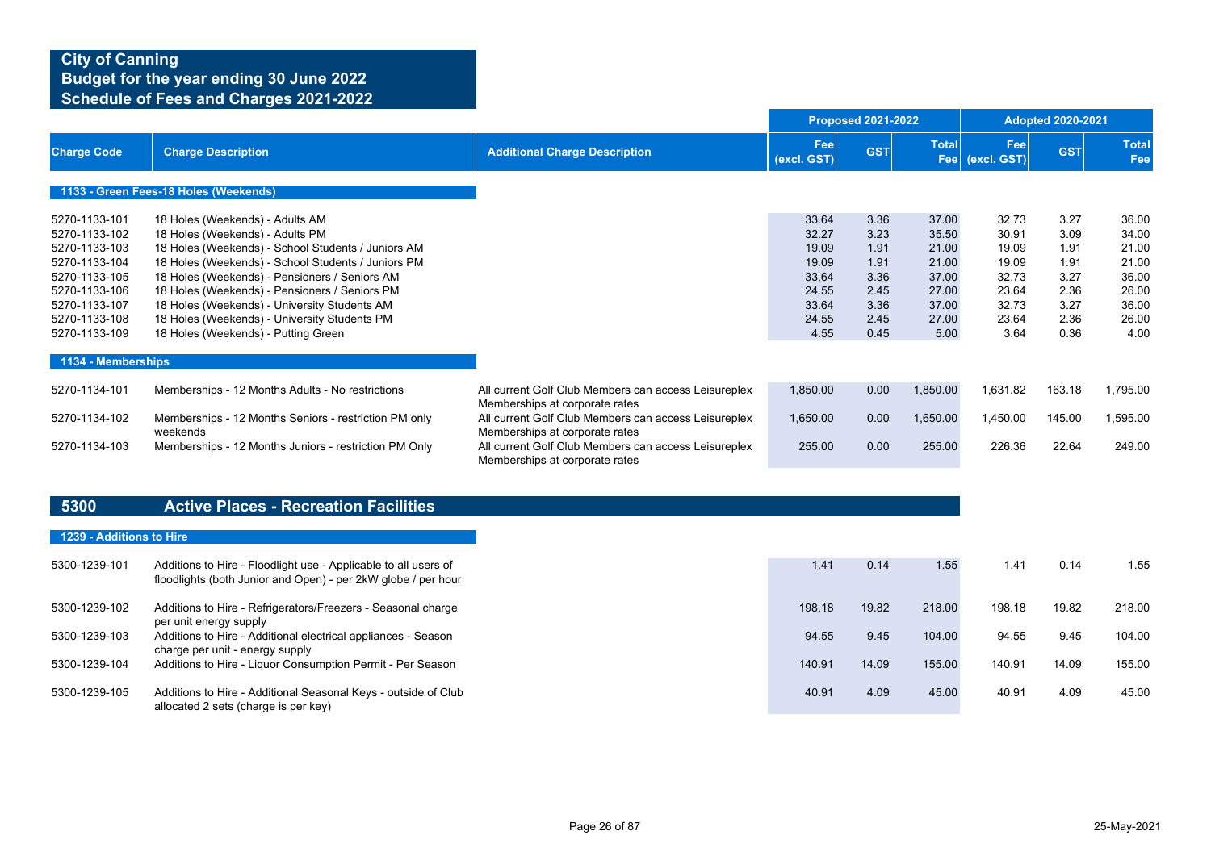# City of Canning
## Budget for the year ending 30 June 2022
## Schedule of Fees and Charges 2021-2022

| Charge Code | Charge Description | Additional Charge Description | Proposed 2021-2022 Fee (excl. GST) | Proposed 2021-2022 GST | Proposed 2021-2022 Total Fee | Adopted 2020-2021 Fee (excl. GST) | Adopted 2020-2021 GST | Adopted 2020-2021 Total Fee |
|---|---|---|---|---|---|---|---|---|
| **1133 - Green Fees-18 Holes (Weekends)** | | | | | | | | |
| 5270-1133-101 | 18 Holes (Weekends) - Adults AM | | 33.64 | 3.36 | 37.00 | 32.73 | 3.27 | 36.00 |
| 5270-1133-102 | 18 Holes (Weekends) - Adults PM | | 32.27 | 3.23 | 35.50 | 30.91 | 3.09 | 34.00 |
| 5270-1133-103 | 18 Holes (Weekends) - School Students / Juniors AM | | 19.09 | 1.91 | 21.00 | 19.09 | 1.91 | 21.00 |
| 5270-1133-104 | 18 Holes (Weekends) - School Students / Juniors PM | | 19.09 | 1.91 | 21.00 | 19.09 | 1.91 | 21.00 |
| 5270-1133-105 | 18 Holes (Weekends) - Pensioners / Seniors AM | | 33.64 | 3.36 | 37.00 | 32.73 | 3.27 | 36.00 |
| 5270-1133-106 | 18 Holes (Weekends) - Pensioners / Seniors PM | | 24.55 | 2.45 | 27.00 | 23.64 | 2.36 | 26.00 |
| 5270-1133-107 | 18 Holes (Weekends) - University Students AM | | 33.64 | 3.36 | 37.00 | 32.73 | 3.27 | 36.00 |
| 5270-1133-108 | 18 Holes (Weekends) - University Students PM | | 24.55 | 2.45 | 27.00 | 23.64 | 2.36 | 26.00 |
| 5270-1133-109 | 18 Holes (Weekends) - Putting Green | | 4.55 | 0.45 | 5.00 | 3.64 | 0.36 | 4.00 |
| **1134 - Memberships** | | | | | | | | |
| 5270-1134-101 | Memberships - 12 Months Adults - No restrictions | All current Golf Club Members can access Leisureplex Memberships at corporate rates | 1,850.00 | 0.00 | 1,850.00 | 1,631.82 | 163.18 | 1,795.00 |
| 5270-1134-102 | Memberships - 12 Months Seniors - restriction PM only weekends | All current Golf Club Members can access Leisureplex Memberships at corporate rates | 1,650.00 | 0.00 | 1,650.00 | 1,450.00 | 145.00 | 1,595.00 |
| 5270-1134-103 | Memberships - 12 Months Juniors - restriction PM Only | All current Golf Club Members can access Leisureplex Memberships at corporate rates | 255.00 | 0.00 | 255.00 | 226.36 | 22.64 | 249.00 |

## 5300 Active Places - Recreation Facilities

| Charge Code | Charge Description | Additional Charge Description | Proposed 2021-2022 Fee (excl. GST) | Proposed 2021-2022 GST | Proposed 2021-2022 Total Fee | Adopted 2020-2021 Fee (excl. GST) | Adopted 2020-2021 GST | Adopted 2020-2021 Total Fee |
|---|---|---|---|---|---|---|---|---|
| **1239 - Additions to Hire** | | | | | | | | |
| 5300-1239-101 | Additions to Hire - Floodlight use - Applicable to all users of floodlights (both Junior and Open) - per 2kW globe / per hour | | 1.41 | 0.14 | 1.55 | 1.41 | 0.14 | 1.55 |
| 5300-1239-102 | Additions to Hire - Refrigerators/Freezers - Seasonal charge per unit energy supply | | 198.18 | 19.82 | 218.00 | 198.18 | 19.82 | 218.00 |
| 5300-1239-103 | Additions to Hire - Additional electrical appliances - Season charge per unit - energy supply | | 94.55 | 9.45 | 104.00 | 94.55 | 9.45 | 104.00 |
| 5300-1239-104 | Additions to Hire - Liquor Consumption Permit - Per Season | | 140.91 | 14.09 | 155.00 | 140.91 | 14.09 | 155.00 |
| 5300-1239-105 | Additions to Hire - Additional Seasonal Keys - outside of Club allocated 2 sets (charge is per key) | | 40.91 | 4.09 | 45.00 | 40.91 | 4.09 | 45.00 |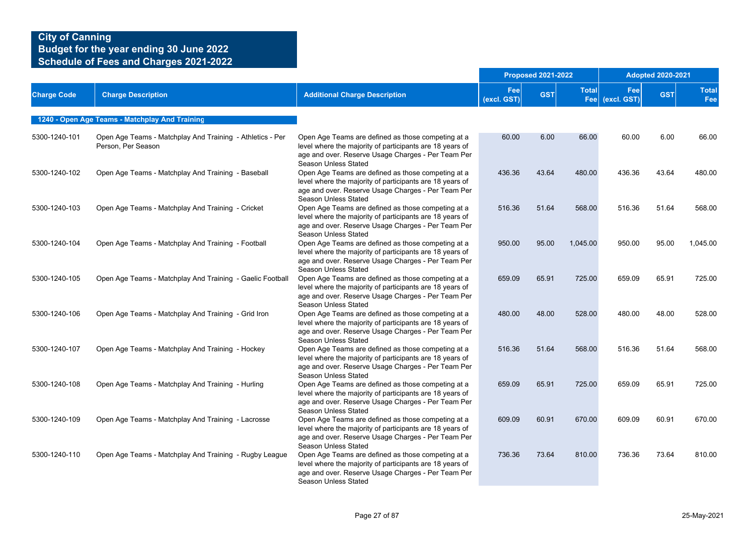# City of Canning
## Budget for the year ending 30 June 2022
## Schedule of Fees and Charges 2021-2022

| Charge Code | Charge Description | Additional Charge Description | Proposed 2021-2022 | | | Adopted 2020-2021 | | |
|---|---|---|---|---|---|---|---|---|
| | | | Fee (excl. GST) | GST | Total Fee | Fee (excl. GST) | GST | Total Fee |
| **1240 - Open Age Teams - Matchplay And Training** | | | | | | | | |
| 5300-1240-101 | Open Age Teams - Matchplay And Training - Athletics - Per Person, Per Season | Open Age Teams are defined as those competing at a level where the majority of participants are 18 years of age and over. Reserve Usage Charges - Per Team Per Season Unless Stated | 60.00 | 6.00 | 66.00 | 60.00 | 6.00 | 66.00 |
| 5300-1240-102 | Open Age Teams - Matchplay And Training - Baseball | Open Age Teams are defined as those competing at a level where the majority of participants are 18 years of age and over. Reserve Usage Charges - Per Team Per Season Unless Stated | 436.36 | 43.64 | 480.00 | 436.36 | 43.64 | 480.00 |
| 5300-1240-103 | Open Age Teams - Matchplay And Training - Cricket | Open Age Teams are defined as those competing at a level where the majority of participants are 18 years of age and over. Reserve Usage Charges - Per Team Per Season Unless Stated | 516.36 | 51.64 | 568.00 | 516.36 | 51.64 | 568.00 |
| 5300-1240-104 | Open Age Teams - Matchplay And Training - Football | Open Age Teams are defined as those competing at a level where the majority of participants are 18 years of age and over. Reserve Usage Charges - Per Team Per Season Unless Stated | 950.00 | 95.00 | 1,045.00 | 950.00 | 95.00 | 1,045.00 |
| 5300-1240-105 | Open Age Teams - Matchplay And Training - Gaelic Football | Open Age Teams are defined as those competing at a level where the majority of participants are 18 years of age and over. Reserve Usage Charges - Per Team Per Season Unless Stated | 659.09 | 65.91 | 725.00 | 659.09 | 65.91 | 725.00 |
| 5300-1240-106 | Open Age Teams - Matchplay And Training - Grid Iron | Open Age Teams are defined as those competing at a level where the majority of participants are 18 years of age and over. Reserve Usage Charges - Per Team Per Season Unless Stated | 480.00 | 48.00 | 528.00 | 480.00 | 48.00 | 528.00 |
| 5300-1240-107 | Open Age Teams - Matchplay And Training - Hockey | Open Age Teams are defined as those competing at a level where the majority of participants are 18 years of age and over. Reserve Usage Charges - Per Team Per Season Unless Stated | 516.36 | 51.64 | 568.00 | 516.36 | 51.64 | 568.00 |
| 5300-1240-108 | Open Age Teams - Matchplay And Training - Hurling | Open Age Teams are defined as those competing at a level where the majority of participants are 18 years of age and over. Reserve Usage Charges - Per Team Per Season Unless Stated | 659.09 | 65.91 | 725.00 | 659.09 | 65.91 | 725.00 |
| 5300-1240-109 | Open Age Teams - Matchplay And Training - Lacrosse | Open Age Teams are defined as those competing at a level where the majority of participants are 18 years of age and over. Reserve Usage Charges - Per Team Per Season Unless Stated | 609.09 | 60.91 | 670.00 | 609.09 | 60.91 | 670.00 |
| 5300-1240-110 | Open Age Teams - Matchplay And Training - Rugby League | Open Age Teams are defined as those competing at a level where the majority of participants are 18 years of age and over. Reserve Usage Charges - Per Team Per Season Unless Stated | 736.36 | 73.64 | 810.00 | 736.36 | 73.64 | 810.00 |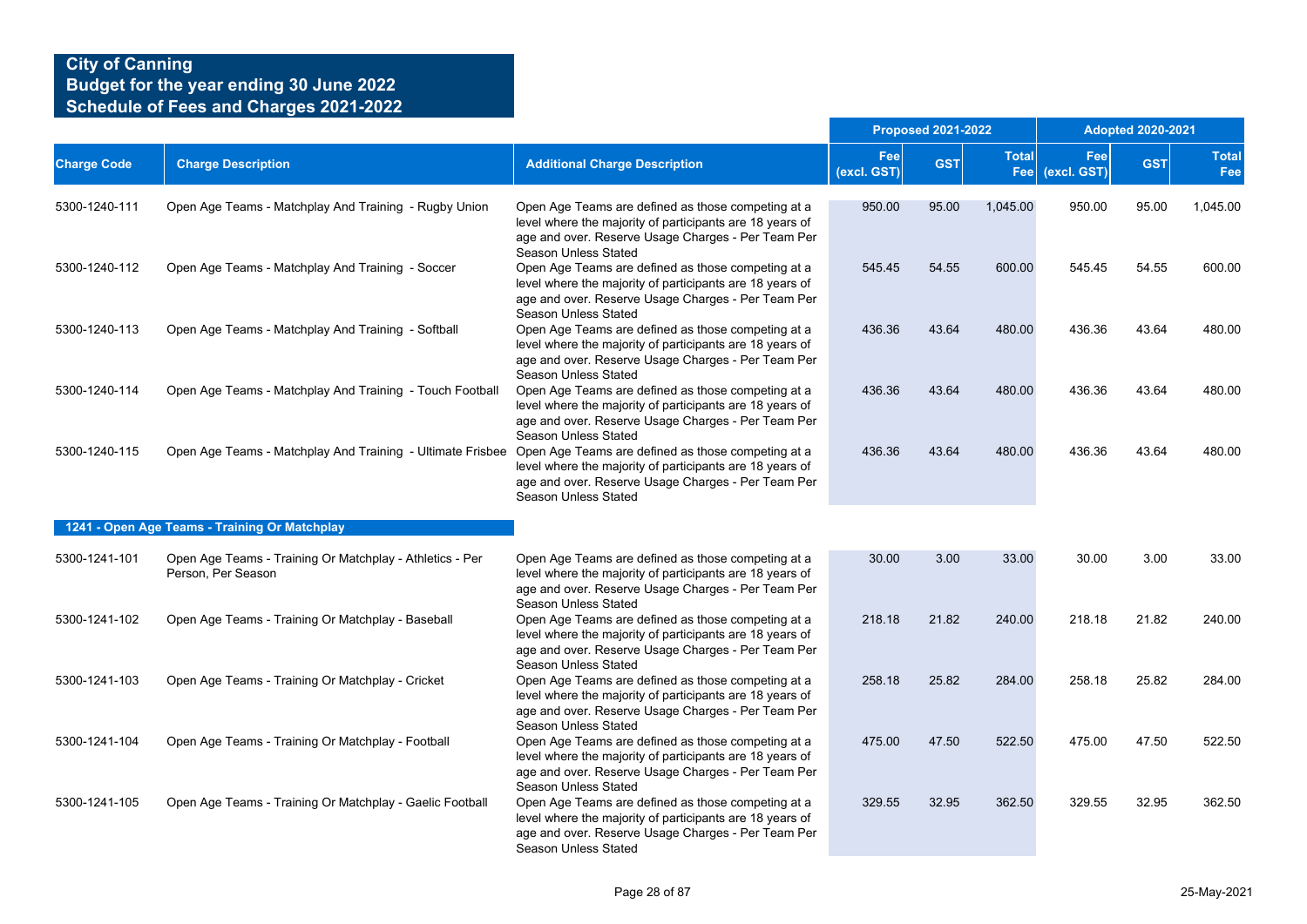**City of Canning**
**Budget for the year ending 30 June 2022**
**Schedule of Fees and Charges 2021-2022**

| Charge Code | Charge Description | Additional Charge Description | Proposed 2021-2022 Fee (excl. GST) | Proposed 2021-2022 GST | Proposed 2021-2022 Total Fee | Adopted 2020-2021 Fee (excl. GST) | Adopted 2020-2021 GST | Adopted 2020-2021 Total Fee |
|---|---|---|---|---|---|---|---|---|
| 5300-1240-111 | Open Age Teams - Matchplay And Training - Rugby Union | Open Age Teams are defined as those competing at a level where the majority of participants are 18 years of age and over. Reserve Usage Charges - Per Team Per Season Unless Stated | 950.00 | 95.00 | 1,045.00 | 950.00 | 95.00 | 1,045.00 |
| 5300-1240-112 | Open Age Teams - Matchplay And Training - Soccer | Open Age Teams are defined as those competing at a level where the majority of participants are 18 years of age and over. Reserve Usage Charges - Per Team Per Season Unless Stated | 545.45 | 54.55 | 600.00 | 545.45 | 54.55 | 600.00 |
| 5300-1240-113 | Open Age Teams - Matchplay And Training - Softball | Open Age Teams are defined as those competing at a level where the majority of participants are 18 years of age and over. Reserve Usage Charges - Per Team Per Season Unless Stated | 436.36 | 43.64 | 480.00 | 436.36 | 43.64 | 480.00 |
| 5300-1240-114 | Open Age Teams - Matchplay And Training - Touch Football | Open Age Teams are defined as those competing at a level where the majority of participants are 18 years of age and over. Reserve Usage Charges - Per Team Per Season Unless Stated | 436.36 | 43.64 | 480.00 | 436.36 | 43.64 | 480.00 |
| 5300-1240-115 | Open Age Teams - Matchplay And Training - Ultimate Frisbee | Open Age Teams are defined as those competing at a level where the majority of participants are 18 years of age and over. Reserve Usage Charges - Per Team Per Season Unless Stated | 436.36 | 43.64 | 480.00 | 436.36 | 43.64 | 480.00 |
| **1241 - Open Age Teams - Training Or Matchplay** | | | | | | | | |
| 5300-1241-101 | Open Age Teams - Training Or Matchplay - Athletics - Per Person, Per Season | Open Age Teams are defined as those competing at a level where the majority of participants are 18 years of age and over. Reserve Usage Charges - Per Team Per Season Unless Stated | 30.00 | 3.00 | 33.00 | 30.00 | 3.00 | 33.00 |
| 5300-1241-102 | Open Age Teams - Training Or Matchplay - Baseball | Open Age Teams are defined as those competing at a level where the majority of participants are 18 years of age and over. Reserve Usage Charges - Per Team Per Season Unless Stated | 218.18 | 21.82 | 240.00 | 218.18 | 21.82 | 240.00 |
| 5300-1241-103 | Open Age Teams - Training Or Matchplay - Cricket | Open Age Teams are defined as those competing at a level where the majority of participants are 18 years of age and over. Reserve Usage Charges - Per Team Per Season Unless Stated | 258.18 | 25.82 | 284.00 | 258.18 | 25.82 | 284.00 |
| 5300-1241-104 | Open Age Teams - Training Or Matchplay - Football | Open Age Teams are defined as those competing at a level where the majority of participants are 18 years of age and over. Reserve Usage Charges - Per Team Per Season Unless Stated | 475.00 | 47.50 | 522.50 | 475.00 | 47.50 | 522.50 |
| 5300-1241-105 | Open Age Teams - Training Or Matchplay - Gaelic Football | Open Age Teams are defined as those competing at a level where the majority of participants are 18 years of age and over. Reserve Usage Charges - Per Team Per Season Unless Stated | 329.55 | 32.95 | 362.50 | 329.55 | 32.95 | 362.50 |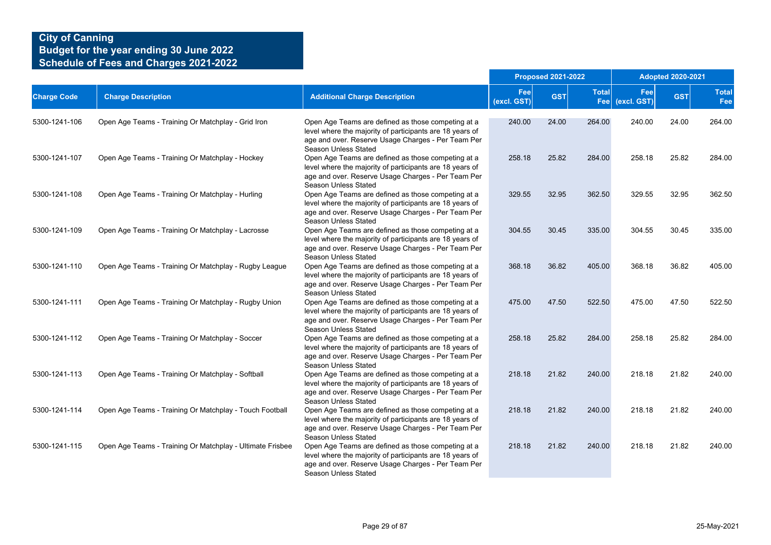# City of Canning
## Budget for the year ending 30 June 2022
## Schedule of Fees and Charges 2021-2022

| Charge Code | Charge Description | Additional Charge Description | Proposed 2021-2022 | | | Adopted 2020-2021 | | |
|---|---|---|---|---|---|---|---|---|
| | | | Fee (excl. GST) | GST | Total Fee | Fee (excl. GST) | GST | Total Fee |
| 5300-1241-106 | Open Age Teams - Training Or Matchplay - Grid Iron | Open Age Teams are defined as those competing at a level where the majority of participants are 18 years of age and over. Reserve Usage Charges - Per Team Per Season Unless Stated | 240.00 | 24.00 | 264.00 | 240.00 | 24.00 | 264.00 |
| 5300-1241-107 | Open Age Teams - Training Or Matchplay - Hockey | Open Age Teams are defined as those competing at a level where the majority of participants are 18 years of age and over. Reserve Usage Charges - Per Team Per Season Unless Stated | 258.18 | 25.82 | 284.00 | 258.18 | 25.82 | 284.00 |
| 5300-1241-108 | Open Age Teams - Training Or Matchplay - Hurling | Open Age Teams are defined as those competing at a level where the majority of participants are 18 years of age and over. Reserve Usage Charges - Per Team Per Season Unless Stated | 329.55 | 32.95 | 362.50 | 329.55 | 32.95 | 362.50 |
| 5300-1241-109 | Open Age Teams - Training Or Matchplay - Lacrosse | Open Age Teams are defined as those competing at a level where the majority of participants are 18 years of age and over. Reserve Usage Charges - Per Team Per Season Unless Stated | 304.55 | 30.45 | 335.00 | 304.55 | 30.45 | 335.00 |
| 5300-1241-110 | Open Age Teams - Training Or Matchplay - Rugby League | Open Age Teams are defined as those competing at a level where the majority of participants are 18 years of age and over. Reserve Usage Charges - Per Team Per Season Unless Stated | 368.18 | 36.82 | 405.00 | 368.18 | 36.82 | 405.00 |
| 5300-1241-111 | Open Age Teams - Training Or Matchplay - Rugby Union | Open Age Teams are defined as those competing at a level where the majority of participants are 18 years of age and over. Reserve Usage Charges - Per Team Per Season Unless Stated | 475.00 | 47.50 | 522.50 | 475.00 | 47.50 | 522.50 |
| 5300-1241-112 | Open Age Teams - Training Or Matchplay - Soccer | Open Age Teams are defined as those competing at a level where the majority of participants are 18 years of age and over. Reserve Usage Charges - Per Team Per Season Unless Stated | 258.18 | 25.82 | 284.00 | 258.18 | 25.82 | 284.00 |
| 5300-1241-113 | Open Age Teams - Training Or Matchplay - Softball | Open Age Teams are defined as those competing at a level where the majority of participants are 18 years of age and over. Reserve Usage Charges - Per Team Per Season Unless Stated | 218.18 | 21.82 | 240.00 | 218.18 | 21.82 | 240.00 |
| 5300-1241-114 | Open Age Teams - Training Or Matchplay - Touch Football | Open Age Teams are defined as those competing at a level where the majority of participants are 18 years of age and over. Reserve Usage Charges - Per Team Per Season Unless Stated | 218.18 | 21.82 | 240.00 | 218.18 | 21.82 | 240.00 |
| 5300-1241-115 | Open Age Teams - Training Or Matchplay - Ultimate Frisbee | Open Age Teams are defined as those competing at a level where the majority of participants are 18 years of age and over. Reserve Usage Charges - Per Team Per Season Unless Stated | 218.18 | 21.82 | 240.00 | 218.18 | 21.82 | 240.00 |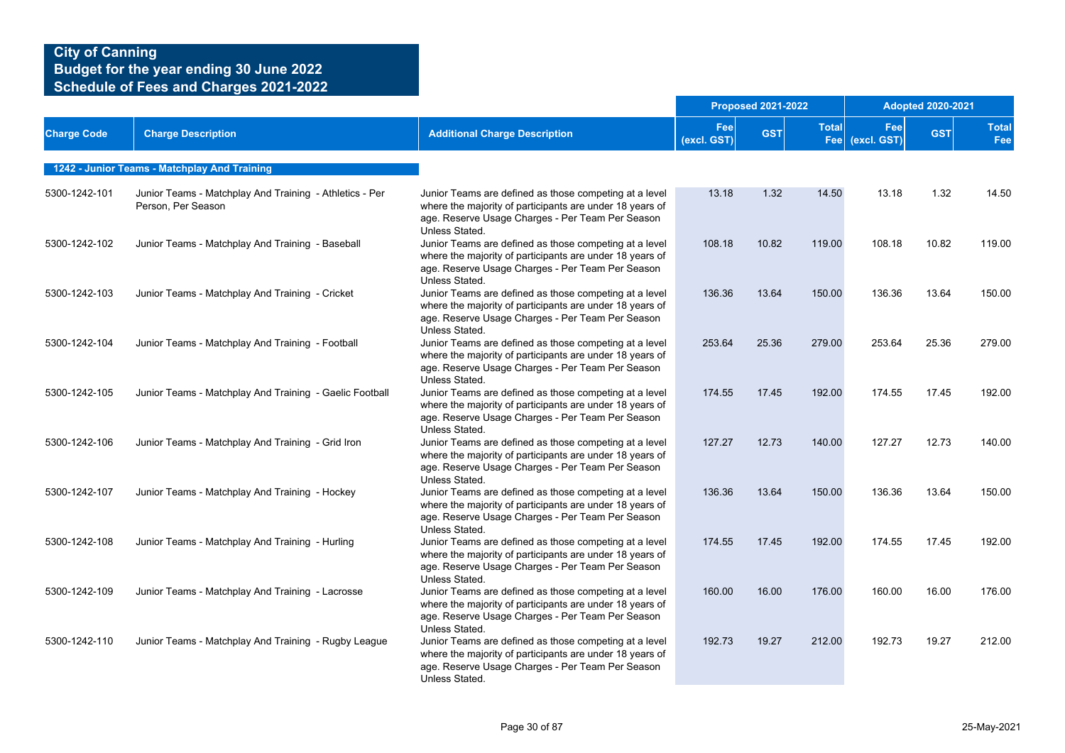# City of Canning
## Budget for the year ending 30 June 2022
## Schedule of Fees and Charges 2021-2022

| Charge Code | Charge Description | Additional Charge Description | Proposed 2021-2022 | | | Adopted 2020-2021 | | |
|---|---|---|---|---|---|---|---|---|
| | | | Fee (excl. GST) | GST | Total Fee | Fee (excl. GST) | GST | Total Fee |
| **1242 - Junior Teams - Matchplay And Training** | | | | | | | | |
| 5300-1242-101 | Junior Teams - Matchplay And Training - Athletics - Per Person, Per Season | Junior Teams are defined as those competing at a level where the majority of participants are under 18 years of age. Reserve Usage Charges - Per Team Per Season Unless Stated. | 13.18 | 1.32 | 14.50 | 13.18 | 1.32 | 14.50 |
| 5300-1242-102 | Junior Teams - Matchplay And Training - Baseball | Junior Teams are defined as those competing at a level where the majority of participants are under 18 years of age. Reserve Usage Charges - Per Team Per Season Unless Stated. | 108.18 | 10.82 | 119.00 | 108.18 | 10.82 | 119.00 |
| 5300-1242-103 | Junior Teams - Matchplay And Training - Cricket | Junior Teams are defined as those competing at a level where the majority of participants are under 18 years of age. Reserve Usage Charges - Per Team Per Season Unless Stated. | 136.36 | 13.64 | 150.00 | 136.36 | 13.64 | 150.00 |
| 5300-1242-104 | Junior Teams - Matchplay And Training - Football | Junior Teams are defined as those competing at a level where the majority of participants are under 18 years of age. Reserve Usage Charges - Per Team Per Season Unless Stated. | 253.64 | 25.36 | 279.00 | 253.64 | 25.36 | 279.00 |
| 5300-1242-105 | Junior Teams - Matchplay And Training - Gaelic Football | Junior Teams are defined as those competing at a level where the majority of participants are under 18 years of age. Reserve Usage Charges - Per Team Per Season Unless Stated. | 174.55 | 17.45 | 192.00 | 174.55 | 17.45 | 192.00 |
| 5300-1242-106 | Junior Teams - Matchplay And Training - Grid Iron | Junior Teams are defined as those competing at a level where the majority of participants are under 18 years of age. Reserve Usage Charges - Per Team Per Season Unless Stated. | 127.27 | 12.73 | 140.00 | 127.27 | 12.73 | 140.00 |
| 5300-1242-107 | Junior Teams - Matchplay And Training - Hockey | Junior Teams are defined as those competing at a level where the majority of participants are under 18 years of age. Reserve Usage Charges - Per Team Per Season Unless Stated. | 136.36 | 13.64 | 150.00 | 136.36 | 13.64 | 150.00 |
| 5300-1242-108 | Junior Teams - Matchplay And Training - Hurling | Junior Teams are defined as those competing at a level where the majority of participants are under 18 years of age. Reserve Usage Charges - Per Team Per Season Unless Stated. | 174.55 | 17.45 | 192.00 | 174.55 | 17.45 | 192.00 |
| 5300-1242-109 | Junior Teams - Matchplay And Training - Lacrosse | Junior Teams are defined as those competing at a level where the majority of participants are under 18 years of age. Reserve Usage Charges - Per Team Per Season Unless Stated. | 160.00 | 16.00 | 176.00 | 160.00 | 16.00 | 176.00 |
| 5300-1242-110 | Junior Teams - Matchplay And Training - Rugby League | Junior Teams are defined as those competing at a level where the majority of participants are under 18 years of age. Reserve Usage Charges - Per Team Per Season Unless Stated. | 192.73 | 19.27 | 212.00 | 192.73 | 19.27 | 212.00 |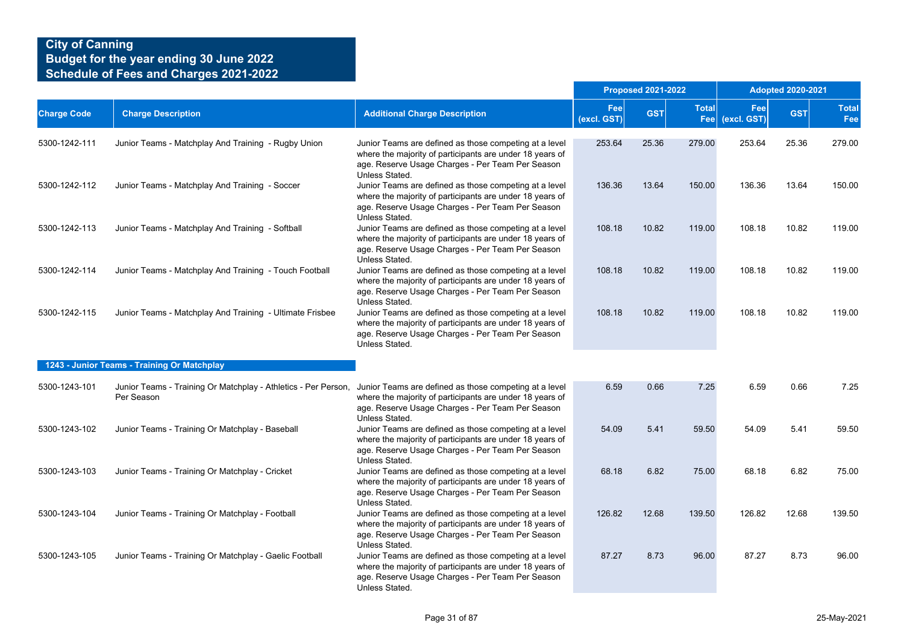# City of Canning
## Budget for the year ending 30 June 2022
## Schedule of Fees and Charges 2021-2022

| Charge Code | Charge Description | Additional Charge Description | Proposed 2021-2022 | | | Adopted 2020-2021 | | |
|---|---|---|---|---|---|---|---|---|
| | | | Fee (excl. GST) | GST | Total Fee | Fee (excl. GST) | GST | Total Fee |
| 5300-1242-111 | Junior Teams - Matchplay And Training - Rugby Union | Junior Teams are defined as those competing at a level where the majority of participants are under 18 years of age. Reserve Usage Charges - Per Team Per Season Unless Stated. | 253.64 | 25.36 | 279.00 | 253.64 | 25.36 | 279.00 |
| 5300-1242-112 | Junior Teams - Matchplay And Training - Soccer | Junior Teams are defined as those competing at a level where the majority of participants are under 18 years of age. Reserve Usage Charges - Per Team Per Season Unless Stated. | 136.36 | 13.64 | 150.00 | 136.36 | 13.64 | 150.00 |
| 5300-1242-113 | Junior Teams - Matchplay And Training - Softball | Junior Teams are defined as those competing at a level where the majority of participants are under 18 years of age. Reserve Usage Charges - Per Team Per Season Unless Stated. | 108.18 | 10.82 | 119.00 | 108.18 | 10.82 | 119.00 |
| 5300-1242-114 | Junior Teams - Matchplay And Training - Touch Football | Junior Teams are defined as those competing at a level where the majority of participants are under 18 years of age. Reserve Usage Charges - Per Team Per Season Unless Stated. | 108.18 | 10.82 | 119.00 | 108.18 | 10.82 | 119.00 |
| 5300-1242-115 | Junior Teams - Matchplay And Training - Ultimate Frisbee | Junior Teams are defined as those competing at a level where the majority of participants are under 18 years of age. Reserve Usage Charges - Per Team Per Season Unless Stated. | 108.18 | 10.82 | 119.00 | 108.18 | 10.82 | 119.00 |
| **1243 - Junior Teams - Training Or Matchplay** | | | | | | | | |
| 5300-1243-101 | Junior Teams - Training Or Matchplay - Athletics - Per Person, Per Season | Junior Teams are defined as those competing at a level where the majority of participants are under 18 years of age. Reserve Usage Charges - Per Team Per Season Unless Stated. | 6.59 | 0.66 | 7.25 | 6.59 | 0.66 | 7.25 |
| 5300-1243-102 | Junior Teams - Training Or Matchplay - Baseball | Junior Teams are defined as those competing at a level where the majority of participants are under 18 years of age. Reserve Usage Charges - Per Team Per Season Unless Stated. | 54.09 | 5.41 | 59.50 | 54.09 | 5.41 | 59.50 |
| 5300-1243-103 | Junior Teams - Training Or Matchplay - Cricket | Junior Teams are defined as those competing at a level where the majority of participants are under 18 years of age. Reserve Usage Charges - Per Team Per Season Unless Stated. | 68.18 | 6.82 | 75.00 | 68.18 | 6.82 | 75.00 |
| 5300-1243-104 | Junior Teams - Training Or Matchplay - Football | Junior Teams are defined as those competing at a level where the majority of participants are under 18 years of age. Reserve Usage Charges - Per Team Per Season Unless Stated. | 126.82 | 12.68 | 139.50 | 126.82 | 12.68 | 139.50 |
| 5300-1243-105 | Junior Teams - Training Or Matchplay - Gaelic Football | Junior Teams are defined as those competing at a level where the majority of participants are under 18 years of age. Reserve Usage Charges - Per Team Per Season Unless Stated. | 87.27 | 8.73 | 96.00 | 87.27 | 8.73 | 96.00 |

25-May-2021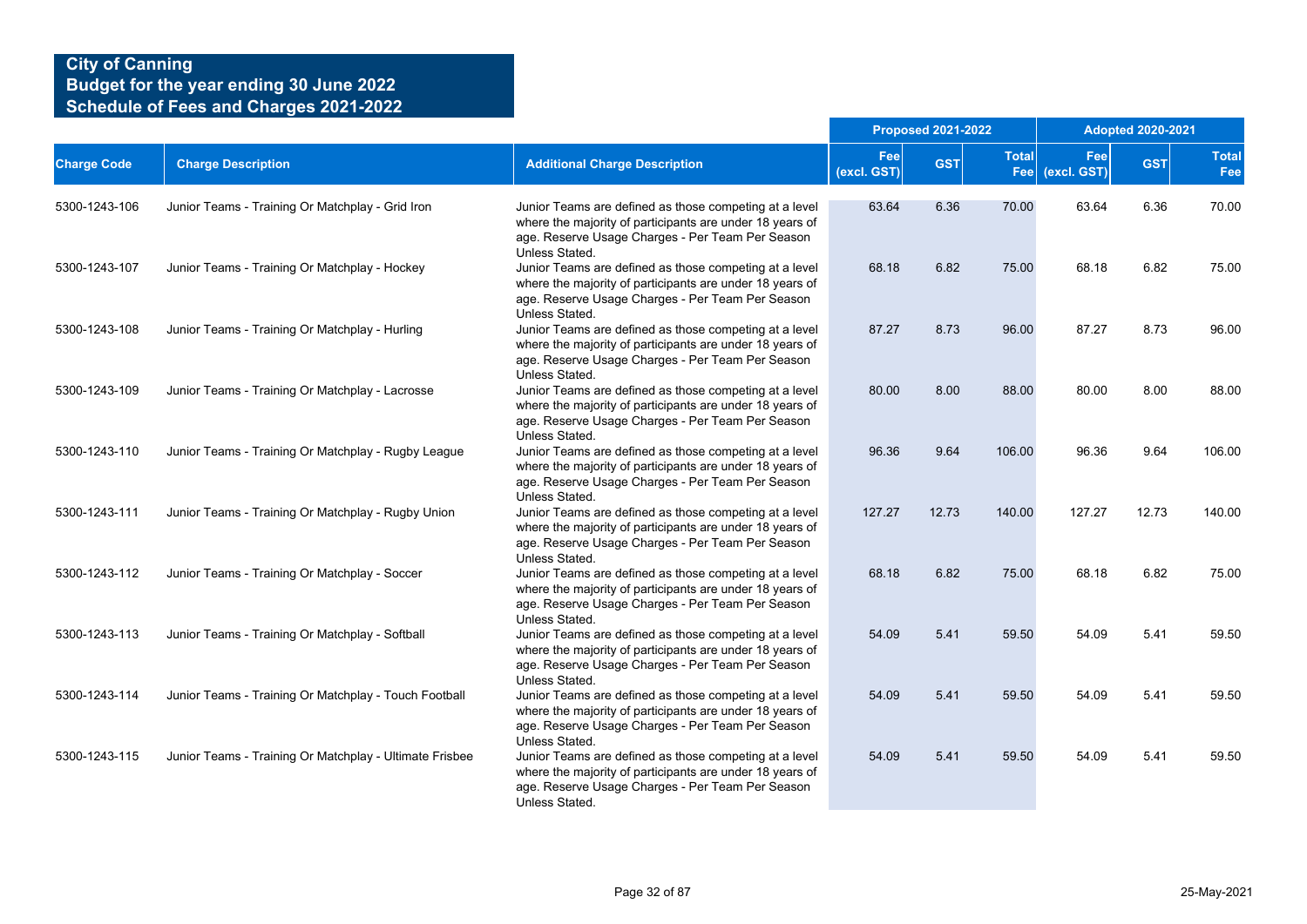**City of Canning**
**Budget for the year ending 30 June 2022**
**Schedule of Fees and Charges 2021-2022**

| Charge Code | Charge Description | Additional Charge Description | Proposed 2021-2022 Fee (excl. GST) | Proposed 2021-2022 GST | Proposed 2021-2022 Total Fee | Adopted 2020-2021 Fee (excl. GST) | Adopted 2020-2021 GST | Adopted 2020-2021 Total Fee |
|---|---|---|---|---|---|---|---|---|
| 5300-1243-106 | Junior Teams - Training Or Matchplay - Grid Iron | Junior Teams are defined as those competing at a level where the majority of participants are under 18 years of age. Reserve Usage Charges - Per Team Per Season Unless Stated. | 63.64 | 6.36 | 70.00 | 63.64 | 6.36 | 70.00 |
| 5300-1243-107 | Junior Teams - Training Or Matchplay - Hockey | Junior Teams are defined as those competing at a level where the majority of participants are under 18 years of age. Reserve Usage Charges - Per Team Per Season Unless Stated. | 68.18 | 6.82 | 75.00 | 68.18 | 6.82 | 75.00 |
| 5300-1243-108 | Junior Teams - Training Or Matchplay - Hurling | Junior Teams are defined as those competing at a level where the majority of participants are under 18 years of age. Reserve Usage Charges - Per Team Per Season Unless Stated. | 87.27 | 8.73 | 96.00 | 87.27 | 8.73 | 96.00 |
| 5300-1243-109 | Junior Teams - Training Or Matchplay - Lacrosse | Junior Teams are defined as those competing at a level where the majority of participants are under 18 years of age. Reserve Usage Charges - Per Team Per Season Unless Stated. | 80.00 | 8.00 | 88.00 | 80.00 | 8.00 | 88.00 |
| 5300-1243-110 | Junior Teams - Training Or Matchplay - Rugby League | Junior Teams are defined as those competing at a level where the majority of participants are under 18 years of age. Reserve Usage Charges - Per Team Per Season Unless Stated. | 96.36 | 9.64 | 106.00 | 96.36 | 9.64 | 106.00 |
| 5300-1243-111 | Junior Teams - Training Or Matchplay - Rugby Union | Junior Teams are defined as those competing at a level where the majority of participants are under 18 years of age. Reserve Usage Charges - Per Team Per Season Unless Stated. | 127.27 | 12.73 | 140.00 | 127.27 | 12.73 | 140.00 |
| 5300-1243-112 | Junior Teams - Training Or Matchplay - Soccer | Junior Teams are defined as those competing at a level where the majority of participants are under 18 years of age. Reserve Usage Charges - Per Team Per Season Unless Stated. | 68.18 | 6.82 | 75.00 | 68.18 | 6.82 | 75.00 |
| 5300-1243-113 | Junior Teams - Training Or Matchplay - Softball | Junior Teams are defined as those competing at a level where the majority of participants are under 18 years of age. Reserve Usage Charges - Per Team Per Season Unless Stated. | 54.09 | 5.41 | 59.50 | 54.09 | 5.41 | 59.50 |
| 5300-1243-114 | Junior Teams - Training Or Matchplay - Touch Football | Junior Teams are defined as those competing at a level where the majority of participants are under 18 years of age. Reserve Usage Charges - Per Team Per Season Unless Stated. | 54.09 | 5.41 | 59.50 | 54.09 | 5.41 | 59.50 |
| 5300-1243-115 | Junior Teams - Training Or Matchplay - Ultimate Frisbee | Junior Teams are defined as those competing at a level where the majority of participants are under 18 years of age. Reserve Usage Charges - Per Team Per Season Unless Stated. | 54.09 | 5.41 | 59.50 | 54.09 | 5.41 | 59.50 |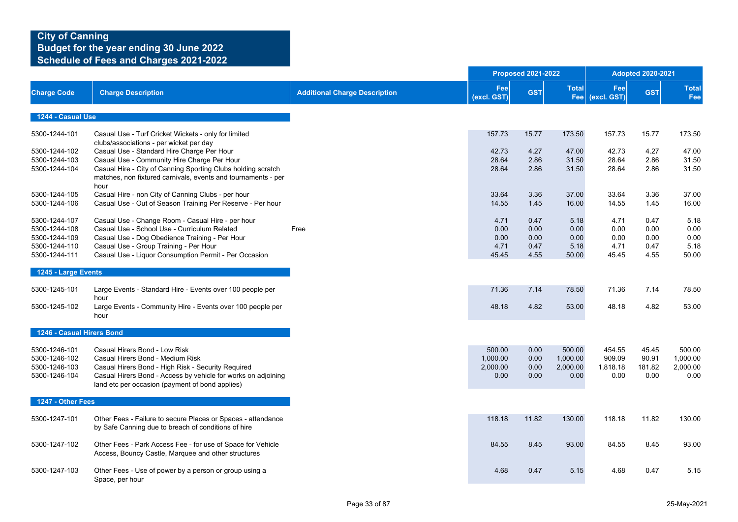# City of Canning
## Budget for the year ending 30 June 2022
## Schedule of Fees and Charges 2021-2022

| Charge Code | Charge Description | Additional Charge Description | Proposed 2021-2022 Fee (excl. GST) | Proposed 2021-2022 GST | Proposed 2021-2022 Total Fee | Adopted 2020-2021 Fee (excl. GST) | Adopted 2020-2021 GST | Adopted 2020-2021 Total Fee |
|---|---|---|---|---|---|---|---|---|
| **1244 - Casual Use** | | | | | | | | |
| 5300-1244-101 | Casual Use - Turf Cricket Wickets - only for limited clubs/associations - per wicket per day | | 157.73 | 15.77 | 173.50 | 157.73 | 15.77 | 173.50 |
| 5300-1244-102 | Casual Use - Standard Hire Charge Per Hour | | 42.73 | 4.27 | 47.00 | 42.73 | 4.27 | 47.00 |
| 5300-1244-103 | Casual Use - Community Hire Charge Per Hour | | 28.64 | 2.86 | 31.50 | 28.64 | 2.86 | 31.50 |
| 5300-1244-104 | Casual Hire - City of Canning Sporting Clubs holding scratch matches, non fixtured carnivals, events and tournaments - per hour | | 28.64 | 2.86 | 31.50 | 28.64 | 2.86 | 31.50 |
| 5300-1244-105 | Casual Hire - non City of Canning Clubs - per hour | | 33.64 | 3.36 | 37.00 | 33.64 | 3.36 | 37.00 |
| 5300-1244-106 | Casual Use - Out of Season Training Per Reserve - Per hour | | 14.55 | 1.45 | 16.00 | 14.55 | 1.45 | 16.00 |
| 5300-1244-107 | Casual Use - Change Room - Casual Hire - per hour | | 4.71 | 0.47 | 5.18 | 4.71 | 0.47 | 5.18 |
| 5300-1244-108 | Casual Use - School Use - Curriculum Related | Free | 0.00 | 0.00 | 0.00 | 0.00 | 0.00 | 0.00 |
| 5300-1244-109 | Casual Use - Dog Obedience Training - Per Hour | | 0.00 | 0.00 | 0.00 | 0.00 | 0.00 | 0.00 |
| 5300-1244-110 | Casual Use - Group Training - Per Hour | | 4.71 | 0.47 | 5.18 | 4.71 | 0.47 | 5.18 |
| 5300-1244-111 | Casual Use - Liquor Consumption Permit - Per Occasion | | 45.45 | 4.55 | 50.00 | 45.45 | 4.55 | 50.00 |
| **1245 - Large Events** | | | | | | | | |
| 5300-1245-101 | Large Events - Standard Hire - Events over 100 people per hour | | 71.36 | 7.14 | 78.50 | 71.36 | 7.14 | 78.50 |
| 5300-1245-102 | Large Events - Community Hire - Events over 100 people per hour | | 48.18 | 4.82 | 53.00 | 48.18 | 4.82 | 53.00 |
| **1246 - Casual Hirers Bond** | | | | | | | | |
| 5300-1246-101 | Casual Hirers Bond - Low Risk | | 500.00 | 0.00 | 500.00 | 454.55 | 45.45 | 500.00 |
| 5300-1246-102 | Casual Hirers Bond - Medium Risk | | 1,000.00 | 0.00 | 1,000.00 | 909.09 | 90.91 | 1,000.00 |
| 5300-1246-103 | Casual Hirers Bond - High Risk - Security Required | | 2,000.00 | 0.00 | 2,000.00 | 1,818.18 | 181.82 | 2,000.00 |
| 5300-1246-104 | Casual Hirers Bond - Access by vehicle for works on adjoining land etc per occasion (payment of bond applies) | | 0.00 | 0.00 | 0.00 | 0.00 | 0.00 | 0.00 |
| **1247 - Other Fees** | | | | | | | | |
| 5300-1247-101 | Other Fees - Failure to secure Places or Spaces - attendance by Safe Canning due to breach of conditions of hire | | 118.18 | 11.82 | 130.00 | 118.18 | 11.82 | 130.00 |
| 5300-1247-102 | Other Fees - Park Access Fee - for use of Space for Vehicle Access, Bouncy Castle, Marquee and other structures | | 84.55 | 8.45 | 93.00 | 84.55 | 8.45 | 93.00 |
| 5300-1247-103 | Other Fees - Use of power by a person or group using a Space, per hour | | 4.68 | 0.47 | 5.15 | 4.68 | 0.47 | 5.15 |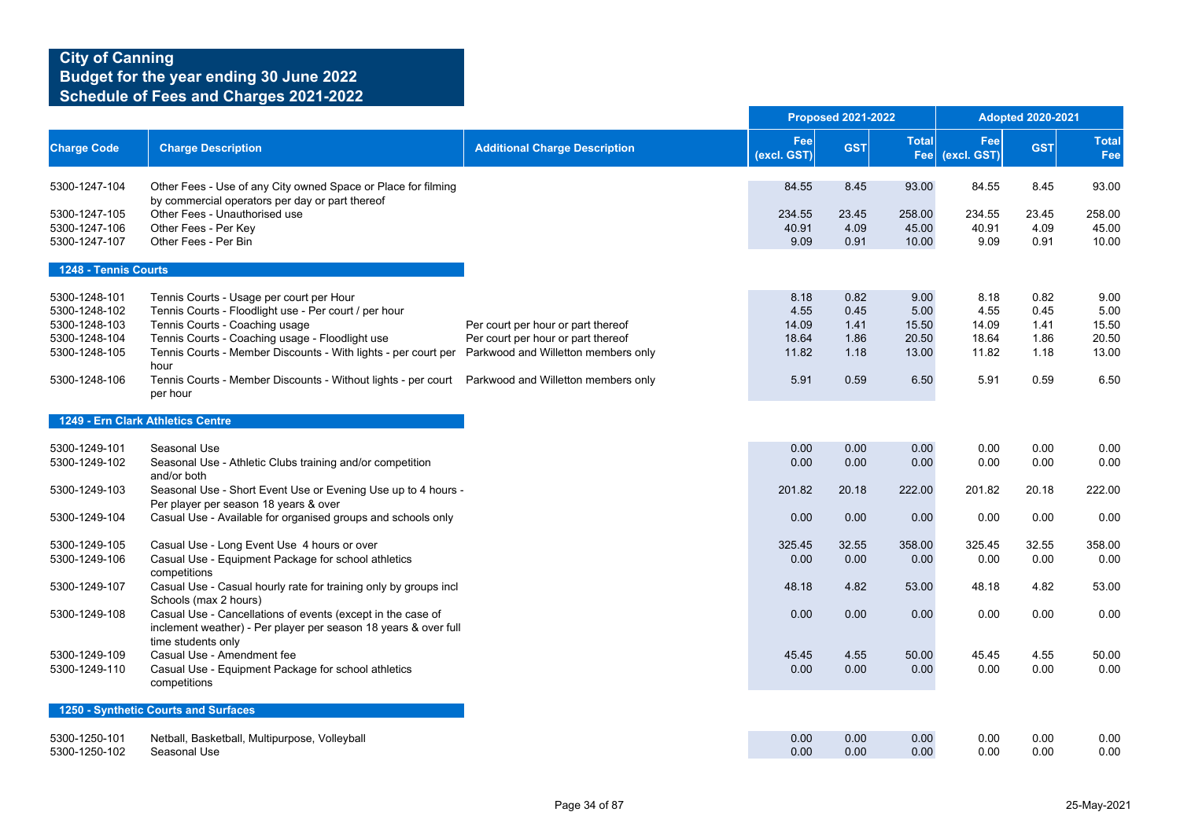# City of Canning
## Budget for the year ending 30 June 2022
## Schedule of Fees and Charges 2021-2022

| Charge Code | Charge Description | Additional Charge Description | Proposed 2021-2022 Fee (excl. GST) | Proposed 2021-2022 GST | Proposed 2021-2022 Total Fee | Adopted 2020-2021 Fee (excl. GST) | Adopted 2020-2021 GST | Adopted 2020-2021 Total Fee |
|---|---|---|---|---|---|---|---|---|
| 5300-1247-104 | Other Fees - Use of any City owned Space or Place for filming by commercial operators per day or part thereof | | 84.55 | 8.45 | 93.00 | 84.55 | 8.45 | 93.00 |
| 5300-1247-105 | Other Fees - Unauthorised use | | 234.55 | 23.45 | 258.00 | 234.55 | 23.45 | 258.00 |
| 5300-1247-106 | Other Fees - Per Key | | 40.91 | 4.09 | 45.00 | 40.91 | 4.09 | 45.00 |
| 5300-1247-107 | Other Fees - Per Bin | | 9.09 | 0.91 | 10.00 | 9.09 | 0.91 | 10.00 |
| **1248 - Tennis Courts** | | | | | | | | |
| 5300-1248-101 | Tennis Courts - Usage per court per Hour | | 8.18 | 0.82 | 9.00 | 8.18 | 0.82 | 9.00 |
| 5300-1248-102 | Tennis Courts - Floodlight use - Per court / per hour | | 4.55 | 0.45 | 5.00 | 4.55 | 0.45 | 5.00 |
| 5300-1248-103 | Tennis Courts - Coaching usage | Per court per hour or part thereof | 14.09 | 1.41 | 15.50 | 14.09 | 1.41 | 15.50 |
| 5300-1248-104 | Tennis Courts - Coaching usage - Floodlight use | Per court per hour or part thereof | 18.64 | 1.86 | 20.50 | 18.64 | 1.86 | 20.50 |
| 5300-1248-105 | Tennis Courts - Member Discounts - With lights - per court per hour | Parkwood and Willetton members only | 11.82 | 1.18 | 13.00 | 11.82 | 1.18 | 13.00 |
| 5300-1248-106 | Tennis Courts - Member Discounts - Without lights - per court per hour | Parkwood and Willetton members only | 5.91 | 0.59 | 6.50 | 5.91 | 0.59 | 6.50 |
| **1249 - Ern Clark Athletics Centre** | | | | | | | | |
| 5300-1249-101 | Seasonal Use | | 0.00 | 0.00 | 0.00 | 0.00 | 0.00 | 0.00 |
| 5300-1249-102 | Seasonal Use - Athletic Clubs training and/or competition and/or both | | 0.00 | 0.00 | 0.00 | 0.00 | 0.00 | 0.00 |
| 5300-1249-103 | Seasonal Use - Short Event Use or Evening Use up to 4 hours - Per player per season 18 years & over | | 201.82 | 20.18 | 222.00 | 201.82 | 20.18 | 222.00 |
| 5300-1249-104 | Casual Use - Available for organised groups and schools only | | 0.00 | 0.00 | 0.00 | 0.00 | 0.00 | 0.00 |
| 5300-1249-105 | Casual Use - Long Event Use 4 hours or over | | 325.45 | 32.55 | 358.00 | 325.45 | 32.55 | 358.00 |
| 5300-1249-106 | Casual Use - Equipment Package for school athletics competitions | | 0.00 | 0.00 | 0.00 | 0.00 | 0.00 | 0.00 |
| 5300-1249-107 | Casual Use - Casual hourly rate for training only by groups incl Schools (max 2 hours) | | 48.18 | 4.82 | 53.00 | 48.18 | 4.82 | 53.00 |
| 5300-1249-108 | Casual Use - Cancellations of events (except in the case of inclement weather) - Per player per season 18 years & over full time students only | | 0.00 | 0.00 | 0.00 | 0.00 | 0.00 | 0.00 |
| 5300-1249-109 | Casual Use - Amendment fee | | 45.45 | 4.55 | 50.00 | 45.45 | 4.55 | 50.00 |
| 5300-1249-110 | Casual Use - Equipment Package for school athletics competitions | | 0.00 | 0.00 | 0.00 | 0.00 | 0.00 | 0.00 |
| **1250 - Synthetic Courts and Surfaces** | | | | | | | | |
| 5300-1250-101 | Netball, Basketball, Multipurpose, Volleyball | | 0.00 | 0.00 | 0.00 | 0.00 | 0.00 | 0.00 |
| 5300-1250-102 | Seasonal Use | | 0.00 | 0.00 | 0.00 | 0.00 | 0.00 | 0.00 |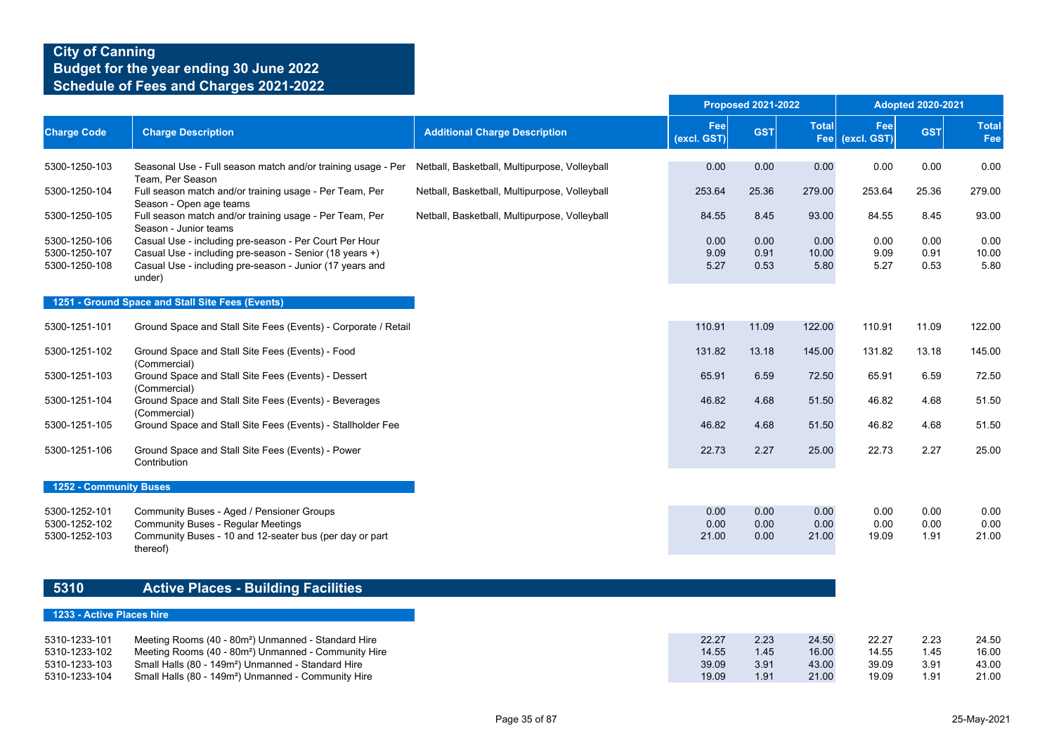# City of Canning
## Budget for the year ending 30 June 2022
## Schedule of Fees and Charges 2021-2022

| Charge Code | Charge Description | Additional Charge Description | Proposed 2021-2022 Fee (excl. GST) | Proposed 2021-2022 GST | Proposed 2021-2022 Total Fee | Adopted 2020-2021 Fee (excl. GST) | Adopted 2020-2021 GST | Adopted 2020-2021 Total Fee |
|---|---|---|---|---|---|---|---|---|
| 5300-1250-103 | Seasonal Use - Full season match and/or training usage - Per Team, Per Season | Netball, Basketball, Multipurpose, Volleyball | 0.00 | 0.00 | 0.00 | 0.00 | 0.00 | 0.00 |
| 5300-1250-104 | Full season match and/or training usage - Per Team, Per Season - Open age teams | Netball, Basketball, Multipurpose, Volleyball | 253.64 | 25.36 | 279.00 | 253.64 | 25.36 | 279.00 |
| 5300-1250-105 | Full season match and/or training usage - Per Team, Per Season - Junior teams | Netball, Basketball, Multipurpose, Volleyball | 84.55 | 8.45 | 93.00 | 84.55 | 8.45 | 93.00 |
| 5300-1250-106 | Casual Use - including pre-season - Per Court Per Hour | | 0.00 | 0.00 | 0.00 | 0.00 | 0.00 | 0.00 |
| 5300-1250-107 | Casual Use - including pre-season - Senior (18 years +) | | 9.09 | 0.91 | 10.00 | 9.09 | 0.91 | 10.00 |
| 5300-1250-108 | Casual Use - including pre-season - Junior (17 years and under) | | 5.27 | 0.53 | 5.80 | 5.27 | 0.53 | 5.80 |
| **1251 - Ground Space and Stall Site Fees (Events)** | | | | | | | | |
| 5300-1251-101 | Ground Space and Stall Site Fees (Events) - Corporate / Retail | | 110.91 | 11.09 | 122.00 | 110.91 | 11.09 | 122.00 |
| 5300-1251-102 | Ground Space and Stall Site Fees (Events) - Food (Commercial) | | 131.82 | 13.18 | 145.00 | 131.82 | 13.18 | 145.00 |
| 5300-1251-103 | Ground Space and Stall Site Fees (Events) - Dessert (Commercial) | | 65.91 | 6.59 | 72.50 | 65.91 | 6.59 | 72.50 |
| 5300-1251-104 | Ground Space and Stall Site Fees (Events) - Beverages (Commercial) | | 46.82 | 4.68 | 51.50 | 46.82 | 4.68 | 51.50 |
| 5300-1251-105 | Ground Space and Stall Site Fees (Events) - Stallholder Fee | | 46.82 | 4.68 | 51.50 | 46.82 | 4.68 | 51.50 |
| 5300-1251-106 | Ground Space and Stall Site Fees (Events) - Power Contribution | | 22.73 | 2.27 | 25.00 | 22.73 | 2.27 | 25.00 |
| **1252 - Community Buses** | | | | | | | | |
| 5300-1252-101 | Community Buses - Aged / Pensioner Groups | | 0.00 | 0.00 | 0.00 | 0.00 | 0.00 | 0.00 |
| 5300-1252-102 | Community Buses - Regular Meetings | | 0.00 | 0.00 | 0.00 | 0.00 | 0.00 | 0.00 |
| 5300-1252-103 | Community Buses - 10 and 12-seater bus (per day or part thereof) | | 21.00 | 0.00 | 21.00 | 19.09 | 1.91 | 21.00 |

## 5310 Active Places - Building Facilities

| Charge Code | Charge Description | Additional Charge Description | Proposed 2021-2022 Fee (excl. GST) | Proposed 2021-2022 GST | Proposed 2021-2022 Total Fee | Adopted 2020-2021 Fee (excl. GST) | Adopted 2020-2021 GST | Adopted 2020-2021 Total Fee |
|---|---|---|---|---|---|---|---|---|
| **1233 - Active Places hire** | | | | | | | | |
| 5310-1233-101 | Meeting Rooms (40 - 80m²) Unmanned - Standard Hire | | 22.27 | 2.23 | 24.50 | 22.27 | 2.23 | 24.50 |
| 5310-1233-102 | Meeting Rooms (40 - 80m²) Unmanned - Community Hire | | 14.55 | 1.45 | 16.00 | 14.55 | 1.45 | 16.00 |
| 5310-1233-103 | Small Halls (80 - 149m²) Unmanned - Standard Hire | | 39.09 | 3.91 | 43.00 | 39.09 | 3.91 | 43.00 |
| 5310-1233-104 | Small Halls (80 - 149m²) Unmanned - Community Hire | | 19.09 | 1.91 | 21.00 | 19.09 | 1.91 | 21.00 |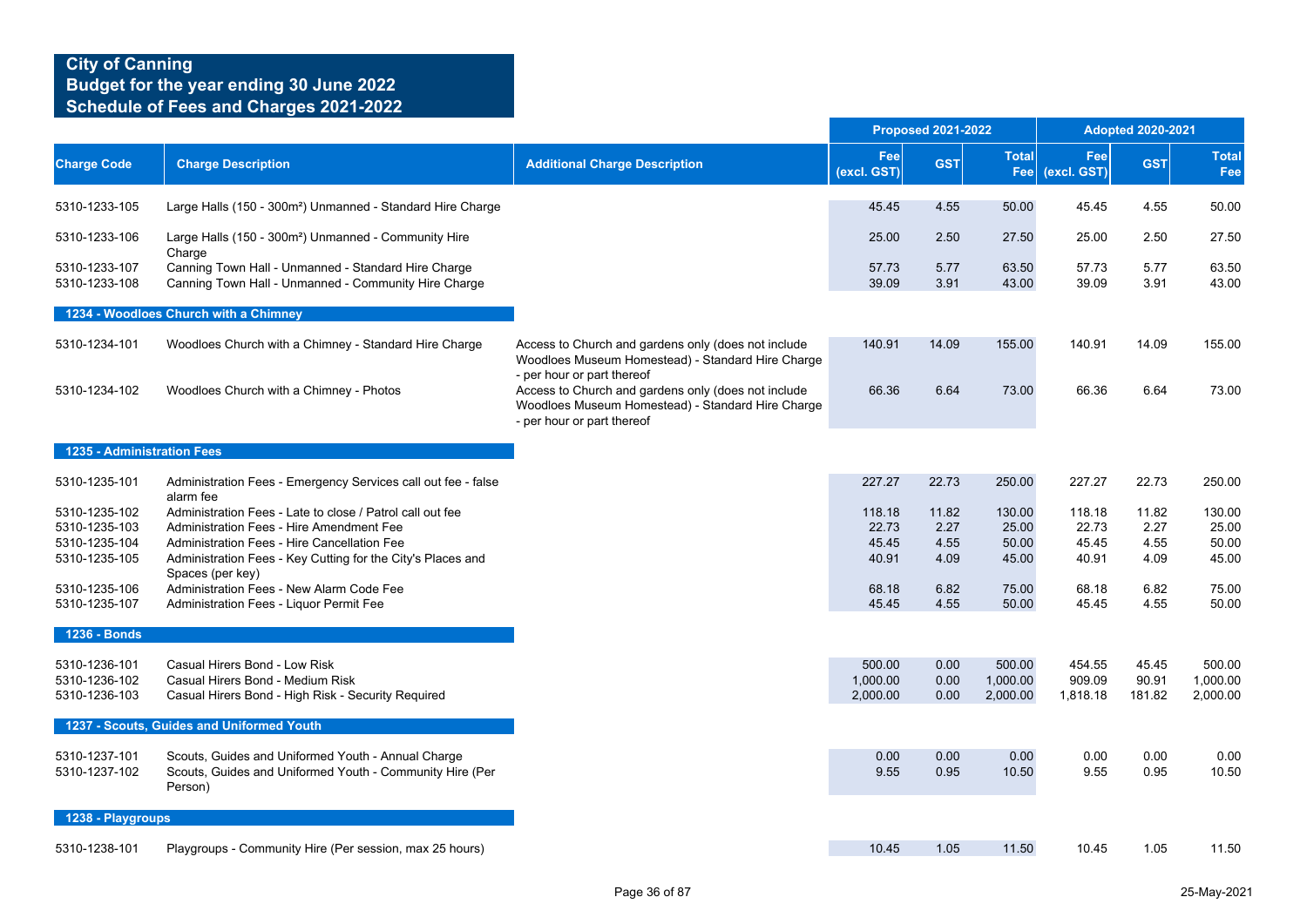# City of Canning
## Budget for the year ending 30 June 2022
## Schedule of Fees and Charges 2021-2022

| Charge Code | Charge Description | Additional Charge Description | Proposed 2021-2022 Fee (excl. GST) | Proposed 2021-2022 GST | Proposed 2021-2022 Total Fee | Adopted 2020-2021 Fee (excl. GST) | Adopted 2020-2021 GST | Adopted 2020-2021 Total Fee |
|---|---|---|---|---|---|---|---|---|
| 5310-1233-105 | Large Halls (150 - 300m²) Unmanned - Standard Hire Charge | | 45.45 | 4.55 | 50.00 | 45.45 | 4.55 | 50.00 |
| 5310-1233-106 | Large Halls (150 - 300m²) Unmanned - Community Hire Charge | | 25.00 | 2.50 | 27.50 | 25.00 | 2.50 | 27.50 |
| 5310-1233-107 | Canning Town Hall - Unmanned - Standard Hire Charge | | 57.73 | 5.77 | 63.50 | 57.73 | 5.77 | 63.50 |
| 5310-1233-108 | Canning Town Hall - Unmanned - Community Hire Charge | | 39.09 | 3.91 | 43.00 | 39.09 | 3.91 | 43.00 |
| **1234 - Woodloes Church with a Chimney** | | | | | | | | |
| 5310-1234-101 | Woodloes Church with a Chimney - Standard Hire Charge | Access to Church and gardens only (does not include Woodloes Museum Homestead) - Standard Hire Charge - per hour or part thereof | 140.91 | 14.09 | 155.00 | 140.91 | 14.09 | 155.00 |
| 5310-1234-102 | Woodloes Church with a Chimney - Photos | Access to Church and gardens only (does not include Woodloes Museum Homestead) - Standard Hire Charge - per hour or part thereof | 66.36 | 6.64 | 73.00 | 66.36 | 6.64 | 73.00 |
| **1235 - Administration Fees** | | | | | | | | |
| 5310-1235-101 | Administration Fees - Emergency Services call out fee - false alarm fee | | 227.27 | 22.73 | 250.00 | 227.27 | 22.73 | 250.00 |
| 5310-1235-102 | Administration Fees - Late to close / Patrol call out fee | | 118.18 | 11.82 | 130.00 | 118.18 | 11.82 | 130.00 |
| 5310-1235-103 | Administration Fees - Hire Amendment Fee | | 22.73 | 2.27 | 25.00 | 22.73 | 2.27 | 25.00 |
| 5310-1235-104 | Administration Fees - Hire Cancellation Fee | | 45.45 | 4.55 | 50.00 | 45.45 | 4.55 | 50.00 |
| 5310-1235-105 | Administration Fees - Key Cutting for the City's Places and Spaces (per key) | | 40.91 | 4.09 | 45.00 | 40.91 | 4.09 | 45.00 |
| 5310-1235-106 | Administration Fees - New Alarm Code Fee | | 68.18 | 6.82 | 75.00 | 68.18 | 6.82 | 75.00 |
| 5310-1235-107 | Administration Fees - Liquor Permit Fee | | 45.45 | 4.55 | 50.00 | 45.45 | 4.55 | 50.00 |
| **1236 - Bonds** | | | | | | | | |
| 5310-1236-101 | Casual Hirers Bond - Low Risk | | 500.00 | 0.00 | 500.00 | 454.55 | 45.45 | 500.00 |
| 5310-1236-102 | Casual Hirers Bond - Medium Risk | | 1,000.00 | 0.00 | 1,000.00 | 909.09 | 90.91 | 1,000.00 |
| 5310-1236-103 | Casual Hirers Bond - High Risk - Security Required | | 2,000.00 | 0.00 | 2,000.00 | 1,818.18 | 181.82 | 2,000.00 |
| **1237 - Scouts, Guides and Uniformed Youth** | | | | | | | | |
| 5310-1237-101 | Scouts, Guides and Uniformed Youth - Annual Charge | | 0.00 | 0.00 | 0.00 | 0.00 | 0.00 | 0.00 |
| 5310-1237-102 | Scouts, Guides and Uniformed Youth - Community Hire (Per Person) | | 9.55 | 0.95 | 10.50 | 9.55 | 0.95 | 10.50 |
| **1238 - Playgroups** | | | | | | | | |
| 5310-1238-101 | Playgroups - Community Hire (Per session, max 25 hours) | | 10.45 | 1.05 | 11.50 | 10.45 | 1.05 | 11.50 |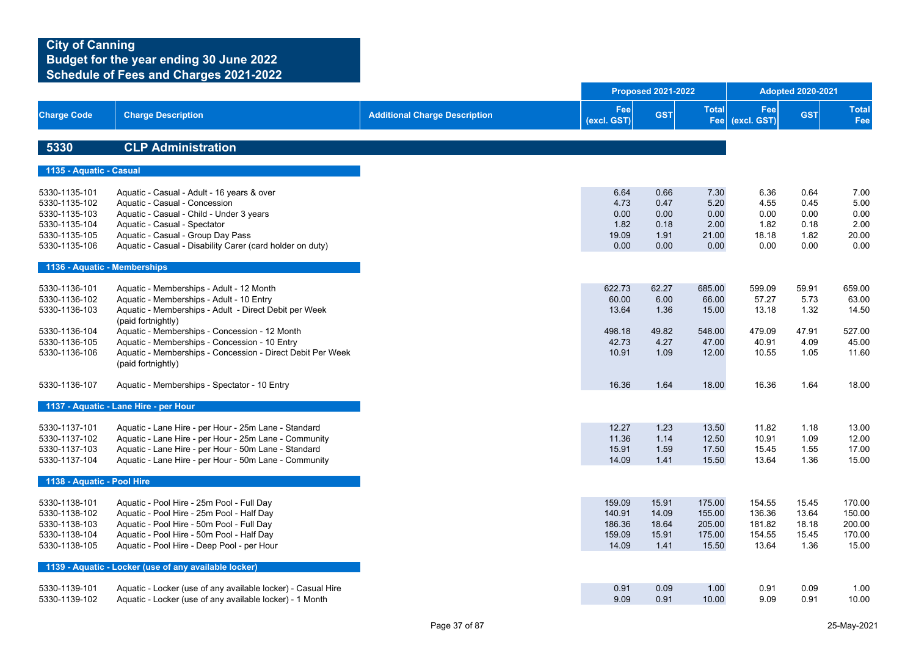# City of Canning
## Budget for the year ending 30 June 2022
## Schedule of Fees and Charges 2021-2022

| Charge Code | Charge Description | Additional Charge Description | Proposed 2021-2022 Fee (excl. GST) | Proposed 2021-2022 GST | Proposed 2021-2022 Total Fee | Adopted 2020-2021 Fee (excl. GST) | Adopted 2020-2021 GST | Adopted 2020-2021 Total Fee |
|---|---|---|---|---|---|---|---|---|
| **5330** | **CLP Administration** | | | | | | | |
| **1135 - Aquatic - Casual** | | | | | | | | |
| 5330-1135-101 | Aquatic - Casual - Adult - 16 years & over | | 6.64 | 0.66 | 7.30 | 6.36 | 0.64 | 7.00 |
| 5330-1135-102 | Aquatic - Casual - Concession | | 4.73 | 0.47 | 5.20 | 4.55 | 0.45 | 5.00 |
| 5330-1135-103 | Aquatic - Casual - Child - Under 3 years | | 0.00 | 0.00 | 0.00 | 0.00 | 0.00 | 0.00 |
| 5330-1135-104 | Aquatic - Casual - Spectator | | 1.82 | 0.18 | 2.00 | 1.82 | 0.18 | 2.00 |
| 5330-1135-105 | Aquatic - Casual - Group Day Pass | | 19.09 | 1.91 | 21.00 | 18.18 | 1.82 | 20.00 |
| 5330-1135-106 | Aquatic - Casual - Disability Carer (card holder on duty) | | 0.00 | 0.00 | 0.00 | 0.00 | 0.00 | 0.00 |
| **1136 - Aquatic - Memberships** | | | | | | | | |
| 5330-1136-101 | Aquatic - Memberships - Adult - 12 Month | | 622.73 | 62.27 | 685.00 | 599.09 | 59.91 | 659.00 |
| 5330-1136-102 | Aquatic - Memberships - Adult - 10 Entry | | 60.00 | 6.00 | 66.00 | 57.27 | 5.73 | 63.00 |
| 5330-1136-103 | Aquatic - Memberships - Adult - Direct Debit per Week (paid fortnightly) | | 13.64 | 1.36 | 15.00 | 13.18 | 1.32 | 14.50 |
| 5330-1136-104 | Aquatic - Memberships - Concession - 12 Month | | 498.18 | 49.82 | 548.00 | 479.09 | 47.91 | 527.00 |
| 5330-1136-105 | Aquatic - Memberships - Concession - 10 Entry | | 42.73 | 4.27 | 47.00 | 40.91 | 4.09 | 45.00 |
| 5330-1136-106 | Aquatic - Memberships - Concession - Direct Debit Per Week (paid fortnightly) | | 10.91 | 1.09 | 12.00 | 10.55 | 1.05 | 11.60 |
| 5330-1136-107 | Aquatic - Memberships - Spectator - 10 Entry | | 16.36 | 1.64 | 18.00 | 16.36 | 1.64 | 18.00 |
| **1137 - Aquatic - Lane Hire - per Hour** | | | | | | | | |
| 5330-1137-101 | Aquatic - Lane Hire - per Hour - 25m Lane - Standard | | 12.27 | 1.23 | 13.50 | 11.82 | 1.18 | 13.00 |
| 5330-1137-102 | Aquatic - Lane Hire - per Hour - 25m Lane - Community | | 11.36 | 1.14 | 12.50 | 10.91 | 1.09 | 12.00 |
| 5330-1137-103 | Aquatic - Lane Hire - per Hour - 50m Lane - Standard | | 15.91 | 1.59 | 17.50 | 15.45 | 1.55 | 17.00 |
| 5330-1137-104 | Aquatic - Lane Hire - per Hour - 50m Lane - Community | | 14.09 | 1.41 | 15.50 | 13.64 | 1.36 | 15.00 |
| **1138 - Aquatic - Pool Hire** | | | | | | | | |
| 5330-1138-101 | Aquatic - Pool Hire - 25m Pool - Full Day | | 159.09 | 15.91 | 175.00 | 154.55 | 15.45 | 170.00 |
| 5330-1138-102 | Aquatic - Pool Hire - 25m Pool - Half Day | | 140.91 | 14.09 | 155.00 | 136.36 | 13.64 | 150.00 |
| 5330-1138-103 | Aquatic - Pool Hire - 50m Pool - Full Day | | 186.36 | 18.64 | 205.00 | 181.82 | 18.18 | 200.00 |
| 5330-1138-104 | Aquatic - Pool Hire - 50m Pool - Half Day | | 159.09 | 15.91 | 175.00 | 154.55 | 15.45 | 170.00 |
| 5330-1138-105 | Aquatic - Pool Hire - Deep Pool - per Hour | | 14.09 | 1.41 | 15.50 | 13.64 | 1.36 | 15.00 |
| **1139 - Aquatic - Locker (use of any available locker)** | | | | | | | | |
| 5330-1139-101 | Aquatic - Locker (use of any available locker) - Casual Hire | | 0.91 | 0.09 | 1.00 | 0.91 | 0.09 | 1.00 |
| 5330-1139-102 | Aquatic - Locker (use of any available locker) - 1 Month | | 9.09 | 0.91 | 10.00 | 9.09 | 0.91 | 10.00 |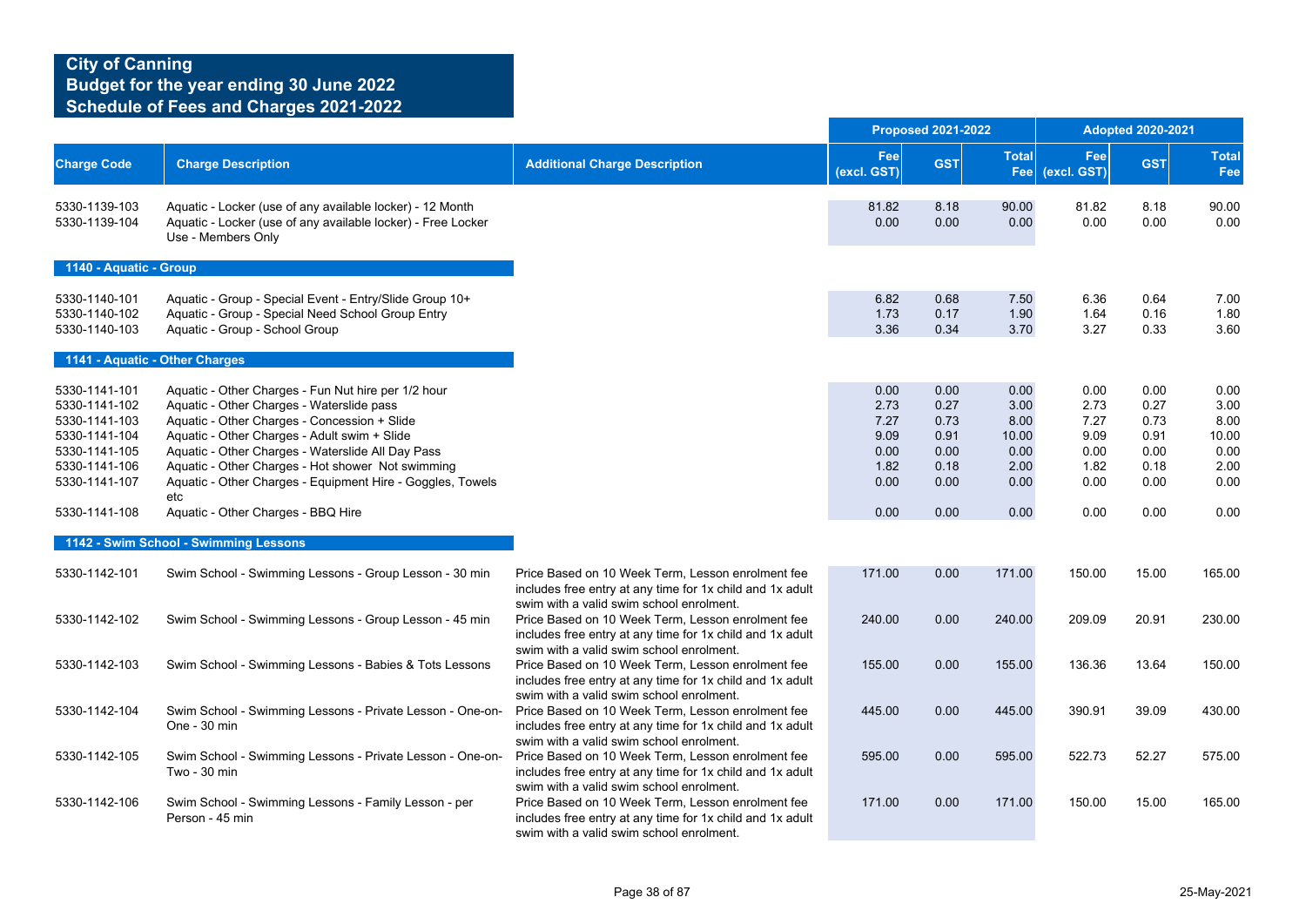# City of Canning
## Budget for the year ending 30 June 2022
## Schedule of Fees and Charges 2021-2022

| Charge Code | Charge Description | Additional Charge Description | Proposed 2021-2022 Fee (excl. GST) | Proposed 2021-2022 GST | Proposed 2021-2022 Total Fee | Adopted 2020-2021 Fee (excl. GST) | Adopted 2020-2021 GST | Adopted 2020-2021 Total Fee |
|---|---|---|---|---|---|---|---|---|
| 5330-1139-103 | Aquatic - Locker (use of any available locker) - 12 Month | | 81.82 | 8.18 | 90.00 | 81.82 | 8.18 | 90.00 |
| 5330-1139-104 | Aquatic - Locker (use of any available locker) - Free Locker Use - Members Only | | 0.00 | 0.00 | 0.00 | 0.00 | 0.00 | 0.00 |
| **1140 - Aquatic - Group** | | | | | | | | |
| 5330-1140-101 | Aquatic - Group - Special Event - Entry/Slide Group 10+ | | 6.82 | 0.68 | 7.50 | 6.36 | 0.64 | 7.00 |
| 5330-1140-102 | Aquatic - Group - Special Need School Group Entry | | 1.73 | 0.17 | 1.90 | 1.64 | 0.16 | 1.80 |
| 5330-1140-103 | Aquatic - Group - School Group | | 3.36 | 0.34 | 3.70 | 3.27 | 0.33 | 3.60 |
| **1141 - Aquatic - Other Charges** | | | | | | | | |
| 5330-1141-101 | Aquatic - Other Charges - Fun Nut hire per 1/2 hour | | 0.00 | 0.00 | 0.00 | 0.00 | 0.00 | 0.00 |
| 5330-1141-102 | Aquatic - Other Charges - Waterslide pass | | 2.73 | 0.27 | 3.00 | 2.73 | 0.27 | 3.00 |
| 5330-1141-103 | Aquatic - Other Charges - Concession + Slide | | 7.27 | 0.73 | 8.00 | 7.27 | 0.73 | 8.00 |
| 5330-1141-104 | Aquatic - Other Charges - Adult swim + Slide | | 9.09 | 0.91 | 10.00 | 9.09 | 0.91 | 10.00 |
| 5330-1141-105 | Aquatic - Other Charges - Waterslide All Day Pass | | 0.00 | 0.00 | 0.00 | 0.00 | 0.00 | 0.00 |
| 5330-1141-106 | Aquatic - Other Charges - Hot shower Not swimming | | 1.82 | 0.18 | 2.00 | 1.82 | 0.18 | 2.00 |
| 5330-1141-107 | Aquatic - Other Charges - Equipment Hire - Goggles, Towels etc | | 0.00 | 0.00 | 0.00 | 0.00 | 0.00 | 0.00 |
| 5330-1141-108 | Aquatic - Other Charges - BBQ Hire | | 0.00 | 0.00 | 0.00 | 0.00 | 0.00 | 0.00 |
| **1142 - Swim School - Swimming Lessons** | | | | | | | | |
| 5330-1142-101 | Swim School - Swimming Lessons - Group Lesson - 30 min | Price Based on 10 Week Term, Lesson enrolment fee includes free entry at any time for 1x child and 1x adult swim with a valid swim school enrolment. | 171.00 | 0.00 | 171.00 | 150.00 | 15.00 | 165.00 |
| 5330-1142-102 | Swim School - Swimming Lessons - Group Lesson - 45 min | Price Based on 10 Week Term, Lesson enrolment fee includes free entry at any time for 1x child and 1x adult swim with a valid swim school enrolment. | 240.00 | 0.00 | 240.00 | 209.09 | 20.91 | 230.00 |
| 5330-1142-103 | Swim School - Swimming Lessons - Babies & Tots Lessons | Price Based on 10 Week Term, Lesson enrolment fee includes free entry at any time for 1x child and 1x adult swim with a valid swim school enrolment. | 155.00 | 0.00 | 155.00 | 136.36 | 13.64 | 150.00 |
| 5330-1142-104 | Swim School - Swimming Lessons - Private Lesson - One-on-One - 30 min | Price Based on 10 Week Term, Lesson enrolment fee includes free entry at any time for 1x child and 1x adult swim with a valid swim school enrolment. | 445.00 | 0.00 | 445.00 | 390.91 | 39.09 | 430.00 |
| 5330-1142-105 | Swim School - Swimming Lessons - Private Lesson - One-on-Two - 30 min | Price Based on 10 Week Term, Lesson enrolment fee includes free entry at any time for 1x child and 1x adult swim with a valid swim school enrolment. | 595.00 | 0.00 | 595.00 | 522.73 | 52.27 | 575.00 |
| 5330-1142-106 | Swim School - Swimming Lessons - Family Lesson - per Person - 45 min | Price Based on 10 Week Term, Lesson enrolment fee includes free entry at any time for 1x child and 1x adult swim with a valid swim school enrolment. | 171.00 | 0.00 | 171.00 | 150.00 | 15.00 | 165.00 |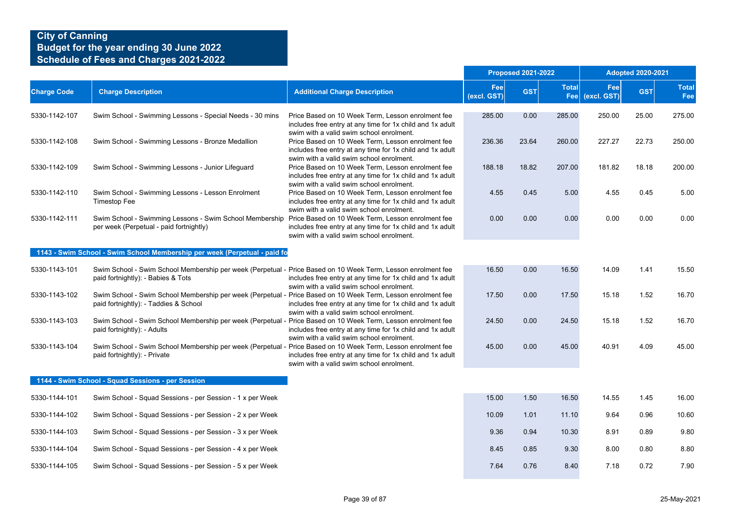# City of Canning
## Budget for the year ending 30 June 2022
## Schedule of Fees and Charges 2021-2022

| Charge Code | Charge Description | Additional Charge Description | Proposed 2021-2022 | | | Adopted 2020-2021 | | |
|---|---|---|---|---|---|---|---|---|
| | | | Fee (excl. GST) | GST | Total Fee | Fee (excl. GST) | GST | Total Fee |
| 5330-1142-107 | Swim School - Swimming Lessons - Special Needs - 30 mins | Price Based on 10 Week Term, Lesson enrolment fee includes free entry at any time for 1x child and 1x adult swim with a valid swim school enrolment. | 285.00 | 0.00 | 285.00 | 250.00 | 25.00 | 275.00 |
| 5330-1142-108 | Swim School - Swimming Lessons - Bronze Medallion | Price Based on 10 Week Term, Lesson enrolment fee includes free entry at any time for 1x child and 1x adult swim with a valid swim school enrolment. | 236.36 | 23.64 | 260.00 | 227.27 | 22.73 | 250.00 |
| 5330-1142-109 | Swim School - Swimming Lessons - Junior Lifeguard | Price Based on 10 Week Term, Lesson enrolment fee includes free entry at any time for 1x child and 1x adult swim with a valid swim school enrolment. | 188.18 | 18.82 | 207.00 | 181.82 | 18.18 | 200.00 |
| 5330-1142-110 | Swim School - Swimming Lessons - Lesson Enrolment Timestop Fee | Price Based on 10 Week Term, Lesson enrolment fee includes free entry at any time for 1x child and 1x adult swim with a valid swim school enrolment. | 4.55 | 0.45 | 5.00 | 4.55 | 0.45 | 5.00 |
| 5330-1142-111 | Swim School - Swimming Lessons - Swim School Membership per week (Perpetual - paid fortnightly) | Price Based on 10 Week Term, Lesson enrolment fee includes free entry at any time for 1x child and 1x adult swim with a valid swim school enrolment. | 0.00 | 0.00 | 0.00 | 0.00 | 0.00 | 0.00 |
| **1143 - Swim School - Swim School Membership per week (Perpetual - paid fo** | | | | | | | | |
| 5330-1143-101 | Swim School - Swim School Membership per week (Perpetual - paid fortnightly): - Babies & Tots | Price Based on 10 Week Term, Lesson enrolment fee includes free entry at any time for 1x child and 1x adult swim with a valid swim school enrolment. | 16.50 | 0.00 | 16.50 | 14.09 | 1.41 | 15.50 |
| 5330-1143-102 | Swim School - Swim School Membership per week (Perpetual - paid fortnightly): - Taddies & School | Price Based on 10 Week Term, Lesson enrolment fee includes free entry at any time for 1x child and 1x adult swim with a valid swim school enrolment. | 17.50 | 0.00 | 17.50 | 15.18 | 1.52 | 16.70 |
| 5330-1143-103 | Swim School - Swim School Membership per week (Perpetual - paid fortnightly): - Adults | Price Based on 10 Week Term, Lesson enrolment fee includes free entry at any time for 1x child and 1x adult swim with a valid swim school enrolment. | 24.50 | 0.00 | 24.50 | 15.18 | 1.52 | 16.70 |
| 5330-1143-104 | Swim School - Swim School Membership per week (Perpetual - paid fortnightly): - Private | Price Based on 10 Week Term, Lesson enrolment fee includes free entry at any time for 1x child and 1x adult swim with a valid swim school enrolment. | 45.00 | 0.00 | 45.00 | 40.91 | 4.09 | 45.00 |
| **1144 - Swim School - Squad Sessions - per Session** | | | | | | | | |
| 5330-1144-101 | Swim School - Squad Sessions - per Session - 1 x per Week | | 15.00 | 1.50 | 16.50 | 14.55 | 1.45 | 16.00 |
| 5330-1144-102 | Swim School - Squad Sessions - per Session - 2 x per Week | | 10.09 | 1.01 | 11.10 | 9.64 | 0.96 | 10.60 |
| 5330-1144-103 | Swim School - Squad Sessions - per Session - 3 x per Week | | 9.36 | 0.94 | 10.30 | 8.91 | 0.89 | 9.80 |
| 5330-1144-104 | Swim School - Squad Sessions - per Session - 4 x per Week | | 8.45 | 0.85 | 9.30 | 8.00 | 0.80 | 8.80 |
| 5330-1144-105 | Swim School - Squad Sessions - per Session - 5 x per Week | | 7.64 | 0.76 | 8.40 | 7.18 | 0.72 | 7.90 |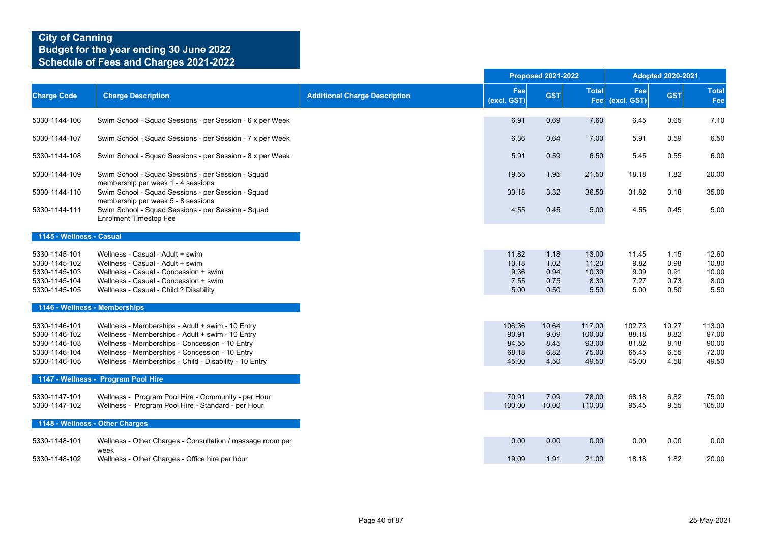# City of Canning
## Budget for the year ending 30 June 2022
## Schedule of Fees and Charges 2021-2022

| Charge Code | Charge Description | Additional Charge Description | Proposed 2021-2022 Fee (excl. GST) | Proposed 2021-2022 GST | Proposed 2021-2022 Total Fee | Adopted 2020-2021 Fee (excl. GST) | Adopted 2020-2021 GST | Adopted 2020-2021 Total Fee |
|---|---|---|---|---|---|---|---|---|
| 5330-1144-106 | Swim School - Squad Sessions - per Session - 6 x per Week | | 6.91 | 0.69 | 7.60 | 6.45 | 0.65 | 7.10 |
| 5330-1144-107 | Swim School - Squad Sessions - per Session - 7 x per Week | | 6.36 | 0.64 | 7.00 | 5.91 | 0.59 | 6.50 |
| 5330-1144-108 | Swim School - Squad Sessions - per Session - 8 x per Week | | 5.91 | 0.59 | 6.50 | 5.45 | 0.55 | 6.00 |
| 5330-1144-109 | Swim School - Squad Sessions - per Session - Squad membership per week 1 - 4 sessions | | 19.55 | 1.95 | 21.50 | 18.18 | 1.82 | 20.00 |
| 5330-1144-110 | Swim School - Squad Sessions - per Session - Squad membership per week 5 - 8 sessions | | 33.18 | 3.32 | 36.50 | 31.82 | 3.18 | 35.00 |
| 5330-1144-111 | Swim School - Squad Sessions - per Session - Squad Enrolment Timestop Fee | | 4.55 | 0.45 | 5.00 | 4.55 | 0.45 | 5.00 |
| **1145 - Wellness - Casual** | | | | | | | | |
| 5330-1145-101 | Wellness - Casual - Adult + swim | | 11.82 | 1.18 | 13.00 | 11.45 | 1.15 | 12.60 |
| 5330-1145-102 | Wellness - Casual - Adult + swim | | 10.18 | 1.02 | 11.20 | 9.82 | 0.98 | 10.80 |
| 5330-1145-103 | Wellness - Casual - Concession + swim | | 9.36 | 0.94 | 10.30 | 9.09 | 0.91 | 10.00 |
| 5330-1145-104 | Wellness - Casual - Concession + swim | | 7.55 | 0.75 | 8.30 | 7.27 | 0.73 | 8.00 |
| 5330-1145-105 | Wellness - Casual - Child ? Disability | | 5.00 | 0.50 | 5.50 | 5.00 | 0.50 | 5.50 |
| **1146 - Wellness - Memberships** | | | | | | | | |
| 5330-1146-101 | Wellness - Memberships - Adult + swim - 10 Entry | | 106.36 | 10.64 | 117.00 | 102.73 | 10.27 | 113.00 |
| 5330-1146-102 | Wellness - Memberships - Adult + swim - 10 Entry | | 90.91 | 9.09 | 100.00 | 88.18 | 8.82 | 97.00 |
| 5330-1146-103 | Wellness - Memberships - Concession - 10 Entry | | 84.55 | 8.45 | 93.00 | 81.82 | 8.18 | 90.00 |
| 5330-1146-104 | Wellness - Memberships - Concession - 10 Entry | | 68.18 | 6.82 | 75.00 | 65.45 | 6.55 | 72.00 |
| 5330-1146-105 | Wellness - Memberships - Child - Disability - 10 Entry | | 45.00 | 4.50 | 49.50 | 45.00 | 4.50 | 49.50 |
| **1147 - Wellness - Program Pool Hire** | | | | | | | | |
| 5330-1147-101 | Wellness - Program Pool Hire - Community - per Hour | | 70.91 | 7.09 | 78.00 | 68.18 | 6.82 | 75.00 |
| 5330-1147-102 | Wellness - Program Pool Hire - Standard - per Hour | | 100.00 | 10.00 | 110.00 | 95.45 | 9.55 | 105.00 |
| **1148 - Wellness - Other Charges** | | | | | | | | |
| 5330-1148-101 | Wellness - Other Charges - Consultation / massage room per week | | 0.00 | 0.00 | 0.00 | 0.00 | 0.00 | 0.00 |
| 5330-1148-102 | Wellness - Other Charges - Office hire per hour | | 19.09 | 1.91 | 21.00 | 18.18 | 1.82 | 20.00 |

25-May-2021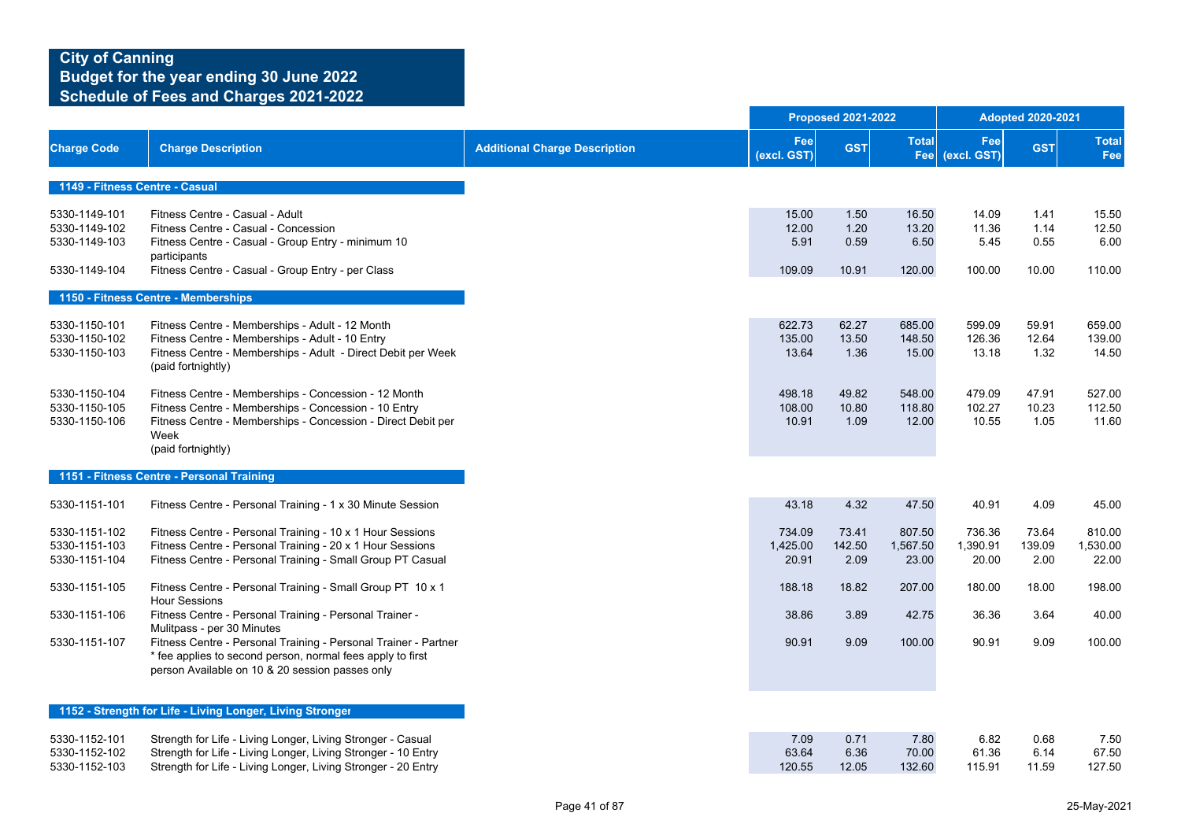**City of Canning**
**Budget for the year ending 30 June 2022**
**Schedule of Fees and Charges 2021-2022**

| Charge Code | Charge Description | Additional Charge Description | Proposed 2021-2022 | | | Adopted 2020-2021 | | |
|---|---|---|---|---|---|---|---|---|
| | | | Fee (excl. GST) | GST | Total Fee | Fee (excl. GST) | GST | Total Fee |
| **1149 - Fitness Centre - Casual** | | | | | | | | |
| 5330-1149-101 | Fitness Centre - Casual - Adult | | 15.00 | 1.50 | 16.50 | 14.09 | 1.41 | 15.50 |
| 5330-1149-102 | Fitness Centre - Casual - Concession | | 12.00 | 1.20 | 13.20 | 11.36 | 1.14 | 12.50 |
| 5330-1149-103 | Fitness Centre - Casual - Group Entry - minimum 10 participants | | 5.91 | 0.59 | 6.50 | 5.45 | 0.55 | 6.00 |
| 5330-1149-104 | Fitness Centre - Casual - Group Entry - per Class | | 109.09 | 10.91 | 120.00 | 100.00 | 10.00 | 110.00 |
| **1150 - Fitness Centre - Memberships** | | | | | | | | |
| 5330-1150-101 | Fitness Centre - Memberships - Adult - 12 Month | | 622.73 | 62.27 | 685.00 | 599.09 | 59.91 | 659.00 |
| 5330-1150-102 | Fitness Centre - Memberships - Adult - 10 Entry | | 135.00 | 13.50 | 148.50 | 126.36 | 12.64 | 139.00 |
| 5330-1150-103 | Fitness Centre - Memberships - Adult - Direct Debit per Week (paid fortnightly) | | 13.64 | 1.36 | 15.00 | 13.18 | 1.32 | 14.50 |
| 5330-1150-104 | Fitness Centre - Memberships - Concession - 12 Month | | 498.18 | 49.82 | 548.00 | 479.09 | 47.91 | 527.00 |
| 5330-1150-105 | Fitness Centre - Memberships - Concession - 10 Entry | | 108.00 | 10.80 | 118.80 | 102.27 | 10.23 | 112.50 |
| 5330-1150-106 | Fitness Centre - Memberships - Concession - Direct Debit per Week (paid fortnightly) | | 10.91 | 1.09 | 12.00 | 10.55 | 1.05 | 11.60 |
| **1151 - Fitness Centre - Personal Training** | | | | | | | | |
| 5330-1151-101 | Fitness Centre - Personal Training - 1 x 30 Minute Session | | 43.18 | 4.32 | 47.50 | 40.91 | 4.09 | 45.00 |
| 5330-1151-102 | Fitness Centre - Personal Training - 10 x 1 Hour Sessions | | 734.09 | 73.41 | 807.50 | 736.36 | 73.64 | 810.00 |
| 5330-1151-103 | Fitness Centre - Personal Training - 20 x 1 Hour Sessions | | 1,425.00 | 142.50 | 1,567.50 | 1,390.91 | 139.09 | 1,530.00 |
| 5330-1151-104 | Fitness Centre - Personal Training - Small Group PT Casual | | 20.91 | 2.09 | 23.00 | 20.00 | 2.00 | 22.00 |
| 5330-1151-105 | Fitness Centre - Personal Training - Small Group PT 10 x 1 Hour Sessions | | 188.18 | 18.82 | 207.00 | 180.00 | 18.00 | 198.00 |
| 5330-1151-106 | Fitness Centre - Personal Training - Personal Trainer - Mulitpass - per 30 Minutes | | 38.86 | 3.89 | 42.75 | 36.36 | 3.64 | 40.00 |
| 5330-1151-107 | Fitness Centre - Personal Training - Personal Trainer - Partner * fee applies to second person, normal fees apply to first person Available on 10 & 20 session passes only | | 90.91 | 9.09 | 100.00 | 90.91 | 9.09 | 100.00 |
| **1152 - Strength for Life - Living Longer, Living Stronger** | | | | | | | | |
| 5330-1152-101 | Strength for Life - Living Longer, Living Stronger - Casual | | 7.09 | 0.71 | 7.80 | 6.82 | 0.68 | 7.50 |
| 5330-1152-102 | Strength for Life - Living Longer, Living Stronger - 10 Entry | | 63.64 | 6.36 | 70.00 | 61.36 | 6.14 | 67.50 |
| 5330-1152-103 | Strength for Life - Living Longer, Living Stronger - 20 Entry | | 120.55 | 12.05 | 132.60 | 115.91 | 11.59 | 127.50 |

25-May-2021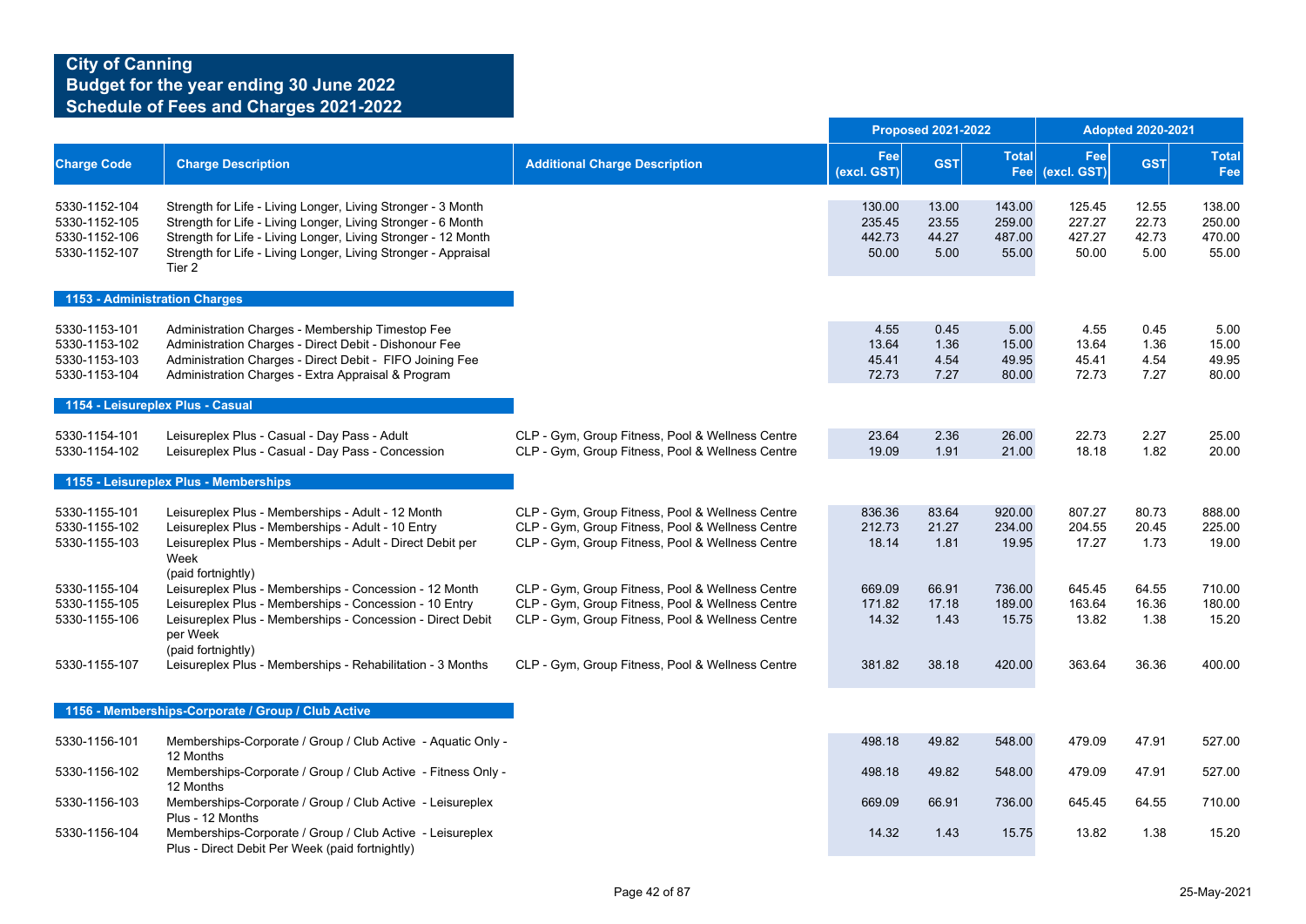# City of Canning
## Budget for the year ending 30 June 2022
## Schedule of Fees and Charges 2021-2022

| Charge Code | Charge Description | Additional Charge Description | Proposed 2021-2022 | | | Adopted 2020-2021 | | |
|---|---|---|---|---|---|---|---|---|
| | | | Fee (excl. GST) | GST | Total Fee | Fee (excl. GST) | GST | Total Fee |
| 5330-1152-104 | Strength for Life - Living Longer, Living Stronger - 3 Month | | 130.00 | 13.00 | 143.00 | 125.45 | 12.55 | 138.00 |
| 5330-1152-105 | Strength for Life - Living Longer, Living Stronger - 6 Month | | 235.45 | 23.55 | 259.00 | 227.27 | 22.73 | 250.00 |
| 5330-1152-106 | Strength for Life - Living Longer, Living Stronger - 12 Month | | 442.73 | 44.27 | 487.00 | 427.27 | 42.73 | 470.00 |
| 5330-1152-107 | Strength for Life - Living Longer, Living Stronger - Appraisal Tier 2 | | 50.00 | 5.00 | 55.00 | 50.00 | 5.00 | 55.00 |
| **1153 - Administration Charges** | | | | | | | | |
| 5330-1153-101 | Administration Charges - Membership Timestop Fee | | 4.55 | 0.45 | 5.00 | 4.55 | 0.45 | 5.00 |
| 5330-1153-102 | Administration Charges - Direct Debit - Dishonour Fee | | 13.64 | 1.36 | 15.00 | 13.64 | 1.36 | 15.00 |
| 5330-1153-103 | Administration Charges - Direct Debit - FIFO Joining Fee | | 45.41 | 4.54 | 49.95 | 45.41 | 4.54 | 49.95 |
| 5330-1153-104 | Administration Charges - Extra Appraisal & Program | | 72.73 | 7.27 | 80.00 | 72.73 | 7.27 | 80.00 |
| **1154 - Leisureplex Plus - Casual** | | | | | | | | |
| 5330-1154-101 | Leisureplex Plus - Casual - Day Pass - Adult | CLP - Gym, Group Fitness, Pool & Wellness Centre | 23.64 | 2.36 | 26.00 | 22.73 | 2.27 | 25.00 |
| 5330-1154-102 | Leisureplex Plus - Casual - Day Pass - Concession | CLP - Gym, Group Fitness, Pool & Wellness Centre | 19.09 | 1.91 | 21.00 | 18.18 | 1.82 | 20.00 |
| **1155 - Leisureplex Plus - Memberships** | | | | | | | | |
| 5330-1155-101 | Leisureplex Plus - Memberships - Adult - 12 Month | CLP - Gym, Group Fitness, Pool & Wellness Centre | 836.36 | 83.64 | 920.00 | 807.27 | 80.73 | 888.00 |
| 5330-1155-102 | Leisureplex Plus - Memberships - Adult - 10 Entry | CLP - Gym, Group Fitness, Pool & Wellness Centre | 212.73 | 21.27 | 234.00 | 204.55 | 20.45 | 225.00 |
| 5330-1155-103 | Leisureplex Plus - Memberships - Adult - Direct Debit per Week (paid fortnightly) | CLP - Gym, Group Fitness, Pool & Wellness Centre | 18.14 | 1.81 | 19.95 | 17.27 | 1.73 | 19.00 |
| 5330-1155-104 | Leisureplex Plus - Memberships - Concession - 12 Month | CLP - Gym, Group Fitness, Pool & Wellness Centre | 669.09 | 66.91 | 736.00 | 645.45 | 64.55 | 710.00 |
| 5330-1155-105 | Leisureplex Plus - Memberships - Concession - 10 Entry | CLP - Gym, Group Fitness, Pool & Wellness Centre | 171.82 | 17.18 | 189.00 | 163.64 | 16.36 | 180.00 |
| 5330-1155-106 | Leisureplex Plus - Memberships - Concession - Direct Debit per Week (paid fortnightly) | CLP - Gym, Group Fitness, Pool & Wellness Centre | 14.32 | 1.43 | 15.75 | 13.82 | 1.38 | 15.20 |
| 5330-1155-107 | Leisureplex Plus - Memberships - Rehabilitation - 3 Months | CLP - Gym, Group Fitness, Pool & Wellness Centre | 381.82 | 38.18 | 420.00 | 363.64 | 36.36 | 400.00 |
| **1156 - Memberships-Corporate / Group / Club Active** | | | | | | | | |
| 5330-1156-101 | Memberships-Corporate / Group / Club Active - Aquatic Only - 12 Months | | 498.18 | 49.82 | 548.00 | 479.09 | 47.91 | 527.00 |
| 5330-1156-102 | Memberships-Corporate / Group / Club Active - Fitness Only - 12 Months | | 498.18 | 49.82 | 548.00 | 479.09 | 47.91 | 527.00 |
| 5330-1156-103 | Memberships-Corporate / Group / Club Active - Leisureplex Plus - 12 Months | | 669.09 | 66.91 | 736.00 | 645.45 | 64.55 | 710.00 |
| 5330-1156-104 | Memberships-Corporate / Group / Club Active - Leisureplex Plus - Direct Debit Per Week (paid fortnightly) | | 14.32 | 1.43 | 15.75 | 13.82 | 1.38 | 15.20 |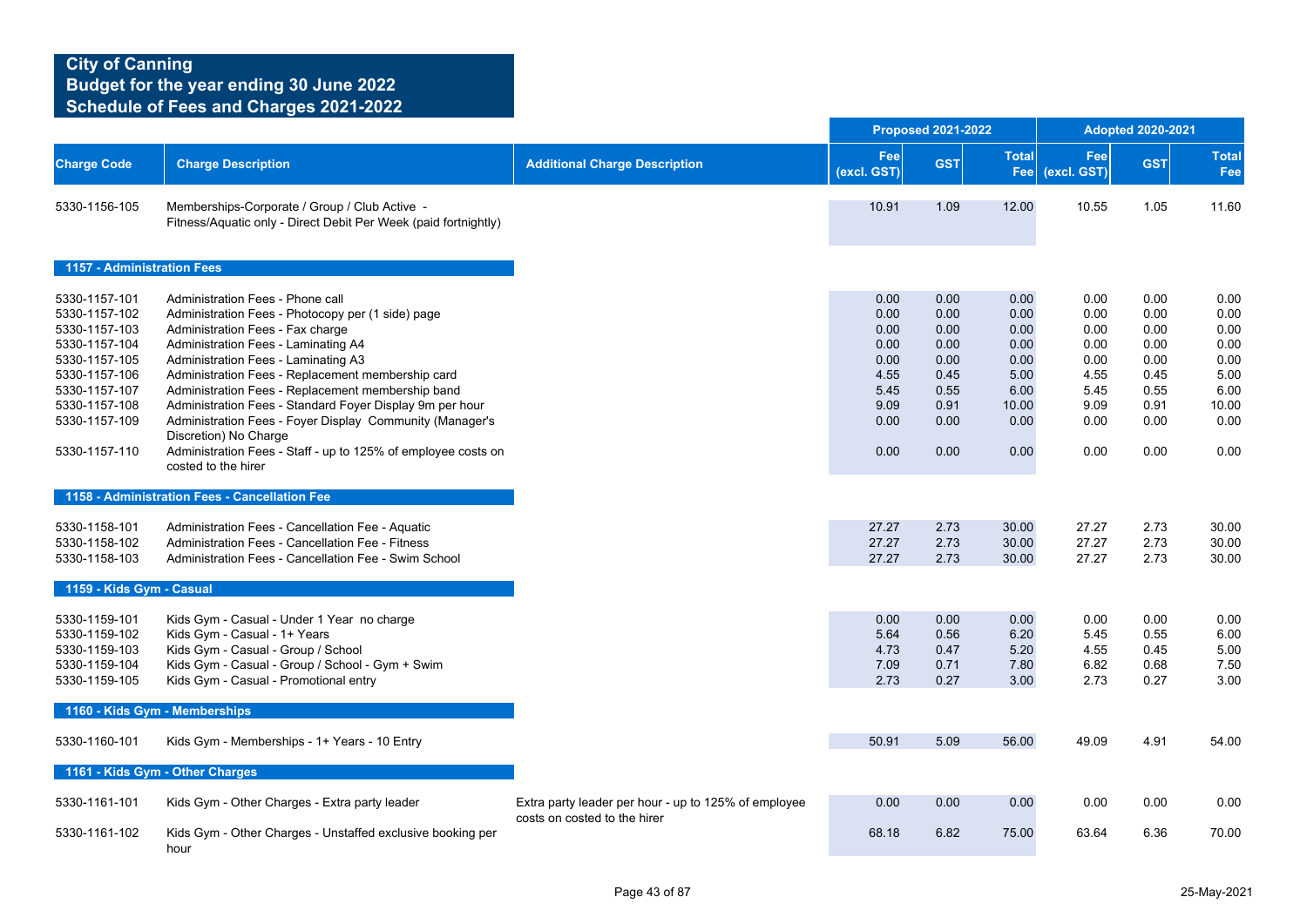# City of Canning
## Budget for the year ending 30 June 2022
## Schedule of Fees and Charges 2021-2022

| Charge Code | Charge Description | Additional Charge Description | Proposed 2021-2022 Fee (excl. GST) | Proposed 2021-2022 GST | Proposed 2021-2022 Total Fee | Adopted 2020-2021 Fee (excl. GST) | Adopted 2020-2021 GST | Adopted 2020-2021 Total Fee |
|---|---|---|---|---|---|---|---|---|
| 5330-1156-105 | Memberships-Corporate / Group / Club Active - Fitness/Aquatic only - Direct Debit Per Week (paid fortnightly) | | 10.91 | 1.09 | 12.00 | 10.55 | 1.05 | 11.60 |
| **1157 - Administration Fees** | | | | | | | | |
| 5330-1157-101 | Administration Fees - Phone call | | 0.00 | 0.00 | 0.00 | 0.00 | 0.00 | 0.00 |
| 5330-1157-102 | Administration Fees - Photocopy per (1 side) page | | 0.00 | 0.00 | 0.00 | 0.00 | 0.00 | 0.00 |
| 5330-1157-103 | Administration Fees - Fax charge | | 0.00 | 0.00 | 0.00 | 0.00 | 0.00 | 0.00 |
| 5330-1157-104 | Administration Fees - Laminating A4 | | 0.00 | 0.00 | 0.00 | 0.00 | 0.00 | 0.00 |
| 5330-1157-105 | Administration Fees - Laminating A3 | | 0.00 | 0.00 | 0.00 | 0.00 | 0.00 | 0.00 |
| 5330-1157-106 | Administration Fees - Replacement membership card | | 4.55 | 0.45 | 5.00 | 4.55 | 0.45 | 5.00 |
| 5330-1157-107 | Administration Fees - Replacement membership band | | 5.45 | 0.55 | 6.00 | 5.45 | 0.55 | 6.00 |
| 5330-1157-108 | Administration Fees - Standard Foyer Display 9m per hour | | 9.09 | 0.91 | 10.00 | 9.09 | 0.91 | 10.00 |
| 5330-1157-109 | Administration Fees - Foyer Display Community (Manager's Discretion) No Charge | | 0.00 | 0.00 | 0.00 | 0.00 | 0.00 | 0.00 |
| 5330-1157-110 | Administration Fees - Staff - up to 125% of employee costs on costed to the hirer | | 0.00 | 0.00 | 0.00 | 0.00 | 0.00 | 0.00 |
| **1158 - Administration Fees - Cancellation Fee** | | | | | | | | |
| 5330-1158-101 | Administration Fees - Cancellation Fee - Aquatic | | 27.27 | 2.73 | 30.00 | 27.27 | 2.73 | 30.00 |
| 5330-1158-102 | Administration Fees - Cancellation Fee - Fitness | | 27.27 | 2.73 | 30.00 | 27.27 | 2.73 | 30.00 |
| 5330-1158-103 | Administration Fees - Cancellation Fee - Swim School | | 27.27 | 2.73 | 30.00 | 27.27 | 2.73 | 30.00 |
| **1159 - Kids Gym - Casual** | | | | | | | | |
| 5330-1159-101 | Kids Gym - Casual - Under 1 Year no charge | | 0.00 | 0.00 | 0.00 | 0.00 | 0.00 | 0.00 |
| 5330-1159-102 | Kids Gym - Casual - 1+ Years | | 5.64 | 0.56 | 6.20 | 5.45 | 0.55 | 6.00 |
| 5330-1159-103 | Kids Gym - Casual - Group / School | | 4.73 | 0.47 | 5.20 | 4.55 | 0.45 | 5.00 |
| 5330-1159-104 | Kids Gym - Casual - Group / School - Gym + Swim | | 7.09 | 0.71 | 7.80 | 6.82 | 0.68 | 7.50 |
| 5330-1159-105 | Kids Gym - Casual - Promotional entry | | 2.73 | 0.27 | 3.00 | 2.73 | 0.27 | 3.00 |
| **1160 - Kids Gym - Memberships** | | | | | | | | |
| 5330-1160-101 | Kids Gym - Memberships - 1+ Years - 10 Entry | | 50.91 | 5.09 | 56.00 | 49.09 | 4.91 | 54.00 |
| **1161 - Kids Gym - Other Charges** | | | | | | | | |
| 5330-1161-101 | Kids Gym - Other Charges - Extra party leader | Extra party leader per hour - up to 125% of employee costs on costed to the hirer | 0.00 | 0.00 | 0.00 | 0.00 | 0.00 | 0.00 |
| 5330-1161-102 | Kids Gym - Other Charges - Unstaffed exclusive booking per hour | | 68.18 | 6.82 | 75.00 | 63.64 | 6.36 | 70.00 |

25-May-2021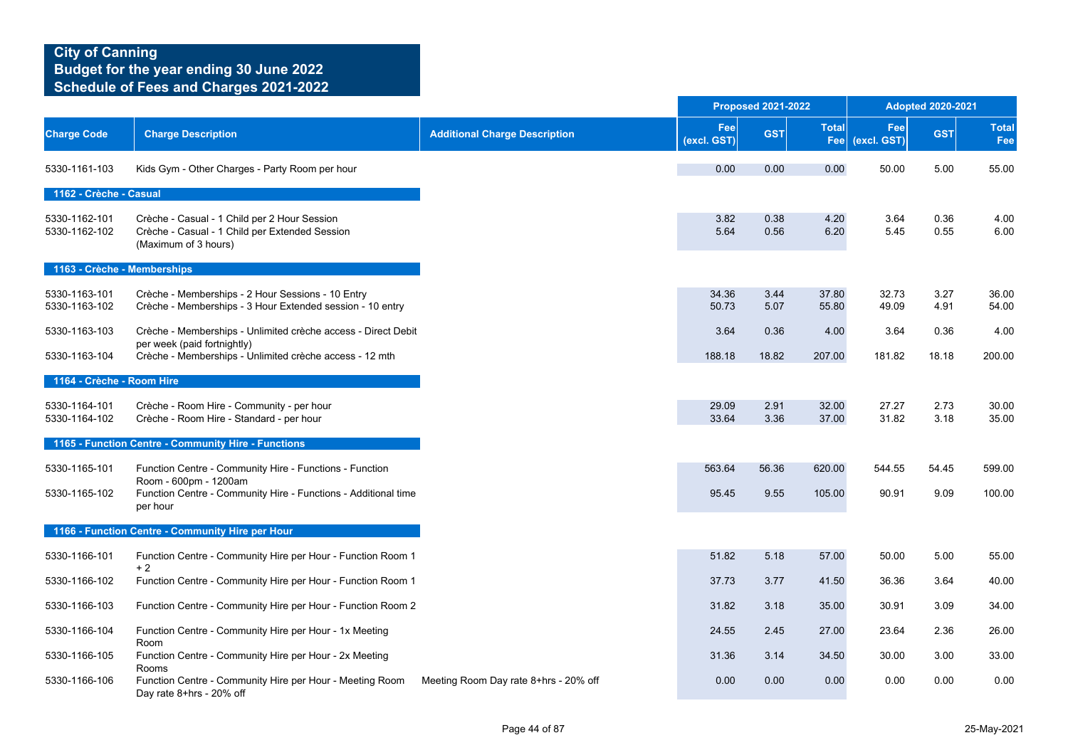# City of Canning
## Budget for the year ending 30 June 2022
## Schedule of Fees and Charges 2021-2022

| Charge Code | Charge Description | Additional Charge Description | Proposed 2021-2022 Fee (excl. GST) | Proposed 2021-2022 GST | Proposed 2021-2022 Total Fee | Adopted 2020-2021 Fee (excl. GST) | Adopted 2020-2021 GST | Adopted 2020-2021 Total Fee |
|---|---|---|---|---|---|---|---|---|
| 5330-1161-103 | Kids Gym - Other Charges - Party Room per hour | | 0.00 | 0.00 | 0.00 | 50.00 | 5.00 | 55.00 |
| **1162 - Crèche - Casual** | | | | | | | | |
| 5330-1162-101 | Crèche - Casual - 1 Child per 2 Hour Session | | 3.82 | 0.38 | 4.20 | 3.64 | 0.36 | 4.00 |
| 5330-1162-102 | Crèche - Casual - 1 Child per Extended Session (Maximum of 3 hours) | | 5.64 | 0.56 | 6.20 | 5.45 | 0.55 | 6.00 |
| **1163 - Crèche - Memberships** | | | | | | | | |
| 5330-1163-101 | Crèche - Memberships - 2 Hour Sessions - 10 Entry | | 34.36 | 3.44 | 37.80 | 32.73 | 3.27 | 36.00 |
| 5330-1163-102 | Crèche - Memberships - 3 Hour Extended session - 10 entry | | 50.73 | 5.07 | 55.80 | 49.09 | 4.91 | 54.00 |
| 5330-1163-103 | Crèche - Memberships - Unlimited crèche access - Direct Debit per week (paid fortnightly) | | 3.64 | 0.36 | 4.00 | 3.64 | 0.36 | 4.00 |
| 5330-1163-104 | Crèche - Memberships - Unlimited crèche access - 12 mth | | 188.18 | 18.82 | 207.00 | 181.82 | 18.18 | 200.00 |
| **1164 - Crèche - Room Hire** | | | | | | | | |
| 5330-1164-101 | Crèche - Room Hire - Community - per hour | | 29.09 | 2.91 | 32.00 | 27.27 | 2.73 | 30.00 |
| 5330-1164-102 | Crèche - Room Hire - Standard - per hour | | 33.64 | 3.36 | 37.00 | 31.82 | 3.18 | 35.00 |
| **1165 - Function Centre - Community Hire - Functions** | | | | | | | | |
| 5330-1165-101 | Function Centre - Community Hire - Functions - Function Room - 600pm - 1200am | | 563.64 | 56.36 | 620.00 | 544.55 | 54.45 | 599.00 |
| 5330-1165-102 | Function Centre - Community Hire - Functions - Additional time per hour | | 95.45 | 9.55 | 105.00 | 90.91 | 9.09 | 100.00 |
| **1166 - Function Centre - Community Hire per Hour** | | | | | | | | |
| 5330-1166-101 | Function Centre - Community Hire per Hour - Function Room 1 + 2 | | 51.82 | 5.18 | 57.00 | 50.00 | 5.00 | 55.00 |
| 5330-1166-102 | Function Centre - Community Hire per Hour - Function Room 1 | | 37.73 | 3.77 | 41.50 | 36.36 | 3.64 | 40.00 |
| 5330-1166-103 | Function Centre - Community Hire per Hour - Function Room 2 | | 31.82 | 3.18 | 35.00 | 30.91 | 3.09 | 34.00 |
| 5330-1166-104 | Function Centre - Community Hire per Hour - 1x Meeting Room | | 24.55 | 2.45 | 27.00 | 23.64 | 2.36 | 26.00 |
| 5330-1166-105 | Function Centre - Community Hire per Hour - 2x Meeting Rooms | | 31.36 | 3.14 | 34.50 | 30.00 | 3.00 | 33.00 |
| 5330-1166-106 | Function Centre - Community Hire per Hour - Meeting Room Day rate 8+hrs - 20% off | Meeting Room Day rate 8+hrs - 20% off | 0.00 | 0.00 | 0.00 | 0.00 | 0.00 | 0.00 |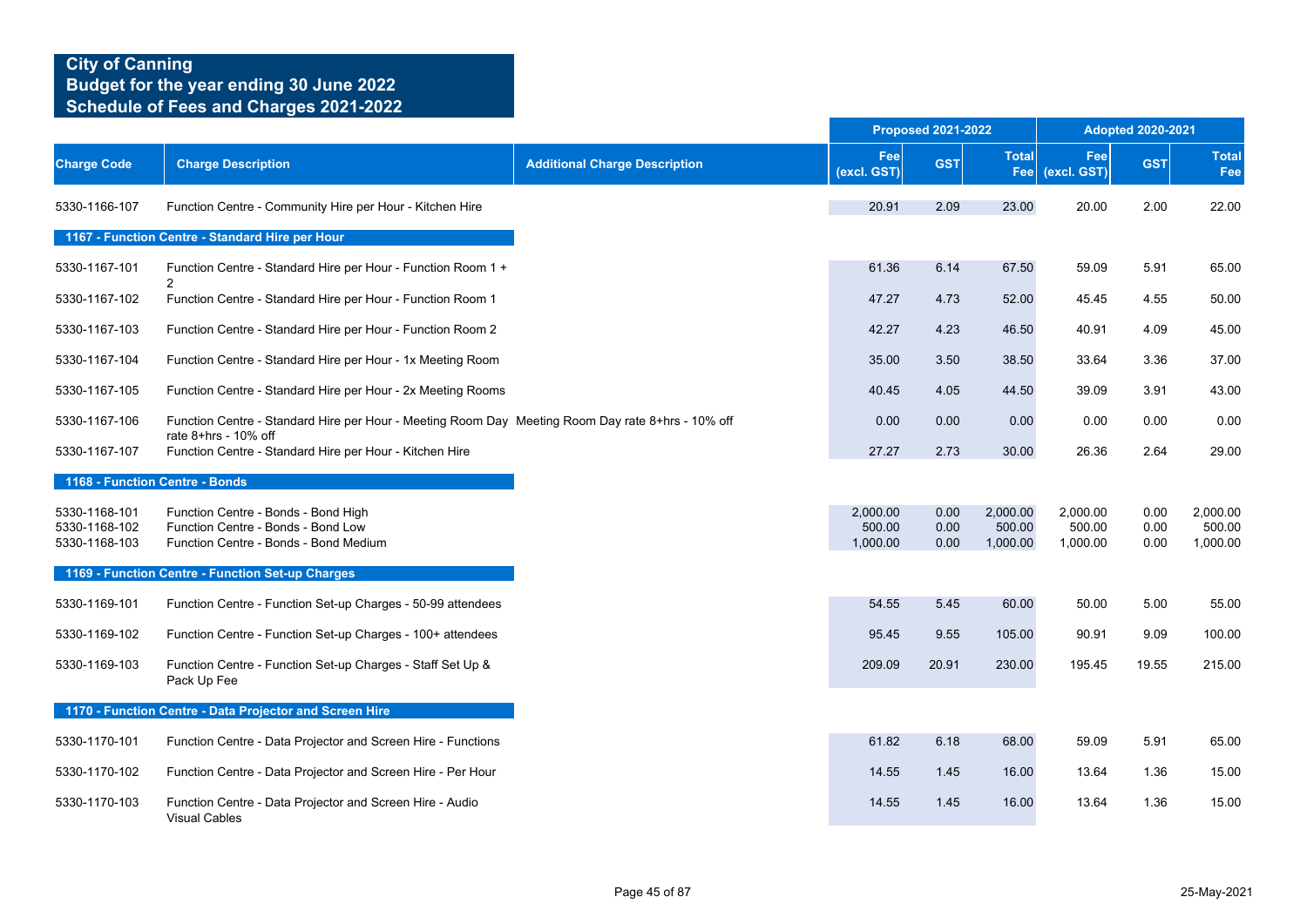# City of Canning
## Budget for the year ending 30 June 2022
## Schedule of Fees and Charges 2021-2022

| Charge Code | Charge Description | Additional Charge Description | Proposed 2021-2022 | | | Adopted 2020-2021 | | |
|---|---|---|---|---|---|---|---|---|
| | | | Fee (excl. GST) | GST | Total Fee | Fee (excl. GST) | GST | Total Fee |
| 5330-1166-107 | Function Centre - Community Hire per Hour - Kitchen Hire | | 20.91 | 2.09 | 23.00 | 20.00 | 2.00 | 22.00 |
| **1167 - Function Centre - Standard Hire per Hour** | | | | | | | | |
| 5330-1167-101 | Function Centre - Standard Hire per Hour - Function Room 1 + 2 | | 61.36 | 6.14 | 67.50 | 59.09 | 5.91 | 65.00 |
| 5330-1167-102 | Function Centre - Standard Hire per Hour - Function Room 1 | | 47.27 | 4.73 | 52.00 | 45.45 | 4.55 | 50.00 |
| 5330-1167-103 | Function Centre - Standard Hire per Hour - Function Room 2 | | 42.27 | 4.23 | 46.50 | 40.91 | 4.09 | 45.00 |
| 5330-1167-104 | Function Centre - Standard Hire per Hour - 1x Meeting Room | | 35.00 | 3.50 | 38.50 | 33.64 | 3.36 | 37.00 |
| 5330-1167-105 | Function Centre - Standard Hire per Hour - 2x Meeting Rooms | | 40.45 | 4.05 | 44.50 | 39.09 | 3.91 | 43.00 |
| 5330-1167-106 | Function Centre - Standard Hire per Hour - Meeting Room Day rate 8+hrs - 10% off | Meeting Room Day rate 8+hrs - 10% off | 0.00 | 0.00 | 0.00 | 0.00 | 0.00 | 0.00 |
| 5330-1167-107 | Function Centre - Standard Hire per Hour - Kitchen Hire | | 27.27 | 2.73 | 30.00 | 26.36 | 2.64 | 29.00 |
| **1168 - Function Centre - Bonds** | | | | | | | | |
| 5330-1168-101 | Function Centre - Bonds - Bond High | | 2,000.00 | 0.00 | 2,000.00 | 2,000.00 | 0.00 | 2,000.00 |
| 5330-1168-102 | Function Centre - Bonds - Bond Low | | 500.00 | 0.00 | 500.00 | 500.00 | 0.00 | 500.00 |
| 5330-1168-103 | Function Centre - Bonds - Bond Medium | | 1,000.00 | 0.00 | 1,000.00 | 1,000.00 | 0.00 | 1,000.00 |
| **1169 - Function Centre - Function Set-up Charges** | | | | | | | | |
| 5330-1169-101 | Function Centre - Function Set-up Charges - 50-99 attendees | | 54.55 | 5.45 | 60.00 | 50.00 | 5.00 | 55.00 |
| 5330-1169-102 | Function Centre - Function Set-up Charges - 100+ attendees | | 95.45 | 9.55 | 105.00 | 90.91 | 9.09 | 100.00 |
| 5330-1169-103 | Function Centre - Function Set-up Charges - Staff Set Up & Pack Up Fee | | 209.09 | 20.91 | 230.00 | 195.45 | 19.55 | 215.00 |
| **1170 - Function Centre - Data Projector and Screen Hire** | | | | | | | | |
| 5330-1170-101 | Function Centre - Data Projector and Screen Hire - Functions | | 61.82 | 6.18 | 68.00 | 59.09 | 5.91 | 65.00 |
| 5330-1170-102 | Function Centre - Data Projector and Screen Hire - Per Hour | | 14.55 | 1.45 | 16.00 | 13.64 | 1.36 | 15.00 |
| 5330-1170-103 | Function Centre - Data Projector and Screen Hire - Audio Visual Cables | | 14.55 | 1.45 | 16.00 | 13.64 | 1.36 | 15.00 |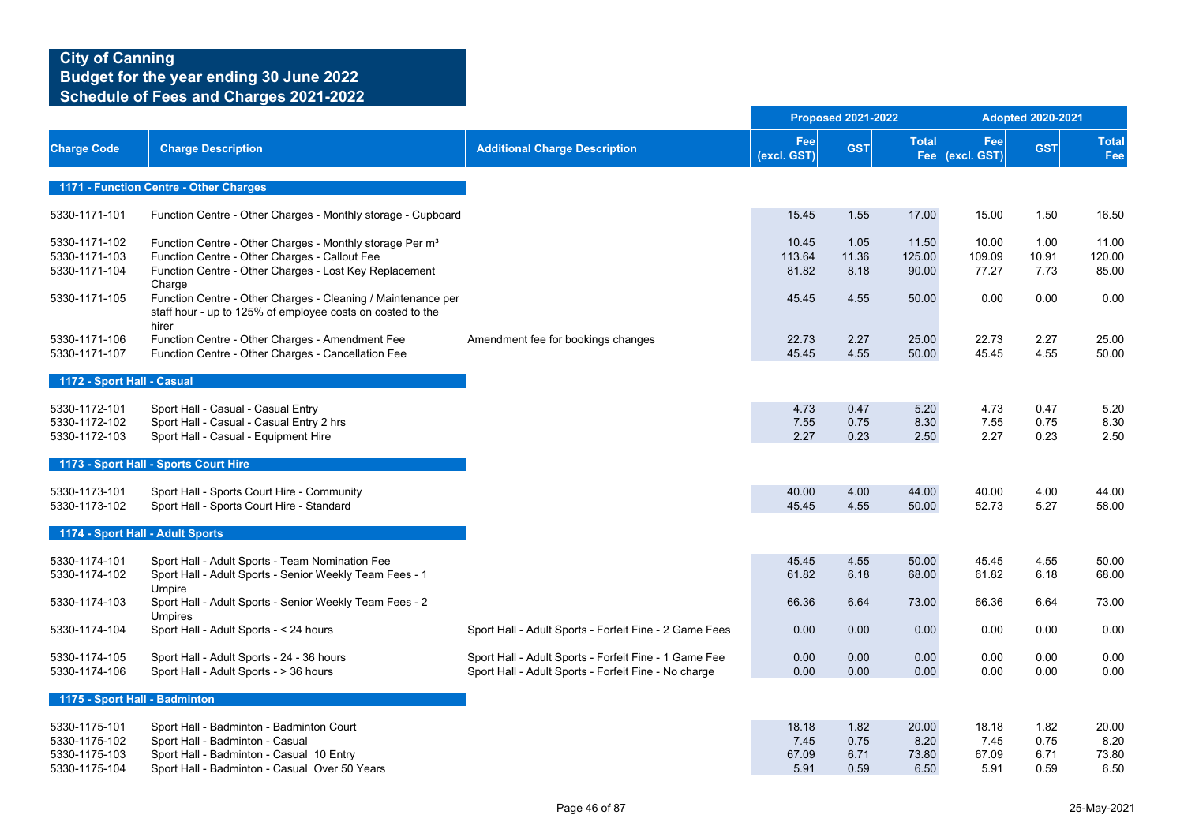# City of Canning
## Budget for the year ending 30 June 2022
## Schedule of Fees and Charges 2021-2022

| Charge Code | Charge Description | Additional Charge Description | Proposed 2021-2022 | | | Adopted 2020-2021 | | |
|---|---|---|---|---|---|---|---|---|
| | | | Fee (excl. GST) | GST | Total Fee | Fee (excl. GST) | GST | Total Fee |
| **1171 - Function Centre - Other Charges** | | | | | | | | |
| 5330-1171-101 | Function Centre - Other Charges - Monthly storage - Cupboard | | 15.45 | 1.55 | 17.00 | 15.00 | 1.50 | 16.50 |
| 5330-1171-102 | Function Centre - Other Charges - Monthly storage Per m³ | | 10.45 | 1.05 | 11.50 | 10.00 | 1.00 | 11.00 |
| 5330-1171-103 | Function Centre - Other Charges - Callout Fee | | 113.64 | 11.36 | 125.00 | 109.09 | 10.91 | 120.00 |
| 5330-1171-104 | Function Centre - Other Charges - Lost Key Replacement Charge | | 81.82 | 8.18 | 90.00 | 77.27 | 7.73 | 85.00 |
| 5330-1171-105 | Function Centre - Other Charges - Cleaning / Maintenance per staff hour - up to 125% of employee costs on costed to the hirer | | 45.45 | 4.55 | 50.00 | 0.00 | 0.00 | 0.00 |
| 5330-1171-106 | Function Centre - Other Charges - Amendment Fee | Amendment fee for bookings changes | 22.73 | 2.27 | 25.00 | 22.73 | 2.27 | 25.00 |
| 5330-1171-107 | Function Centre - Other Charges - Cancellation Fee | | 45.45 | 4.55 | 50.00 | 45.45 | 4.55 | 50.00 |
| **1172 - Sport Hall - Casual** | | | | | | | | |
| 5330-1172-101 | Sport Hall - Casual - Casual Entry | | 4.73 | 0.47 | 5.20 | 4.73 | 0.47 | 5.20 |
| 5330-1172-102 | Sport Hall - Casual - Casual Entry 2 hrs | | 7.55 | 0.75 | 8.30 | 7.55 | 0.75 | 8.30 |
| 5330-1172-103 | Sport Hall - Casual - Equipment Hire | | 2.27 | 0.23 | 2.50 | 2.27 | 0.23 | 2.50 |
| **1173 - Sport Hall - Sports Court Hire** | | | | | | | | |
| 5330-1173-101 | Sport Hall - Sports Court Hire - Community | | 40.00 | 4.00 | 44.00 | 40.00 | 4.00 | 44.00 |
| 5330-1173-102 | Sport Hall - Sports Court Hire - Standard | | 45.45 | 4.55 | 50.00 | 52.73 | 5.27 | 58.00 |
| **1174 - Sport Hall - Adult Sports** | | | | | | | | |
| 5330-1174-101 | Sport Hall - Adult Sports - Team Nomination Fee | | 45.45 | 4.55 | 50.00 | 45.45 | 4.55 | 50.00 |
| 5330-1174-102 | Sport Hall - Adult Sports - Senior Weekly Team Fees - 1 Umpire | | 61.82 | 6.18 | 68.00 | 61.82 | 6.18 | 68.00 |
| 5330-1174-103 | Sport Hall - Adult Sports - Senior Weekly Team Fees - 2 Umpires | | 66.36 | 6.64 | 73.00 | 66.36 | 6.64 | 73.00 |
| 5330-1174-104 | Sport Hall - Adult Sports - < 24 hours | Sport Hall - Adult Sports - Forfeit Fine - 2 Game Fees | 0.00 | 0.00 | 0.00 | 0.00 | 0.00 | 0.00 |
| 5330-1174-105 | Sport Hall - Adult Sports - 24 - 36 hours | Sport Hall - Adult Sports - Forfeit Fine - 1 Game Fee | 0.00 | 0.00 | 0.00 | 0.00 | 0.00 | 0.00 |
| 5330-1174-106 | Sport Hall - Adult Sports - > 36 hours | Sport Hall - Adult Sports - Forfeit Fine - No charge | 0.00 | 0.00 | 0.00 | 0.00 | 0.00 | 0.00 |
| **1175 - Sport Hall - Badminton** | | | | | | | | |
| 5330-1175-101 | Sport Hall - Badminton - Badminton Court | | 18.18 | 1.82 | 20.00 | 18.18 | 1.82 | 20.00 |
| 5330-1175-102 | Sport Hall - Badminton - Casual | | 7.45 | 0.75 | 8.20 | 7.45 | 0.75 | 8.20 |
| 5330-1175-103 | Sport Hall - Badminton - Casual 10 Entry | | 67.09 | 6.71 | 73.80 | 67.09 | 6.71 | 73.80 |
| 5330-1175-104 | Sport Hall - Badminton - Casual Over 50 Years | | 5.91 | 0.59 | 6.50 | 5.91 | 0.59 | 6.50 |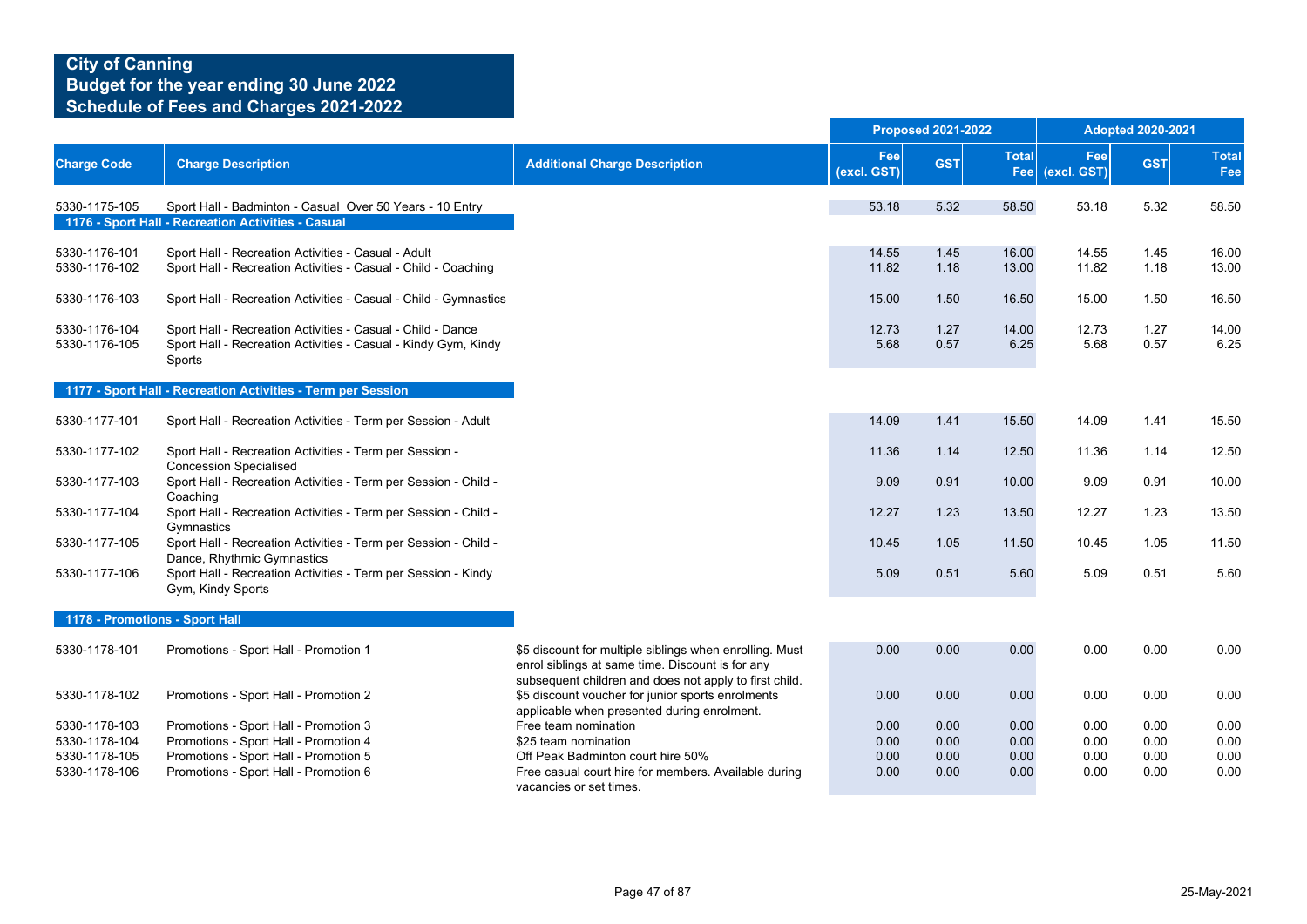## City of Canning
## Budget for the year ending 30 June 2022
## Schedule of Fees and Charges 2021-2022

| Charge Code | Charge Description | Additional Charge Description | Proposed 2021-2022 Fee (excl. GST) | Proposed 2021-2022 GST | Proposed 2021-2022 Total Fee | Adopted 2020-2021 Fee (excl. GST) | Adopted 2020-2021 GST | Adopted 2020-2021 Total Fee |
|---|---|---|---|---|---|---|---|---|
| 5330-1175-105 | Sport Hall - Badminton - Casual Over 50 Years - 10 Entry | | 53.18 | 5.32 | 58.50 | 53.18 | 5.32 | 58.50 |
| **1176 - Sport Hall - Recreation Activities - Casual** | | | | | | | | |
| 5330-1176-101 | Sport Hall - Recreation Activities - Casual - Adult | | 14.55 | 1.45 | 16.00 | 14.55 | 1.45 | 16.00 |
| 5330-1176-102 | Sport Hall - Recreation Activities - Casual - Child - Coaching | | 11.82 | 1.18 | 13.00 | 11.82 | 1.18 | 13.00 |
| 5330-1176-103 | Sport Hall - Recreation Activities - Casual - Child - Gymnastics | | 15.00 | 1.50 | 16.50 | 15.00 | 1.50 | 16.50 |
| 5330-1176-104 | Sport Hall - Recreation Activities - Casual - Child - Dance | | 12.73 | 1.27 | 14.00 | 12.73 | 1.27 | 14.00 |
| 5330-1176-105 | Sport Hall - Recreation Activities - Casual - Kindy Gym, Kindy Sports | | 5.68 | 0.57 | 6.25 | 5.68 | 0.57 | 6.25 |
| **1177 - Sport Hall - Recreation Activities - Term per Session** | | | | | | | | |
| 5330-1177-101 | Sport Hall - Recreation Activities - Term per Session - Adult | | 14.09 | 1.41 | 15.50 | 14.09 | 1.41 | 15.50 |
| 5330-1177-102 | Sport Hall - Recreation Activities - Term per Session - Concession Specialised | | 11.36 | 1.14 | 12.50 | 11.36 | 1.14 | 12.50 |
| 5330-1177-103 | Sport Hall - Recreation Activities - Term per Session - Child - Coaching | | 9.09 | 0.91 | 10.00 | 9.09 | 0.91 | 10.00 |
| 5330-1177-104 | Sport Hall - Recreation Activities - Term per Session - Child - Gymnastics | | 12.27 | 1.23 | 13.50 | 12.27 | 1.23 | 13.50 |
| 5330-1177-105 | Sport Hall - Recreation Activities - Term per Session - Child - Dance, Rhythmic Gymnastics | | 10.45 | 1.05 | 11.50 | 10.45 | 1.05 | 11.50 |
| 5330-1177-106 | Sport Hall - Recreation Activities - Term per Session - Kindy Gym, Kindy Sports | | 5.09 | 0.51 | 5.60 | 5.09 | 0.51 | 5.60 |
| **1178 - Promotions - Sport Hall** | | | | | | | | |
| 5330-1178-101 | Promotions - Sport Hall - Promotion 1 | $5 discount for multiple siblings when enrolling. Must enrol siblings at same time. Discount is for any subsequent children and does not apply to first child. | 0.00 | 0.00 | 0.00 | 0.00 | 0.00 | 0.00 |
| 5330-1178-102 | Promotions - Sport Hall - Promotion 2 | $5 discount voucher for junior sports enrolments applicable when presented during enrolment. | 0.00 | 0.00 | 0.00 | 0.00 | 0.00 | 0.00 |
| 5330-1178-103 | Promotions - Sport Hall - Promotion 3 | Free team nomination | 0.00 | 0.00 | 0.00 | 0.00 | 0.00 | 0.00 |
| 5330-1178-104 | Promotions - Sport Hall - Promotion 4 | $25 team nomination | 0.00 | 0.00 | 0.00 | 0.00 | 0.00 | 0.00 |
| 5330-1178-105 | Promotions - Sport Hall - Promotion 5 | Off Peak Badminton court hire 50% | 0.00 | 0.00 | 0.00 | 0.00 | 0.00 | 0.00 |
| 5330-1178-106 | Promotions - Sport Hall - Promotion 6 | Free casual court hire for members. Available during vacancies or set times. | 0.00 | 0.00 | 0.00 | 0.00 | 0.00 | 0.00 |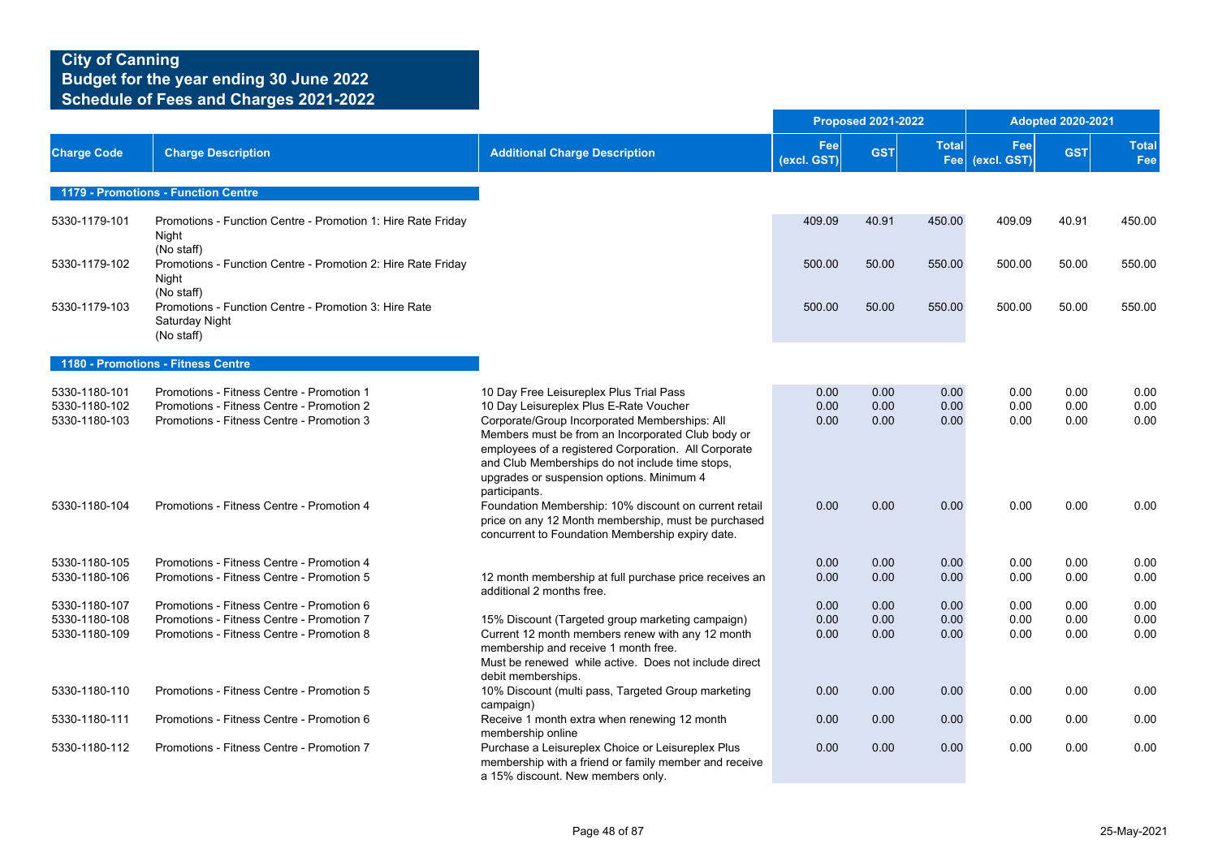# City of Canning
## Budget for the year ending 30 June 2022
## Schedule of Fees and Charges 2021-2022

| Charge Code | Charge Description | Additional Charge Description | Proposed 2021-2022 Fee (excl. GST) | Proposed 2021-2022 GST | Proposed 2021-2022 Total Fee | Adopted 2020-2021 Fee (excl. GST) | Adopted 2020-2021 GST | Adopted 2020-2021 Total Fee |
|---|---|---|---|---|---|---|---|---|
| **1179 - Promotions - Function Centre** | | | | | | | | |
| 5330-1179-101 | Promotions - Function Centre - Promotion 1: Hire Rate Friday Night (No staff) | | 409.09 | 40.91 | 450.00 | 409.09 | 40.91 | 450.00 |
| 5330-1179-102 | Promotions - Function Centre - Promotion 2: Hire Rate Friday Night (No staff) | | 500.00 | 50.00 | 550.00 | 500.00 | 50.00 | 550.00 |
| 5330-1179-103 | Promotions - Function Centre - Promotion 3: Hire Rate Saturday Night (No staff) | | 500.00 | 50.00 | 550.00 | 500.00 | 50.00 | 550.00 |
| **1180 - Promotions - Fitness Centre** | | | | | | | | |
| 5330-1180-101 | Promotions - Fitness Centre - Promotion 1 | 10 Day Free Leisureplex Plus Trial Pass | 0.00 | 0.00 | 0.00 | 0.00 | 0.00 | 0.00 |
| 5330-1180-102 | Promotions - Fitness Centre - Promotion 2 | 10 Day Leisureplex Plus E-Rate Voucher | 0.00 | 0.00 | 0.00 | 0.00 | 0.00 | 0.00 |
| 5330-1180-103 | Promotions - Fitness Centre - Promotion 3 | Corporate/Group Incorporated Memberships: All Members must be from an Incorporated Club body or employees of a registered Corporation. All Corporate and Club Memberships do not include time stops, upgrades or suspension options. Minimum 4 participants. | 0.00 | 0.00 | 0.00 | 0.00 | 0.00 | 0.00 |
| 5330-1180-104 | Promotions - Fitness Centre - Promotion 4 | Foundation Membership: 10% discount on current retail price on any 12 Month membership, must be purchased concurrent to Foundation Membership expiry date. | 0.00 | 0.00 | 0.00 | 0.00 | 0.00 | 0.00 |
| 5330-1180-105 | Promotions - Fitness Centre - Promotion 4 | | 0.00 | 0.00 | 0.00 | 0.00 | 0.00 | 0.00 |
| 5330-1180-106 | Promotions - Fitness Centre - Promotion 5 | 12 month membership at full purchase price receives an additional 2 months free. | 0.00 | 0.00 | 0.00 | 0.00 | 0.00 | 0.00 |
| 5330-1180-107 | Promotions - Fitness Centre - Promotion 6 | | 0.00 | 0.00 | 0.00 | 0.00 | 0.00 | 0.00 |
| 5330-1180-108 | Promotions - Fitness Centre - Promotion 7 | 15% Discount (Targeted group marketing campaign) | 0.00 | 0.00 | 0.00 | 0.00 | 0.00 | 0.00 |
| 5330-1180-109 | Promotions - Fitness Centre - Promotion 8 | Current 12 month members renew with any 12 month membership and receive 1 month free. Must be renewed while active. Does not include direct debit memberships. | 0.00 | 0.00 | 0.00 | 0.00 | 0.00 | 0.00 |
| 5330-1180-110 | Promotions - Fitness Centre - Promotion 5 | 10% Discount (multi pass, Targeted Group marketing campaign) | 0.00 | 0.00 | 0.00 | 0.00 | 0.00 | 0.00 |
| 5330-1180-111 | Promotions - Fitness Centre - Promotion 6 | Receive 1 month extra when renewing 12 month membership online | 0.00 | 0.00 | 0.00 | 0.00 | 0.00 | 0.00 |
| 5330-1180-112 | Promotions - Fitness Centre - Promotion 7 | Purchase a Leisureplex Choice or Leisureplex Plus membership with a friend or family member and receive a 15% discount. New members only. | 0.00 | 0.00 | 0.00 | 0.00 | 0.00 | 0.00 |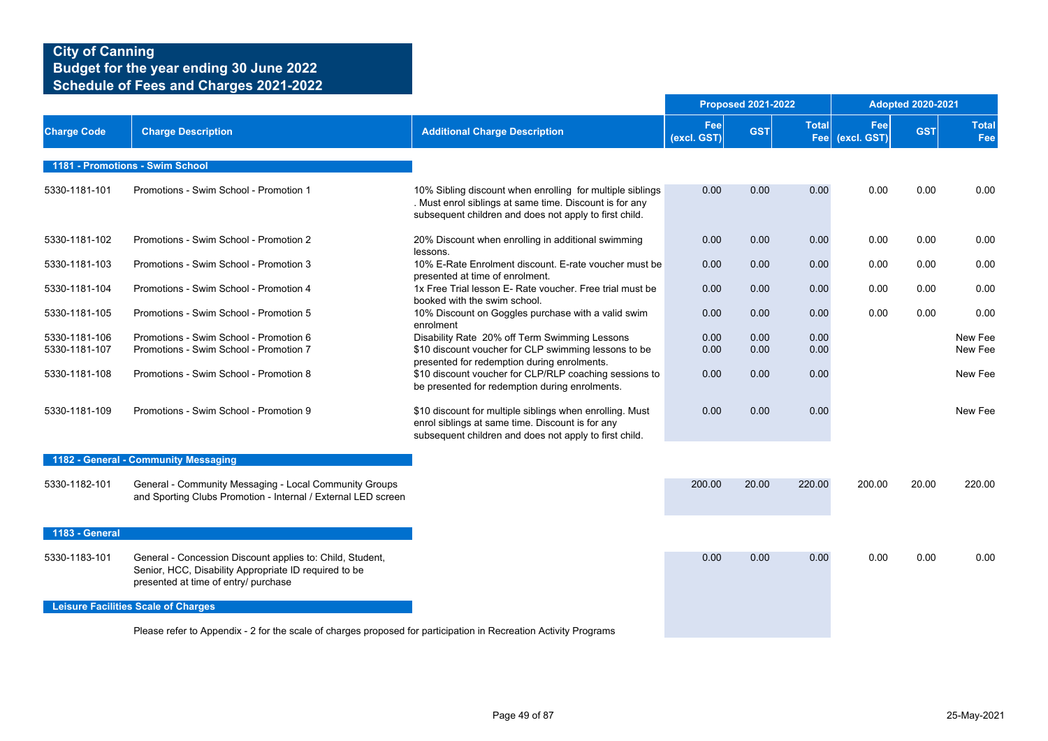**City of Canning**
**Budget for the year ending 30 June 2022**
**Schedule of Fees and Charges 2021-2022**

| Charge Code | Charge Description | Additional Charge Description | Proposed 2021-2022 Fee (excl. GST) | Proposed 2021-2022 GST | Proposed 2021-2022 Total Fee | Adopted 2020-2021 Fee (excl. GST) | Adopted 2020-2021 GST | Adopted 2020-2021 Total Fee |
|---|---|---|---|---|---|---|---|---|
| **1181 - Promotions - Swim School** | | | | | | | | |
| 5330-1181-101 | Promotions - Swim School - Promotion 1 | 10% Sibling discount when enrolling for multiple siblings . Must enrol siblings at same time. Discount is for any subsequent children and does not apply to first child. | 0.00 | 0.00 | 0.00 | 0.00 | 0.00 | 0.00 |
| 5330-1181-102 | Promotions - Swim School - Promotion 2 | 20% Discount when enrolling in additional swimming lessons. | 0.00 | 0.00 | 0.00 | 0.00 | 0.00 | 0.00 |
| 5330-1181-103 | Promotions - Swim School - Promotion 3 | 10% E-Rate Enrolment discount. E-rate voucher must be presented at time of enrolment. | 0.00 | 0.00 | 0.00 | 0.00 | 0.00 | 0.00 |
| 5330-1181-104 | Promotions - Swim School - Promotion 4 | 1x Free Trial lesson E- Rate voucher. Free trial must be booked with the swim school. | 0.00 | 0.00 | 0.00 | 0.00 | 0.00 | 0.00 |
| 5330-1181-105 | Promotions - Swim School - Promotion 5 | 10% Discount on Goggles purchase with a valid swim enrolment | 0.00 | 0.00 | 0.00 | 0.00 | 0.00 | 0.00 |
| 5330-1181-106 | Promotions - Swim School - Promotion 6 | Disability Rate 20% off Term Swimming Lessons | 0.00 | 0.00 | 0.00 | | | New Fee |
| 5330-1181-107 | Promotions - Swim School - Promotion 7 | $10 discount voucher for CLP swimming lessons to be presented for redemption during enrolments. | 0.00 | 0.00 | 0.00 | | | New Fee |
| 5330-1181-108 | Promotions - Swim School - Promotion 8 | $10 discount voucher for CLP/RLP coaching sessions to be presented for redemption during enrolments. | 0.00 | 0.00 | 0.00 | | | New Fee |
| 5330-1181-109 | Promotions - Swim School - Promotion 9 | $10 discount for multiple siblings when enrolling. Must enrol siblings at same time. Discount is for any subsequent children and does not apply to first child. | 0.00 | 0.00 | 0.00 | | | New Fee |
| **1182 - General - Community Messaging** | | | | | | | | |
| 5330-1182-101 | General - Community Messaging - Local Community Groups and Sporting Clubs Promotion - Internal / External LED screen | | 200.00 | 20.00 | 220.00 | 200.00 | 20.00 | 220.00 |
| **1183 - General** | | | | | | | | |
| 5330-1183-101 | General - Concession Discount applies to: Child, Student, Senior, HCC, Disability Appropriate ID required to be presented at time of entry/ purchase | | 0.00 | 0.00 | 0.00 | 0.00 | 0.00 | 0.00 |
| **Leisure Facilities Scale of Charges** | | | | | | | | |

Please refer to Appendix - 2 for the scale of charges proposed for participation in Recreation Activity Programs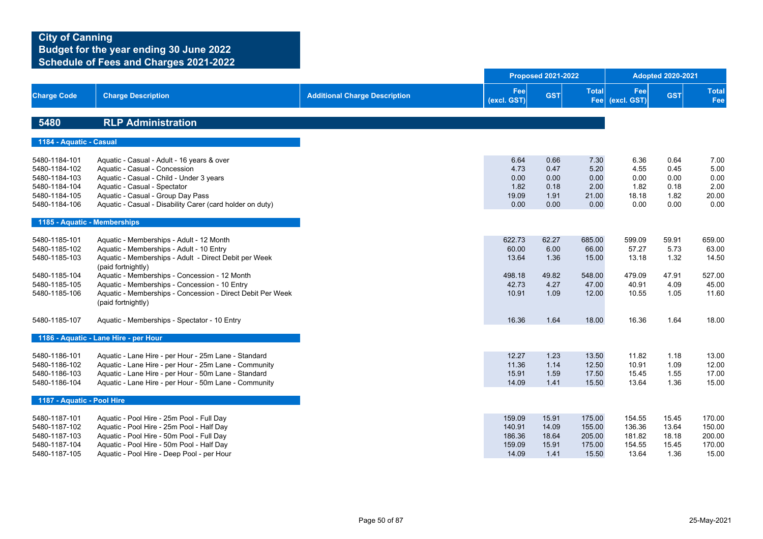# City of Canning
## Budget for the year ending 30 June 2022
## Schedule of Fees and Charges 2021-2022

| Charge Code | Charge Description | Additional Charge Description | Proposed 2021-2022 | | | Adopted 2020-2021 | | |
|---|---|---|---|---|---|---|---|---|
| | | | Fee (excl. GST) | GST | Total Fee | Fee (excl. GST) | GST | Total Fee |
| **5480** | **RLP Administration** | | | | | | | |
| **1184 - Aquatic - Casual** | | | | | | | | |
| 5480-1184-101 | Aquatic - Casual - Adult - 16 years & over | | 6.64 | 0.66 | 7.30 | 6.36 | 0.64 | 7.00 |
| 5480-1184-102 | Aquatic - Casual - Concession | | 4.73 | 0.47 | 5.20 | 4.55 | 0.45 | 5.00 |
| 5480-1184-103 | Aquatic - Casual - Child - Under 3 years | | 0.00 | 0.00 | 0.00 | 0.00 | 0.00 | 0.00 |
| 5480-1184-104 | Aquatic - Casual - Spectator | | 1.82 | 0.18 | 2.00 | 1.82 | 0.18 | 2.00 |
| 5480-1184-105 | Aquatic - Casual - Group Day Pass | | 19.09 | 1.91 | 21.00 | 18.18 | 1.82 | 20.00 |
| 5480-1184-106 | Aquatic - Casual - Disability Carer (card holder on duty) | | 0.00 | 0.00 | 0.00 | 0.00 | 0.00 | 0.00 |
| **1185 - Aquatic - Memberships** | | | | | | | | |
| 5480-1185-101 | Aquatic - Memberships - Adult - 12 Month | | 622.73 | 62.27 | 685.00 | 599.09 | 59.91 | 659.00 |
| 5480-1185-102 | Aquatic - Memberships - Adult - 10 Entry | | 60.00 | 6.00 | 66.00 | 57.27 | 5.73 | 63.00 |
| 5480-1185-103 | Aquatic - Memberships - Adult - Direct Debit per Week (paid fortnightly) | | 13.64 | 1.36 | 15.00 | 13.18 | 1.32 | 14.50 |
| 5480-1185-104 | Aquatic - Memberships - Concession - 12 Month | | 498.18 | 49.82 | 548.00 | 479.09 | 47.91 | 527.00 |
| 5480-1185-105 | Aquatic - Memberships - Concession - 10 Entry | | 42.73 | 4.27 | 47.00 | 40.91 | 4.09 | 45.00 |
| 5480-1185-106 | Aquatic - Memberships - Concession - Direct Debit Per Week (paid fortnightly) | | 10.91 | 1.09 | 12.00 | 10.55 | 1.05 | 11.60 |
| 5480-1185-107 | Aquatic - Memberships - Spectator - 10 Entry | | 16.36 | 1.64 | 18.00 | 16.36 | 1.64 | 18.00 |
| **1186 - Aquatic - Lane Hire - per Hour** | | | | | | | | |
| 5480-1186-101 | Aquatic - Lane Hire - per Hour - 25m Lane - Standard | | 12.27 | 1.23 | 13.50 | 11.82 | 1.18 | 13.00 |
| 5480-1186-102 | Aquatic - Lane Hire - per Hour - 25m Lane - Community | | 11.36 | 1.14 | 12.50 | 10.91 | 1.09 | 12.00 |
| 5480-1186-103 | Aquatic - Lane Hire - per Hour - 50m Lane - Standard | | 15.91 | 1.59 | 17.50 | 15.45 | 1.55 | 17.00 |
| 5480-1186-104 | Aquatic - Lane Hire - per Hour - 50m Lane - Community | | 14.09 | 1.41 | 15.50 | 13.64 | 1.36 | 15.00 |
| **1187 - Aquatic - Pool Hire** | | | | | | | | |
| 5480-1187-101 | Aquatic - Pool Hire - 25m Pool - Full Day | | 159.09 | 15.91 | 175.00 | 154.55 | 15.45 | 170.00 |
| 5480-1187-102 | Aquatic - Pool Hire - 25m Pool - Half Day | | 140.91 | 14.09 | 155.00 | 136.36 | 13.64 | 150.00 |
| 5480-1187-103 | Aquatic - Pool Hire - 50m Pool - Full Day | | 186.36 | 18.64 | 205.00 | 181.82 | 18.18 | 200.00 |
| 5480-1187-104 | Aquatic - Pool Hire - 50m Pool - Half Day | | 159.09 | 15.91 | 175.00 | 154.55 | 15.45 | 170.00 |
| 5480-1187-105 | Aquatic - Pool Hire - Deep Pool - per Hour | | 14.09 | 1.41 | 15.50 | 13.64 | 1.36 | 15.00 |

25-May-2021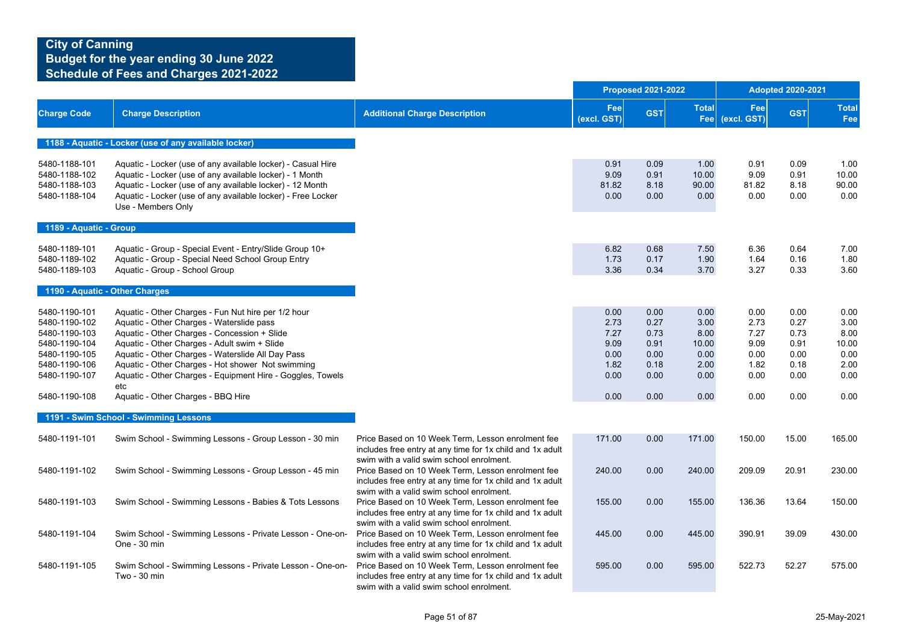## City of Canning
## Budget for the year ending 30 June 2022
## Schedule of Fees and Charges 2021-2022

| Charge Code | Charge Description | Additional Charge Description | Proposed 2021-2022 Fee (excl. GST) | Proposed 2021-2022 GST | Proposed 2021-2022 Total Fee | Adopted 2020-2021 Fee (excl. GST) | Adopted 2020-2021 GST | Adopted 2020-2021 Total Fee |
|---|---|---|---|---|---|---|---|---|
| **1188 - Aquatic - Locker (use of any available locker)** | | | | | | | | |
| 5480-1188-101 | Aquatic - Locker (use of any available locker) - Casual Hire | | 0.91 | 0.09 | 1.00 | 0.91 | 0.09 | 1.00 |
| 5480-1188-102 | Aquatic - Locker (use of any available locker) - 1 Month | | 9.09 | 0.91 | 10.00 | 9.09 | 0.91 | 10.00 |
| 5480-1188-103 | Aquatic - Locker (use of any available locker) - 12 Month | | 81.82 | 8.18 | 90.00 | 81.82 | 8.18 | 90.00 |
| 5480-1188-104 | Aquatic - Locker (use of any available locker) - Free Locker Use - Members Only | | 0.00 | 0.00 | 0.00 | 0.00 | 0.00 | 0.00 |
| **1189 - Aquatic - Group** | | | | | | | | |
| 5480-1189-101 | Aquatic - Group - Special Event - Entry/Slide Group 10+ | | 6.82 | 0.68 | 7.50 | 6.36 | 0.64 | 7.00 |
| 5480-1189-102 | Aquatic - Group - Special Need School Group Entry | | 1.73 | 0.17 | 1.90 | 1.64 | 0.16 | 1.80 |
| 5480-1189-103 | Aquatic - Group - School Group | | 3.36 | 0.34 | 3.70 | 3.27 | 0.33 | 3.60 |
| **1190 - Aquatic - Other Charges** | | | | | | | | |
| 5480-1190-101 | Aquatic - Other Charges - Fun Nut hire per 1/2 hour | | 0.00 | 0.00 | 0.00 | 0.00 | 0.00 | 0.00 |
| 5480-1190-102 | Aquatic - Other Charges - Waterslide pass | | 2.73 | 0.27 | 3.00 | 2.73 | 0.27 | 3.00 |
| 5480-1190-103 | Aquatic - Other Charges - Concession + Slide | | 7.27 | 0.73 | 8.00 | 7.27 | 0.73 | 8.00 |
| 5480-1190-104 | Aquatic - Other Charges - Adult swim + Slide | | 9.09 | 0.91 | 10.00 | 9.09 | 0.91 | 10.00 |
| 5480-1190-105 | Aquatic - Other Charges - Waterslide All Day Pass | | 0.00 | 0.00 | 0.00 | 0.00 | 0.00 | 0.00 |
| 5480-1190-106 | Aquatic - Other Charges - Hot shower Not swimming | | 1.82 | 0.18 | 2.00 | 1.82 | 0.18 | 2.00 |
| 5480-1190-107 | Aquatic - Other Charges - Equipment Hire - Goggles, Towels etc | | 0.00 | 0.00 | 0.00 | 0.00 | 0.00 | 0.00 |
| 5480-1190-108 | Aquatic - Other Charges - BBQ Hire | | 0.00 | 0.00 | 0.00 | 0.00 | 0.00 | 0.00 |
| **1191 - Swim School - Swimming Lessons** | | | | | | | | |
| 5480-1191-101 | Swim School - Swimming Lessons - Group Lesson - 30 min | Price Based on 10 Week Term, Lesson enrolment fee includes free entry at any time for 1x child and 1x adult swim with a valid swim school enrolment. | 171.00 | 0.00 | 171.00 | 150.00 | 15.00 | 165.00 |
| 5480-1191-102 | Swim School - Swimming Lessons - Group Lesson - 45 min | Price Based on 10 Week Term, Lesson enrolment fee includes free entry at any time for 1x child and 1x adult swim with a valid swim school enrolment. | 240.00 | 0.00 | 240.00 | 209.09 | 20.91 | 230.00 |
| 5480-1191-103 | Swim School - Swimming Lessons - Babies & Tots Lessons | Price Based on 10 Week Term, Lesson enrolment fee includes free entry at any time for 1x child and 1x adult swim with a valid swim school enrolment. | 155.00 | 0.00 | 155.00 | 136.36 | 13.64 | 150.00 |
| 5480-1191-104 | Swim School - Swimming Lessons - Private Lesson - One-on-One - 30 min | Price Based on 10 Week Term, Lesson enrolment fee includes free entry at any time for 1x child and 1x adult swim with a valid swim school enrolment. | 445.00 | 0.00 | 445.00 | 390.91 | 39.09 | 430.00 |
| 5480-1191-105 | Swim School - Swimming Lessons - Private Lesson - One-on-Two - 30 min | Price Based on 10 Week Term, Lesson enrolment fee includes free entry at any time for 1x child and 1x adult swim with a valid swim school enrolment. | 595.00 | 0.00 | 595.00 | 522.73 | 52.27 | 575.00 |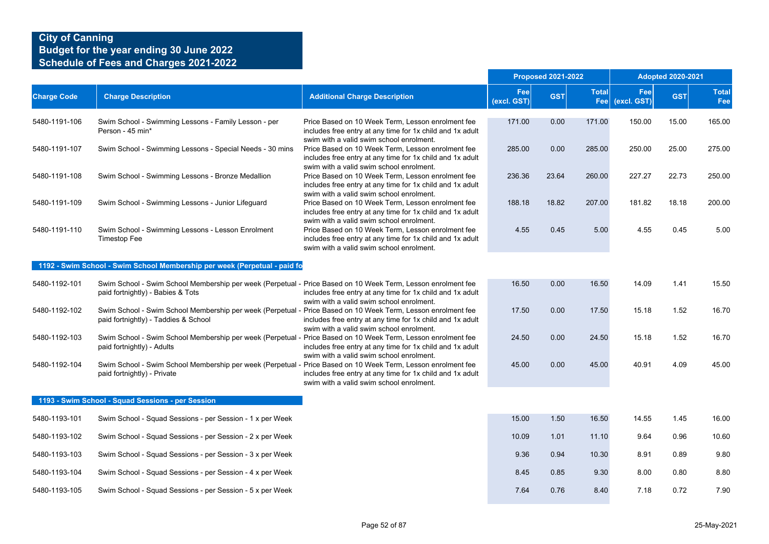# City of Canning
## Budget for the year ending 30 June 2022
## Schedule of Fees and Charges 2021-2022

| Charge Code | Charge Description | Additional Charge Description | Proposed 2021-2022 | | | Adopted 2020-2021 | | |
|---|---|---|---|---|---|---|---|---|
| | | | Fee (excl. GST) | GST | Total Fee | Fee (excl. GST) | GST | Total Fee |
| 5480-1191-106 | Swim School - Swimming Lessons - Family Lesson - per Person - 45 min* | Price Based on 10 Week Term, Lesson enrolment fee includes free entry at any time for 1x child and 1x adult swim with a valid swim school enrolment. | 171.00 | 0.00 | 171.00 | 150.00 | 15.00 | 165.00 |
| 5480-1191-107 | Swim School - Swimming Lessons - Special Needs - 30 mins | Price Based on 10 Week Term, Lesson enrolment fee includes free entry at any time for 1x child and 1x adult swim with a valid swim school enrolment. | 285.00 | 0.00 | 285.00 | 250.00 | 25.00 | 275.00 |
| 5480-1191-108 | Swim School - Swimming Lessons - Bronze Medallion | Price Based on 10 Week Term, Lesson enrolment fee includes free entry at any time for 1x child and 1x adult swim with a valid swim school enrolment. | 236.36 | 23.64 | 260.00 | 227.27 | 22.73 | 250.00 |
| 5480-1191-109 | Swim School - Swimming Lessons - Junior Lifeguard | Price Based on 10 Week Term, Lesson enrolment fee includes free entry at any time for 1x child and 1x adult swim with a valid swim school enrolment. | 188.18 | 18.82 | 207.00 | 181.82 | 18.18 | 200.00 |
| 5480-1191-110 | Swim School - Swimming Lessons - Lesson Enrolment Timestop Fee | Price Based on 10 Week Term, Lesson enrolment fee includes free entry at any time for 1x child and 1x adult swim with a valid swim school enrolment. | 4.55 | 0.45 | 5.00 | 4.55 | 0.45 | 5.00 |
| **1192 - Swim School - Swim School Membership per week (Perpetual - paid fo** | | | | | | | | |
| 5480-1192-101 | Swim School - Swim School Membership per week (Perpetual - paid fortnightly) - Babies & Tots | Price Based on 10 Week Term, Lesson enrolment fee includes free entry at any time for 1x child and 1x adult swim with a valid swim school enrolment. | 16.50 | 0.00 | 16.50 | 14.09 | 1.41 | 15.50 |
| 5480-1192-102 | Swim School - Swim School Membership per week (Perpetual - paid fortnightly) - Taddies & School | Price Based on 10 Week Term, Lesson enrolment fee includes free entry at any time for 1x child and 1x adult swim with a valid swim school enrolment. | 17.50 | 0.00 | 17.50 | 15.18 | 1.52 | 16.70 |
| 5480-1192-103 | Swim School - Swim School Membership per week (Perpetual - paid fortnightly) - Adults | Price Based on 10 Week Term, Lesson enrolment fee includes free entry at any time for 1x child and 1x adult swim with a valid swim school enrolment. | 24.50 | 0.00 | 24.50 | 15.18 | 1.52 | 16.70 |
| 5480-1192-104 | Swim School - Swim School Membership per week (Perpetual - paid fortnightly) - Private | Price Based on 10 Week Term, Lesson enrolment fee includes free entry at any time for 1x child and 1x adult swim with a valid swim school enrolment. | 45.00 | 0.00 | 45.00 | 40.91 | 4.09 | 45.00 |
| **1193 - Swim School - Squad Sessions - per Session** | | | | | | | | |
| 5480-1193-101 | Swim School - Squad Sessions - per Session - 1 x per Week | | 15.00 | 1.50 | 16.50 | 14.55 | 1.45 | 16.00 |
| 5480-1193-102 | Swim School - Squad Sessions - per Session - 2 x per Week | | 10.09 | 1.01 | 11.10 | 9.64 | 0.96 | 10.60 |
| 5480-1193-103 | Swim School - Squad Sessions - per Session - 3 x per Week | | 9.36 | 0.94 | 10.30 | 8.91 | 0.89 | 9.80 |
| 5480-1193-104 | Swim School - Squad Sessions - per Session - 4 x per Week | | 8.45 | 0.85 | 9.30 | 8.00 | 0.80 | 8.80 |
| 5480-1193-105 | Swim School - Squad Sessions - per Session - 5 x per Week | | 7.64 | 0.76 | 8.40 | 7.18 | 0.72 | 7.90 |

25-May-2021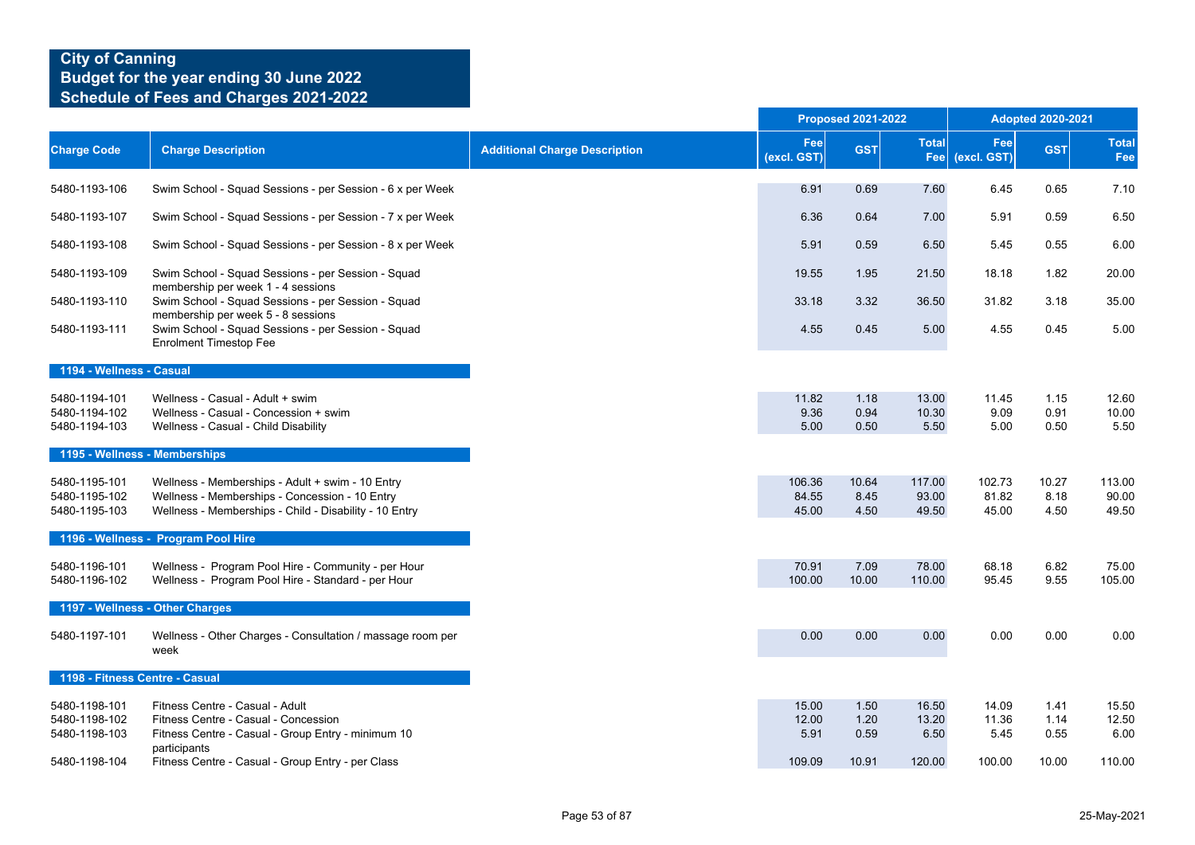**City of Canning**
**Budget for the year ending 30 June 2022**
**Schedule of Fees and Charges 2021-2022**

| | | | Proposed 2021-2022 | | | Adopted 2020-2021 | | |
|---|---|---|---|---|---|---|---|---|
| **Charge Code** | **Charge Description** | **Additional Charge Description** | **Fee (excl. GST)** | **GST** | **Total Fee** | **Fee (excl. GST)** | **GST** | **Total Fee** |
| 5480-1193-106 | Swim School - Squad Sessions - per Session - 6 x per Week | | 6.91 | 0.69 | 7.60 | 6.45 | 0.65 | 7.10 |
| 5480-1193-107 | Swim School - Squad Sessions - per Session - 7 x per Week | | 6.36 | 0.64 | 7.00 | 5.91 | 0.59 | 6.50 |
| 5480-1193-108 | Swim School - Squad Sessions - per Session - 8 x per Week | | 5.91 | 0.59 | 6.50 | 5.45 | 0.55 | 6.00 |
| 5480-1193-109 | Swim School - Squad Sessions - per Session - Squad membership per week 1 - 4 sessions | | 19.55 | 1.95 | 21.50 | 18.18 | 1.82 | 20.00 |
| 5480-1193-110 | Swim School - Squad Sessions - per Session - Squad membership per week 5 - 8 sessions | | 33.18 | 3.32 | 36.50 | 31.82 | 3.18 | 35.00 |
| 5480-1193-111 | Swim School - Squad Sessions - per Session - Squad Enrolment Timestop Fee | | 4.55 | 0.45 | 5.00 | 4.55 | 0.45 | 5.00 |
| **1194 - Wellness - Casual** | | | | | | | | |
| 5480-1194-101 | Wellness - Casual - Adult + swim | | 11.82 | 1.18 | 13.00 | 11.45 | 1.15 | 12.60 |
| 5480-1194-102 | Wellness - Casual - Concession + swim | | 9.36 | 0.94 | 10.30 | 9.09 | 0.91 | 10.00 |
| 5480-1194-103 | Wellness - Casual - Child Disability | | 5.00 | 0.50 | 5.50 | 5.00 | 0.50 | 5.50 |
| **1195 - Wellness - Memberships** | | | | | | | | |
| 5480-1195-101 | Wellness - Memberships - Adult + swim - 10 Entry | | 106.36 | 10.64 | 117.00 | 102.73 | 10.27 | 113.00 |
| 5480-1195-102 | Wellness - Memberships - Concession - 10 Entry | | 84.55 | 8.45 | 93.00 | 81.82 | 8.18 | 90.00 |
| 5480-1195-103 | Wellness - Memberships - Child - Disability - 10 Entry | | 45.00 | 4.50 | 49.50 | 45.00 | 4.50 | 49.50 |
| **1196 - Wellness - Program Pool Hire** | | | | | | | | |
| 5480-1196-101 | Wellness - Program Pool Hire - Community - per Hour | | 70.91 | 7.09 | 78.00 | 68.18 | 6.82 | 75.00 |
| 5480-1196-102 | Wellness - Program Pool Hire - Standard - per Hour | | 100.00 | 10.00 | 110.00 | 95.45 | 9.55 | 105.00 |
| **1197 - Wellness - Other Charges** | | | | | | | | |
| 5480-1197-101 | Wellness - Other Charges - Consultation / massage room per week | | 0.00 | 0.00 | 0.00 | 0.00 | 0.00 | 0.00 |
| **1198 - Fitness Centre - Casual** | | | | | | | | |
| 5480-1198-101 | Fitness Centre - Casual - Adult | | 15.00 | 1.50 | 16.50 | 14.09 | 1.41 | 15.50 |
| 5480-1198-102 | Fitness Centre - Casual - Concession | | 12.00 | 1.20 | 13.20 | 11.36 | 1.14 | 12.50 |
| 5480-1198-103 | Fitness Centre - Casual - Group Entry - minimum 10 participants | | 5.91 | 0.59 | 6.50 | 5.45 | 0.55 | 6.00 |
| 5480-1198-104 | Fitness Centre - Casual - Group Entry - per Class | | 109.09 | 10.91 | 120.00 | 100.00 | 10.00 | 110.00 |

25-May-2021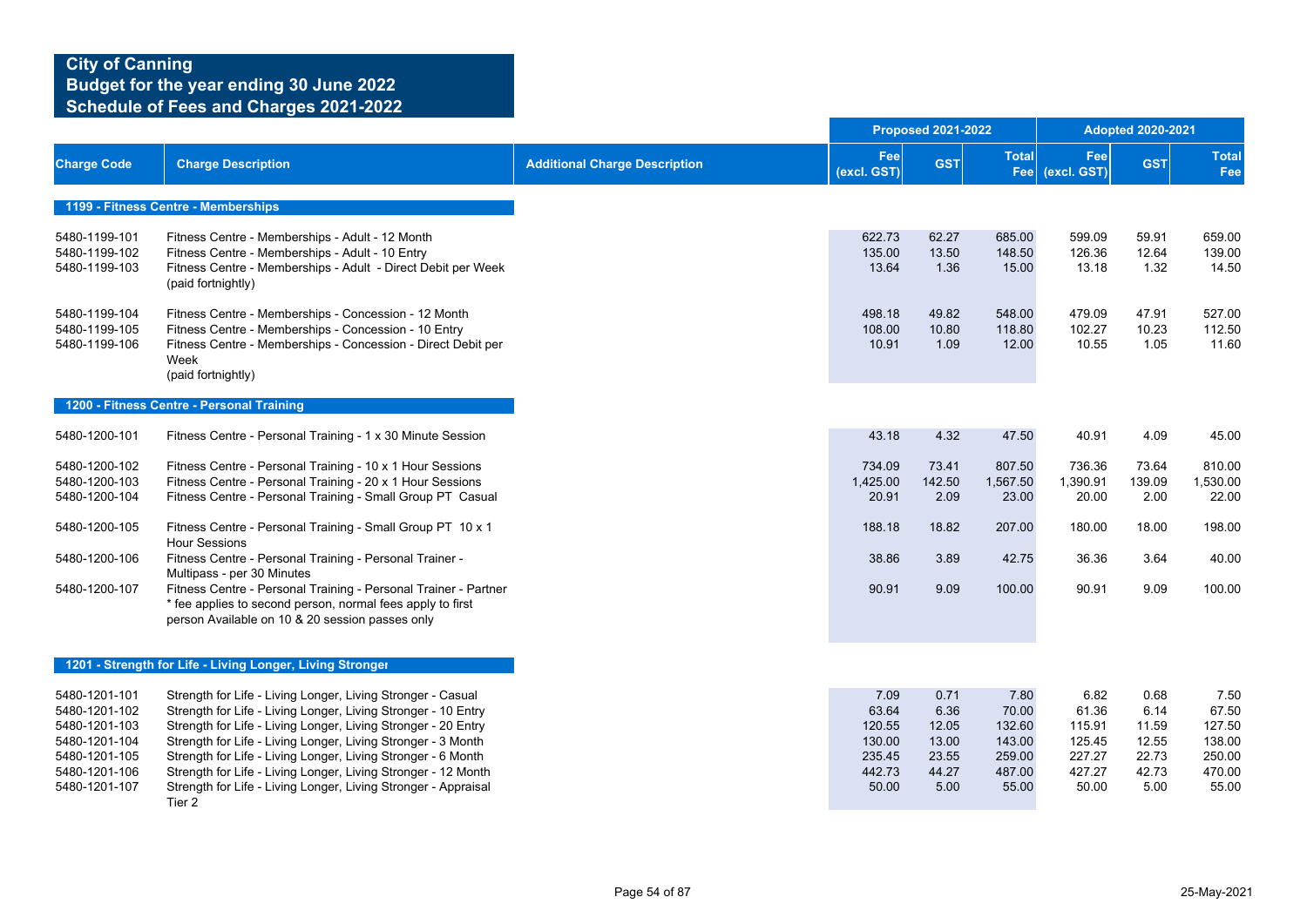# City of Canning
## Budget for the year ending 30 June 2022
## Schedule of Fees and Charges 2021-2022

| Charge Code | Charge Description | Additional Charge Description | Proposed 2021-2022 Fee (excl. GST) | Proposed 2021-2022 GST | Proposed 2021-2022 Total Fee | Adopted 2020-2021 Fee (excl. GST) | Adopted 2020-2021 GST | Adopted 2020-2021 Total Fee |
|---|---|---|---|---|---|---|---|---|
| **1199 - Fitness Centre - Memberships** | | | | | | | | |
| 5480-1199-101 | Fitness Centre - Memberships - Adult - 12 Month | | 622.73 | 62.27 | 685.00 | 599.09 | 59.91 | 659.00 |
| 5480-1199-102 | Fitness Centre - Memberships - Adult - 10 Entry | | 135.00 | 13.50 | 148.50 | 126.36 | 12.64 | 139.00 |
| 5480-1199-103 | Fitness Centre - Memberships - Adult - Direct Debit per Week (paid fortnightly) | | 13.64 | 1.36 | 15.00 | 13.18 | 1.32 | 14.50 |
| 5480-1199-104 | Fitness Centre - Memberships - Concession - 12 Month | | 498.18 | 49.82 | 548.00 | 479.09 | 47.91 | 527.00 |
| 5480-1199-105 | Fitness Centre - Memberships - Concession - 10 Entry | | 108.00 | 10.80 | 118.80 | 102.27 | 10.23 | 112.50 |
| 5480-1199-106 | Fitness Centre - Memberships - Concession - Direct Debit per Week (paid fortnightly) | | 10.91 | 1.09 | 12.00 | 10.55 | 1.05 | 11.60 |
| **1200 - Fitness Centre - Personal Training** | | | | | | | | |
| 5480-1200-101 | Fitness Centre - Personal Training - 1 x 30 Minute Session | | 43.18 | 4.32 | 47.50 | 40.91 | 4.09 | 45.00 |
| 5480-1200-102 | Fitness Centre - Personal Training - 10 x 1 Hour Sessions | | 734.09 | 73.41 | 807.50 | 736.36 | 73.64 | 810.00 |
| 5480-1200-103 | Fitness Centre - Personal Training - 20 x 1 Hour Sessions | | 1,425.00 | 142.50 | 1,567.50 | 1,390.91 | 139.09 | 1,530.00 |
| 5480-1200-104 | Fitness Centre - Personal Training - Small Group PT Casual | | 20.91 | 2.09 | 23.00 | 20.00 | 2.00 | 22.00 |
| 5480-1200-105 | Fitness Centre - Personal Training - Small Group PT 10 x 1 Hour Sessions | | 188.18 | 18.82 | 207.00 | 180.00 | 18.00 | 198.00 |
| 5480-1200-106 | Fitness Centre - Personal Training - Personal Trainer - Multipass - per 30 Minutes | | 38.86 | 3.89 | 42.75 | 36.36 | 3.64 | 40.00 |
| 5480-1200-107 | Fitness Centre - Personal Training - Personal Trainer - Partner * fee applies to second person, normal fees apply to first person Available on 10 & 20 session passes only | | 90.91 | 9.09 | 100.00 | 90.91 | 9.09 | 100.00 |
| **1201 - Strength for Life - Living Longer, Living Stronger** | | | | | | | | |
| 5480-1201-101 | Strength for Life - Living Longer, Living Stronger - Casual | | 7.09 | 0.71 | 7.80 | 6.82 | 0.68 | 7.50 |
| 5480-1201-102 | Strength for Life - Living Longer, Living Stronger - 10 Entry | | 63.64 | 6.36 | 70.00 | 61.36 | 6.14 | 67.50 |
| 5480-1201-103 | Strength for Life - Living Longer, Living Stronger - 20 Entry | | 120.55 | 12.05 | 132.60 | 115.91 | 11.59 | 127.50 |
| 5480-1201-104 | Strength for Life - Living Longer, Living Stronger - 3 Month | | 130.00 | 13.00 | 143.00 | 125.45 | 12.55 | 138.00 |
| 5480-1201-105 | Strength for Life - Living Longer, Living Stronger - 6 Month | | 235.45 | 23.55 | 259.00 | 227.27 | 22.73 | 250.00 |
| 5480-1201-106 | Strength for Life - Living Longer, Living Stronger - 12 Month | | 442.73 | 44.27 | 487.00 | 427.27 | 42.73 | 470.00 |
| 5480-1201-107 | Strength for Life - Living Longer, Living Stronger - Appraisal Tier 2 | | 50.00 | 5.00 | 55.00 | 50.00 | 5.00 | 55.00 |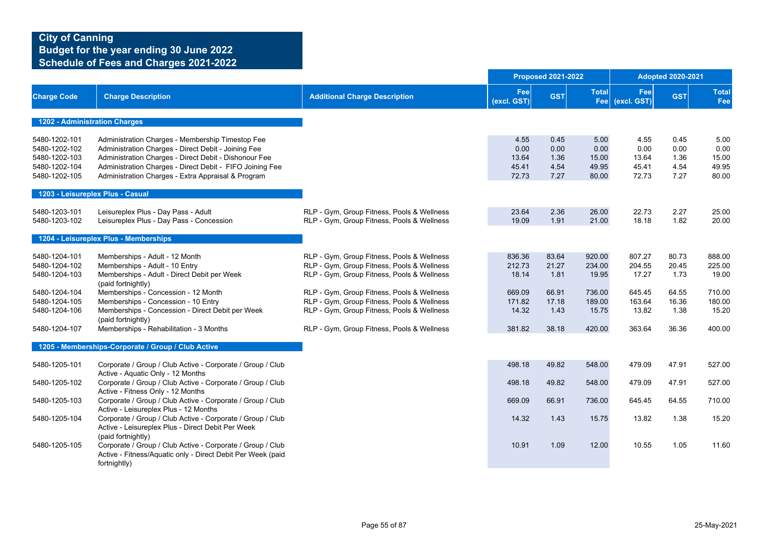# City of Canning
## Budget for the year ending 30 June 2022
## Schedule of Fees and Charges 2021-2022

| Charge Code | Charge Description | Additional Charge Description | Proposed 2021-2022 | | | Adopted 2020-2021 | | |
|---|---|---|---|---|---|---|---|---|
| | | | Fee (excl. GST) | GST | Total Fee | Fee (excl. GST) | GST | Total Fee |
| **1202 - Administration Charges** | | | | | | | | |
| 5480-1202-101 | Administration Charges - Membership Timestop Fee | | 4.55 | 0.45 | 5.00 | 4.55 | 0.45 | 5.00 |
| 5480-1202-102 | Administration Charges - Direct Debit - Joining Fee | | 0.00 | 0.00 | 0.00 | 0.00 | 0.00 | 0.00 |
| 5480-1202-103 | Administration Charges - Direct Debit - Dishonour Fee | | 13.64 | 1.36 | 15.00 | 13.64 | 1.36 | 15.00 |
| 5480-1202-104 | Administration Charges - Direct Debit - FIFO Joining Fee | | 45.41 | 4.54 | 49.95 | 45.41 | 4.54 | 49.95 |
| 5480-1202-105 | Administration Charges - Extra Appraisal & Program | | 72.73 | 7.27 | 80.00 | 72.73 | 7.27 | 80.00 |
| **1203 - Leisureplex Plus - Casual** | | | | | | | | |
| 5480-1203-101 | Leisureplex Plus - Day Pass - Adult | RLP - Gym, Group Fitness, Pools & Wellness | 23.64 | 2.36 | 26.00 | 22.73 | 2.27 | 25.00 |
| 5480-1203-102 | Leisureplex Plus - Day Pass - Concession | RLP - Gym, Group Fitness, Pools & Wellness | 19.09 | 1.91 | 21.00 | 18.18 | 1.82 | 20.00 |
| **1204 - Leisureplex Plus - Memberships** | | | | | | | | |
| 5480-1204-101 | Memberships - Adult - 12 Month | RLP - Gym, Group Fitness, Pools & Wellness | 836.36 | 83.64 | 920.00 | 807.27 | 80.73 | 888.00 |
| 5480-1204-102 | Memberships - Adult - 10 Entry | RLP - Gym, Group Fitness, Pools & Wellness | 212.73 | 21.27 | 234.00 | 204.55 | 20.45 | 225.00 |
| 5480-1204-103 | Memberships - Adult - Direct Debit per Week (paid fortnightly) | RLP - Gym, Group Fitness, Pools & Wellness | 18.14 | 1.81 | 19.95 | 17.27 | 1.73 | 19.00 |
| 5480-1204-104 | Memberships - Concession - 12 Month | RLP - Gym, Group Fitness, Pools & Wellness | 669.09 | 66.91 | 736.00 | 645.45 | 64.55 | 710.00 |
| 5480-1204-105 | Memberships - Concession - 10 Entry | RLP - Gym, Group Fitness, Pools & Wellness | 171.82 | 17.18 | 189.00 | 163.64 | 16.36 | 180.00 |
| 5480-1204-106 | Memberships - Concession - Direct Debit per Week (paid fortnightly) | RLP - Gym, Group Fitness, Pools & Wellness | 14.32 | 1.43 | 15.75 | 13.82 | 1.38 | 15.20 |
| 5480-1204-107 | Memberships - Rehabilitation - 3 Months | RLP - Gym, Group Fitness, Pools & Wellness | 381.82 | 38.18 | 420.00 | 363.64 | 36.36 | 400.00 |
| **1205 - Memberships-Corporate / Group / Club Active** | | | | | | | | |
| 5480-1205-101 | Corporate / Group / Club Active - Corporate / Group / Club Active - Aquatic Only - 12 Months | | 498.18 | 49.82 | 548.00 | 479.09 | 47.91 | 527.00 |
| 5480-1205-102 | Corporate / Group / Club Active - Corporate / Group / Club Active - Fitness Only - 12 Months | | 498.18 | 49.82 | 548.00 | 479.09 | 47.91 | 527.00 |
| 5480-1205-103 | Corporate / Group / Club Active - Corporate / Group / Club Active - Leisureplex Plus - 12 Months | | 669.09 | 66.91 | 736.00 | 645.45 | 64.55 | 710.00 |
| 5480-1205-104 | Corporate / Group / Club Active - Corporate / Group / Club Active - Leisureplex Plus - Direct Debit Per Week (paid fortnightly) | | 14.32 | 1.43 | 15.75 | 13.82 | 1.38 | 15.20 |
| 5480-1205-105 | Corporate / Group / Club Active - Corporate / Group / Club Active - Fitness/Aquatic only - Direct Debit Per Week (paid fortnightly) | | 10.91 | 1.09 | 12.00 | 10.55 | 1.05 | 11.60 |

25-May-2021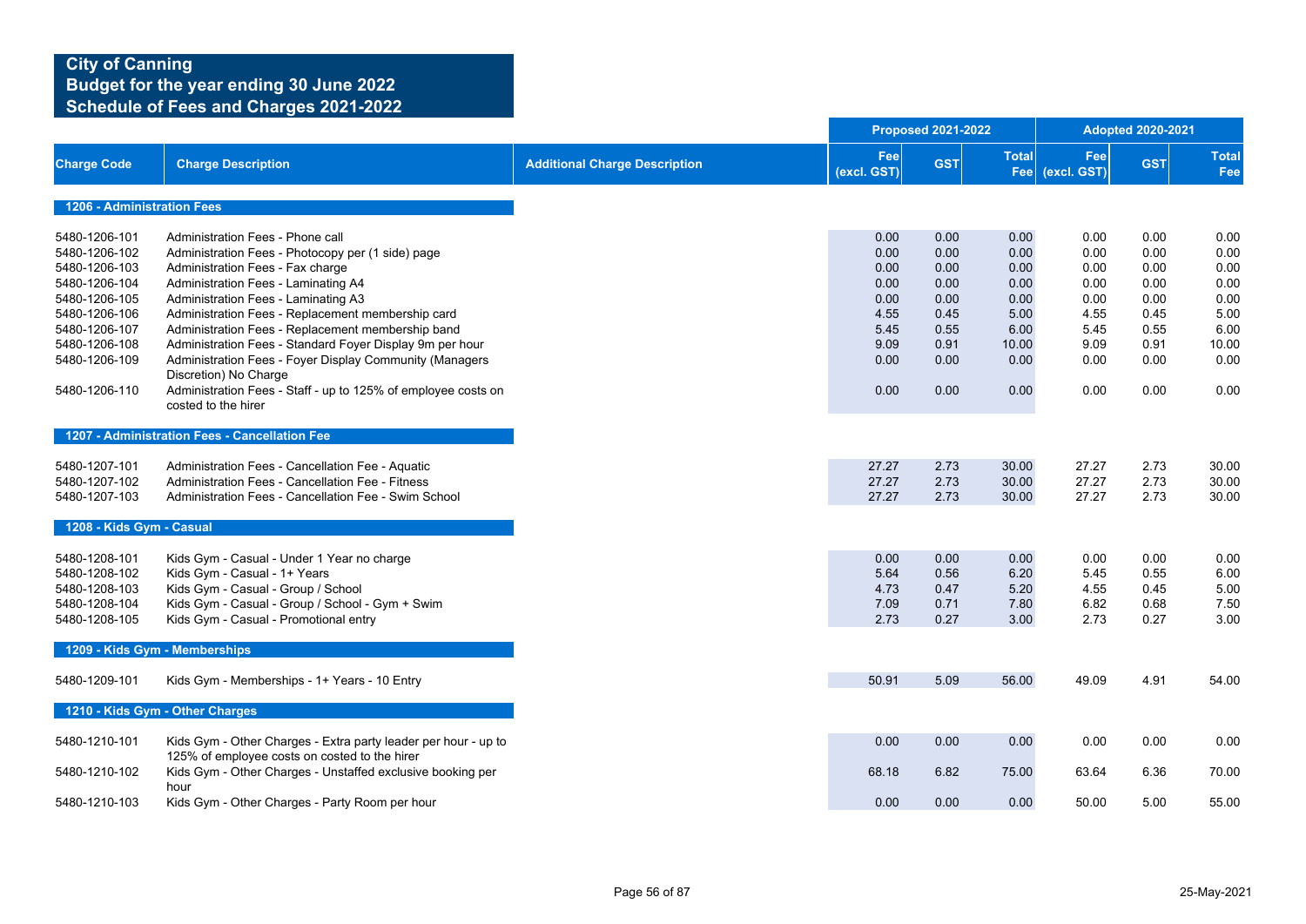**City of Canning**
**Budget for the year ending 30 June 2022**
**Schedule of Fees and Charges 2021-2022**

| Charge Code | Charge Description | Additional Charge Description | Proposed 2021-2022 Fee (excl. GST) | Proposed 2021-2022 GST | Proposed 2021-2022 Total Fee | Adopted 2020-2021 Fee (excl. GST) | Adopted 2020-2021 GST | Adopted 2020-2021 Total Fee |
|---|---|---|---|---|---|---|---|---|
| **1206 - Administration Fees** | | | | | | | | |
| 5480-1206-101 | Administration Fees - Phone call | | 0.00 | 0.00 | 0.00 | 0.00 | 0.00 | 0.00 |
| 5480-1206-102 | Administration Fees - Photocopy per (1 side) page | | 0.00 | 0.00 | 0.00 | 0.00 | 0.00 | 0.00 |
| 5480-1206-103 | Administration Fees - Fax charge | | 0.00 | 0.00 | 0.00 | 0.00 | 0.00 | 0.00 |
| 5480-1206-104 | Administration Fees - Laminating A4 | | 0.00 | 0.00 | 0.00 | 0.00 | 0.00 | 0.00 |
| 5480-1206-105 | Administration Fees - Laminating A3 | | 0.00 | 0.00 | 0.00 | 0.00 | 0.00 | 0.00 |
| 5480-1206-106 | Administration Fees - Replacement membership card | | 4.55 | 0.45 | 5.00 | 4.55 | 0.45 | 5.00 |
| 5480-1206-107 | Administration Fees - Replacement membership band | | 5.45 | 0.55 | 6.00 | 5.45 | 0.55 | 6.00 |
| 5480-1206-108 | Administration Fees - Standard Foyer Display 9m per hour | | 9.09 | 0.91 | 10.00 | 9.09 | 0.91 | 10.00 |
| 5480-1206-109 | Administration Fees - Foyer Display Community (Managers Discretion) No Charge | | 0.00 | 0.00 | 0.00 | 0.00 | 0.00 | 0.00 |
| 5480-1206-110 | Administration Fees - Staff - up to 125% of employee costs on costed to the hirer | | 0.00 | 0.00 | 0.00 | 0.00 | 0.00 | 0.00 |
| **1207 - Administration Fees - Cancellation Fee** | | | | | | | | |
| 5480-1207-101 | Administration Fees - Cancellation Fee - Aquatic | | 27.27 | 2.73 | 30.00 | 27.27 | 2.73 | 30.00 |
| 5480-1207-102 | Administration Fees - Cancellation Fee - Fitness | | 27.27 | 2.73 | 30.00 | 27.27 | 2.73 | 30.00 |
| 5480-1207-103 | Administration Fees - Cancellation Fee - Swim School | | 27.27 | 2.73 | 30.00 | 27.27 | 2.73 | 30.00 |
| **1208 - Kids Gym - Casual** | | | | | | | | |
| 5480-1208-101 | Kids Gym - Casual - Under 1 Year no charge | | 0.00 | 0.00 | 0.00 | 0.00 | 0.00 | 0.00 |
| 5480-1208-102 | Kids Gym - Casual - 1+ Years | | 5.64 | 0.56 | 6.20 | 5.45 | 0.55 | 6.00 |
| 5480-1208-103 | Kids Gym - Casual - Group / School | | 4.73 | 0.47 | 5.20 | 4.55 | 0.45 | 5.00 |
| 5480-1208-104 | Kids Gym - Casual - Group / School - Gym + Swim | | 7.09 | 0.71 | 7.80 | 6.82 | 0.68 | 7.50 |
| 5480-1208-105 | Kids Gym - Casual - Promotional entry | | 2.73 | 0.27 | 3.00 | 2.73 | 0.27 | 3.00 |
| **1209 - Kids Gym - Memberships** | | | | | | | | |
| 5480-1209-101 | Kids Gym - Memberships - 1+ Years - 10 Entry | | 50.91 | 5.09 | 56.00 | 49.09 | 4.91 | 54.00 |
| **1210 - Kids Gym - Other Charges** | | | | | | | | |
| 5480-1210-101 | Kids Gym - Other Charges - Extra party leader per hour - up to 125% of employee costs on costed to the hirer | | 0.00 | 0.00 | 0.00 | 0.00 | 0.00 | 0.00 |
| 5480-1210-102 | Kids Gym - Other Charges - Unstaffed exclusive booking per hour | | 68.18 | 6.82 | 75.00 | 63.64 | 6.36 | 70.00 |
| 5480-1210-103 | Kids Gym - Other Charges - Party Room per hour | | 0.00 | 0.00 | 0.00 | 50.00 | 5.00 | 55.00 |

25-May-2021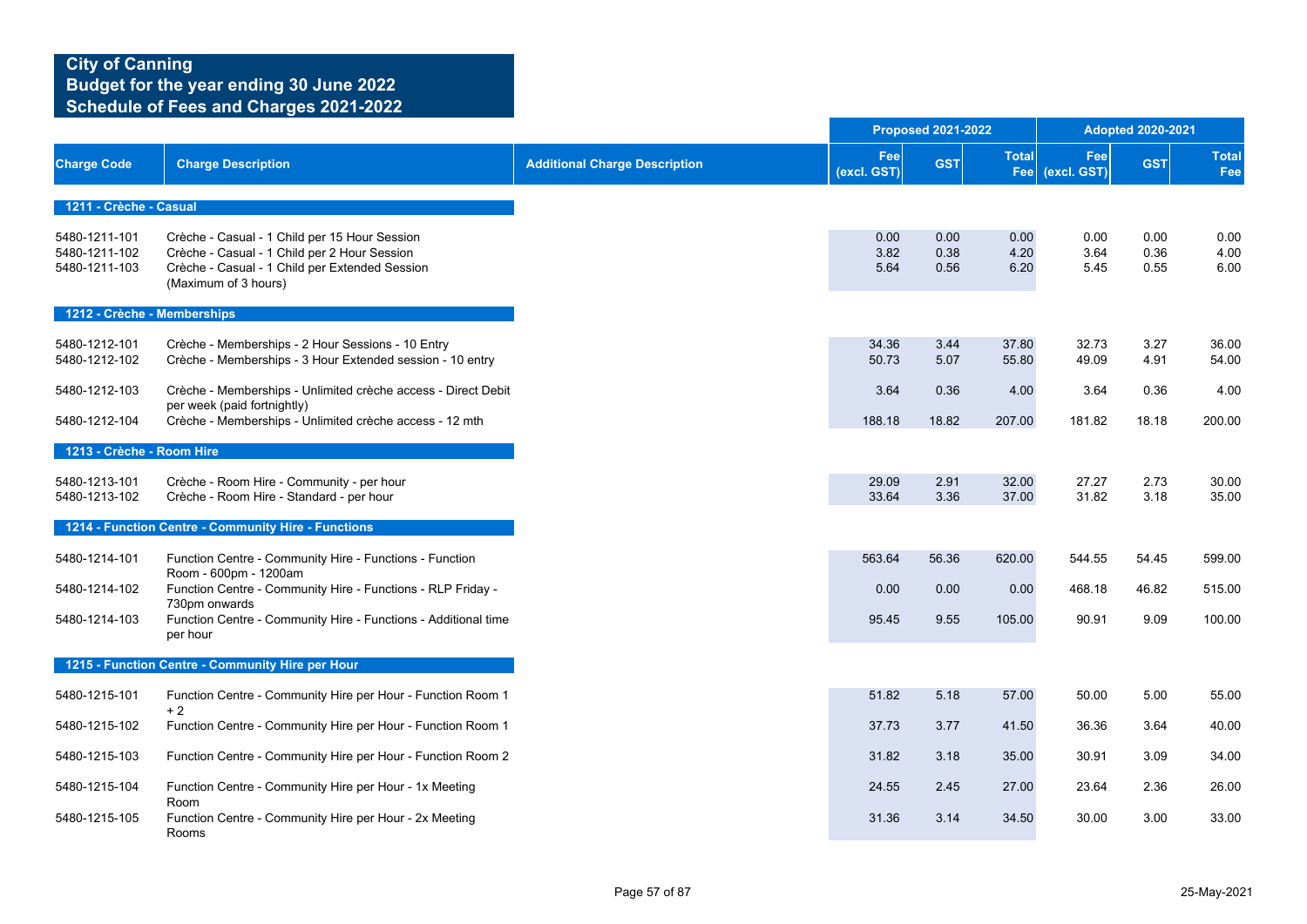# City of Canning
## Budget for the year ending 30 June 2022
## Schedule of Fees and Charges 2021-2022

| Charge Code | Charge Description | Additional Charge Description | Proposed 2021-2022 Fee (excl. GST) | Proposed 2021-2022 GST | Proposed 2021-2022 Total Fee | Adopted 2020-2021 Fee (excl. GST) | Adopted 2020-2021 GST | Adopted 2020-2021 Total Fee |
|---|---|---|---|---|---|---|---|---|
| **1211 - Crèche - Casual** | | | | | | | | |
| 5480-1211-101 | Crèche - Casual - 1 Child per 15 Hour Session | | 0.00 | 0.00 | 0.00 | 0.00 | 0.00 | 0.00 |
| 5480-1211-102 | Crèche - Casual - 1 Child per 2 Hour Session | | 3.82 | 0.38 | 4.20 | 3.64 | 0.36 | 4.00 |
| 5480-1211-103 | Crèche - Casual - 1 Child per Extended Session (Maximum of 3 hours) | | 5.64 | 0.56 | 6.20 | 5.45 | 0.55 | 6.00 |
| **1212 - Crèche - Memberships** | | | | | | | | |
| 5480-1212-101 | Crèche - Memberships - 2 Hour Sessions - 10 Entry | | 34.36 | 3.44 | 37.80 | 32.73 | 3.27 | 36.00 |
| 5480-1212-102 | Crèche - Memberships - 3 Hour Extended session - 10 entry | | 50.73 | 5.07 | 55.80 | 49.09 | 4.91 | 54.00 |
| 5480-1212-103 | Crèche - Memberships - Unlimited crèche access - Direct Debit per week (paid fortnightly) | | 3.64 | 0.36 | 4.00 | 3.64 | 0.36 | 4.00 |
| 5480-1212-104 | Crèche - Memberships - Unlimited crèche access - 12 mth | | 188.18 | 18.82 | 207.00 | 181.82 | 18.18 | 200.00 |
| **1213 - Crèche - Room Hire** | | | | | | | | |
| 5480-1213-101 | Crèche - Room Hire - Community - per hour | | 29.09 | 2.91 | 32.00 | 27.27 | 2.73 | 30.00 |
| 5480-1213-102 | Crèche - Room Hire - Standard - per hour | | 33.64 | 3.36 | 37.00 | 31.82 | 3.18 | 35.00 |
| **1214 - Function Centre - Community Hire - Functions** | | | | | | | | |
| 5480-1214-101 | Function Centre - Community Hire - Functions - Function Room - 600pm - 1200am | | 563.64 | 56.36 | 620.00 | 544.55 | 54.45 | 599.00 |
| 5480-1214-102 | Function Centre - Community Hire - Functions - RLP Friday - 730pm onwards | | 0.00 | 0.00 | 0.00 | 468.18 | 46.82 | 515.00 |
| 5480-1214-103 | Function Centre - Community Hire - Functions - Additional time per hour | | 95.45 | 9.55 | 105.00 | 90.91 | 9.09 | 100.00 |
| **1215 - Function Centre - Community Hire per Hour** | | | | | | | | |
| 5480-1215-101 | Function Centre - Community Hire per Hour - Function Room 1 + 2 | | 51.82 | 5.18 | 57.00 | 50.00 | 5.00 | 55.00 |
| 5480-1215-102 | Function Centre - Community Hire per Hour - Function Room 1 | | 37.73 | 3.77 | 41.50 | 36.36 | 3.64 | 40.00 |
| 5480-1215-103 | Function Centre - Community Hire per Hour - Function Room 2 | | 31.82 | 3.18 | 35.00 | 30.91 | 3.09 | 34.00 |
| 5480-1215-104 | Function Centre - Community Hire per Hour - 1x Meeting Room | | 24.55 | 2.45 | 27.00 | 23.64 | 2.36 | 26.00 |
| 5480-1215-105 | Function Centre - Community Hire per Hour - 2x Meeting Rooms | | 31.36 | 3.14 | 34.50 | 30.00 | 3.00 | 33.00 |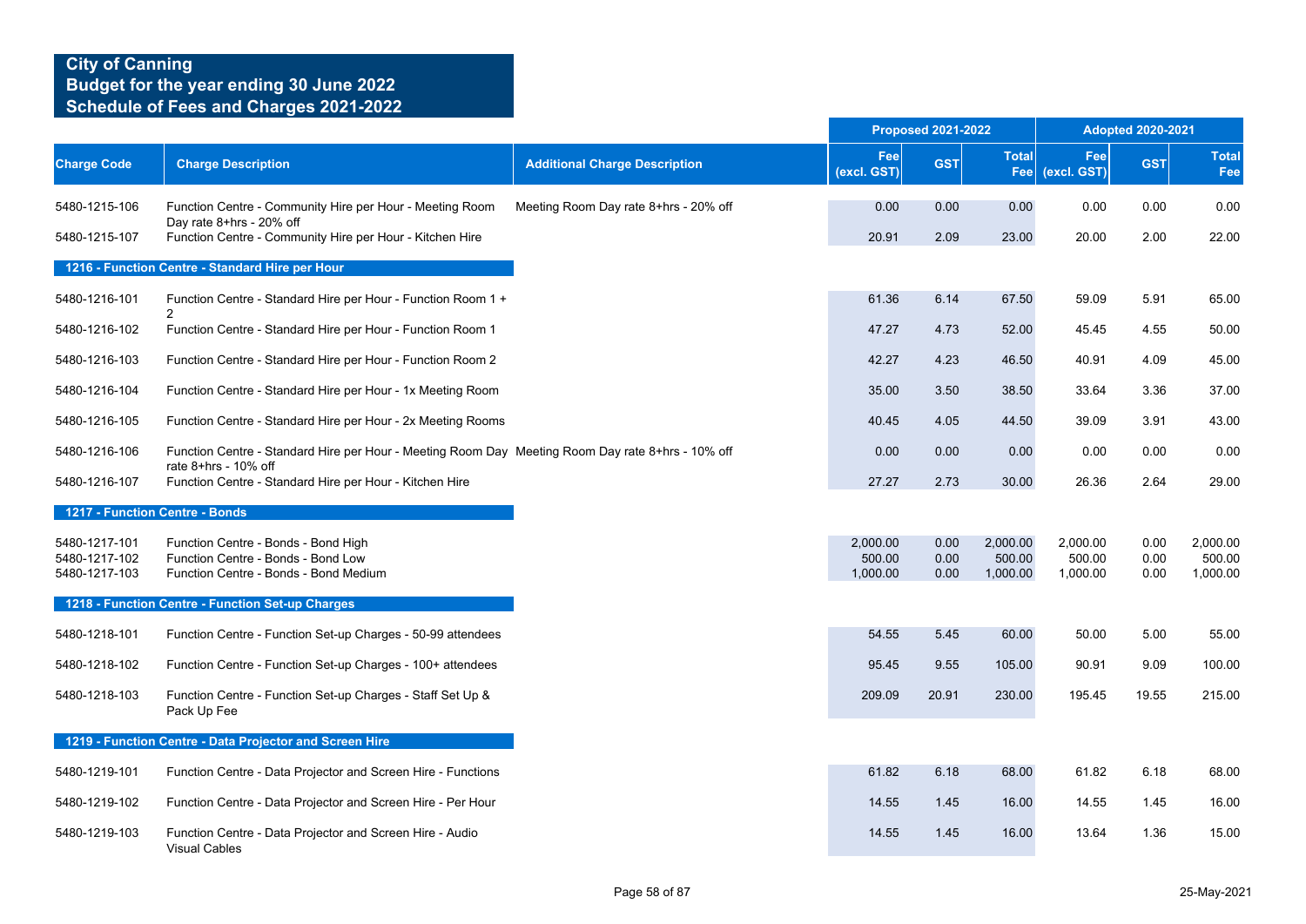# City of Canning
## Budget for the year ending 30 June 2022
## Schedule of Fees and Charges 2021-2022

| Charge Code | Charge Description | Additional Charge Description | Proposed 2021-2022 Fee (excl. GST) | Proposed 2021-2022 GST | Proposed 2021-2022 Total Fee | Adopted 2020-2021 Fee (excl. GST) | Adopted 2020-2021 GST | Adopted 2020-2021 Total Fee |
|---|---|---|---|---|---|---|---|---|
| 5480-1215-106 | Function Centre - Community Hire per Hour - Meeting Room Day rate 8+hrs - 20% off | Meeting Room Day rate 8+hrs - 20% off | 0.00 | 0.00 | 0.00 | 0.00 | 0.00 | 0.00 |
| 5480-1215-107 | Function Centre - Community Hire per Hour - Kitchen Hire | | 20.91 | 2.09 | 23.00 | 20.00 | 2.00 | 22.00 |
| **1216 - Function Centre - Standard Hire per Hour** | | | | | | | | |
| 5480-1216-101 | Function Centre - Standard Hire per Hour - Function Room 1 + 2 | | 61.36 | 6.14 | 67.50 | 59.09 | 5.91 | 65.00 |
| 5480-1216-102 | Function Centre - Standard Hire per Hour - Function Room 1 | | 47.27 | 4.73 | 52.00 | 45.45 | 4.55 | 50.00 |
| 5480-1216-103 | Function Centre - Standard Hire per Hour - Function Room 2 | | 42.27 | 4.23 | 46.50 | 40.91 | 4.09 | 45.00 |
| 5480-1216-104 | Function Centre - Standard Hire per Hour - 1x Meeting Room | | 35.00 | 3.50 | 38.50 | 33.64 | 3.36 | 37.00 |
| 5480-1216-105 | Function Centre - Standard Hire per Hour - 2x Meeting Rooms | | 40.45 | 4.05 | 44.50 | 39.09 | 3.91 | 43.00 |
| 5480-1216-106 | Function Centre - Standard Hire per Hour - Meeting Room Day rate 8+hrs - 10% off | Meeting Room Day rate 8+hrs - 10% off | 0.00 | 0.00 | 0.00 | 0.00 | 0.00 | 0.00 |
| 5480-1216-107 | Function Centre - Standard Hire per Hour - Kitchen Hire | | 27.27 | 2.73 | 30.00 | 26.36 | 2.64 | 29.00 |
| **1217 - Function Centre - Bonds** | | | | | | | | |
| 5480-1217-101 | Function Centre - Bonds - Bond High | | 2,000.00 | 0.00 | 2,000.00 | 2,000.00 | 0.00 | 2,000.00 |
| 5480-1217-102 | Function Centre - Bonds - Bond Low | | 500.00 | 0.00 | 500.00 | 500.00 | 0.00 | 500.00 |
| 5480-1217-103 | Function Centre - Bonds - Bond Medium | | 1,000.00 | 0.00 | 1,000.00 | 1,000.00 | 0.00 | 1,000.00 |
| **1218 - Function Centre - Function Set-up Charges** | | | | | | | | |
| 5480-1218-101 | Function Centre - Function Set-up Charges - 50-99 attendees | | 54.55 | 5.45 | 60.00 | 50.00 | 5.00 | 55.00 |
| 5480-1218-102 | Function Centre - Function Set-up Charges - 100+ attendees | | 95.45 | 9.55 | 105.00 | 90.91 | 9.09 | 100.00 |
| 5480-1218-103 | Function Centre - Function Set-up Charges - Staff Set Up & Pack Up Fee | | 209.09 | 20.91 | 230.00 | 195.45 | 19.55 | 215.00 |
| **1219 - Function Centre - Data Projector and Screen Hire** | | | | | | | | |
| 5480-1219-101 | Function Centre - Data Projector and Screen Hire - Functions | | 61.82 | 6.18 | 68.00 | 61.82 | 6.18 | 68.00 |
| 5480-1219-102 | Function Centre - Data Projector and Screen Hire - Per Hour | | 14.55 | 1.45 | 16.00 | 14.55 | 1.45 | 16.00 |
| 5480-1219-103 | Function Centre - Data Projector and Screen Hire - Audio Visual Cables | | 14.55 | 1.45 | 16.00 | 13.64 | 1.36 | 15.00 |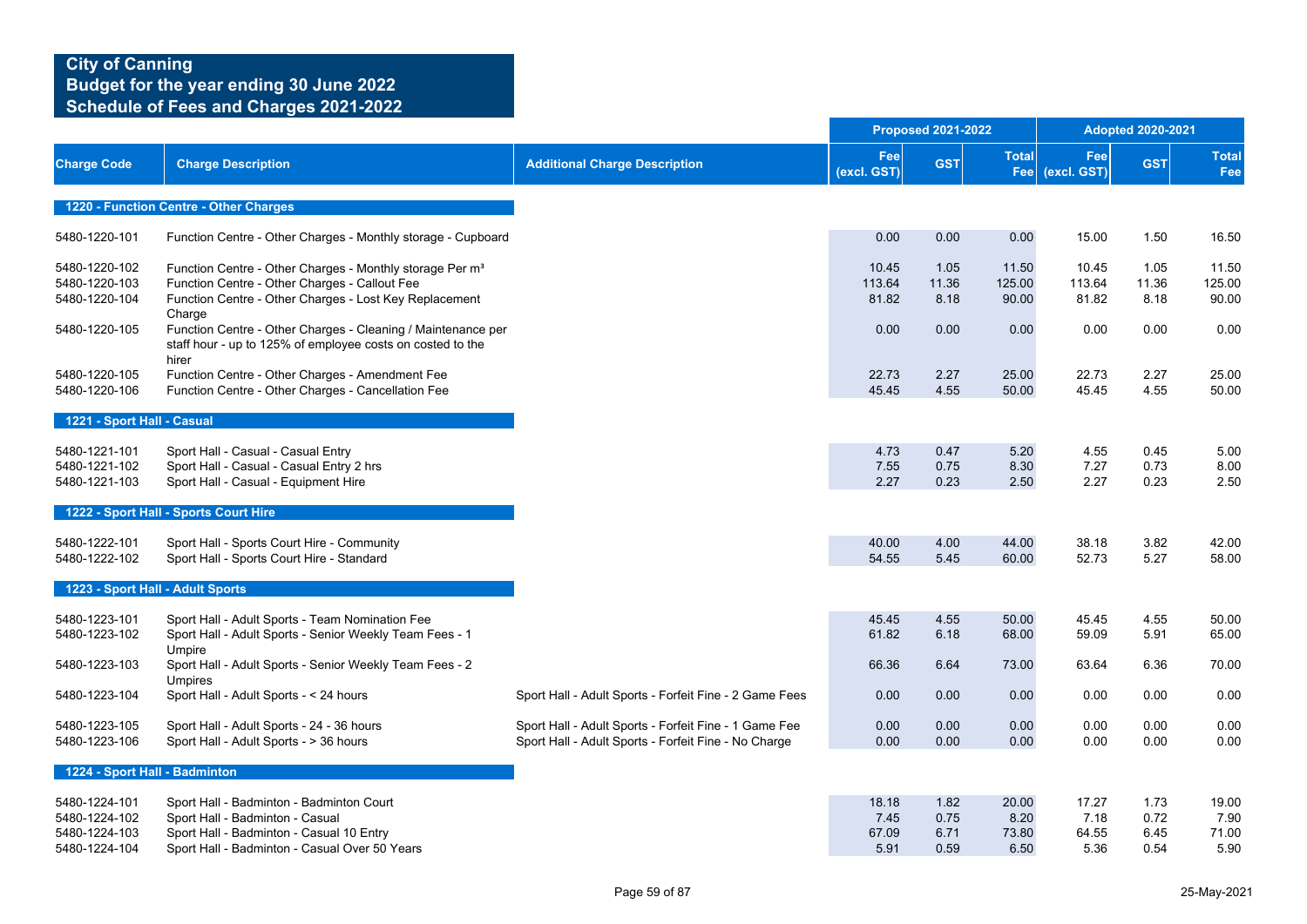# City of Canning
## Budget for the year ending 30 June 2022
## Schedule of Fees and Charges 2021-2022

| Charge Code | Charge Description | Additional Charge Description | Proposed 2021-2022 Fee (excl. GST) | Proposed 2021-2022 GST | Proposed 2021-2022 Total Fee | Adopted 2020-2021 Fee (excl. GST) | Adopted 2020-2021 GST | Adopted 2020-2021 Total Fee |
|---|---|---|---|---|---|---|---|---|
| **1220 - Function Centre - Other Charges** | | | | | | | | |
| 5480-1220-101 | Function Centre - Other Charges - Monthly storage - Cupboard | | 0.00 | 0.00 | 0.00 | 15.00 | 1.50 | 16.50 |
| 5480-1220-102 | Function Centre - Other Charges - Monthly storage Per m³ | | 10.45 | 1.05 | 11.50 | 10.45 | 1.05 | 11.50 |
| 5480-1220-103 | Function Centre - Other Charges - Callout Fee | | 113.64 | 11.36 | 125.00 | 113.64 | 11.36 | 125.00 |
| 5480-1220-104 | Function Centre - Other Charges - Lost Key Replacement Charge | | 81.82 | 8.18 | 90.00 | 81.82 | 8.18 | 90.00 |
| 5480-1220-105 | Function Centre - Other Charges - Cleaning / Maintenance per staff hour - up to 125% of employee costs on costed to the hirer | | 0.00 | 0.00 | 0.00 | 0.00 | 0.00 | 0.00 |
| 5480-1220-105 | Function Centre - Other Charges - Amendment Fee | | 22.73 | 2.27 | 25.00 | 22.73 | 2.27 | 25.00 |
| 5480-1220-106 | Function Centre - Other Charges - Cancellation Fee | | 45.45 | 4.55 | 50.00 | 45.45 | 4.55 | 50.00 |
| **1221 - Sport Hall - Casual** | | | | | | | | |
| 5480-1221-101 | Sport Hall - Casual - Casual Entry | | 4.73 | 0.47 | 5.20 | 4.55 | 0.45 | 5.00 |
| 5480-1221-102 | Sport Hall - Casual - Casual Entry 2 hrs | | 7.55 | 0.75 | 8.30 | 7.27 | 0.73 | 8.00 |
| 5480-1221-103 | Sport Hall - Casual - Equipment Hire | | 2.27 | 0.23 | 2.50 | 2.27 | 0.23 | 2.50 |
| **1222 - Sport Hall - Sports Court Hire** | | | | | | | | |
| 5480-1222-101 | Sport Hall - Sports Court Hire - Community | | 40.00 | 4.00 | 44.00 | 38.18 | 3.82 | 42.00 |
| 5480-1222-102 | Sport Hall - Sports Court Hire - Standard | | 54.55 | 5.45 | 60.00 | 52.73 | 5.27 | 58.00 |
| **1223 - Sport Hall - Adult Sports** | | | | | | | | |
| 5480-1223-101 | Sport Hall - Adult Sports - Team Nomination Fee | | 45.45 | 4.55 | 50.00 | 45.45 | 4.55 | 50.00 |
| 5480-1223-102 | Sport Hall - Adult Sports - Senior Weekly Team Fees - 1 Umpire | | 61.82 | 6.18 | 68.00 | 59.09 | 5.91 | 65.00 |
| 5480-1223-103 | Sport Hall - Adult Sports - Senior Weekly Team Fees - 2 Umpires | | 66.36 | 6.64 | 73.00 | 63.64 | 6.36 | 70.00 |
| 5480-1223-104 | Sport Hall - Adult Sports - < 24 hours | Sport Hall - Adult Sports - Forfeit Fine - 2 Game Fees | 0.00 | 0.00 | 0.00 | 0.00 | 0.00 | 0.00 |
| 5480-1223-105 | Sport Hall - Adult Sports - 24 - 36 hours | Sport Hall - Adult Sports - Forfeit Fine - 1 Game Fee | 0.00 | 0.00 | 0.00 | 0.00 | 0.00 | 0.00 |
| 5480-1223-106 | Sport Hall - Adult Sports - > 36 hours | Sport Hall - Adult Sports - Forfeit Fine - No Charge | 0.00 | 0.00 | 0.00 | 0.00 | 0.00 | 0.00 |
| **1224 - Sport Hall - Badminton** | | | | | | | | |
| 5480-1224-101 | Sport Hall - Badminton - Badminton Court | | 18.18 | 1.82 | 20.00 | 17.27 | 1.73 | 19.00 |
| 5480-1224-102 | Sport Hall - Badminton - Casual | | 7.45 | 0.75 | 8.20 | 7.18 | 0.72 | 7.90 |
| 5480-1224-103 | Sport Hall - Badminton - Casual 10 Entry | | 67.09 | 6.71 | 73.80 | 64.55 | 6.45 | 71.00 |
| 5480-1224-104 | Sport Hall - Badminton - Casual Over 50 Years | | 5.91 | 0.59 | 6.50 | 5.36 | 0.54 | 5.90 |

25-May-2021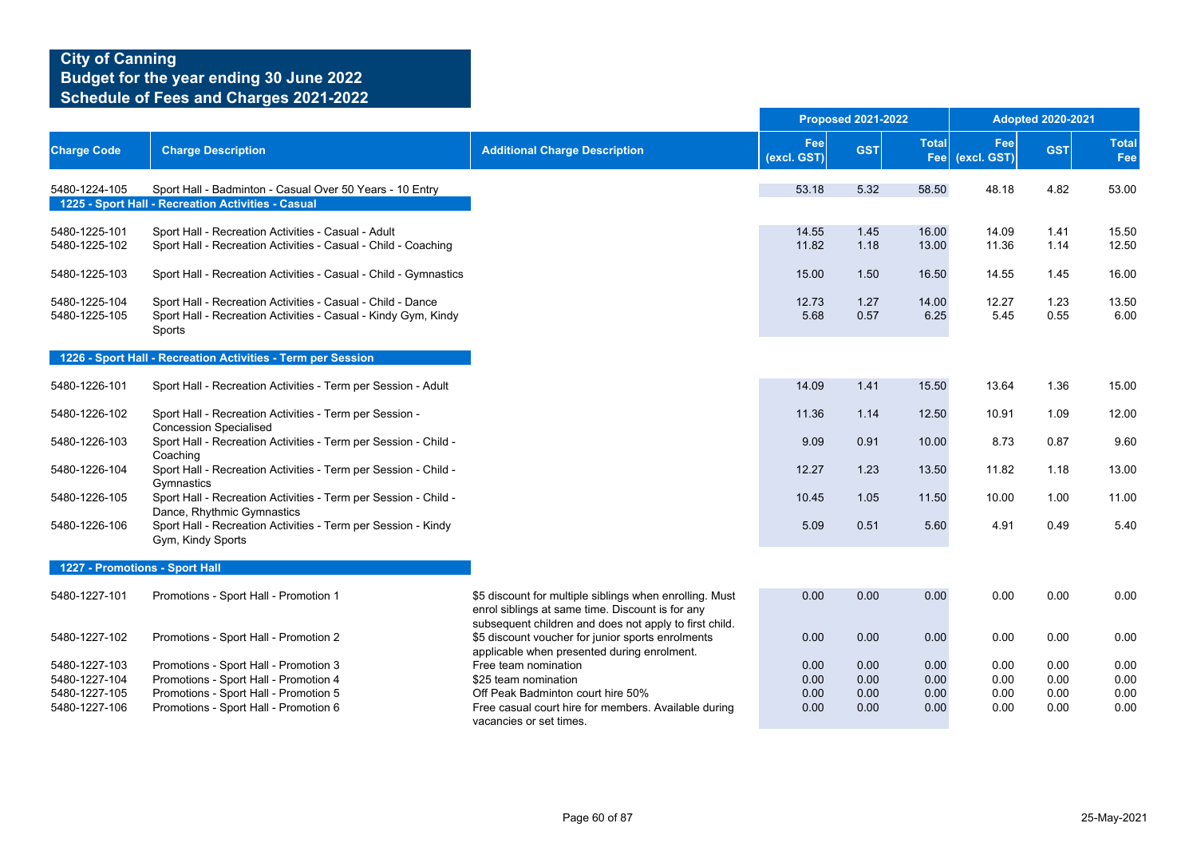# City of Canning
## Budget for the year ending 30 June 2022
## Schedule of Fees and Charges 2021-2022

| Charge Code | Charge Description | Additional Charge Description | Proposed 2021-2022 | | | Adopted 2020-2021 | | |
|---|---|---|---|---|---|---|---|---|
| | | | Fee (excl. GST) | GST | Total Fee | Fee (excl. GST) | GST | Total Fee |
| 5480-1224-105 | Sport Hall - Badminton - Casual Over 50 Years - 10 Entry | | 53.18 | 5.32 | 58.50 | 48.18 | 4.82 | 53.00 |
| **1225 - Sport Hall - Recreation Activities - Casual** | | | | | | | | |
| 5480-1225-101 | Sport Hall - Recreation Activities - Casual - Adult | | 14.55 | 1.45 | 16.00 | 14.09 | 1.41 | 15.50 |
| 5480-1225-102 | Sport Hall - Recreation Activities - Casual - Child - Coaching | | 11.82 | 1.18 | 13.00 | 11.36 | 1.14 | 12.50 |
| 5480-1225-103 | Sport Hall - Recreation Activities - Casual - Child - Gymnastics | | 15.00 | 1.50 | 16.50 | 14.55 | 1.45 | 16.00 |
| 5480-1225-104 | Sport Hall - Recreation Activities - Casual - Child - Dance | | 12.73 | 1.27 | 14.00 | 12.27 | 1.23 | 13.50 |
| 5480-1225-105 | Sport Hall - Recreation Activities - Casual - Kindy Gym, Kindy Sports | | 5.68 | 0.57 | 6.25 | 5.45 | 0.55 | 6.00 |
| **1226 - Sport Hall - Recreation Activities - Term per Session** | | | | | | | | |
| 5480-1226-101 | Sport Hall - Recreation Activities - Term per Session - Adult | | 14.09 | 1.41 | 15.50 | 13.64 | 1.36 | 15.00 |
| 5480-1226-102 | Sport Hall - Recreation Activities - Term per Session - Concession Specialised | | 11.36 | 1.14 | 12.50 | 10.91 | 1.09 | 12.00 |
| 5480-1226-103 | Sport Hall - Recreation Activities - Term per Session - Child - Coaching | | 9.09 | 0.91 | 10.00 | 8.73 | 0.87 | 9.60 |
| 5480-1226-104 | Sport Hall - Recreation Activities - Term per Session - Child - Gymnastics | | 12.27 | 1.23 | 13.50 | 11.82 | 1.18 | 13.00 |
| 5480-1226-105 | Sport Hall - Recreation Activities - Term per Session - Child - Dance, Rhythmic Gymnastics | | 10.45 | 1.05 | 11.50 | 10.00 | 1.00 | 11.00 |
| 5480-1226-106 | Sport Hall - Recreation Activities - Term per Session - Kindy Gym, Kindy Sports | | 5.09 | 0.51 | 5.60 | 4.91 | 0.49 | 5.40 |
| **1227 - Promotions - Sport Hall** | | | | | | | | |
| 5480-1227-101 | Promotions - Sport Hall - Promotion 1 | $5 discount for multiple siblings when enrolling. Must enrol siblings at same time. Discount is for any subsequent children and does not apply to first child. | 0.00 | 0.00 | 0.00 | 0.00 | 0.00 | 0.00 |
| 5480-1227-102 | Promotions - Sport Hall - Promotion 2 | $5 discount voucher for junior sports enrolments applicable when presented during enrolment. | 0.00 | 0.00 | 0.00 | 0.00 | 0.00 | 0.00 |
| 5480-1227-103 | Promotions - Sport Hall - Promotion 3 | Free team nomination | 0.00 | 0.00 | 0.00 | 0.00 | 0.00 | 0.00 |
| 5480-1227-104 | Promotions - Sport Hall - Promotion 4 | $25 team nomination | 0.00 | 0.00 | 0.00 | 0.00 | 0.00 | 0.00 |
| 5480-1227-105 | Promotions - Sport Hall - Promotion 5 | Off Peak Badminton court hire 50% | 0.00 | 0.00 | 0.00 | 0.00 | 0.00 | 0.00 |
| 5480-1227-106 | Promotions - Sport Hall - Promotion 6 | Free casual court hire for members. Available during vacancies or set times. | 0.00 | 0.00 | 0.00 | 0.00 | 0.00 | 0.00 |

25-May-2021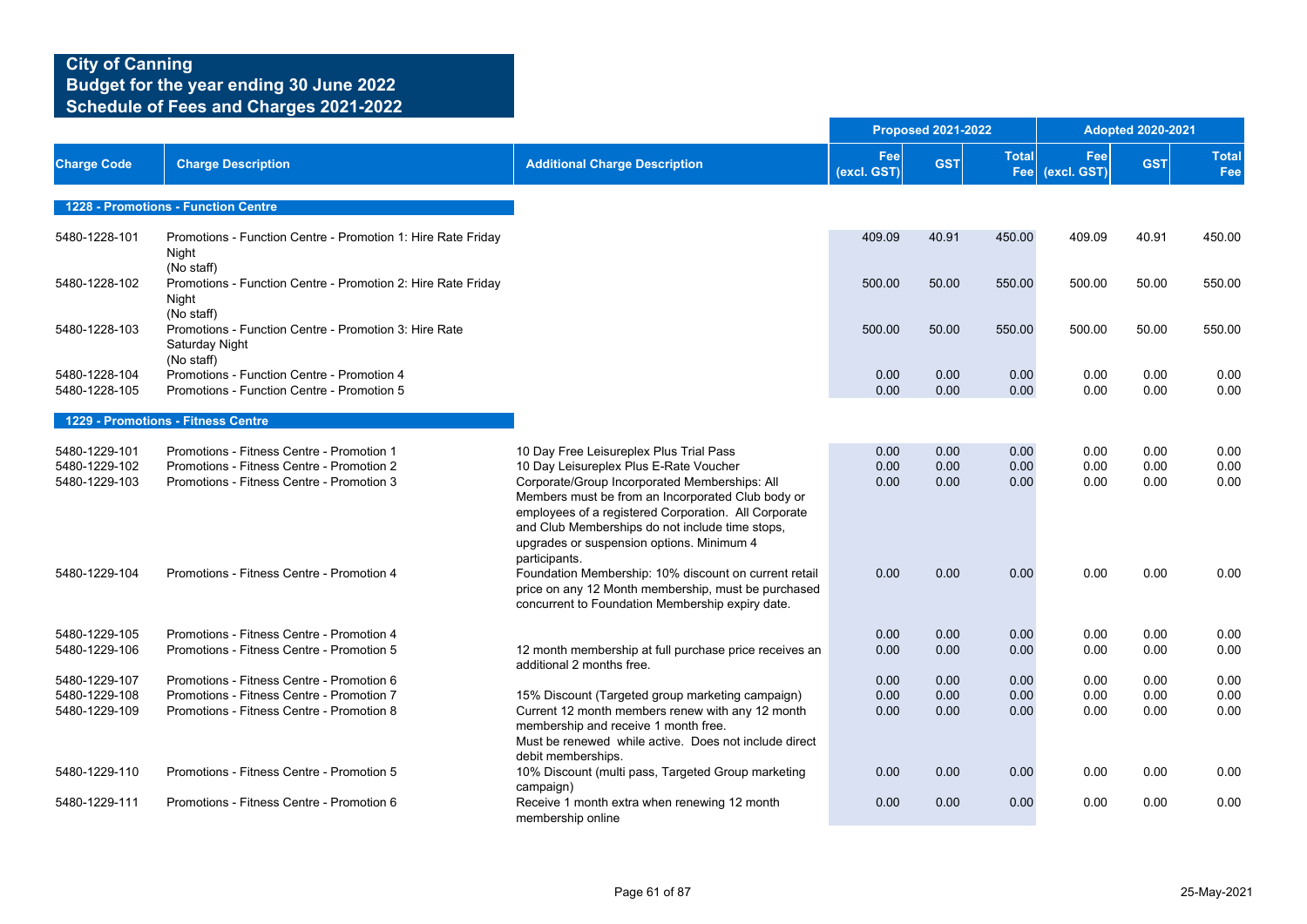# City of Canning
## Budget for the year ending 30 June 2022
## Schedule of Fees and Charges 2021-2022

| | | | Proposed 2021-2022 | | | Adopted 2020-2021 | | |
|---|---|---|---|---|---|---|---|---|
| Charge Code | Charge Description | Additional Charge Description | Fee (excl. GST) | GST | Total Fee | Fee (excl. GST) | GST | Total Fee |
| **1228 - Promotions - Function Centre** | | | | | | | | |
| 5480-1228-101 | Promotions - Function Centre - Promotion 1: Hire Rate Friday Night (No staff) | | 409.09 | 40.91 | 450.00 | 409.09 | 40.91 | 450.00 |
| 5480-1228-102 | Promotions - Function Centre - Promotion 2: Hire Rate Friday Night (No staff) | | 500.00 | 50.00 | 550.00 | 500.00 | 50.00 | 550.00 |
| 5480-1228-103 | Promotions - Function Centre - Promotion 3: Hire Rate Saturday Night (No staff) | | 500.00 | 50.00 | 550.00 | 500.00 | 50.00 | 550.00 |
| 5480-1228-104 | Promotions - Function Centre - Promotion 4 | | 0.00 | 0.00 | 0.00 | 0.00 | 0.00 | 0.00 |
| 5480-1228-105 | Promotions - Function Centre - Promotion 5 | | 0.00 | 0.00 | 0.00 | 0.00 | 0.00 | 0.00 |
| **1229 - Promotions - Fitness Centre** | | | | | | | | |
| 5480-1229-101 | Promotions - Fitness Centre - Promotion 1 | 10 Day Free Leisureplex Plus Trial Pass | 0.00 | 0.00 | 0.00 | 0.00 | 0.00 | 0.00 |
| 5480-1229-102 | Promotions - Fitness Centre - Promotion 2 | 10 Day Leisureplex Plus E-Rate Voucher | 0.00 | 0.00 | 0.00 | 0.00 | 0.00 | 0.00 |
| 5480-1229-103 | Promotions - Fitness Centre - Promotion 3 | Corporate/Group Incorporated Memberships: All Members must be from an Incorporated Club body or employees of a registered Corporation. All Corporate and Club Memberships do not include time stops, upgrades or suspension options. Minimum 4 participants. | 0.00 | 0.00 | 0.00 | 0.00 | 0.00 | 0.00 |
| 5480-1229-104 | Promotions - Fitness Centre - Promotion 4 | Foundation Membership: 10% discount on current retail price on any 12 Month membership, must be purchased concurrent to Foundation Membership expiry date. | 0.00 | 0.00 | 0.00 | 0.00 | 0.00 | 0.00 |
| 5480-1229-105 | Promotions - Fitness Centre - Promotion 4 | | 0.00 | 0.00 | 0.00 | 0.00 | 0.00 | 0.00 |
| 5480-1229-106 | Promotions - Fitness Centre - Promotion 5 | 12 month membership at full purchase price receives an additional 2 months free. | 0.00 | 0.00 | 0.00 | 0.00 | 0.00 | 0.00 |
| 5480-1229-107 | Promotions - Fitness Centre - Promotion 6 | | 0.00 | 0.00 | 0.00 | 0.00 | 0.00 | 0.00 |
| 5480-1229-108 | Promotions - Fitness Centre - Promotion 7 | 15% Discount (Targeted group marketing campaign) | 0.00 | 0.00 | 0.00 | 0.00 | 0.00 | 0.00 |
| 5480-1229-109 | Promotions - Fitness Centre - Promotion 8 | Current 12 month members renew with any 12 month membership and receive 1 month free. Must be renewed while active. Does not include direct debit memberships. | 0.00 | 0.00 | 0.00 | 0.00 | 0.00 | 0.00 |
| 5480-1229-110 | Promotions - Fitness Centre - Promotion 5 | 10% Discount (multi pass, Targeted Group marketing campaign) | 0.00 | 0.00 | 0.00 | 0.00 | 0.00 | 0.00 |
| 5480-1229-111 | Promotions - Fitness Centre - Promotion 6 | Receive 1 month extra when renewing 12 month membership online | 0.00 | 0.00 | 0.00 | 0.00 | 0.00 | 0.00 |

25-May-2021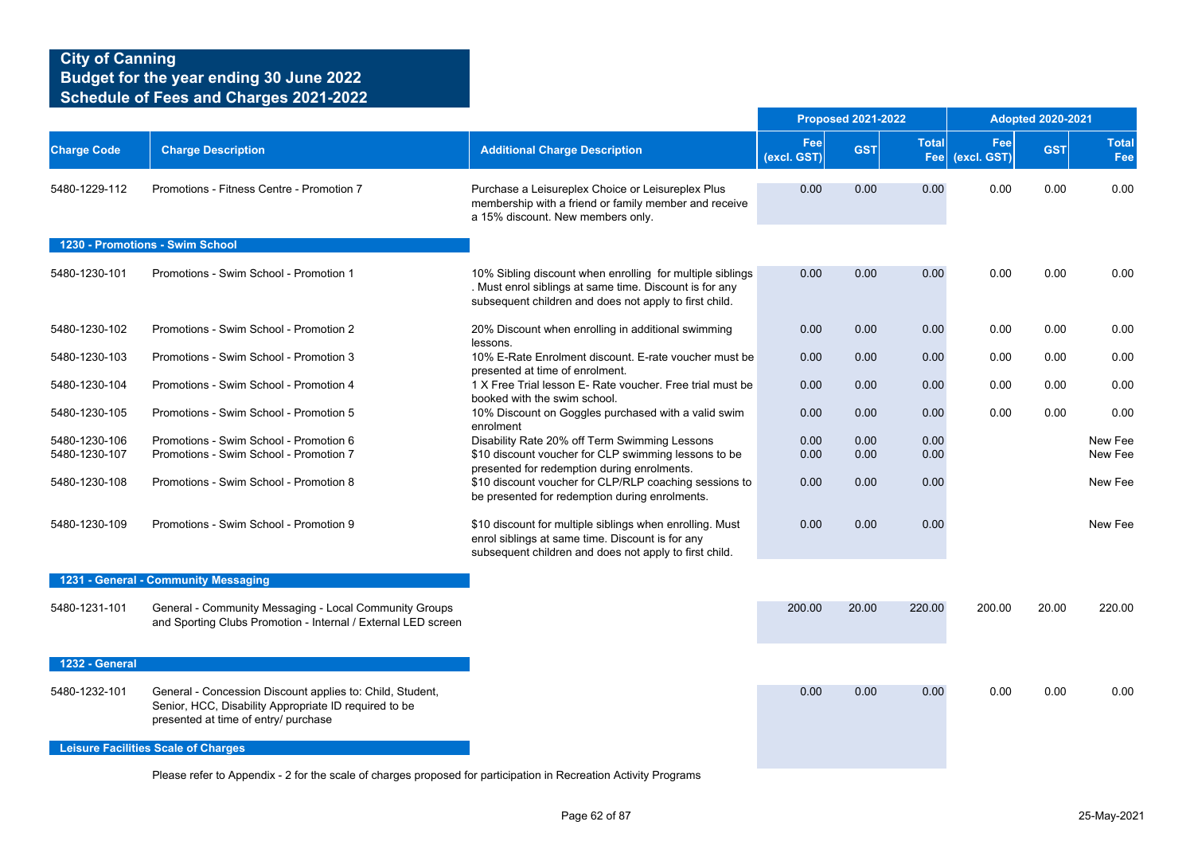# City of Canning
## Budget for the year ending 30 June 2022
## Schedule of Fees and Charges 2021-2022

| Charge Code | Charge Description | Additional Charge Description | Proposed 2021-2022 Fee (excl. GST) | Proposed 2021-2022 GST | Proposed 2021-2022 Total Fee | Adopted 2020-2021 Fee (excl. GST) | Adopted 2020-2021 GST | Adopted 2020-2021 Total Fee |
|---|---|---|---|---|---|---|---|---|
| 5480-1229-112 | Promotions - Fitness Centre - Promotion 7 | Purchase a Leisureplex Choice or Leisureplex Plus membership with a friend or family member and receive a 15% discount. New members only. | 0.00 | 0.00 | 0.00 | 0.00 | 0.00 | 0.00 |
| **1230 - Promotions - Swim School** | | | | | | | | |
| 5480-1230-101 | Promotions - Swim School - Promotion 1 | 10% Sibling discount when enrolling for multiple siblings . Must enrol siblings at same time. Discount is for any subsequent children and does not apply to first child. | 0.00 | 0.00 | 0.00 | 0.00 | 0.00 | 0.00 |
| 5480-1230-102 | Promotions - Swim School - Promotion 2 | 20% Discount when enrolling in additional swimming lessons. | 0.00 | 0.00 | 0.00 | 0.00 | 0.00 | 0.00 |
| 5480-1230-103 | Promotions - Swim School - Promotion 3 | 10% E-Rate Enrolment discount. E-rate voucher must be presented at time of enrolment. | 0.00 | 0.00 | 0.00 | 0.00 | 0.00 | 0.00 |
| 5480-1230-104 | Promotions - Swim School - Promotion 4 | 1 X Free Trial lesson E- Rate voucher. Free trial must be booked with the swim school. | 0.00 | 0.00 | 0.00 | 0.00 | 0.00 | 0.00 |
| 5480-1230-105 | Promotions - Swim School - Promotion 5 | 10% Discount on Goggles purchased with a valid swim enrolment | 0.00 | 0.00 | 0.00 | 0.00 | 0.00 | 0.00 |
| 5480-1230-106 | Promotions - Swim School - Promotion 6 | Disability Rate 20% off Term Swimming Lessons | 0.00 | 0.00 | 0.00 | | | New Fee |
| 5480-1230-107 | Promotions - Swim School - Promotion 7 | $10 discount voucher for CLP swimming lessons to be presented for redemption during enrolments. | 0.00 | 0.00 | 0.00 | | | New Fee |
| 5480-1230-108 | Promotions - Swim School - Promotion 8 | $10 discount voucher for CLP/RLP coaching sessions to be presented for redemption during enrolments. | 0.00 | 0.00 | 0.00 | | | New Fee |
| 5480-1230-109 | Promotions - Swim School - Promotion 9 | $10 discount for multiple siblings when enrolling. Must enrol siblings at same time. Discount is for any subsequent children and does not apply to first child. | 0.00 | 0.00 | 0.00 | | | New Fee |
| **1231 - General - Community Messaging** | | | | | | | | |
| 5480-1231-101 | General - Community Messaging - Local Community Groups and Sporting Clubs Promotion - Internal / External LED screen | | 200.00 | 20.00 | 220.00 | 200.00 | 20.00 | 220.00 |
| **1232 - General** | | | | | | | | |
| 5480-1232-101 | General - Concession Discount applies to: Child, Student, Senior, HCC, Disability Appropriate ID required to be presented at time of entry/ purchase | | 0.00 | 0.00 | 0.00 | 0.00 | 0.00 | 0.00 |

**Leisure Facilities Scale of Charges**

Please refer to Appendix - 2 for the scale of charges proposed for participation in Recreation Activity Programs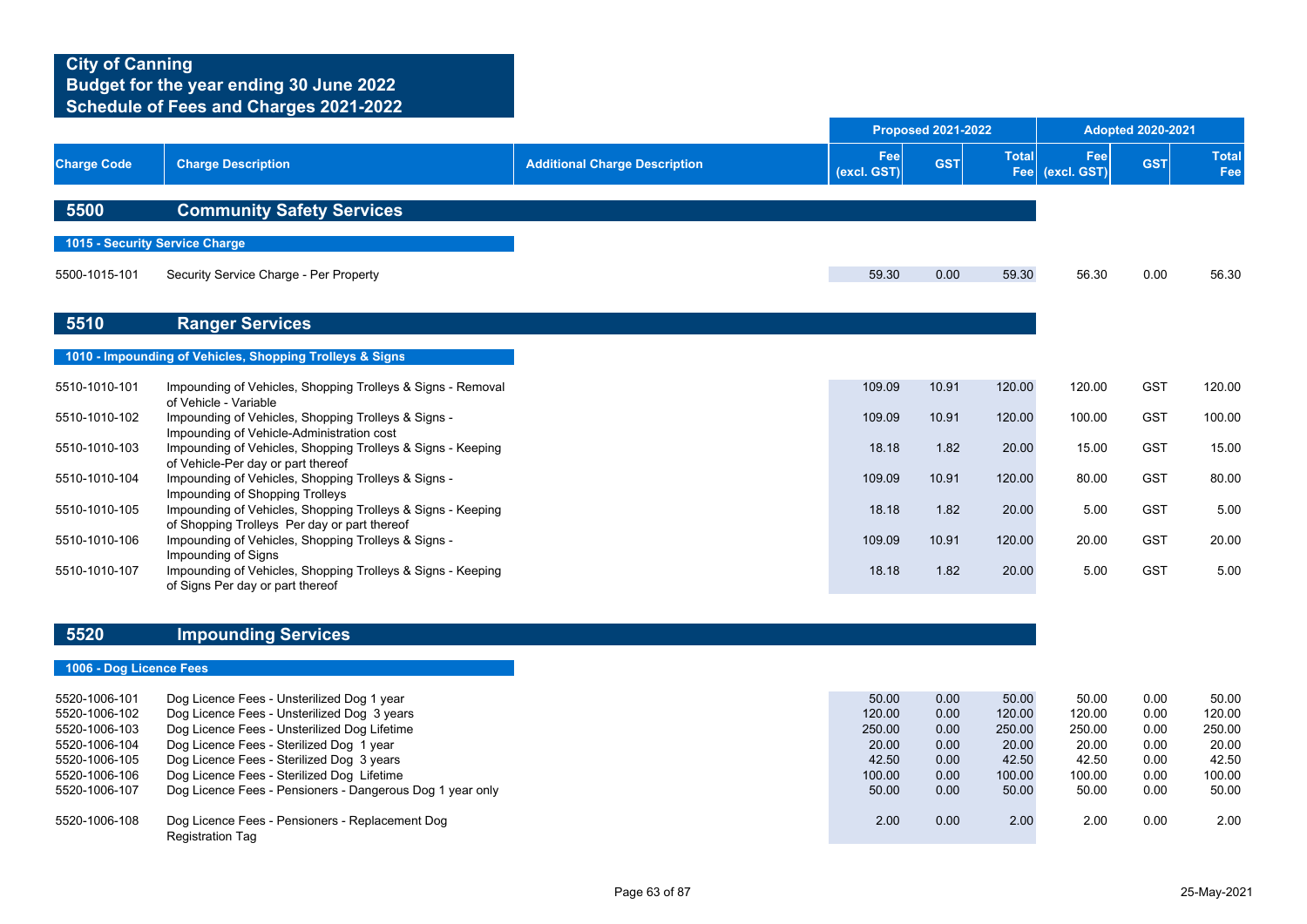# City of Canning
## Budget for the year ending 30 June 2022
## Schedule of Fees and Charges 2021-2022

| Charge Code | Charge Description | Additional Charge Description | Proposed 2021-2022 Fee (excl. GST) | Proposed 2021-2022 GST | Proposed 2021-2022 Total Fee | Adopted 2020-2021 Fee (excl. GST) | Adopted 2020-2021 GST | Adopted 2020-2021 Total Fee |
|---|---|---|---|---|---|---|---|---|
| **5500** | **Community Safety Services** | | | | | | | |
| **1015 - Security Service Charge** | | | | | | | | |
| 5500-1015-101 | Security Service Charge - Per Property | | 59.30 | 0.00 | 59.30 | 56.30 | 0.00 | 56.30 |
| **5510** | **Ranger Services** | | | | | | | |
| **1010 - Impounding of Vehicles, Shopping Trolleys & Signs** | | | | | | | | |
| 5510-1010-101 | Impounding of Vehicles, Shopping Trolleys & Signs - Removal of Vehicle - Variable | | 109.09 | 10.91 | 120.00 | 120.00 | GST | 120.00 |
| 5510-1010-102 | Impounding of Vehicles, Shopping Trolleys & Signs - Impounding of Vehicle-Administration cost | | 109.09 | 10.91 | 120.00 | 100.00 | GST | 100.00 |
| 5510-1010-103 | Impounding of Vehicles, Shopping Trolleys & Signs - Keeping of Vehicle-Per day or part thereof | | 18.18 | 1.82 | 20.00 | 15.00 | GST | 15.00 |
| 5510-1010-104 | Impounding of Vehicles, Shopping Trolleys & Signs - Impounding of Shopping Trolleys | | 109.09 | 10.91 | 120.00 | 80.00 | GST | 80.00 |
| 5510-1010-105 | Impounding of Vehicles, Shopping Trolleys & Signs - Keeping of Shopping Trolleys Per day or part thereof | | 18.18 | 1.82 | 20.00 | 5.00 | GST | 5.00 |
| 5510-1010-106 | Impounding of Vehicles, Shopping Trolleys & Signs - Impounding of Signs | | 109.09 | 10.91 | 120.00 | 20.00 | GST | 20.00 |
| 5510-1010-107 | Impounding of Vehicles, Shopping Trolleys & Signs - Keeping of Signs Per day or part thereof | | 18.18 | 1.82 | 20.00 | 5.00 | GST | 5.00 |
| **5520** | **Impounding Services** | | | | | | | |
| **1006 - Dog Licence Fees** | | | | | | | | |
| 5520-1006-101 | Dog Licence Fees - Unsterilized Dog 1 year | | 50.00 | 0.00 | 50.00 | 50.00 | 0.00 | 50.00 |
| 5520-1006-102 | Dog Licence Fees - Unsterilized Dog 3 years | | 120.00 | 0.00 | 120.00 | 120.00 | 0.00 | 120.00 |
| 5520-1006-103 | Dog Licence Fees - Unsterilized Dog Lifetime | | 250.00 | 0.00 | 250.00 | 250.00 | 0.00 | 250.00 |
| 5520-1006-104 | Dog Licence Fees - Sterilized Dog 1 year | | 20.00 | 0.00 | 20.00 | 20.00 | 0.00 | 20.00 |
| 5520-1006-105 | Dog Licence Fees - Sterilized Dog 3 years | | 42.50 | 0.00 | 42.50 | 42.50 | 0.00 | 42.50 |
| 5520-1006-106 | Dog Licence Fees - Sterilized Dog Lifetime | | 100.00 | 0.00 | 100.00 | 100.00 | 0.00 | 100.00 |
| 5520-1006-107 | Dog Licence Fees - Pensioners - Dangerous Dog 1 year only | | 50.00 | 0.00 | 50.00 | 50.00 | 0.00 | 50.00 |
| 5520-1006-108 | Dog Licence Fees - Pensioners - Replacement Dog Registration Tag | | 2.00 | 0.00 | 2.00 | 2.00 | 0.00 | 2.00 |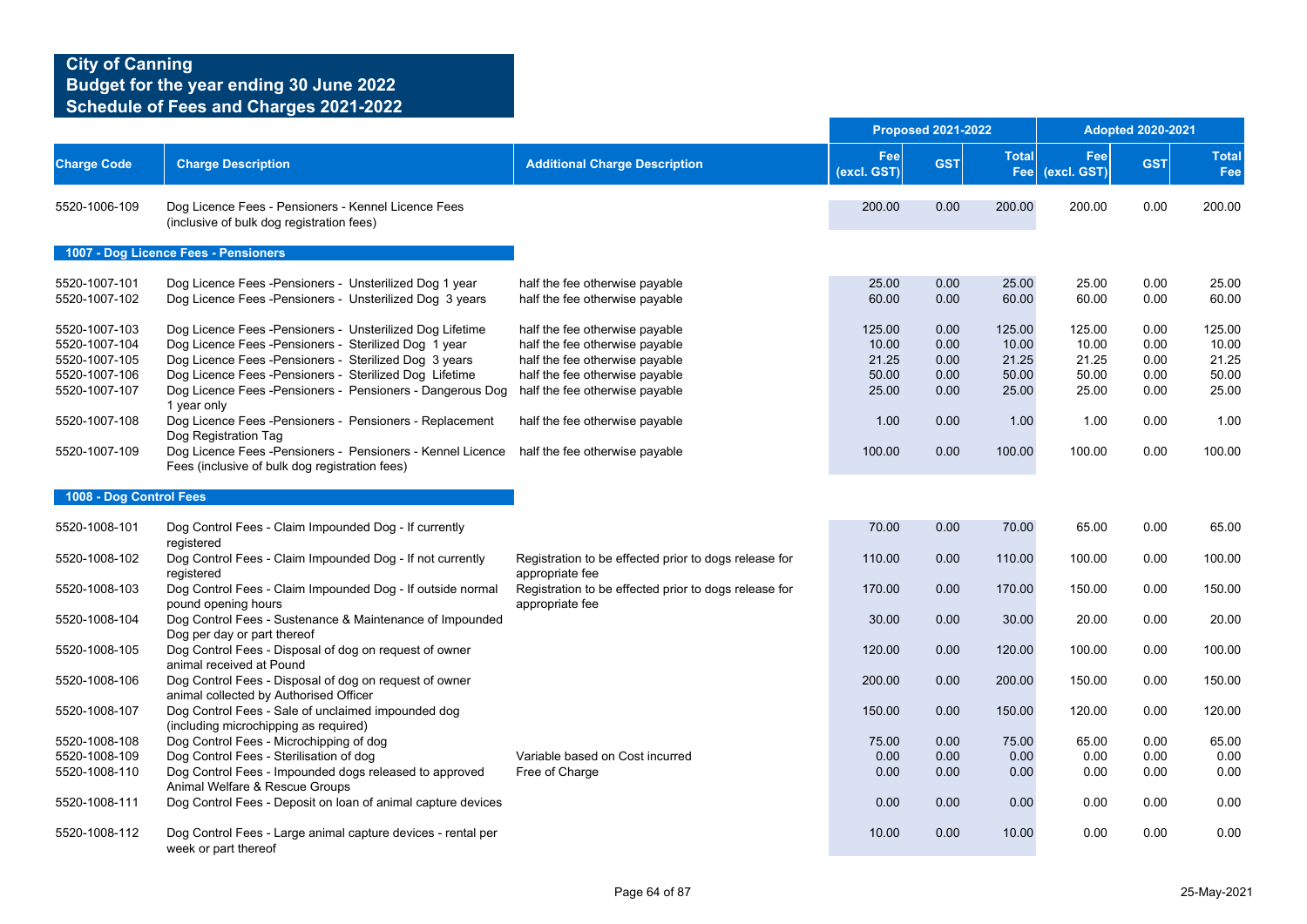# City of Canning
## Budget for the year ending 30 June 2022
## Schedule of Fees and Charges 2021-2022

| Charge Code | Charge Description | Additional Charge Description | Proposed 2021-2022 Fee (excl. GST) | Proposed 2021-2022 GST | Proposed 2021-2022 Total Fee | Adopted 2020-2021 Fee (excl. GST) | Adopted 2020-2021 GST | Adopted 2020-2021 Total Fee |
|---|---|---|---|---|---|---|---|---|
| 5520-1006-109 | Dog Licence Fees - Pensioners - Kennel Licence Fees (inclusive of bulk dog registration fees) | | 200.00 | 0.00 | 200.00 | 200.00 | 0.00 | 200.00 |
| **1007 - Dog Licence Fees - Pensioners** | | | | | | | | |
| 5520-1007-101 | Dog Licence Fees -Pensioners - Unsterilized Dog 1 year | half the fee otherwise payable | 25.00 | 0.00 | 25.00 | 25.00 | 0.00 | 25.00 |
| 5520-1007-102 | Dog Licence Fees -Pensioners - Unsterilized Dog 3 years | half the fee otherwise payable | 60.00 | 0.00 | 60.00 | 60.00 | 0.00 | 60.00 |
| 5520-1007-103 | Dog Licence Fees -Pensioners - Unsterilized Dog Lifetime | half the fee otherwise payable | 125.00 | 0.00 | 125.00 | 125.00 | 0.00 | 125.00 |
| 5520-1007-104 | Dog Licence Fees -Pensioners - Sterilized Dog 1 year | half the fee otherwise payable | 10.00 | 0.00 | 10.00 | 10.00 | 0.00 | 10.00 |
| 5520-1007-105 | Dog Licence Fees -Pensioners - Sterilized Dog 3 years | half the fee otherwise payable | 21.25 | 0.00 | 21.25 | 21.25 | 0.00 | 21.25 |
| 5520-1007-106 | Dog Licence Fees -Pensioners - Sterilized Dog Lifetime | half the fee otherwise payable | 50.00 | 0.00 | 50.00 | 50.00 | 0.00 | 50.00 |
| 5520-1007-107 | Dog Licence Fees -Pensioners - Pensioners - Dangerous Dog 1 year only | half the fee otherwise payable | 25.00 | 0.00 | 25.00 | 25.00 | 0.00 | 25.00 |
| 5520-1007-108 | Dog Licence Fees -Pensioners - Pensioners - Replacement Dog Registration Tag | half the fee otherwise payable | 1.00 | 0.00 | 1.00 | 1.00 | 0.00 | 1.00 |
| 5520-1007-109 | Dog Licence Fees -Pensioners - Pensioners - Kennel Licence Fees (inclusive of bulk dog registration fees) | half the fee otherwise payable | 100.00 | 0.00 | 100.00 | 100.00 | 0.00 | 100.00 |
| **1008 - Dog Control Fees** | | | | | | | | |
| 5520-1008-101 | Dog Control Fees - Claim Impounded Dog - If currently registered | | 70.00 | 0.00 | 70.00 | 65.00 | 0.00 | 65.00 |
| 5520-1008-102 | Dog Control Fees - Claim Impounded Dog - If not currently registered | Registration to be effected prior to dogs release for appropriate fee | 110.00 | 0.00 | 110.00 | 100.00 | 0.00 | 100.00 |
| 5520-1008-103 | Dog Control Fees - Claim Impounded Dog - If outside normal pound opening hours | Registration to be effected prior to dogs release for appropriate fee | 170.00 | 0.00 | 170.00 | 150.00 | 0.00 | 150.00 |
| 5520-1008-104 | Dog Control Fees - Sustenance & Maintenance of Impounded Dog per day or part thereof | | 30.00 | 0.00 | 30.00 | 20.00 | 0.00 | 20.00 |
| 5520-1008-105 | Dog Control Fees - Disposal of dog on request of owner animal received at Pound | | 120.00 | 0.00 | 120.00 | 100.00 | 0.00 | 100.00 |
| 5520-1008-106 | Dog Control Fees - Disposal of dog on request of owner animal collected by Authorised Officer | | 200.00 | 0.00 | 200.00 | 150.00 | 0.00 | 150.00 |
| 5520-1008-107 | Dog Control Fees - Sale of unclaimed impounded dog (including microchipping as required) | | 150.00 | 0.00 | 150.00 | 120.00 | 0.00 | 120.00 |
| 5520-1008-108 | Dog Control Fees - Microchipping of dog | | 75.00 | 0.00 | 75.00 | 65.00 | 0.00 | 65.00 |
| 5520-1008-109 | Dog Control Fees - Sterilisation of dog | Variable based on Cost incurred | 0.00 | 0.00 | 0.00 | 0.00 | 0.00 | 0.00 |
| 5520-1008-110 | Dog Control Fees - Impounded dogs released to approved Animal Welfare & Rescue Groups | Free of Charge | 0.00 | 0.00 | 0.00 | 0.00 | 0.00 | 0.00 |
| 5520-1008-111 | Dog Control Fees - Deposit on loan of animal capture devices | | 0.00 | 0.00 | 0.00 | 0.00 | 0.00 | 0.00 |
| 5520-1008-112 | Dog Control Fees - Large animal capture devices - rental per week or part thereof | | 10.00 | 0.00 | 10.00 | 0.00 | 0.00 | 0.00 |

25-May-2021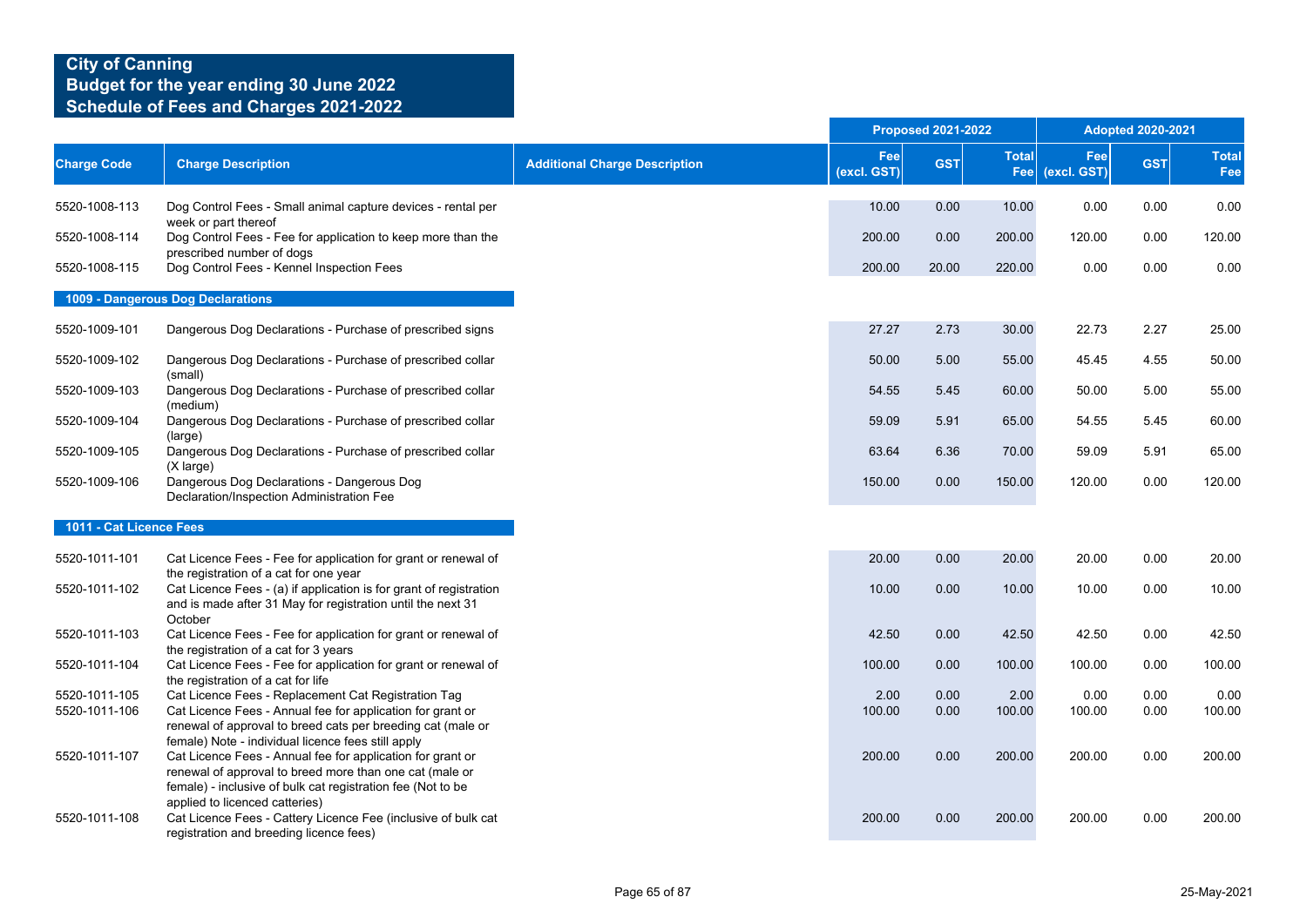# City of Canning
## Budget for the year ending 30 June 2022
## Schedule of Fees and Charges 2021-2022

| Charge Code | Charge Description | Additional Charge Description | Proposed 2021-2022 Fee (excl. GST) | Proposed 2021-2022 GST | Proposed 2021-2022 Total Fee | Adopted 2020-2021 Fee (excl. GST) | Adopted 2020-2021 GST | Adopted 2020-2021 Total Fee |
|---|---|---|---|---|---|---|---|---|
| 5520-1008-113 | Dog Control Fees - Small animal capture devices - rental per week or part thereof | | 10.00 | 0.00 | 10.00 | 0.00 | 0.00 | 0.00 |
| 5520-1008-114 | Dog Control Fees - Fee for application to keep more than the prescribed number of dogs | | 200.00 | 0.00 | 200.00 | 120.00 | 0.00 | 120.00 |
| 5520-1008-115 | Dog Control Fees - Kennel Inspection Fees | | 200.00 | 20.00 | 220.00 | 0.00 | 0.00 | 0.00 |
| **1009 - Dangerous Dog Declarations** | | | | | | | | |
| 5520-1009-101 | Dangerous Dog Declarations - Purchase of prescribed signs | | 27.27 | 2.73 | 30.00 | 22.73 | 2.27 | 25.00 |
| 5520-1009-102 | Dangerous Dog Declarations - Purchase of prescribed collar (small) | | 50.00 | 5.00 | 55.00 | 45.45 | 4.55 | 50.00 |
| 5520-1009-103 | Dangerous Dog Declarations - Purchase of prescribed collar (medium) | | 54.55 | 5.45 | 60.00 | 50.00 | 5.00 | 55.00 |
| 5520-1009-104 | Dangerous Dog Declarations - Purchase of prescribed collar (large) | | 59.09 | 5.91 | 65.00 | 54.55 | 5.45 | 60.00 |
| 5520-1009-105 | Dangerous Dog Declarations - Purchase of prescribed collar (X large) | | 63.64 | 6.36 | 70.00 | 59.09 | 5.91 | 65.00 |
| 5520-1009-106 | Dangerous Dog Declarations - Dangerous Dog Declaration/Inspection Administration Fee | | 150.00 | 0.00 | 150.00 | 120.00 | 0.00 | 120.00 |
| **1011 - Cat Licence Fees** | | | | | | | | |
| 5520-1011-101 | Cat Licence Fees - Fee for application for grant or renewal of the registration of a cat for one year | | 20.00 | 0.00 | 20.00 | 20.00 | 0.00 | 20.00 |
| 5520-1011-102 | Cat Licence Fees - (a) if application is for grant of registration and is made after 31 May for registration until the next 31 October | | 10.00 | 0.00 | 10.00 | 10.00 | 0.00 | 10.00 |
| 5520-1011-103 | Cat Licence Fees - Fee for application for grant or renewal of the registration of a cat for 3 years | | 42.50 | 0.00 | 42.50 | 42.50 | 0.00 | 42.50 |
| 5520-1011-104 | Cat Licence Fees - Fee for application for grant or renewal of the registration of a cat for life | | 100.00 | 0.00 | 100.00 | 100.00 | 0.00 | 100.00 |
| 5520-1011-105 | Cat Licence Fees - Replacement Cat Registration Tag | | 2.00 | 0.00 | 2.00 | 0.00 | 0.00 | 0.00 |
| 5520-1011-106 | Cat Licence Fees - Annual fee for application for grant or renewal of approval to breed cats per breeding cat (male or female) Note - individual licence fees still apply | | 100.00 | 0.00 | 100.00 | 100.00 | 0.00 | 100.00 |
| 5520-1011-107 | Cat Licence Fees - Annual fee for application for grant or renewal of approval to breed more than one cat (male or female) - inclusive of bulk cat registration fee (Not to be applied to licenced catteries) | | 200.00 | 0.00 | 200.00 | 200.00 | 0.00 | 200.00 |
| 5520-1011-108 | Cat Licence Fees - Cattery Licence Fee (inclusive of bulk cat registration and breeding licence fees) | | 200.00 | 0.00 | 200.00 | 200.00 | 0.00 | 200.00 |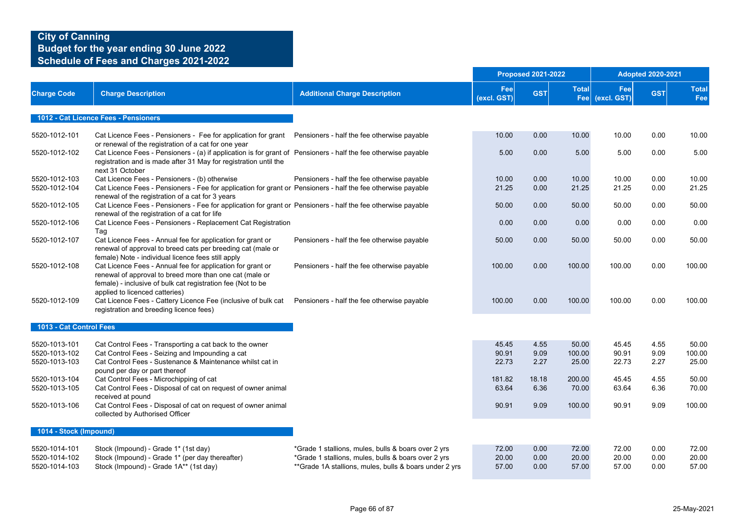# City of Canning
## Budget for the year ending 30 June 2022
## Schedule of Fees and Charges 2021-2022

| Charge Code | Charge Description | Additional Charge Description | Proposed 2021-2022 Fee (excl. GST) | Proposed 2021-2022 GST | Proposed 2021-2022 Total Fee | Adopted 2020-2021 Fee (excl. GST) | Adopted 2020-2021 GST | Adopted 2020-2021 Total Fee |
|---|---|---|---|---|---|---|---|---|
| **1012 - Cat Licence Fees - Pensioners** | | | | | | | | |
| 5520-1012-101 | Cat Licence Fees - Pensioners - Fee for application for grant or renewal of the registration of a cat for one year | Pensioners - half the fee otherwise payable | 10.00 | 0.00 | 10.00 | 10.00 | 0.00 | 10.00 |
| 5520-1012-102 | Cat Licence Fees - Pensioners - (a) if application is for grant of registration and is made after 31 May for registration until the next 31 October | Pensioners - half the fee otherwise payable | 5.00 | 0.00 | 5.00 | 5.00 | 0.00 | 5.00 |
| 5520-1012-103 | Cat Licence Fees - Pensioners - (b) otherwise | Pensioners - half the fee otherwise payable | 10.00 | 0.00 | 10.00 | 10.00 | 0.00 | 10.00 |
| 5520-1012-104 | Cat Licence Fees - Pensioners - Fee for application for grant or renewal of the registration of a cat for 3 years | Pensioners - half the fee otherwise payable | 21.25 | 0.00 | 21.25 | 21.25 | 0.00 | 21.25 |
| 5520-1012-105 | Cat Licence Fees - Pensioners - Fee for application for grant or renewal of the registration of a cat for life | Pensioners - half the fee otherwise payable | 50.00 | 0.00 | 50.00 | 50.00 | 0.00 | 50.00 |
| 5520-1012-106 | Cat Licence Fees - Pensioners - Replacement Cat Registration Tag | | 0.00 | 0.00 | 0.00 | 0.00 | 0.00 | 0.00 |
| 5520-1012-107 | Cat Licence Fees - Annual fee for application for grant or renewal of approval to breed cats per breeding cat (male or female) Note - individual licence fees still apply | Pensioners - half the fee otherwise payable | 50.00 | 0.00 | 50.00 | 50.00 | 0.00 | 50.00 |
| 5520-1012-108 | Cat Licence Fees - Annual fee for application for grant or renewal of approval to breed more than one cat (male or female) - inclusive of bulk cat registration fee (Not to be applied to licenced catteries) | Pensioners - half the fee otherwise payable | 100.00 | 0.00 | 100.00 | 100.00 | 0.00 | 100.00 |
| 5520-1012-109 | Cat Licence Fees - Cattery Licence Fee (inclusive of bulk cat registration and breeding licence fees) | Pensioners - half the fee otherwise payable | 100.00 | 0.00 | 100.00 | 100.00 | 0.00 | 100.00 |
| **1013 - Cat Control Fees** | | | | | | | | |
| 5520-1013-101 | Cat Control Fees - Transporting a cat back to the owner | | 45.45 | 4.55 | 50.00 | 45.45 | 4.55 | 50.00 |
| 5520-1013-102 | Cat Control Fees - Seizing and Impounding a cat | | 90.91 | 9.09 | 100.00 | 90.91 | 9.09 | 100.00 |
| 5520-1013-103 | Cat Control Fees - Sustenance & Maintenance whilst cat in pound per day or part thereof | | 22.73 | 2.27 | 25.00 | 22.73 | 2.27 | 25.00 |
| 5520-1013-104 | Cat Control Fees - Microchipping of cat | | 181.82 | 18.18 | 200.00 | 45.45 | 4.55 | 50.00 |
| 5520-1013-105 | Cat Control Fees - Disposal of cat on request of owner animal received at pound | | 63.64 | 6.36 | 70.00 | 63.64 | 6.36 | 70.00 |
| 5520-1013-106 | Cat Control Fees - Disposal of cat on request of owner animal collected by Authorised Officer | | 90.91 | 9.09 | 100.00 | 90.91 | 9.09 | 100.00 |
| **1014 - Stock (Impound)** | | | | | | | | |
| 5520-1014-101 | Stock (Impound) - Grade 1* (1st day) | *Grade 1 stallions, mules, bulls & boars over 2 yrs | 72.00 | 0.00 | 72.00 | 72.00 | 0.00 | 72.00 |
| 5520-1014-102 | Stock (Impound) - Grade 1* (per day thereafter) | *Grade 1 stallions, mules, bulls & boars over 2 yrs | 20.00 | 0.00 | 20.00 | 20.00 | 0.00 | 20.00 |
| 5520-1014-103 | Stock (Impound) - Grade 1A** (1st day) | **Grade 1A stallions, mules, bulls & boars under 2 yrs | 57.00 | 0.00 | 57.00 | 57.00 | 0.00 | 57.00 |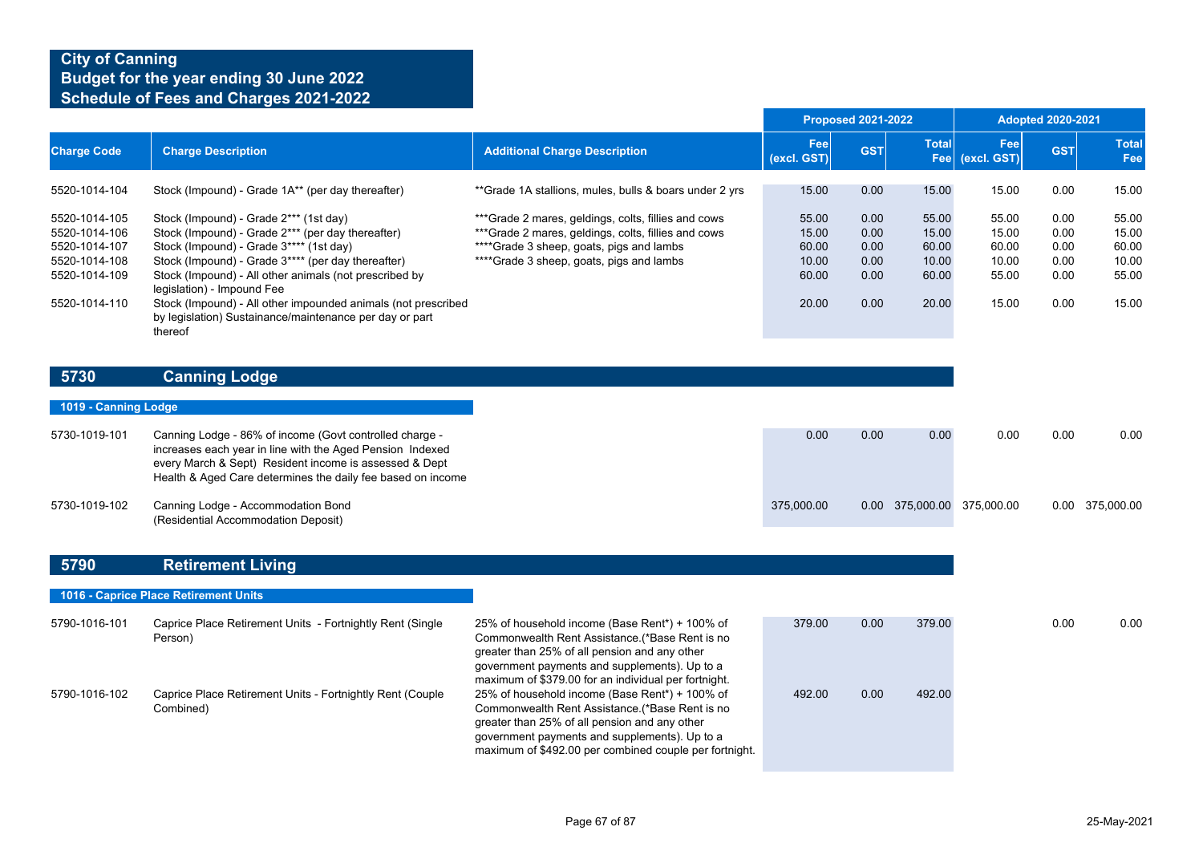# City of Canning
## Budget for the year ending 30 June 2022
## Schedule of Fees and Charges 2021-2022

| Charge Code | Charge Description | Additional Charge Description | Proposed 2021-2022 Fee (excl. GST) | Proposed 2021-2022 GST | Proposed 2021-2022 Total Fee | Adopted 2020-2021 Fee (excl. GST) | Adopted 2020-2021 GST | Adopted 2020-2021 Total Fee |
|---|---|---|---|---|---|---|---|---|
| 5520-1014-104 | Stock (Impound) - Grade 1A** (per day thereafter) | **Grade 1A stallions, mules, bulls & boars under 2 yrs | 15.00 | 0.00 | 15.00 | 15.00 | 0.00 | 15.00 |
| 5520-1014-105 | Stock (Impound) - Grade 2*** (1st day) | ***Grade 2 mares, geldings, colts, fillies and cows | 55.00 | 0.00 | 55.00 | 55.00 | 0.00 | 55.00 |
| 5520-1014-106 | Stock (Impound) - Grade 2*** (per day thereafter) | ***Grade 2 mares, geldings, colts, fillies and cows | 15.00 | 0.00 | 15.00 | 15.00 | 0.00 | 15.00 |
| 5520-1014-107 | Stock (Impound) - Grade 3**** (1st day) | ****Grade 3 sheep, goats, pigs and lambs | 60.00 | 0.00 | 60.00 | 60.00 | 0.00 | 60.00 |
| 5520-1014-108 | Stock (Impound) - Grade 3**** (per day thereafter) | ****Grade 3 sheep, goats, pigs and lambs | 10.00 | 0.00 | 10.00 | 10.00 | 0.00 | 10.00 |
| 5520-1014-109 | Stock (Impound) - All other animals (not prescribed by legislation) - Impound Fee | | 60.00 | 0.00 | 60.00 | 55.00 | 0.00 | 55.00 |
| 5520-1014-110 | Stock (Impound) - All other impounded animals (not prescribed by legislation) Sustainance/maintenance per day or part thereof | | 20.00 | 0.00 | 20.00 | 15.00 | 0.00 | 15.00 |

## 5730 Canning Lodge

### 1019 - Canning Lodge

| Charge Code | Charge Description | Additional Charge Description | Proposed 2021-2022 Fee (excl. GST) | Proposed 2021-2022 GST | Proposed 2021-2022 Total Fee | Adopted 2020-2021 Fee (excl. GST) | Adopted 2020-2021 GST | Adopted 2020-2021 Total Fee |
|---|---|---|---|---|---|---|---|---|
| 5730-1019-101 | Canning Lodge - 86% of income (Govt controlled charge - increases each year in line with the Aged Pension Indexed every March & Sept) Resident income is assessed & Dept Health & Aged Care determines the daily fee based on income | | 0.00 | 0.00 | 0.00 | 0.00 | 0.00 | 0.00 |
| 5730-1019-102 | Canning Lodge - Accommodation Bond (Residential Accommodation Deposit) | | 375,000.00 | 0.00 | 375,000.00 | 375,000.00 | 0.00 | 375,000.00 |

## 5790 Retirement Living

### 1016 - Caprice Place Retirement Units

| Charge Code | Charge Description | Additional Charge Description | Proposed 2021-2022 Fee (excl. GST) | Proposed 2021-2022 GST | Proposed 2021-2022 Total Fee | Adopted 2020-2021 Fee (excl. GST) | Adopted 2020-2021 GST | Adopted 2020-2021 Total Fee |
|---|---|---|---|---|---|---|---|---|
| 5790-1016-101 | Caprice Place Retirement Units - Fortnightly Rent (Single Person) | 25% of household income (Base Rent*) + 100% of Commonwealth Rent Assistance.(*Base Rent is no greater than 25% of all pension and any other government payments and supplements). Up to a maximum of $379.00 for an individual per fortnight. | 379.00 | 0.00 | 379.00 | | 0.00 | 0.00 |
| 5790-1016-102 | Caprice Place Retirement Units - Fortnightly Rent (Couple Combined) | 25% of household income (Base Rent*) + 100% of Commonwealth Rent Assistance.(*Base Rent is no greater than 25% of all pension and any other government payments and supplements). Up to a maximum of $492.00 per combined couple per fortnight. | 492.00 | 0.00 | 492.00 | | | |

25-May-2021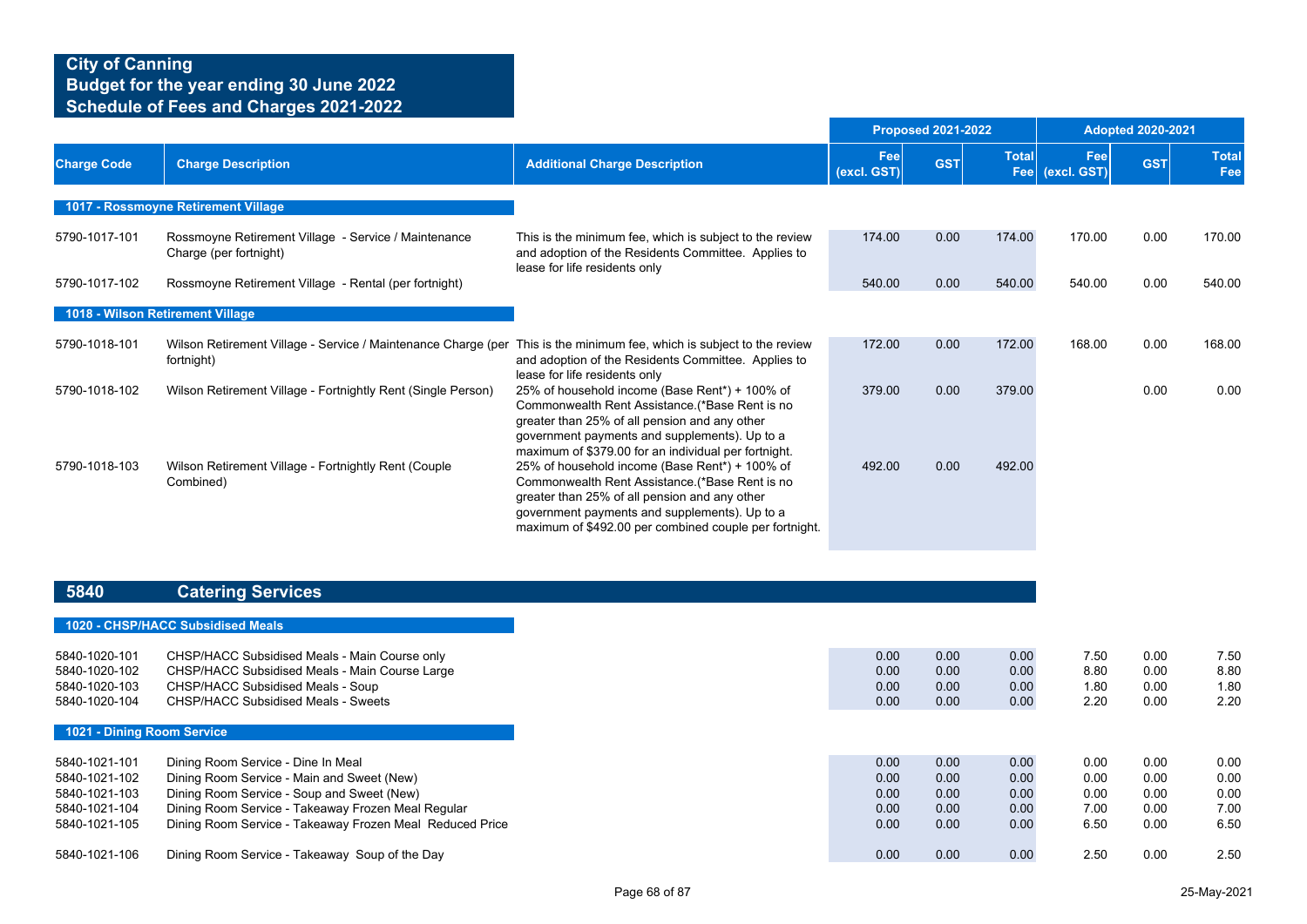# City of Canning
## Budget for the year ending 30 June 2022
## Schedule of Fees and Charges 2021-2022

| Charge Code | Charge Description | Additional Charge Description | Proposed 2021-2022 Fee (excl. GST) | Proposed 2021-2022 GST | Proposed 2021-2022 Total Fee | Adopted 2020-2021 Fee (excl. GST) | Adopted 2020-2021 GST | Adopted 2020-2021 Total Fee |
|---|---|---|---|---|---|---|---|---|
| **1017 - Rossmoyne Retirement Village** | | | | | | | | |
| 5790-1017-101 | Rossmoyne Retirement Village - Service / Maintenance Charge (per fortnight) | This is the minimum fee, which is subject to the review and adoption of the Residents Committee. Applies to lease for life residents only | 174.00 | 0.00 | 174.00 | 170.00 | 0.00 | 170.00 |
| 5790-1017-102 | Rossmoyne Retirement Village - Rental (per fortnight) | | 540.00 | 0.00 | 540.00 | 540.00 | 0.00 | 540.00 |
| **1018 - Wilson Retirement Village** | | | | | | | | |
| 5790-1018-101 | Wilson Retirement Village - Service / Maintenance Charge (per fortnight) | This is the minimum fee, which is subject to the review and adoption of the Residents Committee. Applies to lease for life residents only | 172.00 | 0.00 | 172.00 | 168.00 | 0.00 | 168.00 |
| 5790-1018-102 | Wilson Retirement Village - Fortnightly Rent (Single Person) | 25% of household income (Base Rent*) + 100% of Commonwealth Rent Assistance.(*Base Rent is no greater than 25% of all pension and any other government payments and supplements). Up to a maximum of $379.00 for an individual per fortnight. | 379.00 | 0.00 | 379.00 | | 0.00 | 0.00 |
| 5790-1018-103 | Wilson Retirement Village - Fortnightly Rent (Couple Combined) | 25% of household income (Base Rent*) + 100% of Commonwealth Rent Assistance.(*Base Rent is no greater than 25% of all pension and any other government payments and supplements). Up to a maximum of $492.00 per combined couple per fortnight. | 492.00 | 0.00 | 492.00 | | | |

## 5840 Catering Services

| Charge Code | Charge Description | Additional Charge Description | Proposed 2021-2022 Fee (excl. GST) | Proposed 2021-2022 GST | Proposed 2021-2022 Total Fee | Adopted 2020-2021 Fee (excl. GST) | Adopted 2020-2021 GST | Adopted 2020-2021 Total Fee |
|---|---|---|---|---|---|---|---|---|
| **1020 - CHSP/HACC Subsidised Meals** | | | | | | | | |
| 5840-1020-101 | CHSP/HACC Subsidised Meals - Main Course only | | 0.00 | 0.00 | 0.00 | 7.50 | 0.00 | 7.50 |
| 5840-1020-102 | CHSP/HACC Subsidised Meals - Main Course Large | | 0.00 | 0.00 | 0.00 | 8.80 | 0.00 | 8.80 |
| 5840-1020-103 | CHSP/HACC Subsidised Meals - Soup | | 0.00 | 0.00 | 0.00 | 1.80 | 0.00 | 1.80 |
| 5840-1020-104 | CHSP/HACC Subsidised Meals - Sweets | | 0.00 | 0.00 | 0.00 | 2.20 | 0.00 | 2.20 |
| **1021 - Dining Room Service** | | | | | | | | |
| 5840-1021-101 | Dining Room Service - Dine In Meal | | 0.00 | 0.00 | 0.00 | 0.00 | 0.00 | 0.00 |
| 5840-1021-102 | Dining Room Service - Main and Sweet (New) | | 0.00 | 0.00 | 0.00 | 0.00 | 0.00 | 0.00 |
| 5840-1021-103 | Dining Room Service - Soup and Sweet (New) | | 0.00 | 0.00 | 0.00 | 0.00 | 0.00 | 0.00 |
| 5840-1021-104 | Dining Room Service - Takeaway Frozen Meal Regular | | 0.00 | 0.00 | 0.00 | 7.00 | 0.00 | 7.00 |
| 5840-1021-105 | Dining Room Service - Takeaway Frozen Meal Reduced Price | | 0.00 | 0.00 | 0.00 | 6.50 | 0.00 | 6.50 |
| 5840-1021-106 | Dining Room Service - Takeaway Soup of the Day | | 0.00 | 0.00 | 0.00 | 2.50 | 0.00 | 2.50 |

25-May-2021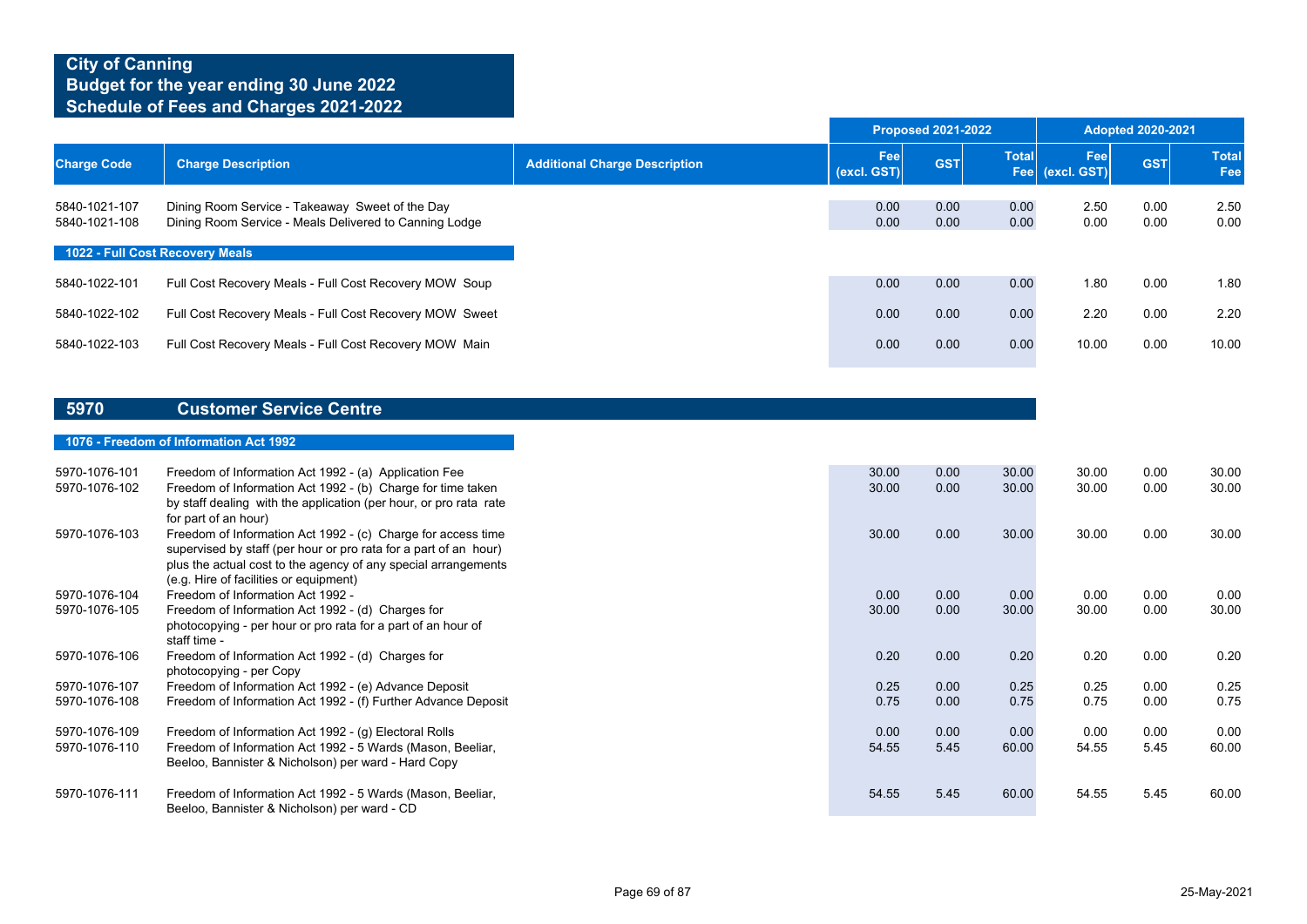# City of Canning
## Budget for the year ending 30 June 2022
## Schedule of Fees and Charges 2021-2022

| Charge Code | Charge Description | Additional Charge Description | Proposed 2021-2022 Fee (excl. GST) | Proposed 2021-2022 GST | Proposed 2021-2022 Total Fee | Adopted 2020-2021 Fee (excl. GST) | Adopted 2020-2021 GST | Adopted 2020-2021 Total Fee |
|---|---|---|---|---|---|---|---|---|
| 5840-1021-107 | Dining Room Service - Takeaway Sweet of the Day | | 0.00 | 0.00 | 0.00 | 2.50 | 0.00 | 2.50 |
| 5840-1021-108 | Dining Room Service - Meals Delivered to Canning Lodge | | 0.00 | 0.00 | 0.00 | 0.00 | 0.00 | 0.00 |
| **1022 - Full Cost Recovery Meals** | | | | | | | | |
| 5840-1022-101 | Full Cost Recovery Meals - Full Cost Recovery MOW Soup | | 0.00 | 0.00 | 0.00 | 1.80 | 0.00 | 1.80 |
| 5840-1022-102 | Full Cost Recovery Meals - Full Cost Recovery MOW Sweet | | 0.00 | 0.00 | 0.00 | 2.20 | 0.00 | 2.20 |
| 5840-1022-103 | Full Cost Recovery Meals - Full Cost Recovery MOW Main | | 0.00 | 0.00 | 0.00 | 10.00 | 0.00 | 10.00 |

## 5970 Customer Service Centre

| Charge Code | Charge Description | Additional Charge Description | Proposed 2021-2022 Fee (excl. GST) | Proposed 2021-2022 GST | Proposed 2021-2022 Total Fee | Adopted 2020-2021 Fee (excl. GST) | Adopted 2020-2021 GST | Adopted 2020-2021 Total Fee |
|---|---|---|---|---|---|---|---|---|
| **1076 - Freedom of Information Act 1992** | | | | | | | | |
| 5970-1076-101 | Freedom of Information Act 1992 - (a) Application Fee | | 30.00 | 0.00 | 30.00 | 30.00 | 0.00 | 30.00 |
| 5970-1076-102 | Freedom of Information Act 1992 - (b) Charge for time taken by staff dealing with the application (per hour, or pro rata rate for part of an hour) | | 30.00 | 0.00 | 30.00 | 30.00 | 0.00 | 30.00 |
| 5970-1076-103 | Freedom of Information Act 1992 - (c) Charge for access time supervised by staff (per hour or pro rata for a part of an hour) plus the actual cost to the agency of any special arrangements (e.g. Hire of facilities or equipment) | | 30.00 | 0.00 | 30.00 | 30.00 | 0.00 | 30.00 |
| 5970-1076-104 | Freedom of Information Act 1992 - | | 0.00 | 0.00 | 0.00 | 0.00 | 0.00 | 0.00 |
| 5970-1076-105 | Freedom of Information Act 1992 - (d) Charges for photocopying - per hour or pro rata for a part of an hour of staff time - | | 30.00 | 0.00 | 30.00 | 30.00 | 0.00 | 30.00 |
| 5970-1076-106 | Freedom of Information Act 1992 - (d) Charges for photocopying - per Copy | | 0.20 | 0.00 | 0.20 | 0.20 | 0.00 | 0.20 |
| 5970-1076-107 | Freedom of Information Act 1992 - (e) Advance Deposit | | 0.25 | 0.00 | 0.25 | 0.25 | 0.00 | 0.25 |
| 5970-1076-108 | Freedom of Information Act 1992 - (f) Further Advance Deposit | | 0.75 | 0.00 | 0.75 | 0.75 | 0.00 | 0.75 |
| 5970-1076-109 | Freedom of Information Act 1992 - (g) Electoral Rolls | | 0.00 | 0.00 | 0.00 | 0.00 | 0.00 | 0.00 |
| 5970-1076-110 | Freedom of Information Act 1992 - 5 Wards (Mason, Beeliar, Beeloo, Bannister & Nicholson) per ward - Hard Copy | | 54.55 | 5.45 | 60.00 | 54.55 | 5.45 | 60.00 |
| 5970-1076-111 | Freedom of Information Act 1992 - 5 Wards (Mason, Beeliar, Beeloo, Bannister & Nicholson) per ward - CD | | 54.55 | 5.45 | 60.00 | 54.55 | 5.45 | 60.00 |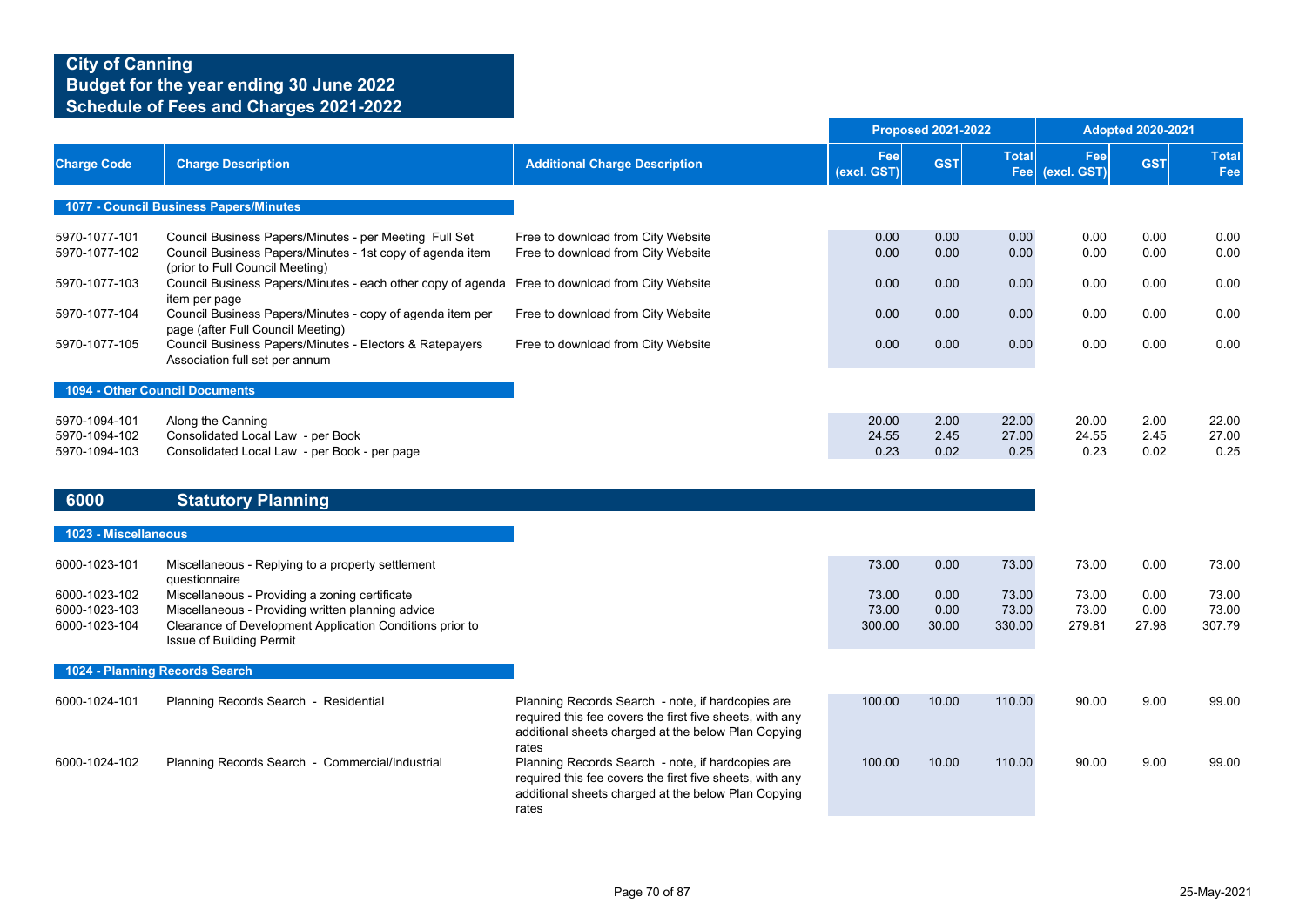# City of Canning
## Budget for the year ending 30 June 2022
## Schedule of Fees and Charges 2021-2022

| Charge Code | Charge Description | Additional Charge Description | Proposed 2021-2022 Fee (excl. GST) | Proposed 2021-2022 GST | Proposed 2021-2022 Total Fee | Adopted 2020-2021 Fee (excl. GST) | Adopted 2020-2021 GST | Adopted 2020-2021 Total Fee |
|---|---|---|---|---|---|---|---|---|
| **1077 - Council Business Papers/Minutes** | | | | | | | | |
| 5970-1077-101 | Council Business Papers/Minutes - per Meeting Full Set | Free to download from City Website | 0.00 | 0.00 | 0.00 | 0.00 | 0.00 | 0.00 |
| 5970-1077-102 | Council Business Papers/Minutes - 1st copy of agenda item (prior to Full Council Meeting) | Free to download from City Website | 0.00 | 0.00 | 0.00 | 0.00 | 0.00 | 0.00 |
| 5970-1077-103 | Council Business Papers/Minutes - each other copy of agenda item per page | Free to download from City Website | 0.00 | 0.00 | 0.00 | 0.00 | 0.00 | 0.00 |
| 5970-1077-104 | Council Business Papers/Minutes - copy of agenda item per page (after Full Council Meeting) | Free to download from City Website | 0.00 | 0.00 | 0.00 | 0.00 | 0.00 | 0.00 |
| 5970-1077-105 | Council Business Papers/Minutes - Electors & Ratepayers Association full set per annum | Free to download from City Website | 0.00 | 0.00 | 0.00 | 0.00 | 0.00 | 0.00 |
| **1094 - Other Council Documents** | | | | | | | | |
| 5970-1094-101 | Along the Canning | | 20.00 | 2.00 | 22.00 | 20.00 | 2.00 | 22.00 |
| 5970-1094-102 | Consolidated Local Law - per Book | | 24.55 | 2.45 | 27.00 | 24.55 | 2.45 | 27.00 |
| 5970-1094-103 | Consolidated Local Law - per Book - per page | | 0.23 | 0.02 | 0.25 | 0.23 | 0.02 | 0.25 |

## 6000 Statutory Planning

| Charge Code | Charge Description | Additional Charge Description | Proposed 2021-2022 Fee (excl. GST) | Proposed 2021-2022 GST | Proposed 2021-2022 Total Fee | Adopted 2020-2021 Fee (excl. GST) | Adopted 2020-2021 GST | Adopted 2020-2021 Total Fee |
|---|---|---|---|---|---|---|---|---|
| **1023 - Miscellaneous** | | | | | | | | |
| 6000-1023-101 | Miscellaneous - Replying to a property settlement questionnaire | | 73.00 | 0.00 | 73.00 | 73.00 | 0.00 | 73.00 |
| 6000-1023-102 | Miscellaneous - Providing a zoning certificate | | 73.00 | 0.00 | 73.00 | 73.00 | 0.00 | 73.00 |
| 6000-1023-103 | Miscellaneous - Providing written planning advice | | 73.00 | 0.00 | 73.00 | 73.00 | 0.00 | 73.00 |
| 6000-1023-104 | Clearance of Development Application Conditions prior to Issue of Building Permit | | 300.00 | 30.00 | 330.00 | 279.81 | 27.98 | 307.79 |
| **1024 - Planning Records Search** | | | | | | | | |
| 6000-1024-101 | Planning Records Search - Residential | Planning Records Search - note, if hardcopies are required this fee covers the first five sheets, with any additional sheets charged at the below Plan Copying rates | 100.00 | 10.00 | 110.00 | 90.00 | 9.00 | 99.00 |
| 6000-1024-102 | Planning Records Search - Commercial/Industrial | Planning Records Search - note, if hardcopies are required this fee covers the first five sheets, with any additional sheets charged at the below Plan Copying rates | 100.00 | 10.00 | 110.00 | 90.00 | 9.00 | 99.00 |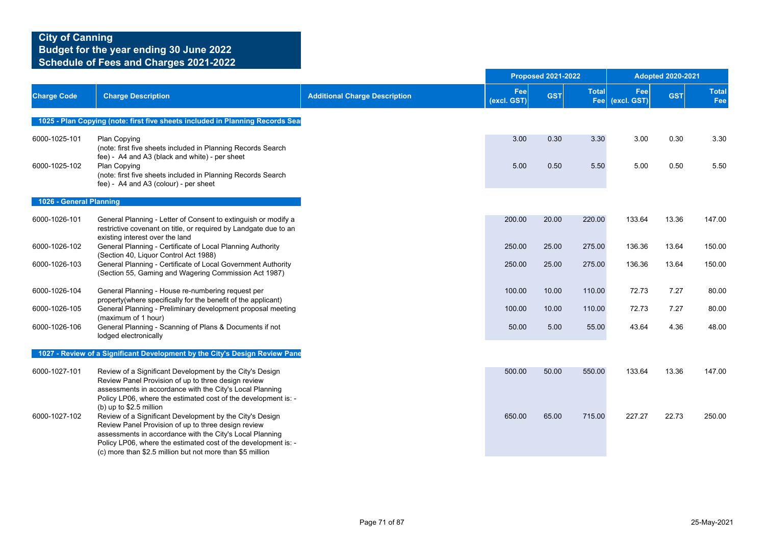# City of Canning
## Budget for the year ending 30 June 2022
## Schedule of Fees and Charges 2021-2022

| Charge Code | Charge Description | Additional Charge Description | Proposed 2021-2022 Fee (excl. GST) | Proposed 2021-2022 GST | Proposed 2021-2022 Total Fee | Adopted 2020-2021 Fee (excl. GST) | Adopted 2020-2021 GST | Adopted 2020-2021 Total Fee |
|---|---|---|---|---|---|---|---|---|
| **1025 - Plan Copying (note: first five sheets included in Planning Records Sea** | | | | | | | | |
| 6000-1025-101 | Plan Copying (note: first five sheets included in Planning Records Search fee) - A4 and A3 (black and white) - per sheet | | 3.00 | 0.30 | 3.30 | 3.00 | 0.30 | 3.30 |
| 6000-1025-102 | Plan Copying (note: first five sheets included in Planning Records Search fee) - A4 and A3 (colour) - per sheet | | 5.00 | 0.50 | 5.50 | 5.00 | 0.50 | 5.50 |
| **1026 - General Planning** | | | | | | | | |
| 6000-1026-101 | General Planning - Letter of Consent to extinguish or modify a restrictive covenant on title, or required by Landgate due to an existing interest over the land | | 200.00 | 20.00 | 220.00 | 133.64 | 13.36 | 147.00 |
| 6000-1026-102 | General Planning - Certificate of Local Planning Authority (Section 40, Liquor Control Act 1988) | | 250.00 | 25.00 | 275.00 | 136.36 | 13.64 | 150.00 |
| 6000-1026-103 | General Planning - Certificate of Local Government Authority (Section 55, Gaming and Wagering Commission Act 1987) | | 250.00 | 25.00 | 275.00 | 136.36 | 13.64 | 150.00 |
| 6000-1026-104 | General Planning - House re-numbering request per property(where specifically for the benefit of the applicant) | | 100.00 | 10.00 | 110.00 | 72.73 | 7.27 | 80.00 |
| 6000-1026-105 | General Planning - Preliminary development proposal meeting (maximum of 1 hour) | | 100.00 | 10.00 | 110.00 | 72.73 | 7.27 | 80.00 |
| 6000-1026-106 | General Planning - Scanning of Plans & Documents if not lodged electronically | | 50.00 | 5.00 | 55.00 | 43.64 | 4.36 | 48.00 |
| **1027 - Review of a Significant Development by the City's Design Review Pane** | | | | | | | | |
| 6000-1027-101 | Review of a Significant Development by the City's Design Review Panel Provision of up to three design review assessments in accordance with the City's Local Planning Policy LP06, where the estimated cost of the development is: - (b) up to $2.5 million | | 500.00 | 50.00 | 550.00 | 133.64 | 13.36 | 147.00 |
| 6000-1027-102 | Review of a Significant Development by the City's Design Review Panel Provision of up to three design review assessments in accordance with the City's Local Planning Policy LP06, where the estimated cost of the development is: - (c) more than $2.5 million but not more than $5 million | | 650.00 | 65.00 | 715.00 | 227.27 | 22.73 | 250.00 |

25-May-2021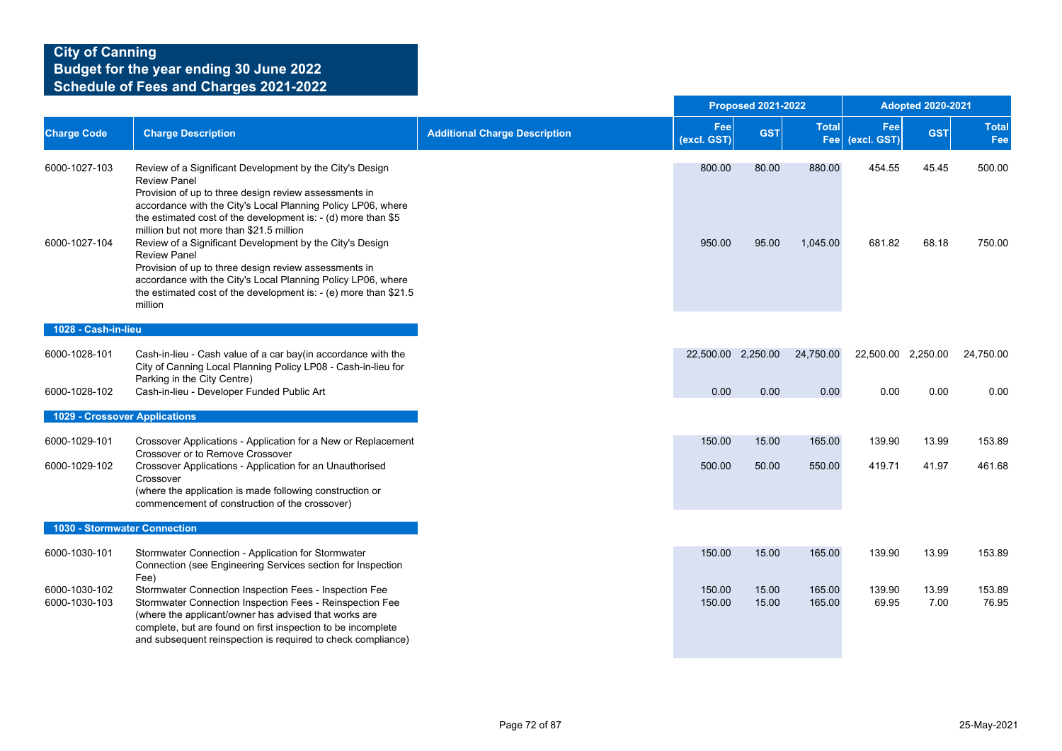# City of Canning
## Budget for the year ending 30 June 2022
## Schedule of Fees and Charges 2021-2022

| Charge Code | Charge Description | Additional Charge Description | Proposed 2021-2022 Fee (excl. GST) | Proposed 2021-2022 GST | Proposed 2021-2022 Total Fee | Adopted 2020-2021 Fee (excl. GST) | Adopted 2020-2021 GST | Adopted 2020-2021 Total Fee |
|---|---|---|---|---|---|---|---|---|
| 6000-1027-103 | Review of a Significant Development by the City's Design Review Panel<br>Provision of up to three design review assessments in accordance with the City's Local Planning Policy LP06, where the estimated cost of the development is: - (d) more than $5 million but not more than $21.5 million | | 800.00 | 80.00 | 880.00 | 454.55 | 45.45 | 500.00 |
| 6000-1027-104 | Review of a Significant Development by the City's Design Review Panel<br>Provision of up to three design review assessments in accordance with the City's Local Planning Policy LP06, where the estimated cost of the development is: - (e) more than $21.5 million | | 950.00 | 95.00 | 1,045.00 | 681.82 | 68.18 | 750.00 |
| **1028 - Cash-in-lieu** | | | | | | | | |
| 6000-1028-101 | Cash-in-lieu - Cash value of a car bay(in accordance with the City of Canning Local Planning Policy LP08 - Cash-in-lieu for Parking in the City Centre) | | 22,500.00 | 2,250.00 | 24,750.00 | 22,500.00 | 2,250.00 | 24,750.00 |
| 6000-1028-102 | Cash-in-lieu - Developer Funded Public Art | | 0.00 | 0.00 | 0.00 | 0.00 | 0.00 | 0.00 |
| **1029 - Crossover Applications** | | | | | | | | |
| 6000-1029-101 | Crossover Applications - Application for a New or Replacement Crossover or to Remove Crossover | | 150.00 | 15.00 | 165.00 | 139.90 | 13.99 | 153.89 |
| 6000-1029-102 | Crossover Applications - Application for an Unauthorised Crossover<br>(where the application is made following construction or commencement of construction of the crossover) | | 500.00 | 50.00 | 550.00 | 419.71 | 41.97 | 461.68 |
| **1030 - Stormwater Connection** | | | | | | | | |
| 6000-1030-101 | Stormwater Connection - Application for Stormwater Connection (see Engineering Services section for Inspection Fee) | | 150.00 | 15.00 | 165.00 | 139.90 | 13.99 | 153.89 |
| 6000-1030-102 | Stormwater Connection Inspection Fees - Inspection Fee | | 150.00 | 15.00 | 165.00 | 139.90 | 13.99 | 153.89 |
| 6000-1030-103 | Stormwater Connection Inspection Fees - Reinspection Fee<br>(where the applicant/owner has advised that works are complete, but are found on first inspection to be incomplete and subsequent reinspection is required to check compliance) | | 150.00 | 15.00 | 165.00 | 69.95 | 7.00 | 76.95 |

25-May-2021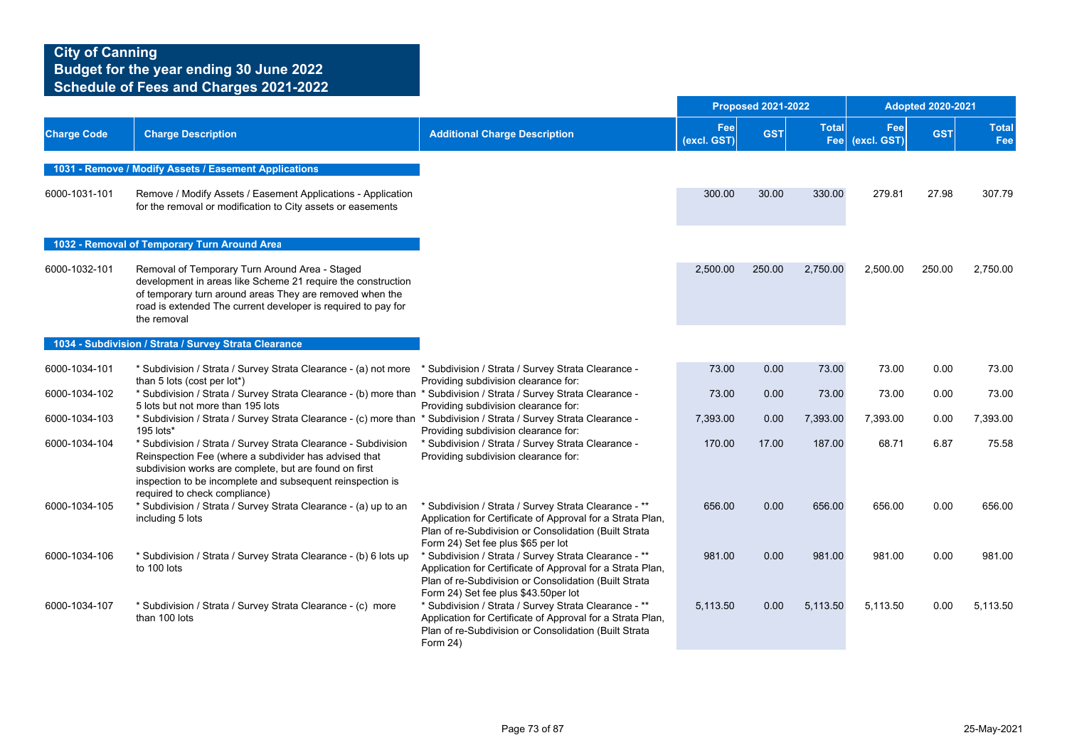# City of Canning
## Budget for the year ending 30 June 2022
## Schedule of Fees and Charges 2021-2022

| Charge Code | Charge Description | Additional Charge Description | Proposed 2021-2022 | | | Adopted 2020-2021 | | |
|---|---|---|---|---|---|---|---|---|
| | | | Fee (excl. GST) | GST | Total Fee | Fee (excl. GST) | GST | Total Fee |
| **1031 - Remove / Modify Assets / Easement Applications** | | | | | | | | |
| 6000-1031-101 | Remove / Modify Assets / Easement Applications - Application for the removal or modification to City assets or easements | | 300.00 | 30.00 | 330.00 | 279.81 | 27.98 | 307.79 |
| **1032 - Removal of Temporary Turn Around Area** | | | | | | | | |
| 6000-1032-101 | Removal of Temporary Turn Around Area - Staged development in areas like Scheme 21 require the construction of temporary turn around areas They are removed when the road is extended The current developer is required to pay for the removal | | 2,500.00 | 250.00 | 2,750.00 | 2,500.00 | 250.00 | 2,750.00 |
| **1034 - Subdivision / Strata / Survey Strata Clearance** | | | | | | | | |
| 6000-1034-101 | * Subdivision / Strata / Survey Strata Clearance - (a) not more than 5 lots (cost per lot*) | * Subdivision / Strata / Survey Strata Clearance - Providing subdivision clearance for: | 73.00 | 0.00 | 73.00 | 73.00 | 0.00 | 73.00 |
| 6000-1034-102 | * Subdivision / Strata / Survey Strata Clearance - (b) more than 5 lots but not more than 195 lots | * Subdivision / Strata / Survey Strata Clearance - Providing subdivision clearance for: | 73.00 | 0.00 | 73.00 | 73.00 | 0.00 | 73.00 |
| 6000-1034-103 | * Subdivision / Strata / Survey Strata Clearance - (c) more than 195 lots* | * Subdivision / Strata / Survey Strata Clearance - Providing subdivision clearance for: | 7,393.00 | 0.00 | 7,393.00 | 7,393.00 | 0.00 | 7,393.00 |
| 6000-1034-104 | * Subdivision / Strata / Survey Strata Clearance - Subdivision Reinspection Fee (where a subdivider has advised that subdivision works are complete, but are found on first inspection to be incomplete and subsequent reinspection is required to check compliance) | * Subdivision / Strata / Survey Strata Clearance - Providing subdivision clearance for: | 170.00 | 17.00 | 187.00 | 68.71 | 6.87 | 75.58 |
| 6000-1034-105 | * Subdivision / Strata / Survey Strata Clearance - (a) up to an including 5 lots | * Subdivision / Strata / Survey Strata Clearance - ** Application for Certificate of Approval for a Strata Plan, Plan of re-Subdivision or Consolidation (Built Strata Form 24) Set fee plus $65 per lot | 656.00 | 0.00 | 656.00 | 656.00 | 0.00 | 656.00 |
| 6000-1034-106 | * Subdivision / Strata / Survey Strata Clearance - (b) 6 lots up to 100 lots | * Subdivision / Strata / Survey Strata Clearance - ** Application for Certificate of Approval for a Strata Plan, Plan of re-Subdivision or Consolidation (Built Strata Form 24) Set fee plus $43.50per lot | 981.00 | 0.00 | 981.00 | 981.00 | 0.00 | 981.00 |
| 6000-1034-107 | * Subdivision / Strata / Survey Strata Clearance - (c) more than 100 lots | * Subdivision / Strata / Survey Strata Clearance - ** Application for Certificate of Approval for a Strata Plan, Plan of re-Subdivision or Consolidation (Built Strata Form 24) | 5,113.50 | 0.00 | 5,113.50 | 5,113.50 | 0.00 | 5,113.50 |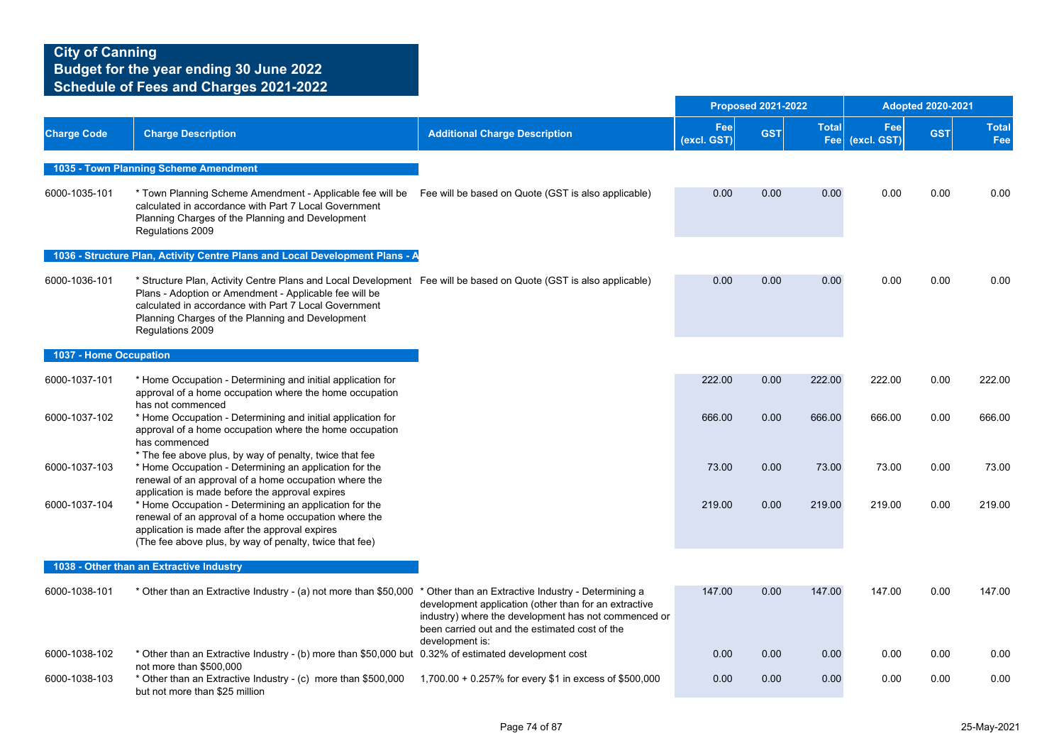**City of Canning**
**Budget for the year ending 30 June 2022**
**Schedule of Fees and Charges 2021-2022**

| Charge Code | Charge Description | Additional Charge Description | Proposed 2021-2022 Fee (excl. GST) | Proposed 2021-2022 GST | Proposed 2021-2022 Total Fee | Adopted 2020-2021 Fee (excl. GST) | Adopted 2020-2021 GST | Adopted 2020-2021 Total Fee |
|---|---|---|---|---|---|---|---|---|
| **1035 - Town Planning Scheme Amendment** | | | | | | | | |
| 6000-1035-101 | * Town Planning Scheme Amendment - Applicable fee will be calculated in accordance with Part 7 Local Government Planning Charges of the Planning and Development Regulations 2009 | Fee will be based on Quote (GST is also applicable) | 0.00 | 0.00 | 0.00 | 0.00 | 0.00 | 0.00 |
| **1036 - Structure Plan, Activity Centre Plans and Local Development Plans - A** | | | | | | | | |
| 6000-1036-101 | * Structure Plan, Activity Centre Plans and Local Development Plans - Adoption or Amendment - Applicable fee will be calculated in accordance with Part 7 Local Government Planning Charges of the Planning and Development Regulations 2009 | Fee will be based on Quote (GST is also applicable) | 0.00 | 0.00 | 0.00 | 0.00 | 0.00 | 0.00 |
| **1037 - Home Occupation** | | | | | | | | |
| 6000-1037-101 | * Home Occupation - Determining and initial application for approval of a home occupation where the home occupation has not commenced | | 222.00 | 0.00 | 222.00 | 222.00 | 0.00 | 222.00 |
| 6000-1037-102 | * Home Occupation - Determining and initial application for approval of a home occupation where the home occupation has commenced * The fee above plus, by way of penalty, twice that fee | | 666.00 | 0.00 | 666.00 | 666.00 | 0.00 | 666.00 |
| 6000-1037-103 | * Home Occupation - Determining an application for the renewal of an approval of a home occupation where the application is made before the approval expires | | 73.00 | 0.00 | 73.00 | 73.00 | 0.00 | 73.00 |
| 6000-1037-104 | * Home Occupation - Determining an application for the renewal of an approval of a home occupation where the application is made after the approval expires (The fee above plus, by way of penalty, twice that fee) | | 219.00 | 0.00 | 219.00 | 219.00 | 0.00 | 219.00 |
| **1038 - Other than an Extractive Industry** | | | | | | | | |
| 6000-1038-101 | * Other than an Extractive Industry - (a) not more than $50,000 | * Other than an Extractive Industry - Determining a development application (other than for an extractive industry) where the development has not commenced or been carried out and the estimated cost of the development is: | 147.00 | 0.00 | 147.00 | 147.00 | 0.00 | 147.00 |
| 6000-1038-102 | * Other than an Extractive Industry - (b) more than $50,000 but not more than $500,000 | 0.32% of estimated development cost | 0.00 | 0.00 | 0.00 | 0.00 | 0.00 | 0.00 |
| 6000-1038-103 | * Other than an Extractive Industry - (c) more than $500,000 but not more than $25 million | 1,700.00 + 0.257% for every $1 in excess of $500,000 | 0.00 | 0.00 | 0.00 | 0.00 | 0.00 | 0.00 |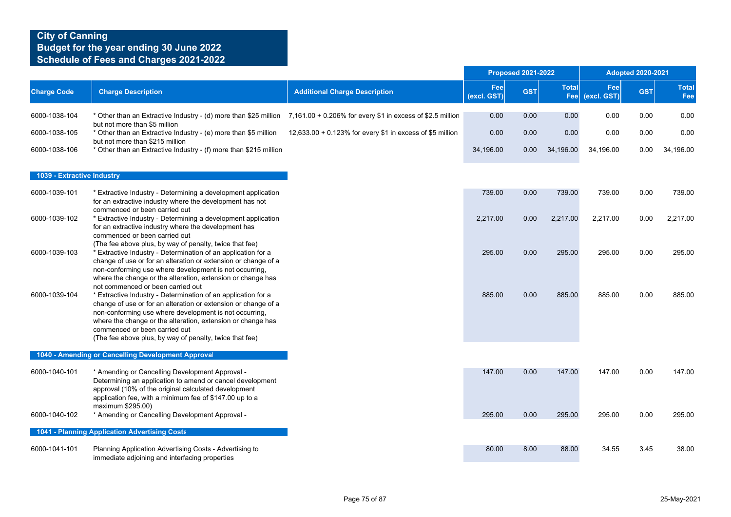# City of Canning
## Budget for the year ending 30 June 2022
## Schedule of Fees and Charges 2021-2022

| Charge Code | Charge Description | Additional Charge Description | Proposed 2021-2022 Fee (excl. GST) | Proposed 2021-2022 GST | Proposed 2021-2022 Total Fee | Adopted 2020-2021 Fee (excl. GST) | Adopted 2020-2021 GST | Adopted 2020-2021 Total Fee |
|---|---|---|---|---|---|---|---|---|
| 6000-1038-104 | * Other than an Extractive Industry - (d) more than $25 million but not more than $5 million | 7,161.00 + 0.206% for every $1 in excess of $2.5 million | 0.00 | 0.00 | 0.00 | 0.00 | 0.00 | 0.00 |
| 6000-1038-105 | * Other than an Extractive Industry - (e) more than $5 million but not more than $215 million | 12,633.00 + 0.123% for every $1 in excess of $5 million | 0.00 | 0.00 | 0.00 | 0.00 | 0.00 | 0.00 |
| 6000-1038-106 | * Other than an Extractive Industry - (f) more than $215 million | | 34,196.00 | 0.00 | 34,196.00 | 34,196.00 | 0.00 | 34,196.00 |
| **1039 - Extractive Industry** | | | | | | | | |
| 6000-1039-101 | * Extractive Industry - Determining a development application for an extractive industry where the development has not commenced or been carried out | | 739.00 | 0.00 | 739.00 | 739.00 | 0.00 | 739.00 |
| 6000-1039-102 | * Extractive Industry - Determining a development application for an extractive industry where the development has commenced or been carried out (The fee above plus, by way of penalty, twice that fee) | | 2,217.00 | 0.00 | 2,217.00 | 2,217.00 | 0.00 | 2,217.00 |
| 6000-1039-103 | * Extractive Industry - Determination of an application for a change of use or for an alteration or extension or change of a non-conforming use where development is not occurring, where the change or the alteration, extension or change has not commenced or been carried out | | 295.00 | 0.00 | 295.00 | 295.00 | 0.00 | 295.00 |
| 6000-1039-104 | * Extractive Industry - Determination of an application for a change of use or for an alteration or extension or change of a non-conforming use where development is not occurring, where the change or the alteration, extension or change has commenced or been carried out (The fee above plus, by way of penalty, twice that fee) | | 885.00 | 0.00 | 885.00 | 885.00 | 0.00 | 885.00 |
| **1040 - Amending or Cancelling Development Approval** | | | | | | | | |
| 6000-1040-101 | * Amending or Cancelling Development Approval - Determining an application to amend or cancel development approval (10% of the original calculated development application fee, with a minimum fee of $147.00 up to a maximum $295.00) | | 147.00 | 0.00 | 147.00 | 147.00 | 0.00 | 147.00 |
| 6000-1040-102 | * Amending or Cancelling Development Approval - | | 295.00 | 0.00 | 295.00 | 295.00 | 0.00 | 295.00 |
| **1041 - Planning Application Advertising Costs** | | | | | | | | |
| 6000-1041-101 | Planning Application Advertising Costs - Advertising to immediate adjoining and interfacing properties | | 80.00 | 8.00 | 88.00 | 34.55 | 3.45 | 38.00 |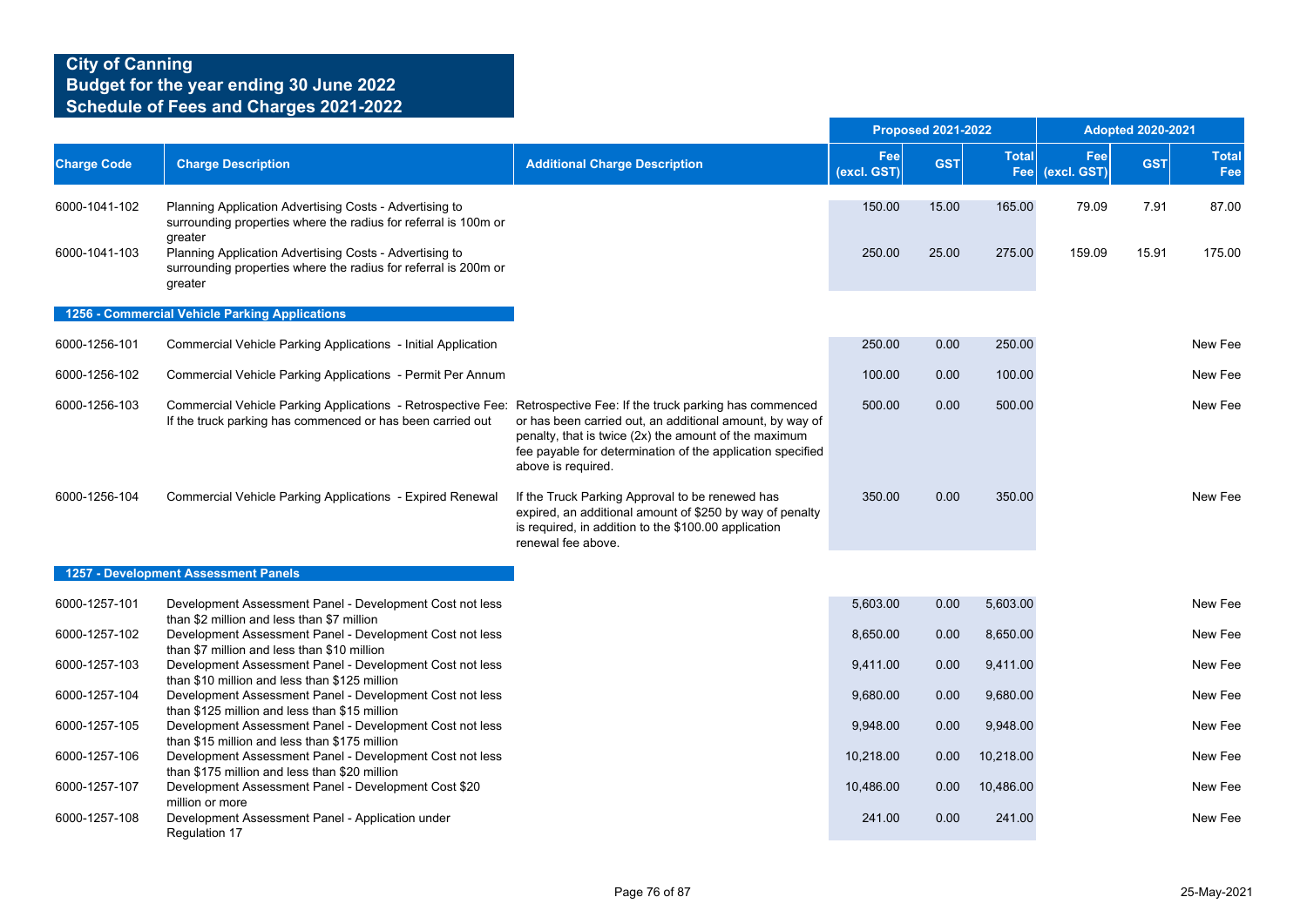# City of Canning
## Budget for the year ending 30 June 2022
## Schedule of Fees and Charges 2021-2022

| Charge Code | Charge Description | Additional Charge Description | Proposed 2021-2022 Fee (excl. GST) | Proposed 2021-2022 GST | Proposed 2021-2022 Total Fee | Adopted 2020-2021 Fee (excl. GST) | Adopted 2020-2021 GST | Adopted 2020-2021 Total Fee |
|---|---|---|---|---|---|---|---|---|
| 6000-1041-102 | Planning Application Advertising Costs - Advertising to surrounding properties where the radius for referral is 100m or greater | | 150.00 | 15.00 | 165.00 | 79.09 | 7.91 | 87.00 |
| 6000-1041-103 | Planning Application Advertising Costs - Advertising to surrounding properties where the radius for referral is 200m or greater | | 250.00 | 25.00 | 275.00 | 159.09 | 15.91 | 175.00 |
| **1256 - Commercial Vehicle Parking Applications** | | | | | | | | |
| 6000-1256-101 | Commercial Vehicle Parking Applications - Initial Application | | 250.00 | 0.00 | 250.00 | | | New Fee |
| 6000-1256-102 | Commercial Vehicle Parking Applications - Permit Per Annum | | 100.00 | 0.00 | 100.00 | | | New Fee |
| 6000-1256-103 | Commercial Vehicle Parking Applications - Retrospective Fee: If the truck parking has commenced or has been carried out | Retrospective Fee: If the truck parking has commenced or has been carried out, an additional amount, by way of penalty, that is twice (2x) the amount of the maximum fee payable for determination of the application specified above is required. | 500.00 | 0.00 | 500.00 | | | New Fee |
| 6000-1256-104 | Commercial Vehicle Parking Applications - Expired Renewal | If the Truck Parking Approval to be renewed has expired, an additional amount of $250 by way of penalty is required, in addition to the $100.00 application renewal fee above. | 350.00 | 0.00 | 350.00 | | | New Fee |
| **1257 - Development Assessment Panels** | | | | | | | | |
| 6000-1257-101 | Development Assessment Panel - Development Cost not less than $2 million and less than $7 million | | 5,603.00 | 0.00 | 5,603.00 | | | New Fee |
| 6000-1257-102 | Development Assessment Panel - Development Cost not less than $7 million and less than $10 million | | 8,650.00 | 0.00 | 8,650.00 | | | New Fee |
| 6000-1257-103 | Development Assessment Panel - Development Cost not less than $10 million and less than $125 million | | 9,411.00 | 0.00 | 9,411.00 | | | New Fee |
| 6000-1257-104 | Development Assessment Panel - Development Cost not less than $125 million and less than $15 million | | 9,680.00 | 0.00 | 9,680.00 | | | New Fee |
| 6000-1257-105 | Development Assessment Panel - Development Cost not less than $15 million and less than $175 million | | 9,948.00 | 0.00 | 9,948.00 | | | New Fee |
| 6000-1257-106 | Development Assessment Panel - Development Cost not less than $175 million and less than $20 million | | 10,218.00 | 0.00 | 10,218.00 | | | New Fee |
| 6000-1257-107 | Development Assessment Panel - Development Cost $20 million or more | | 10,486.00 | 0.00 | 10,486.00 | | | New Fee |
| 6000-1257-108 | Development Assessment Panel - Application under Regulation 17 | | 241.00 | 0.00 | 241.00 | | | New Fee |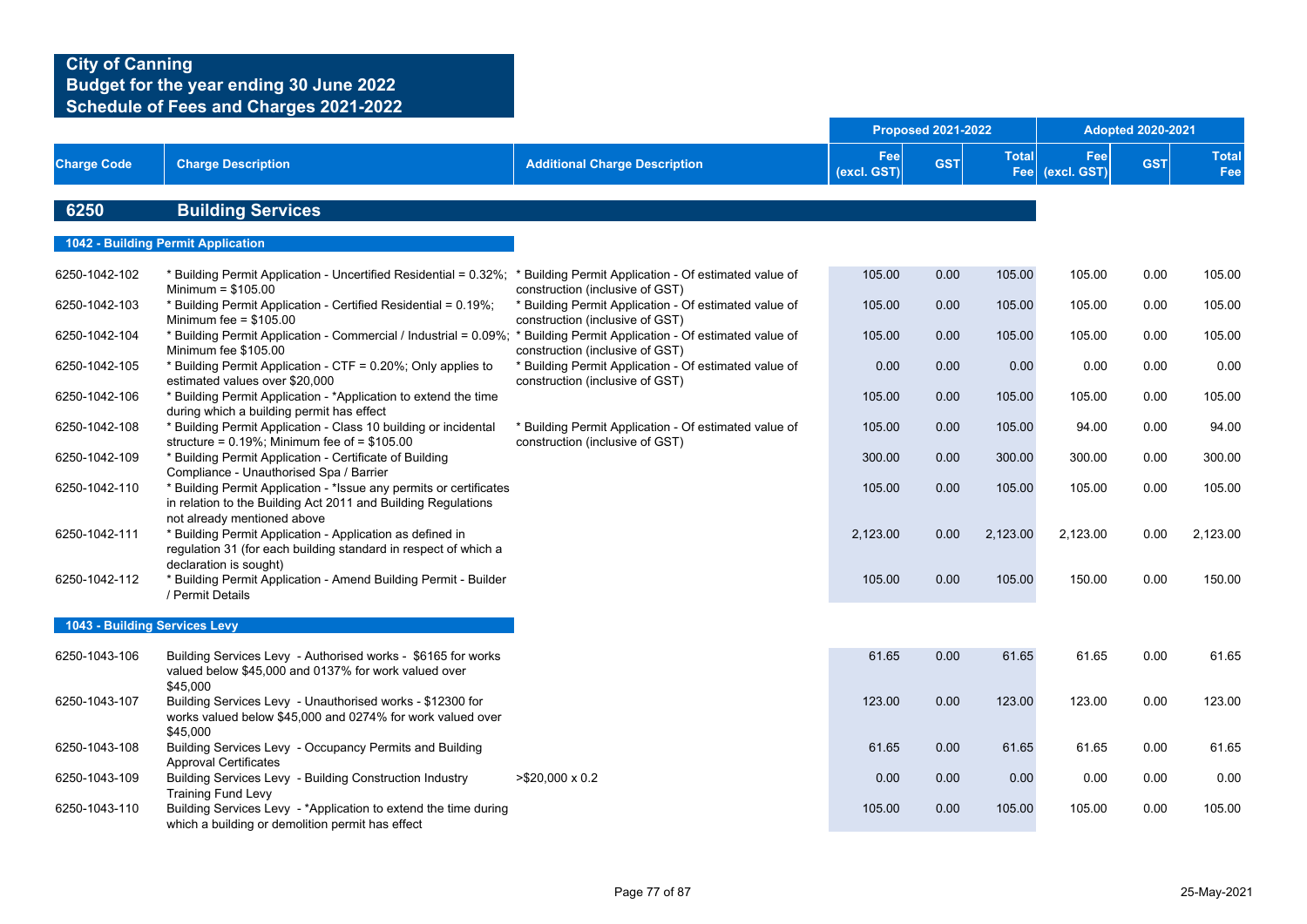# City of Canning
## Budget for the year ending 30 June 2022
## Schedule of Fees and Charges 2021-2022

| Charge Code | Charge Description | Additional Charge Description | Proposed 2021-2022 Fee (excl. GST) | Proposed 2021-2022 GST | Proposed 2021-2022 Total Fee | Adopted 2020-2021 Fee (excl. GST) | Adopted 2020-2021 GST | Adopted 2020-2021 Total Fee |
|---|---|---|---|---|---|---|---|---|
| **6250** | **Building Services** | | | | | | | |
| **1042 - Building Permit Application** | | | | | | | | |
| 6250-1042-102 | * Building Permit Application - Uncertified Residential = 0.32%; Minimum = $105.00 | * Building Permit Application - Of estimated value of construction (inclusive of GST) | 105.00 | 0.00 | 105.00 | 105.00 | 0.00 | 105.00 |
| 6250-1042-103 | * Building Permit Application - Certified Residential = 0.19%; Minimum fee = $105.00 | * Building Permit Application - Of estimated value of construction (inclusive of GST) | 105.00 | 0.00 | 105.00 | 105.00 | 0.00 | 105.00 |
| 6250-1042-104 | * Building Permit Application - Commercial / Industrial = 0.09%; Minimum fee $105.00 | * Building Permit Application - Of estimated value of construction (inclusive of GST) | 105.00 | 0.00 | 105.00 | 105.00 | 0.00 | 105.00 |
| 6250-1042-105 | * Building Permit Application - CTF = 0.20%; Only applies to estimated values over $20,000 | * Building Permit Application - Of estimated value of construction (inclusive of GST) | 0.00 | 0.00 | 0.00 | 0.00 | 0.00 | 0.00 |
| 6250-1042-106 | * Building Permit Application - *Application to extend the time during which a building permit has effect | | 105.00 | 0.00 | 105.00 | 105.00 | 0.00 | 105.00 |
| 6250-1042-108 | * Building Permit Application - Class 10 building or incidental structure = 0.19%; Minimum fee of = $105.00 | * Building Permit Application - Of estimated value of construction (inclusive of GST) | 105.00 | 0.00 | 105.00 | 94.00 | 0.00 | 94.00 |
| 6250-1042-109 | * Building Permit Application - Certificate of Building Compliance - Unauthorised Spa / Barrier | | 300.00 | 0.00 | 300.00 | 300.00 | 0.00 | 300.00 |
| 6250-1042-110 | * Building Permit Application - *Issue any permits or certificates in relation to the Building Act 2011 and Building Regulations not already mentioned above | | 105.00 | 0.00 | 105.00 | 105.00 | 0.00 | 105.00 |
| 6250-1042-111 | * Building Permit Application - Application as defined in regulation 31 (for each building standard in respect of which a declaration is sought) | | 2,123.00 | 0.00 | 2,123.00 | 2,123.00 | 0.00 | 2,123.00 |
| 6250-1042-112 | * Building Permit Application - Amend Building Permit - Builder / Permit Details | | 105.00 | 0.00 | 105.00 | 150.00 | 0.00 | 150.00 |
| **1043 - Building Services Levy** | | | | | | | | |
| 6250-1043-106 | Building Services Levy - Authorised works - $6165 for works valued below $45,000 and 0137% for work valued over $45,000 | | 61.65 | 0.00 | 61.65 | 61.65 | 0.00 | 61.65 |
| 6250-1043-107 | Building Services Levy - Unauthorised works - $12300 for works valued below $45,000 and 0274% for work valued over $45,000 | | 123.00 | 0.00 | 123.00 | 123.00 | 0.00 | 123.00 |
| 6250-1043-108 | Building Services Levy - Occupancy Permits and Building Approval Certificates | | 61.65 | 0.00 | 61.65 | 61.65 | 0.00 | 61.65 |
| 6250-1043-109 | Building Services Levy - Building Construction Industry Training Fund Levy | >$20,000 x 0.2 | 0.00 | 0.00 | 0.00 | 0.00 | 0.00 | 0.00 |
| 6250-1043-110 | Building Services Levy - *Application to extend the time during which a building or demolition permit has effect | | 105.00 | 0.00 | 105.00 | 105.00 | 0.00 | 105.00 |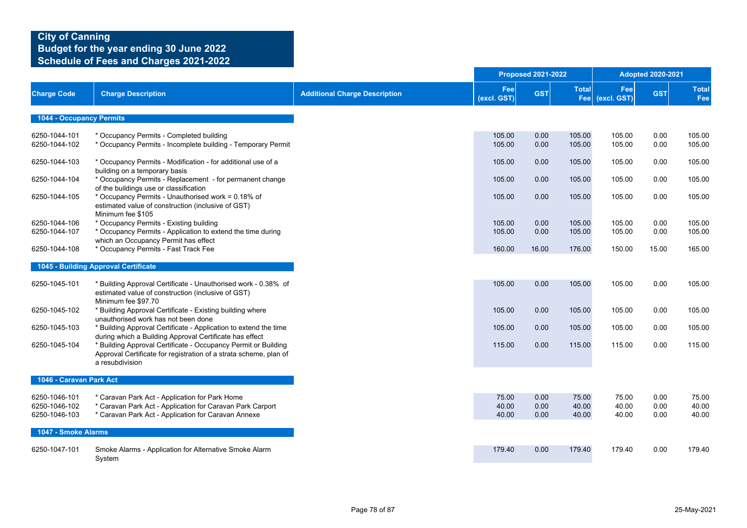# City of Canning
## Budget for the year ending 30 June 2022
## Schedule of Fees and Charges 2021-2022

| Charge Code | Charge Description | Additional Charge Description | Proposed 2021-2022 Fee (excl. GST) | Proposed 2021-2022 GST | Proposed 2021-2022 Total Fee | Adopted 2020-2021 Fee (excl. GST) | Adopted 2020-2021 GST | Adopted 2020-2021 Total Fee |
|---|---|---|---|---|---|---|---|---|
| **1044 - Occupancy Permits** | | | | | | | | |
| 6250-1044-101 | * Occupancy Permits - Completed building | | 105.00 | 0.00 | 105.00 | 105.00 | 0.00 | 105.00 |
| 6250-1044-102 | * Occupancy Permits - Incomplete building - Temporary Permit | | 105.00 | 0.00 | 105.00 | 105.00 | 0.00 | 105.00 |
| 6250-1044-103 | * Occupancy Permits - Modification - for additional use of a building on a temporary basis | | 105.00 | 0.00 | 105.00 | 105.00 | 0.00 | 105.00 |
| 6250-1044-104 | * Occupancy Permits - Replacement - for permanent change of the buildings use or classification | | 105.00 | 0.00 | 105.00 | 105.00 | 0.00 | 105.00 |
| 6250-1044-105 | * Occupancy Permits - Unauthorised work = 0.18% of estimated value of construction (inclusive of GST) Minimum fee $105 | | 105.00 | 0.00 | 105.00 | 105.00 | 0.00 | 105.00 |
| 6250-1044-106 | * Occupancy Permits - Existing building | | 105.00 | 0.00 | 105.00 | 105.00 | 0.00 | 105.00 |
| 6250-1044-107 | * Occupancy Permits - Application to extend the time during which an Occupancy Permit has effect | | 105.00 | 0.00 | 105.00 | 105.00 | 0.00 | 105.00 |
| 6250-1044-108 | * Occupancy Permits - Fast Track Fee | | 160.00 | 16.00 | 176.00 | 150.00 | 15.00 | 165.00 |
| **1045 - Building Approval Certificate** | | | | | | | | |
| 6250-1045-101 | * Building Approval Certificate - Unauthorised work - 0.38% of estimated value of construction (inclusive of GST) Minimum fee $97.70 | | 105.00 | 0.00 | 105.00 | 105.00 | 0.00 | 105.00 |
| 6250-1045-102 | * Building Approval Certificate - Existing building where unauthorised work has not been done | | 105.00 | 0.00 | 105.00 | 105.00 | 0.00 | 105.00 |
| 6250-1045-103 | * Building Approval Certificate - Application to extend the time during which a Building Approval Certificate has effect | | 105.00 | 0.00 | 105.00 | 105.00 | 0.00 | 105.00 |
| 6250-1045-104 | * Building Approval Certificate - Occupancy Permit or Building Approval Certificate for registration of a strata scheme, plan of a resubdivision | | 115.00 | 0.00 | 115.00 | 115.00 | 0.00 | 115.00 |
| **1046 - Caravan Park Act** | | | | | | | | |
| 6250-1046-101 | * Caravan Park Act - Application for Park Home | | 75.00 | 0.00 | 75.00 | 75.00 | 0.00 | 75.00 |
| 6250-1046-102 | * Caravan Park Act - Application for Caravan Park Carport | | 40.00 | 0.00 | 40.00 | 40.00 | 0.00 | 40.00 |
| 6250-1046-103 | * Caravan Park Act - Application for Caravan Annexe | | 40.00 | 0.00 | 40.00 | 40.00 | 0.00 | 40.00 |
| **1047 - Smoke Alarms** | | | | | | | | |
| 6250-1047-101 | Smoke Alarms - Application for Alternative Smoke Alarm System | | 179.40 | 0.00 | 179.40 | 179.40 | 0.00 | 179.40 |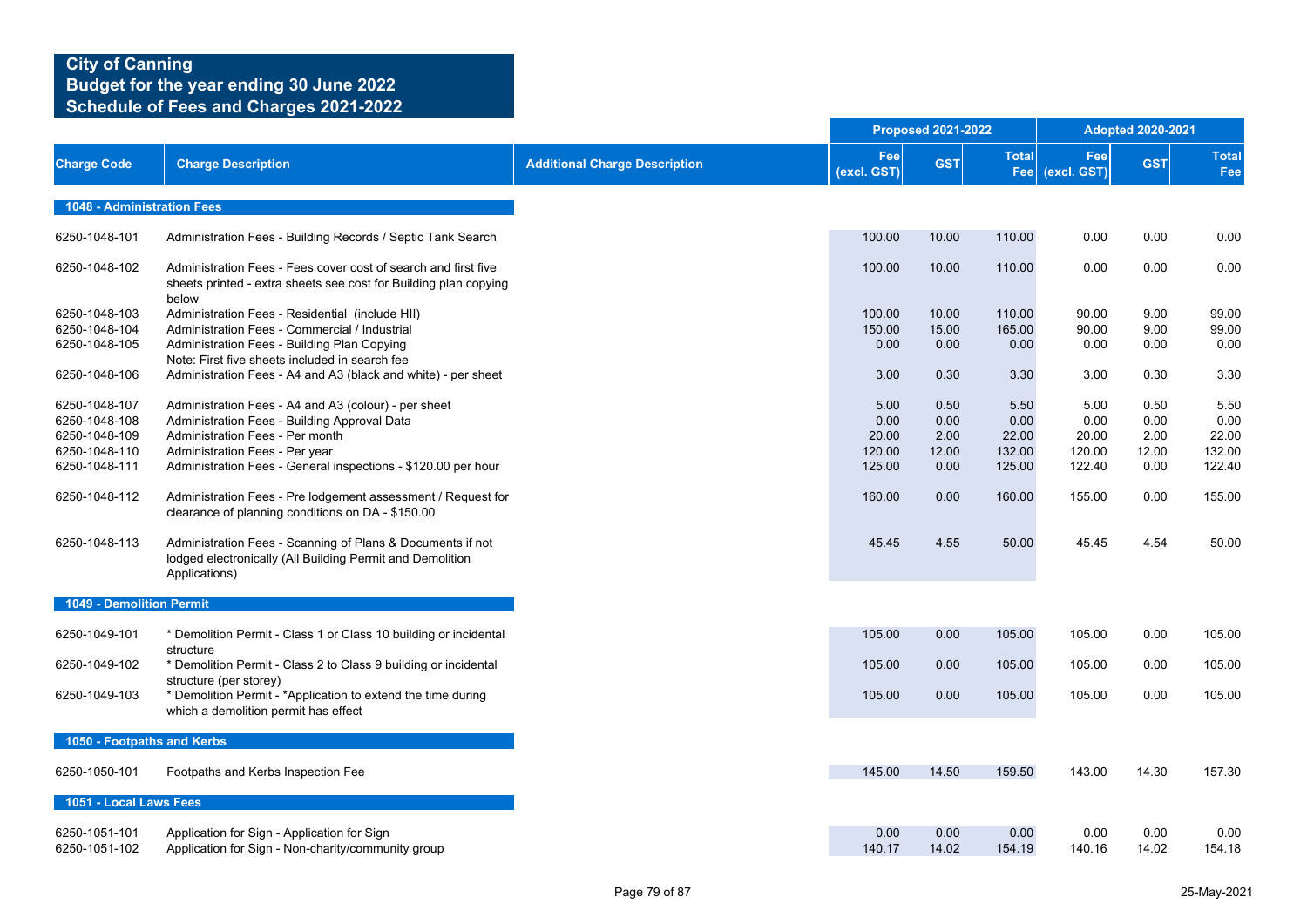# City of Canning
## Budget for the year ending 30 June 2022
## Schedule of Fees and Charges 2021-2022

| Charge Code | Charge Description | Additional Charge Description | Proposed 2021-2022 Fee (excl. GST) | Proposed 2021-2022 GST | Proposed 2021-2022 Total Fee | Adopted 2020-2021 Fee (excl. GST) | Adopted 2020-2021 GST | Adopted 2020-2021 Total Fee |
|---|---|---|---|---|---|---|---|---|
| **1048 - Administration Fees** | | | | | | | | |
| 6250-1048-101 | Administration Fees - Building Records / Septic Tank Search | | 100.00 | 10.00 | 110.00 | 0.00 | 0.00 | 0.00 |
| 6250-1048-102 | Administration Fees - Fees cover cost of search and first five sheets printed - extra sheets see cost for Building plan copying below | | 100.00 | 10.00 | 110.00 | 0.00 | 0.00 | 0.00 |
| 6250-1048-103 | Administration Fees - Residential (include HII) | | 100.00 | 10.00 | 110.00 | 90.00 | 9.00 | 99.00 |
| 6250-1048-104 | Administration Fees - Commercial / Industrial | | 150.00 | 15.00 | 165.00 | 90.00 | 9.00 | 99.00 |
| 6250-1048-105 | Administration Fees - Building Plan Copying Note: First five sheets included in search fee | | 0.00 | 0.00 | 0.00 | 0.00 | 0.00 | 0.00 |
| 6250-1048-106 | Administration Fees - A4 and A3 (black and white) - per sheet | | 3.00 | 0.30 | 3.30 | 3.00 | 0.30 | 3.30 |
| 6250-1048-107 | Administration Fees - A4 and A3 (colour) - per sheet | | 5.00 | 0.50 | 5.50 | 5.00 | 0.50 | 5.50 |
| 6250-1048-108 | Administration Fees - Building Approval Data | | 0.00 | 0.00 | 0.00 | 0.00 | 0.00 | 0.00 |
| 6250-1048-109 | Administration Fees - Per month | | 20.00 | 2.00 | 22.00 | 20.00 | 2.00 | 22.00 |
| 6250-1048-110 | Administration Fees - Per year | | 120.00 | 12.00 | 132.00 | 120.00 | 12.00 | 132.00 |
| 6250-1048-111 | Administration Fees - General inspections - $120.00 per hour | | 125.00 | 0.00 | 125.00 | 122.40 | 0.00 | 122.40 |
| 6250-1048-112 | Administration Fees - Pre lodgement assessment / Request for clearance of planning conditions on DA - $150.00 | | 160.00 | 0.00 | 160.00 | 155.00 | 0.00 | 155.00 |
| 6250-1048-113 | Administration Fees - Scanning of Plans & Documents if not lodged electronically (All Building Permit and Demolition Applications) | | 45.45 | 4.55 | 50.00 | 45.45 | 4.54 | 50.00 |
| **1049 - Demolition Permit** | | | | | | | | |
| 6250-1049-101 | * Demolition Permit - Class 1 or Class 10 building or incidental structure | | 105.00 | 0.00 | 105.00 | 105.00 | 0.00 | 105.00 |
| 6250-1049-102 | * Demolition Permit - Class 2 to Class 9 building or incidental structure (per storey) | | 105.00 | 0.00 | 105.00 | 105.00 | 0.00 | 105.00 |
| 6250-1049-103 | * Demolition Permit - *Application to extend the time during which a demolition permit has effect | | 105.00 | 0.00 | 105.00 | 105.00 | 0.00 | 105.00 |
| **1050 - Footpaths and Kerbs** | | | | | | | | |
| 6250-1050-101 | Footpaths and Kerbs Inspection Fee | | 145.00 | 14.50 | 159.50 | 143.00 | 14.30 | 157.30 |
| **1051 - Local Laws Fees** | | | | | | | | |
| 6250-1051-101 | Application for Sign - Application for Sign | | 0.00 | 0.00 | 0.00 | 0.00 | 0.00 | 0.00 |
| 6250-1051-102 | Application for Sign - Non-charity/community group | | 140.17 | 14.02 | 154.19 | 140.16 | 14.02 | 154.18 |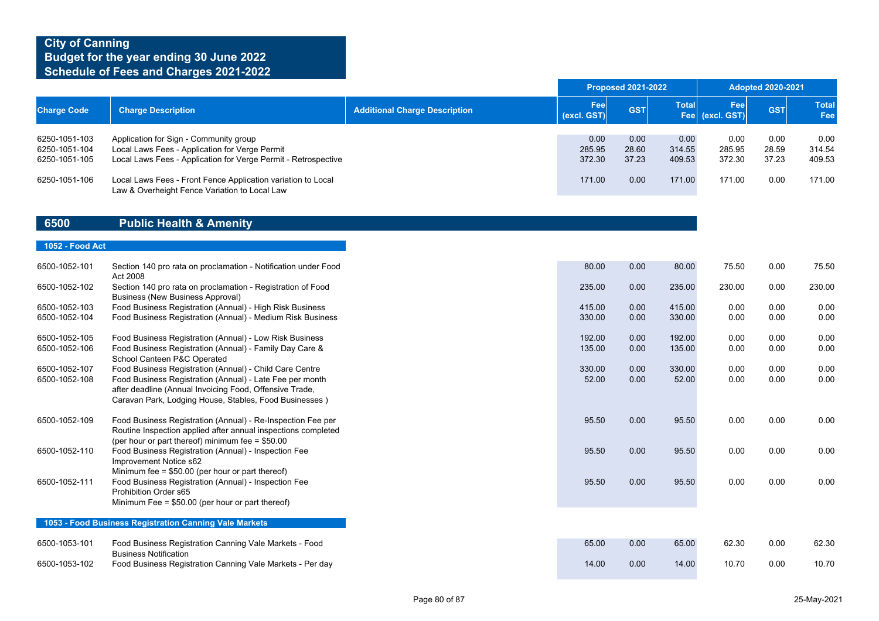**City of Canning**
**Budget for the year ending 30 June 2022**
**Schedule of Fees and Charges 2021-2022**

| Charge Code | Charge Description | Additional Charge Description | Proposed 2021-2022 Fee (excl. GST) | Proposed 2021-2022 GST | Proposed 2021-2022 Total Fee | Adopted 2020-2021 Fee (excl. GST) | Adopted 2020-2021 GST | Adopted 2020-2021 Total Fee |
|---|---|---|---|---|---|---|---|---|
| 6250-1051-103 | Application for Sign - Community group | | 0.00 | 0.00 | 0.00 | 0.00 | 0.00 | 0.00 |
| 6250-1051-104 | Local Laws Fees - Application for Verge Permit | | 285.95 | 28.60 | 314.55 | 285.95 | 28.59 | 314.54 |
| 6250-1051-105 | Local Laws Fees - Application for Verge Permit - Retrospective | | 372.30 | 37.23 | 409.53 | 372.30 | 37.23 | 409.53 |
| 6250-1051-106 | Local Laws Fees - Front Fence Application variation to Local Law & Overheight Fence Variation to Local Law | | 171.00 | 0.00 | 171.00 | 171.00 | 0.00 | 171.00 |

## 6500 Public Health & Amenity

### 1052 - Food Act

| Charge Code | Charge Description | Additional Charge Description | Proposed 2021-2022 Fee (excl. GST) | Proposed 2021-2022 GST | Proposed 2021-2022 Total Fee | Adopted 2020-2021 Fee (excl. GST) | Adopted 2020-2021 GST | Adopted 2020-2021 Total Fee |
|---|---|---|---|---|---|---|---|---|
| 6500-1052-101 | Section 140 pro rata on proclamation - Notification under Food Act 2008 | | 80.00 | 0.00 | 80.00 | 75.50 | 0.00 | 75.50 |
| 6500-1052-102 | Section 140 pro rata on proclamation - Registration of Food Business (New Business Approval) | | 235.00 | 0.00 | 235.00 | 230.00 | 0.00 | 230.00 |
| 6500-1052-103 | Food Business Registration (Annual) - High Risk Business | | 415.00 | 0.00 | 415.00 | 0.00 | 0.00 | 0.00 |
| 6500-1052-104 | Food Business Registration (Annual) - Medium Risk Business | | 330.00 | 0.00 | 330.00 | 0.00 | 0.00 | 0.00 |
| 6500-1052-105 | Food Business Registration (Annual) - Low Risk Business | | 192.00 | 0.00 | 192.00 | 0.00 | 0.00 | 0.00 |
| 6500-1052-106 | Food Business Registration (Annual) - Family Day Care & School Canteen P&C Operated | | 135.00 | 0.00 | 135.00 | 0.00 | 0.00 | 0.00 |
| 6500-1052-107 | Food Business Registration (Annual) - Child Care Centre | | 330.00 | 0.00 | 330.00 | 0.00 | 0.00 | 0.00 |
| 6500-1052-108 | Food Business Registration (Annual) - Late Fee per month after deadline (Annual Invoicing Food, Offensive Trade, Caravan Park, Lodging House, Stables, Food Businesses ) | | 52.00 | 0.00 | 52.00 | 0.00 | 0.00 | 0.00 |
| 6500-1052-109 | Food Business Registration (Annual) - Re-Inspection Fee per Routine Inspection applied after annual inspections completed (per hour or part thereof) minimum fee = $50.00 | | 95.50 | 0.00 | 95.50 | 0.00 | 0.00 | 0.00 |
| 6500-1052-110 | Food Business Registration (Annual) - Inspection Fee Improvement Notice s62 Minimum fee = $50.00 (per hour or part thereof) | | 95.50 | 0.00 | 95.50 | 0.00 | 0.00 | 0.00 |
| 6500-1052-111 | Food Business Registration (Annual) - Inspection Fee Prohibition Order s65 Minimum Fee = $50.00 (per hour or part thereof) | | 95.50 | 0.00 | 95.50 | 0.00 | 0.00 | 0.00 |

### 1053 - Food Business Registration Canning Vale Markets

| Charge Code | Charge Description | Additional Charge Description | Proposed 2021-2022 Fee (excl. GST) | Proposed 2021-2022 GST | Proposed 2021-2022 Total Fee | Adopted 2020-2021 Fee (excl. GST) | Adopted 2020-2021 GST | Adopted 2020-2021 Total Fee |
|---|---|---|---|---|---|---|---|---|
| 6500-1053-101 | Food Business Registration Canning Vale Markets - Food Business Notification | | 65.00 | 0.00 | 65.00 | 62.30 | 0.00 | 62.30 |
| 6500-1053-102 | Food Business Registration Canning Vale Markets - Per day | | 14.00 | 0.00 | 14.00 | 10.70 | 0.00 | 10.70 |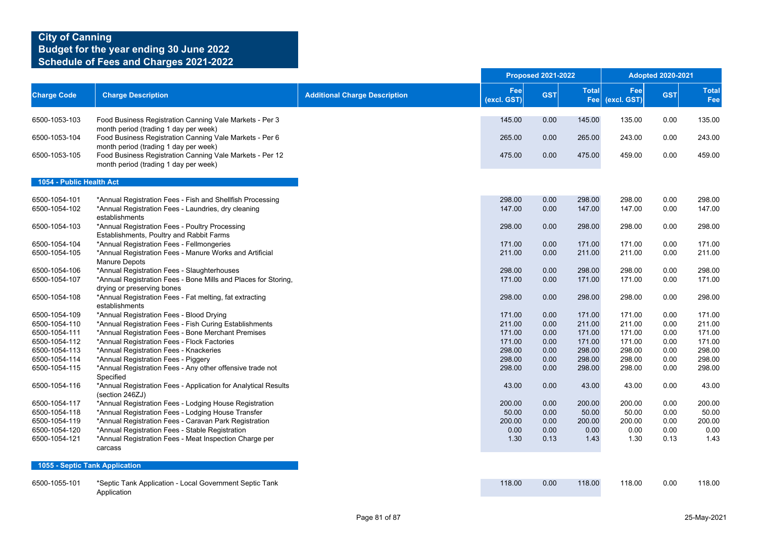# City of Canning
## Budget for the year ending 30 June 2022
## Schedule of Fees and Charges 2021-2022

| Charge Code | Charge Description | Additional Charge Description | Proposed 2021-2022 Fee (excl. GST) | Proposed 2021-2022 GST | Proposed 2021-2022 Total Fee | Adopted 2020-2021 Fee (excl. GST) | Adopted 2020-2021 GST | Adopted 2020-2021 Total Fee |
|---|---|---|---|---|---|---|---|---|
| 6500-1053-103 | Food Business Registration Canning Vale Markets - Per 3 month period (trading 1 day per week) | | 145.00 | 0.00 | 145.00 | 135.00 | 0.00 | 135.00 |
| 6500-1053-104 | Food Business Registration Canning Vale Markets - Per 6 month period (trading 1 day per week) | | 265.00 | 0.00 | 265.00 | 243.00 | 0.00 | 243.00 |
| 6500-1053-105 | Food Business Registration Canning Vale Markets - Per 12 month period (trading 1 day per week) | | 475.00 | 0.00 | 475.00 | 459.00 | 0.00 | 459.00 |
| **1054 - Public Health Act** | | | | | | | | |
| 6500-1054-101 | *Annual Registration Fees - Fish and Shellfish Processing | | 298.00 | 0.00 | 298.00 | 298.00 | 0.00 | 298.00 |
| 6500-1054-102 | *Annual Registration Fees - Laundries, dry cleaning establishments | | 147.00 | 0.00 | 147.00 | 147.00 | 0.00 | 147.00 |
| 6500-1054-103 | *Annual Registration Fees - Poultry Processing Establishments, Poultry and Rabbit Farms | | 298.00 | 0.00 | 298.00 | 298.00 | 0.00 | 298.00 |
| 6500-1054-104 | *Annual Registration Fees - Fellmongeries | | 171.00 | 0.00 | 171.00 | 171.00 | 0.00 | 171.00 |
| 6500-1054-105 | *Annual Registration Fees - Manure Works and Artificial Manure Depots | | 211.00 | 0.00 | 211.00 | 211.00 | 0.00 | 211.00 |
| 6500-1054-106 | *Annual Registration Fees - Slaughterhouses | | 298.00 | 0.00 | 298.00 | 298.00 | 0.00 | 298.00 |
| 6500-1054-107 | *Annual Registration Fees - Bone Mills and Places for Storing, drying or preserving bones | | 171.00 | 0.00 | 171.00 | 171.00 | 0.00 | 171.00 |
| 6500-1054-108 | *Annual Registration Fees - Fat melting, fat extracting establishments | | 298.00 | 0.00 | 298.00 | 298.00 | 0.00 | 298.00 |
| 6500-1054-109 | *Annual Registration Fees - Blood Drying | | 171.00 | 0.00 | 171.00 | 171.00 | 0.00 | 171.00 |
| 6500-1054-110 | *Annual Registration Fees - Fish Curing Establishments | | 211.00 | 0.00 | 211.00 | 211.00 | 0.00 | 211.00 |
| 6500-1054-111 | *Annual Registration Fees - Bone Merchant Premises | | 171.00 | 0.00 | 171.00 | 171.00 | 0.00 | 171.00 |
| 6500-1054-112 | *Annual Registration Fees - Flock Factories | | 171.00 | 0.00 | 171.00 | 171.00 | 0.00 | 171.00 |
| 6500-1054-113 | *Annual Registration Fees - Knackeries | | 298.00 | 0.00 | 298.00 | 298.00 | 0.00 | 298.00 |
| 6500-1054-114 | *Annual Registration Fees - Piggery | | 298.00 | 0.00 | 298.00 | 298.00 | 0.00 | 298.00 |
| 6500-1054-115 | *Annual Registration Fees - Any other offensive trade not Specified | | 298.00 | 0.00 | 298.00 | 298.00 | 0.00 | 298.00 |
| 6500-1054-116 | *Annual Registration Fees - Application for Analytical Results (section 246ZJ) | | 43.00 | 0.00 | 43.00 | 43.00 | 0.00 | 43.00 |
| 6500-1054-117 | *Annual Registration Fees - Lodging House Registration | | 200.00 | 0.00 | 200.00 | 200.00 | 0.00 | 200.00 |
| 6500-1054-118 | *Annual Registration Fees - Lodging House Transfer | | 50.00 | 0.00 | 50.00 | 50.00 | 0.00 | 50.00 |
| 6500-1054-119 | *Annual Registration Fees - Caravan Park Registration | | 200.00 | 0.00 | 200.00 | 200.00 | 0.00 | 200.00 |
| 6500-1054-120 | *Annual Registration Fees - Stable Registration | | 0.00 | 0.00 | 0.00 | 0.00 | 0.00 | 0.00 |
| 6500-1054-121 | *Annual Registration Fees - Meat Inspection Charge per carcass | | 1.30 | 0.13 | 1.43 | 1.30 | 0.13 | 1.43 |
| **1055 - Septic Tank Application** | | | | | | | | |
| 6500-1055-101 | *Septic Tank Application - Local Government Septic Tank Application | | 118.00 | 0.00 | 118.00 | 118.00 | 0.00 | 118.00 |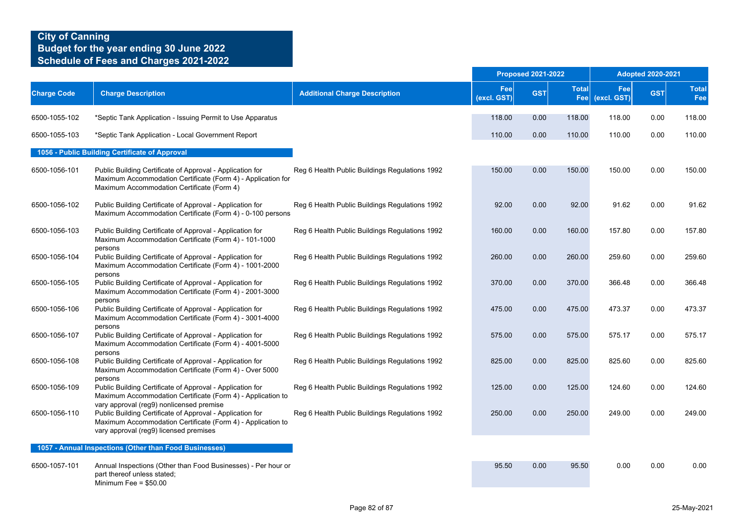# City of Canning
## Budget for the year ending 30 June 2022
## Schedule of Fees and Charges 2021-2022

| Charge Code | Charge Description | Additional Charge Description | Proposed 2021-2022 Fee (excl. GST) | Proposed 2021-2022 GST | Proposed 2021-2022 Total Fee | Adopted 2020-2021 Fee (excl. GST) | Adopted 2020-2021 GST | Adopted 2020-2021 Total Fee |
|---|---|---|---|---|---|---|---|---|
| 6500-1055-102 | *Septic Tank Application - Issuing Permit to Use Apparatus | | 118.00 | 0.00 | 118.00 | 118.00 | 0.00 | 118.00 |
| 6500-1055-103 | *Septic Tank Application - Local Government Report | | 110.00 | 0.00 | 110.00 | 110.00 | 0.00 | 110.00 |
| **1056 - Public Building Certificate of Approval** | | | | | | | | |
| 6500-1056-101 | Public Building Certificate of Approval - Application for Maximum Accommodation Certificate (Form 4) - Application for Maximum Accommodation Certificate (Form 4) | Reg 6 Health Public Buildings Regulations 1992 | 150.00 | 0.00 | 150.00 | 150.00 | 0.00 | 150.00 |
| 6500-1056-102 | Public Building Certificate of Approval - Application for Maximum Accommodation Certificate (Form 4) - 0-100 persons | Reg 6 Health Public Buildings Regulations 1992 | 92.00 | 0.00 | 92.00 | 91.62 | 0.00 | 91.62 |
| 6500-1056-103 | Public Building Certificate of Approval - Application for Maximum Accommodation Certificate (Form 4) - 101-1000 persons | Reg 6 Health Public Buildings Regulations 1992 | 160.00 | 0.00 | 160.00 | 157.80 | 0.00 | 157.80 |
| 6500-1056-104 | Public Building Certificate of Approval - Application for Maximum Accommodation Certificate (Form 4) - 1001-2000 persons | Reg 6 Health Public Buildings Regulations 1992 | 260.00 | 0.00 | 260.00 | 259.60 | 0.00 | 259.60 |
| 6500-1056-105 | Public Building Certificate of Approval - Application for Maximum Accommodation Certificate (Form 4) - 2001-3000 persons | Reg 6 Health Public Buildings Regulations 1992 | 370.00 | 0.00 | 370.00 | 366.48 | 0.00 | 366.48 |
| 6500-1056-106 | Public Building Certificate of Approval - Application for Maximum Accommodation Certificate (Form 4) - 3001-4000 persons | Reg 6 Health Public Buildings Regulations 1992 | 475.00 | 0.00 | 475.00 | 473.37 | 0.00 | 473.37 |
| 6500-1056-107 | Public Building Certificate of Approval - Application for Maximum Accommodation Certificate (Form 4) - 4001-5000 persons | Reg 6 Health Public Buildings Regulations 1992 | 575.00 | 0.00 | 575.00 | 575.17 | 0.00 | 575.17 |
| 6500-1056-108 | Public Building Certificate of Approval - Application for Maximum Accommodation Certificate (Form 4) - Over 5000 persons | Reg 6 Health Public Buildings Regulations 1992 | 825.00 | 0.00 | 825.00 | 825.60 | 0.00 | 825.60 |
| 6500-1056-109 | Public Building Certificate of Approval - Application for Maximum Accommodation Certificate (Form 4) - Application to vary approval (reg9) nonlicensed premise | Reg 6 Health Public Buildings Regulations 1992 | 125.00 | 0.00 | 125.00 | 124.60 | 0.00 | 124.60 |
| 6500-1056-110 | Public Building Certificate of Approval - Application for Maximum Accommodation Certificate (Form 4) - Application to vary approval (reg9) licensed premises | Reg 6 Health Public Buildings Regulations 1992 | 250.00 | 0.00 | 250.00 | 249.00 | 0.00 | 249.00 |
| **1057 - Annual Inspections (Other than Food Businesses)** | | | | | | | | |
| 6500-1057-101 | Annual Inspections (Other than Food Businesses) - Per hour or part thereof unless stated; Minimum Fee = $50.00 | | 95.50 | 0.00 | 95.50 | 0.00 | 0.00 | 0.00 |

25-May-2021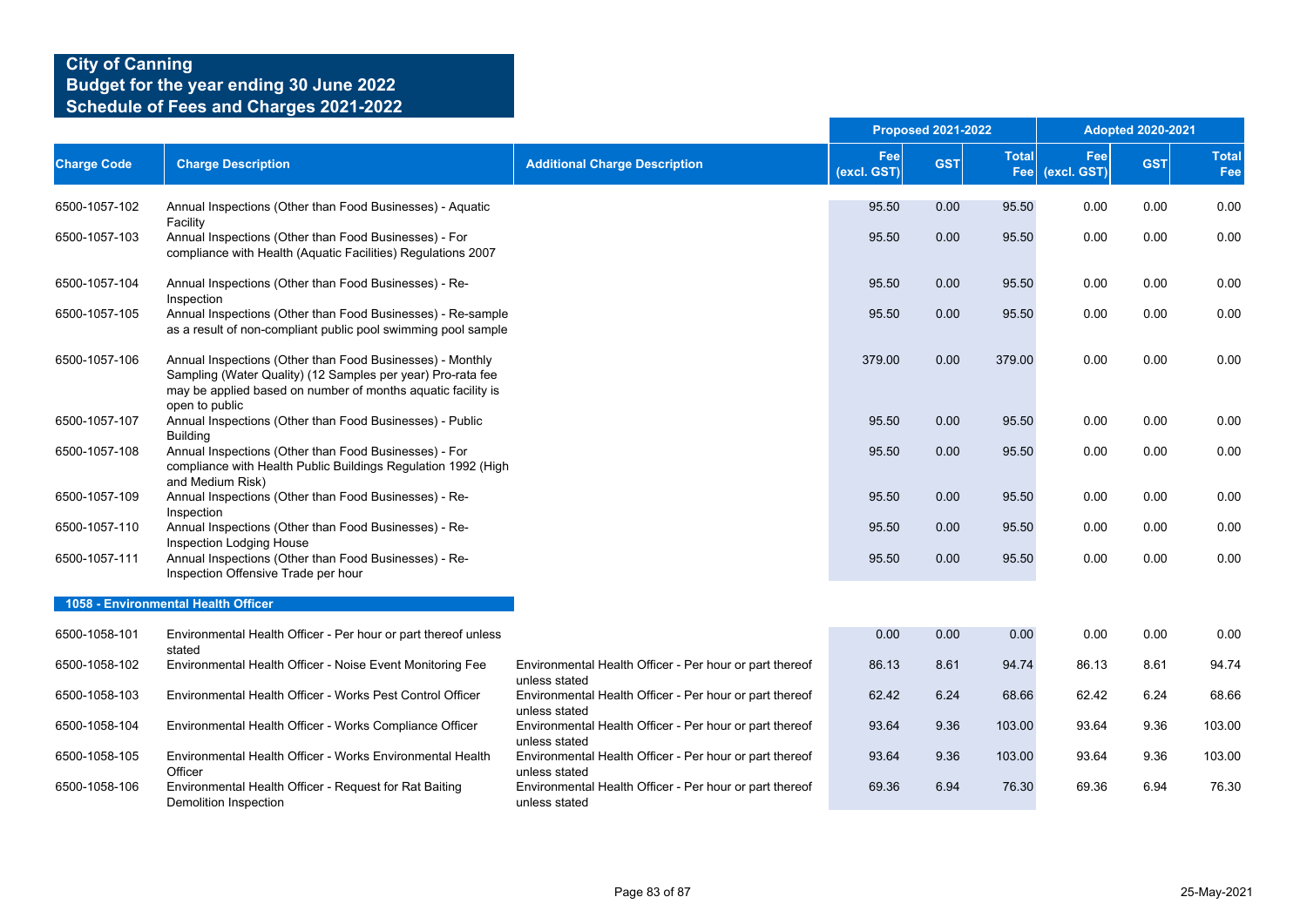# City of Canning
## Budget for the year ending 30 June 2022
## Schedule of Fees and Charges 2021-2022

| Charge Code | Charge Description | Additional Charge Description | Proposed 2021-2022 | | | Adopted 2020-2021 | | |
|---|---|---|---|---|---|---|---|---|
| | | | Fee (excl. GST) | GST | Total Fee | Fee (excl. GST) | GST | Total Fee |
| 6500-1057-102 | Annual Inspections (Other than Food Businesses) - Aquatic Facility | | 95.50 | 0.00 | 95.50 | 0.00 | 0.00 | 0.00 |
| 6500-1057-103 | Annual Inspections (Other than Food Businesses) - For compliance with Health (Aquatic Facilities) Regulations 2007 | | 95.50 | 0.00 | 95.50 | 0.00 | 0.00 | 0.00 |
| 6500-1057-104 | Annual Inspections (Other than Food Businesses) - Re-Inspection | | 95.50 | 0.00 | 95.50 | 0.00 | 0.00 | 0.00 |
| 6500-1057-105 | Annual Inspections (Other than Food Businesses) - Re-sample as a result of non-compliant public pool swimming pool sample | | 95.50 | 0.00 | 95.50 | 0.00 | 0.00 | 0.00 |
| 6500-1057-106 | Annual Inspections (Other than Food Businesses) - Monthly Sampling (Water Quality) (12 Samples per year) Pro-rata fee may be applied based on number of months aquatic facility is open to public | | 379.00 | 0.00 | 379.00 | 0.00 | 0.00 | 0.00 |
| 6500-1057-107 | Annual Inspections (Other than Food Businesses) - Public Building | | 95.50 | 0.00 | 95.50 | 0.00 | 0.00 | 0.00 |
| 6500-1057-108 | Annual Inspections (Other than Food Businesses) - For compliance with Health Public Buildings Regulation 1992 (High and Medium Risk) | | 95.50 | 0.00 | 95.50 | 0.00 | 0.00 | 0.00 |
| 6500-1057-109 | Annual Inspections (Other than Food Businesses) - Re-Inspection | | 95.50 | 0.00 | 95.50 | 0.00 | 0.00 | 0.00 |
| 6500-1057-110 | Annual Inspections (Other than Food Businesses) - Re-Inspection Lodging House | | 95.50 | 0.00 | 95.50 | 0.00 | 0.00 | 0.00 |
| 6500-1057-111 | Annual Inspections (Other than Food Businesses) - Re-Inspection Offensive Trade per hour | | 95.50 | 0.00 | 95.50 | 0.00 | 0.00 | 0.00 |
| **1058 - Environmental Health Officer** | | | | | | | | |
| 6500-1058-101 | Environmental Health Officer - Per hour or part thereof unless stated | | 0.00 | 0.00 | 0.00 | 0.00 | 0.00 | 0.00 |
| 6500-1058-102 | Environmental Health Officer - Noise Event Monitoring Fee | Environmental Health Officer - Per hour or part thereof unless stated | 86.13 | 8.61 | 94.74 | 86.13 | 8.61 | 94.74 |
| 6500-1058-103 | Environmental Health Officer - Works Pest Control Officer | Environmental Health Officer - Per hour or part thereof unless stated | 62.42 | 6.24 | 68.66 | 62.42 | 6.24 | 68.66 |
| 6500-1058-104 | Environmental Health Officer - Works Compliance Officer | Environmental Health Officer - Per hour or part thereof unless stated | 93.64 | 9.36 | 103.00 | 93.64 | 9.36 | 103.00 |
| 6500-1058-105 | Environmental Health Officer - Works Environmental Health Officer | Environmental Health Officer - Per hour or part thereof unless stated | 93.64 | 9.36 | 103.00 | 93.64 | 9.36 | 103.00 |
| 6500-1058-106 | Environmental Health Officer - Request for Rat Baiting Demolition Inspection | Environmental Health Officer - Per hour or part thereof unless stated | 69.36 | 6.94 | 76.30 | 69.36 | 6.94 | 76.30 |

25-May-2021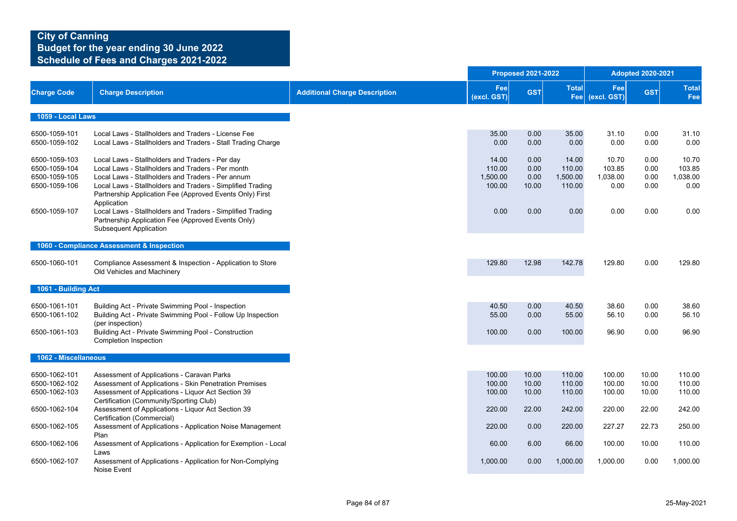# City of Canning
## Budget for the year ending 30 June 2022
## Schedule of Fees and Charges 2021-2022

| Charge Code | Charge Description | Additional Charge Description | Proposed 2021-2022 Fee (excl. GST) | Proposed 2021-2022 GST | Proposed 2021-2022 Total Fee | Adopted 2020-2021 Fee (excl. GST) | Adopted 2020-2021 GST | Adopted 2020-2021 Total Fee |
|---|---|---|---|---|---|---|---|---|
| **1059 - Local Laws** | | | | | | | | |
| 6500-1059-101 | Local Laws - Stallholders and Traders - License Fee | | 35.00 | 0.00 | 35.00 | 31.10 | 0.00 | 31.10 |
| 6500-1059-102 | Local Laws - Stallholders and Traders - Stall Trading Charge | | 0.00 | 0.00 | 0.00 | 0.00 | 0.00 | 0.00 |
| 6500-1059-103 | Local Laws - Stallholders and Traders - Per day | | 14.00 | 0.00 | 14.00 | 10.70 | 0.00 | 10.70 |
| 6500-1059-104 | Local Laws - Stallholders and Traders - Per month | | 110.00 | 0.00 | 110.00 | 103.85 | 0.00 | 103.85 |
| 6500-1059-105 | Local Laws - Stallholders and Traders - Per annum | | 1,500.00 | 0.00 | 1,500.00 | 1,038.00 | 0.00 | 1,038.00 |
| 6500-1059-106 | Local Laws - Stallholders and Traders - Simplified Trading Partnership Application Fee (Approved Events Only) First Application | | 100.00 | 10.00 | 110.00 | 0.00 | 0.00 | 0.00 |
| 6500-1059-107 | Local Laws - Stallholders and Traders - Simplified Trading Partnership Application Fee (Approved Events Only) Subsequent Application | | 0.00 | 0.00 | 0.00 | 0.00 | 0.00 | 0.00 |
| **1060 - Compliance Assessment & Inspection** | | | | | | | | |
| 6500-1060-101 | Compliance Assessment & Inspection - Application to Store Old Vehicles and Machinery | | 129.80 | 12.98 | 142.78 | 129.80 | 0.00 | 129.80 |
| **1061 - Building Act** | | | | | | | | |
| 6500-1061-101 | Building Act - Private Swimming Pool - Inspection | | 40.50 | 0.00 | 40.50 | 38.60 | 0.00 | 38.60 |
| 6500-1061-102 | Building Act - Private Swimming Pool - Follow Up Inspection (per inspection) | | 55.00 | 0.00 | 55.00 | 56.10 | 0.00 | 56.10 |
| 6500-1061-103 | Building Act - Private Swimming Pool - Construction Completion Inspection | | 100.00 | 0.00 | 100.00 | 96.90 | 0.00 | 96.90 |
| **1062 - Miscellaneous** | | | | | | | | |
| 6500-1062-101 | Assessment of Applications - Caravan Parks | | 100.00 | 10.00 | 110.00 | 100.00 | 10.00 | 110.00 |
| 6500-1062-102 | Assessment of Applications - Skin Penetration Premises | | 100.00 | 10.00 | 110.00 | 100.00 | 10.00 | 110.00 |
| 6500-1062-103 | Assessment of Applications - Liquor Act Section 39 Certification (Community/Sporting Club) | | 100.00 | 10.00 | 110.00 | 100.00 | 10.00 | 110.00 |
| 6500-1062-104 | Assessment of Applications - Liquor Act Section 39 Certification (Commercial) | | 220.00 | 22.00 | 242.00 | 220.00 | 22.00 | 242.00 |
| 6500-1062-105 | Assessment of Applications - Application Noise Management Plan | | 220.00 | 0.00 | 220.00 | 227.27 | 22.73 | 250.00 |
| 6500-1062-106 | Assessment of Applications - Application for Exemption - Local Laws | | 60.00 | 6.00 | 66.00 | 100.00 | 10.00 | 110.00 |
| 6500-1062-107 | Assessment of Applications - Application for Non-Complying Noise Event | | 1,000.00 | 0.00 | 1,000.00 | 1,000.00 | 0.00 | 1,000.00 |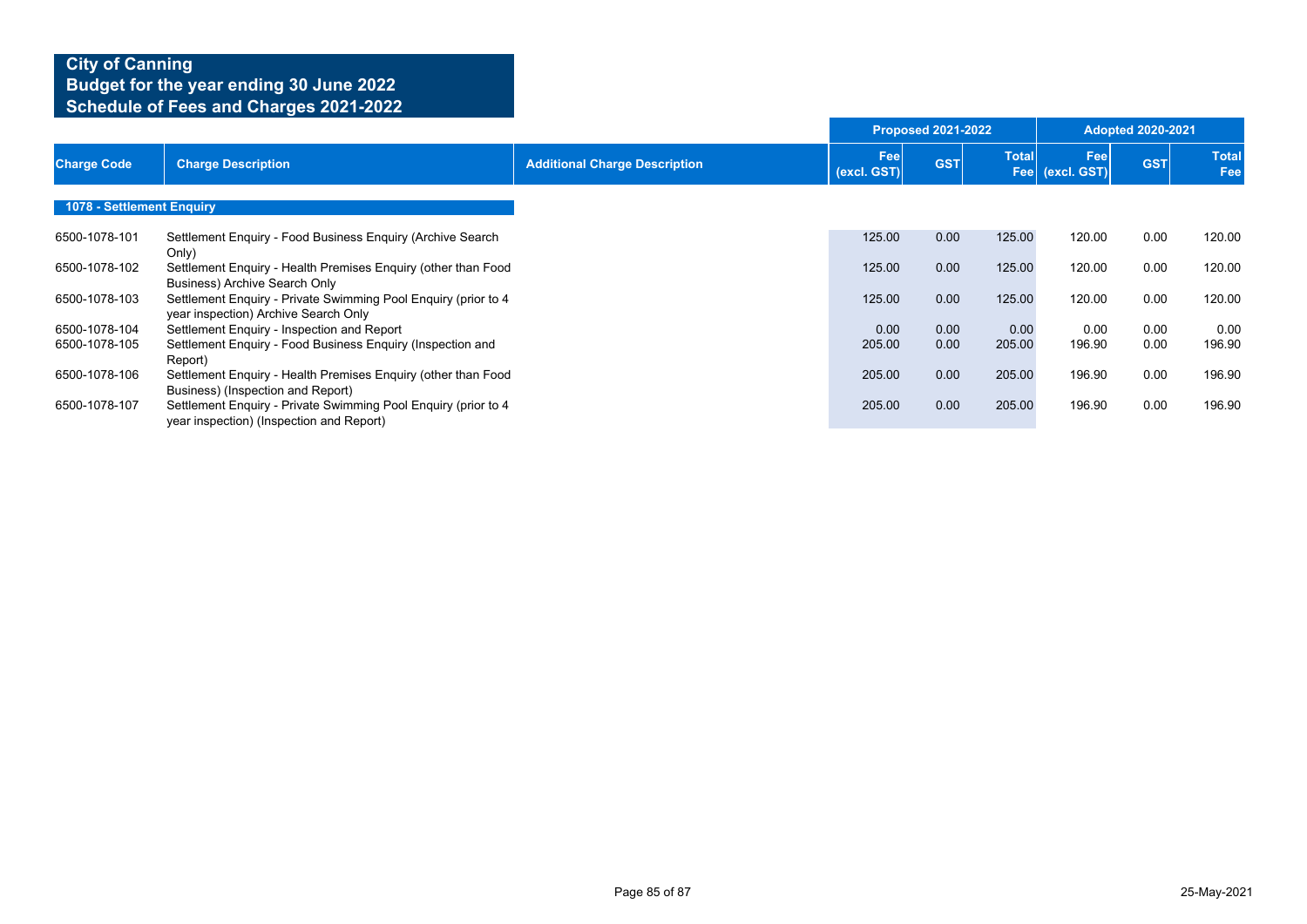# City of Canning
## Budget for the year ending 30 June 2022
## Schedule of Fees and Charges 2021-2022

| Charge Code | Charge Description | Additional Charge Description | Proposed 2021-2022 Fee (excl. GST) | Proposed 2021-2022 GST | Proposed 2021-2022 Total Fee | Adopted 2020-2021 Fee (excl. GST) | Adopted 2020-2021 GST | Adopted 2020-2021 Total Fee |
|---|---|---|---|---|---|---|---|---|
| **1078 - Settlement Enquiry** | | | | | | | | |
| 6500-1078-101 | Settlement Enquiry - Food Business Enquiry (Archive Search Only) | | 125.00 | 0.00 | 125.00 | 120.00 | 0.00 | 120.00 |
| 6500-1078-102 | Settlement Enquiry - Health Premises Enquiry (other than Food Business) Archive Search Only | | 125.00 | 0.00 | 125.00 | 120.00 | 0.00 | 120.00 |
| 6500-1078-103 | Settlement Enquiry - Private Swimming Pool Enquiry (prior to 4 year inspection) Archive Search Only | | 125.00 | 0.00 | 125.00 | 120.00 | 0.00 | 120.00 |
| 6500-1078-104 | Settlement Enquiry - Inspection and Report | | 0.00 | 0.00 | 0.00 | 0.00 | 0.00 | 0.00 |
| 6500-1078-105 | Settlement Enquiry - Food Business Enquiry (Inspection and Report) | | 205.00 | 0.00 | 205.00 | 196.90 | 0.00 | 196.90 |
| 6500-1078-106 | Settlement Enquiry - Health Premises Enquiry (other than Food Business) (Inspection and Report) | | 205.00 | 0.00 | 205.00 | 196.90 | 0.00 | 196.90 |
| 6500-1078-107 | Settlement Enquiry - Private Swimming Pool Enquiry (prior to 4 year inspection) (Inspection and Report) | | 205.00 | 0.00 | 205.00 | 196.90 | 0.00 | 196.90 |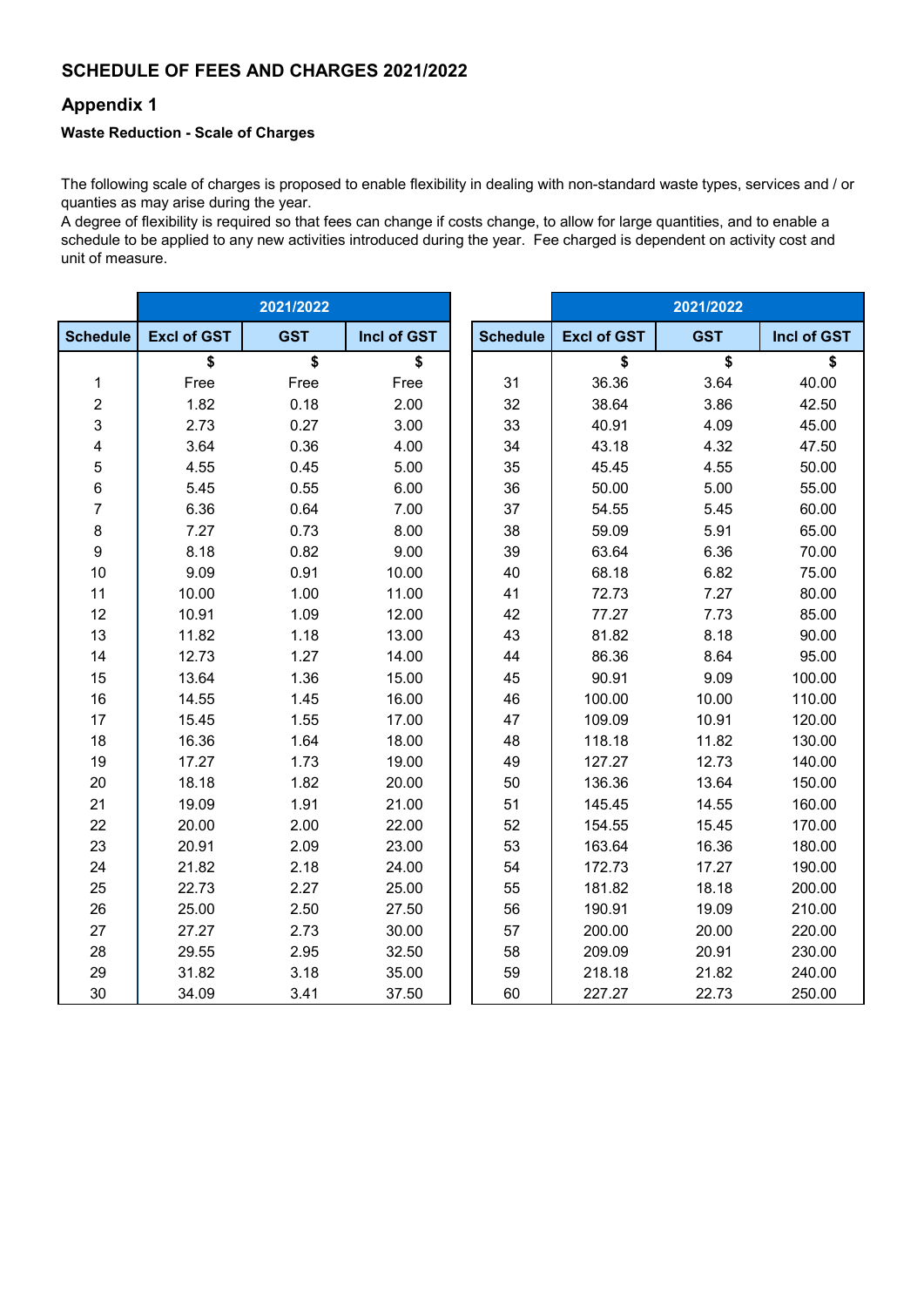## SCHEDULE OF FEES AND CHARGES 2021/2022

### Appendix 1

**Waste Reduction - Scale of Charges**

The following scale of charges is proposed to enable flexibility in dealing with non-standard waste types, services and / or quanties as may arise during the year.
A degree of flexibility is required so that fees can change if costs change, to allow for large quantities, and to enable a schedule to be applied to any new activities introduced during the year. Fee charged is dependent on activity cost and unit of measure.

| | 2021/2022 | | |
|---|---|---|---|
| Schedule | Excl of GST | GST | Incl of GST |
| | $ | $ | $ |
| 1 | Free | Free | Free |
| 2 | 1.82 | 0.18 | 2.00 |
| 3 | 2.73 | 0.27 | 3.00 |
| 4 | 3.64 | 0.36 | 4.00 |
| 5 | 4.55 | 0.45 | 5.00 |
| 6 | 5.45 | 0.55 | 6.00 |
| 7 | 6.36 | 0.64 | 7.00 |
| 8 | 7.27 | 0.73 | 8.00 |
| 9 | 8.18 | 0.82 | 9.00 |
| 10 | 9.09 | 0.91 | 10.00 |
| 11 | 10.00 | 1.00 | 11.00 |
| 12 | 10.91 | 1.09 | 12.00 |
| 13 | 11.82 | 1.18 | 13.00 |
| 14 | 12.73 | 1.27 | 14.00 |
| 15 | 13.64 | 1.36 | 15.00 |
| 16 | 14.55 | 1.45 | 16.00 |
| 17 | 15.45 | 1.55 | 17.00 |
| 18 | 16.36 | 1.64 | 18.00 |
| 19 | 17.27 | 1.73 | 19.00 |
| 20 | 18.18 | 1.82 | 20.00 |
| 21 | 19.09 | 1.91 | 21.00 |
| 22 | 20.00 | 2.00 | 22.00 |
| 23 | 20.91 | 2.09 | 23.00 |
| 24 | 21.82 | 2.18 | 24.00 |
| 25 | 22.73 | 2.27 | 25.00 |
| 26 | 25.00 | 2.50 | 27.50 |
| 27 | 27.27 | 2.73 | 30.00 |
| 28 | 29.55 | 2.95 | 32.50 |
| 29 | 31.82 | 3.18 | 35.00 |
| 30 | 34.09 | 3.41 | 37.50 |

| | 2021/2022 | | |
|---|---|---|---|
| Schedule | Excl of GST | GST | Incl of GST |
| | $ | $ | $ |
| 31 | 36.36 | 3.64 | 40.00 |
| 32 | 38.64 | 3.86 | 42.50 |
| 33 | 40.91 | 4.09 | 45.00 |
| 34 | 43.18 | 4.32 | 47.50 |
| 35 | 45.45 | 4.55 | 50.00 |
| 36 | 50.00 | 5.00 | 55.00 |
| 37 | 54.55 | 5.45 | 60.00 |
| 38 | 59.09 | 5.91 | 65.00 |
| 39 | 63.64 | 6.36 | 70.00 |
| 40 | 68.18 | 6.82 | 75.00 |
| 41 | 72.73 | 7.27 | 80.00 |
| 42 | 77.27 | 7.73 | 85.00 |
| 43 | 81.82 | 8.18 | 90.00 |
| 44 | 86.36 | 8.64 | 95.00 |
| 45 | 90.91 | 9.09 | 100.00 |
| 46 | 100.00 | 10.00 | 110.00 |
| 47 | 109.09 | 10.91 | 120.00 |
| 48 | 118.18 | 11.82 | 130.00 |
| 49 | 127.27 | 12.73 | 140.00 |
| 50 | 136.36 | 13.64 | 150.00 |
| 51 | 145.45 | 14.55 | 160.00 |
| 52 | 154.55 | 15.45 | 170.00 |
| 53 | 163.64 | 16.36 | 180.00 |
| 54 | 172.73 | 17.27 | 190.00 |
| 55 | 181.82 | 18.18 | 200.00 |
| 56 | 190.91 | 19.09 | 210.00 |
| 57 | 200.00 | 20.00 | 220.00 |
| 58 | 209.09 | 20.91 | 230.00 |
| 59 | 218.18 | 21.82 | 240.00 |
| 60 | 227.27 | 22.73 | 250.00 |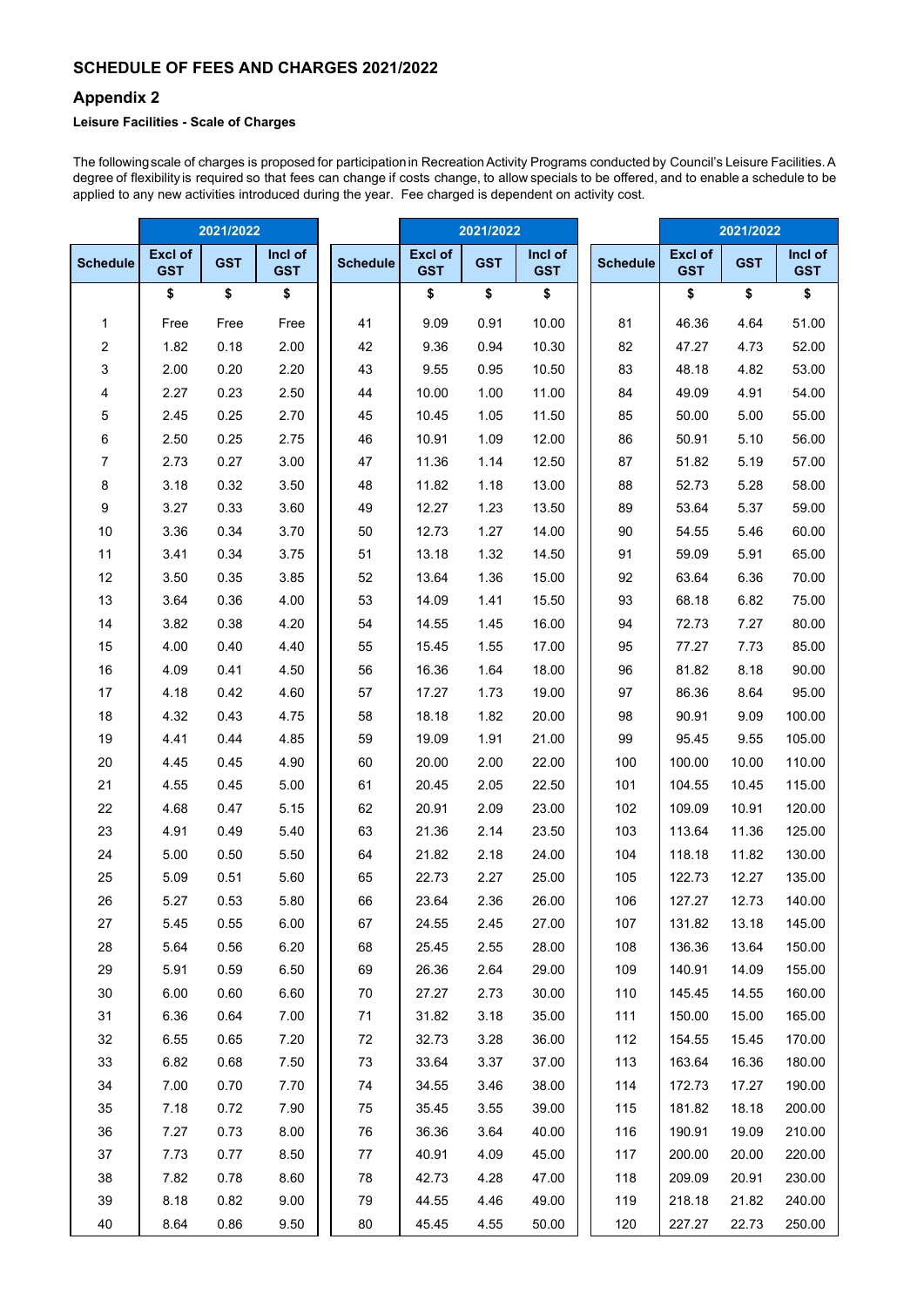## SCHEDULE OF FEES AND CHARGES 2021/2022

## Appendix 2

### Leisure Facilities - Scale of Charges

The following scale of charges is proposed for participation in Recreation Activity Programs conducted by Council's Leisure Facilities. A degree of flexibility is required so that fees can change if costs change, to allow specials to be offered, and to enable a schedule to be applied to any new activities introduced during the year. Fee charged is dependent on activity cost.

| | 2021/2022 | | | | 2021/2022 | | | | 2021/2022 | | |
|---|---|---|---|---|---|---|---|---|---|---|---|
| **Schedule** | **Excl of GST** | **GST** | **Incl of GST** | **Schedule** | **Excl of GST** | **GST** | **Incl of GST** | **Schedule** | **Excl of GST** | **GST** | **Incl of GST** |
| | $ | $ | $ | | $ | $ | $ | | $ | $ | $ |
| 1 | Free | Free | Free | 41 | 9.09 | 0.91 | 10.00 | 81 | 46.36 | 4.64 | 51.00 |
| 2 | 1.82 | 0.18 | 2.00 | 42 | 9.36 | 0.94 | 10.30 | 82 | 47.27 | 4.73 | 52.00 |
| 3 | 2.00 | 0.20 | 2.20 | 43 | 9.55 | 0.95 | 10.50 | 83 | 48.18 | 4.82 | 53.00 |
| 4 | 2.27 | 0.23 | 2.50 | 44 | 10.00 | 1.00 | 11.00 | 84 | 49.09 | 4.91 | 54.00 |
| 5 | 2.45 | 0.25 | 2.70 | 45 | 10.45 | 1.05 | 11.50 | 85 | 50.00 | 5.00 | 55.00 |
| 6 | 2.50 | 0.25 | 2.75 | 46 | 10.91 | 1.09 | 12.00 | 86 | 50.91 | 5.10 | 56.00 |
| 7 | 2.73 | 0.27 | 3.00 | 47 | 11.36 | 1.14 | 12.50 | 87 | 51.82 | 5.19 | 57.00 |
| 8 | 3.18 | 0.32 | 3.50 | 48 | 11.82 | 1.18 | 13.00 | 88 | 52.73 | 5.28 | 58.00 |
| 9 | 3.27 | 0.33 | 3.60 | 49 | 12.27 | 1.23 | 13.50 | 89 | 53.64 | 5.37 | 59.00 |
| 10 | 3.36 | 0.34 | 3.70 | 50 | 12.73 | 1.27 | 14.00 | 90 | 54.55 | 5.46 | 60.00 |
| 11 | 3.41 | 0.34 | 3.75 | 51 | 13.18 | 1.32 | 14.50 | 91 | 59.09 | 5.91 | 65.00 |
| 12 | 3.50 | 0.35 | 3.85 | 52 | 13.64 | 1.36 | 15.00 | 92 | 63.64 | 6.36 | 70.00 |
| 13 | 3.64 | 0.36 | 4.00 | 53 | 14.09 | 1.41 | 15.50 | 93 | 68.18 | 6.82 | 75.00 |
| 14 | 3.82 | 0.38 | 4.20 | 54 | 14.55 | 1.45 | 16.00 | 94 | 72.73 | 7.27 | 80.00 |
| 15 | 4.00 | 0.40 | 4.40 | 55 | 15.45 | 1.55 | 17.00 | 95 | 77.27 | 7.73 | 85.00 |
| 16 | 4.09 | 0.41 | 4.50 | 56 | 16.36 | 1.64 | 18.00 | 96 | 81.82 | 8.18 | 90.00 |
| 17 | 4.18 | 0.42 | 4.60 | 57 | 17.27 | 1.73 | 19.00 | 97 | 86.36 | 8.64 | 95.00 |
| 18 | 4.32 | 0.43 | 4.75 | 58 | 18.18 | 1.82 | 20.00 | 98 | 90.91 | 9.09 | 100.00 |
| 19 | 4.41 | 0.44 | 4.85 | 59 | 19.09 | 1.91 | 21.00 | 99 | 95.45 | 9.55 | 105.00 |
| 20 | 4.45 | 0.45 | 4.90 | 60 | 20.00 | 2.00 | 22.00 | 100 | 100.00 | 10.00 | 110.00 |
| 21 | 4.55 | 0.45 | 5.00 | 61 | 20.45 | 2.05 | 22.50 | 101 | 104.55 | 10.45 | 115.00 |
| 22 | 4.68 | 0.47 | 5.15 | 62 | 20.91 | 2.09 | 23.00 | 102 | 109.09 | 10.91 | 120.00 |
| 23 | 4.91 | 0.49 | 5.40 | 63 | 21.36 | 2.14 | 23.50 | 103 | 113.64 | 11.36 | 125.00 |
| 24 | 5.00 | 0.50 | 5.50 | 64 | 21.82 | 2.18 | 24.00 | 104 | 118.18 | 11.82 | 130.00 |
| 25 | 5.09 | 0.51 | 5.60 | 65 | 22.73 | 2.27 | 25.00 | 105 | 122.73 | 12.27 | 135.00 |
| 26 | 5.27 | 0.53 | 5.80 | 66 | 23.64 | 2.36 | 26.00 | 106 | 127.27 | 12.73 | 140.00 |
| 27 | 5.45 | 0.55 | 6.00 | 67 | 24.55 | 2.45 | 27.00 | 107 | 131.82 | 13.18 | 145.00 |
| 28 | 5.64 | 0.56 | 6.20 | 68 | 25.45 | 2.55 | 28.00 | 108 | 136.36 | 13.64 | 150.00 |
| 29 | 5.91 | 0.59 | 6.50 | 69 | 26.36 | 2.64 | 29.00 | 109 | 140.91 | 14.09 | 155.00 |
| 30 | 6.00 | 0.60 | 6.60 | 70 | 27.27 | 2.73 | 30.00 | 110 | 145.45 | 14.55 | 160.00 |
| 31 | 6.36 | 0.64 | 7.00 | 71 | 31.82 | 3.18 | 35.00 | 111 | 150.00 | 15.00 | 165.00 |
| 32 | 6.55 | 0.65 | 7.20 | 72 | 32.73 | 3.28 | 36.00 | 112 | 154.55 | 15.45 | 170.00 |
| 33 | 6.82 | 0.68 | 7.50 | 73 | 33.64 | 3.37 | 37.00 | 113 | 163.64 | 16.36 | 180.00 |
| 34 | 7.00 | 0.70 | 7.70 | 74 | 34.55 | 3.46 | 38.00 | 114 | 172.73 | 17.27 | 190.00 |
| 35 | 7.18 | 0.72 | 7.90 | 75 | 35.45 | 3.55 | 39.00 | 115 | 181.82 | 18.18 | 200.00 |
| 36 | 7.27 | 0.73 | 8.00 | 76 | 36.36 | 3.64 | 40.00 | 116 | 190.91 | 19.09 | 210.00 |
| 37 | 7.73 | 0.77 | 8.50 | 77 | 40.91 | 4.09 | 45.00 | 117 | 200.00 | 20.00 | 220.00 |
| 38 | 7.82 | 0.78 | 8.60 | 78 | 42.73 | 4.28 | 47.00 | 118 | 209.09 | 20.91 | 230.00 |
| 39 | 8.18 | 0.82 | 9.00 | 79 | 44.55 | 4.46 | 49.00 | 119 | 218.18 | 21.82 | 240.00 |
| 40 | 8.64 | 0.86 | 9.50 | 80 | 45.45 | 4.55 | 50.00 | 120 | 227.27 | 22.73 | 250.00 |